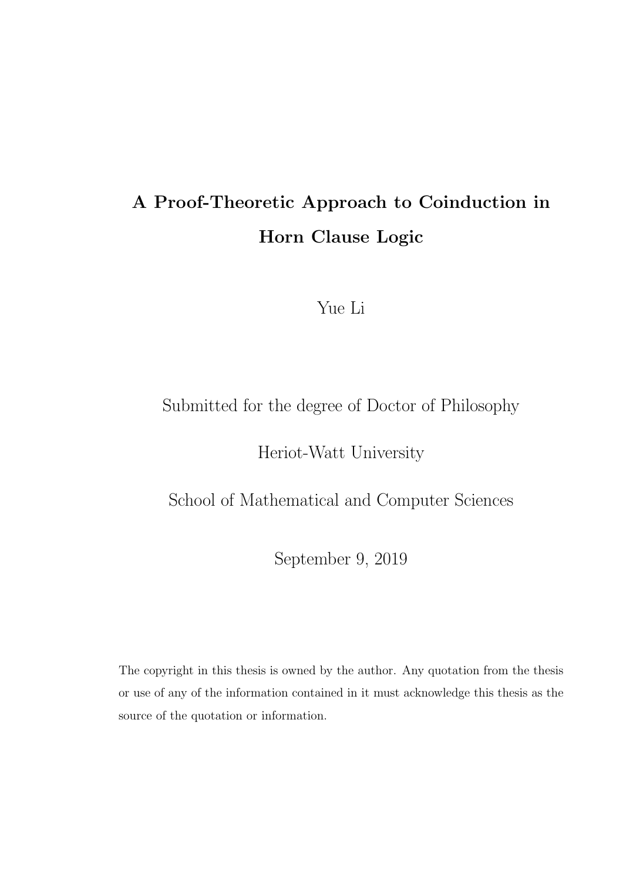# A Proof-Theoretic Approach to Coinduction in Horn Clause Logic

Yue Li

Submitted for the degree of Doctor of Philosophy

Heriot-Watt University

School of Mathematical and Computer Sciences

September 9, 2019

The copyright in this thesis is owned by the author. Any quotation from the thesis or use of any of the information contained in it must acknowledge this thesis as the source of the quotation or information.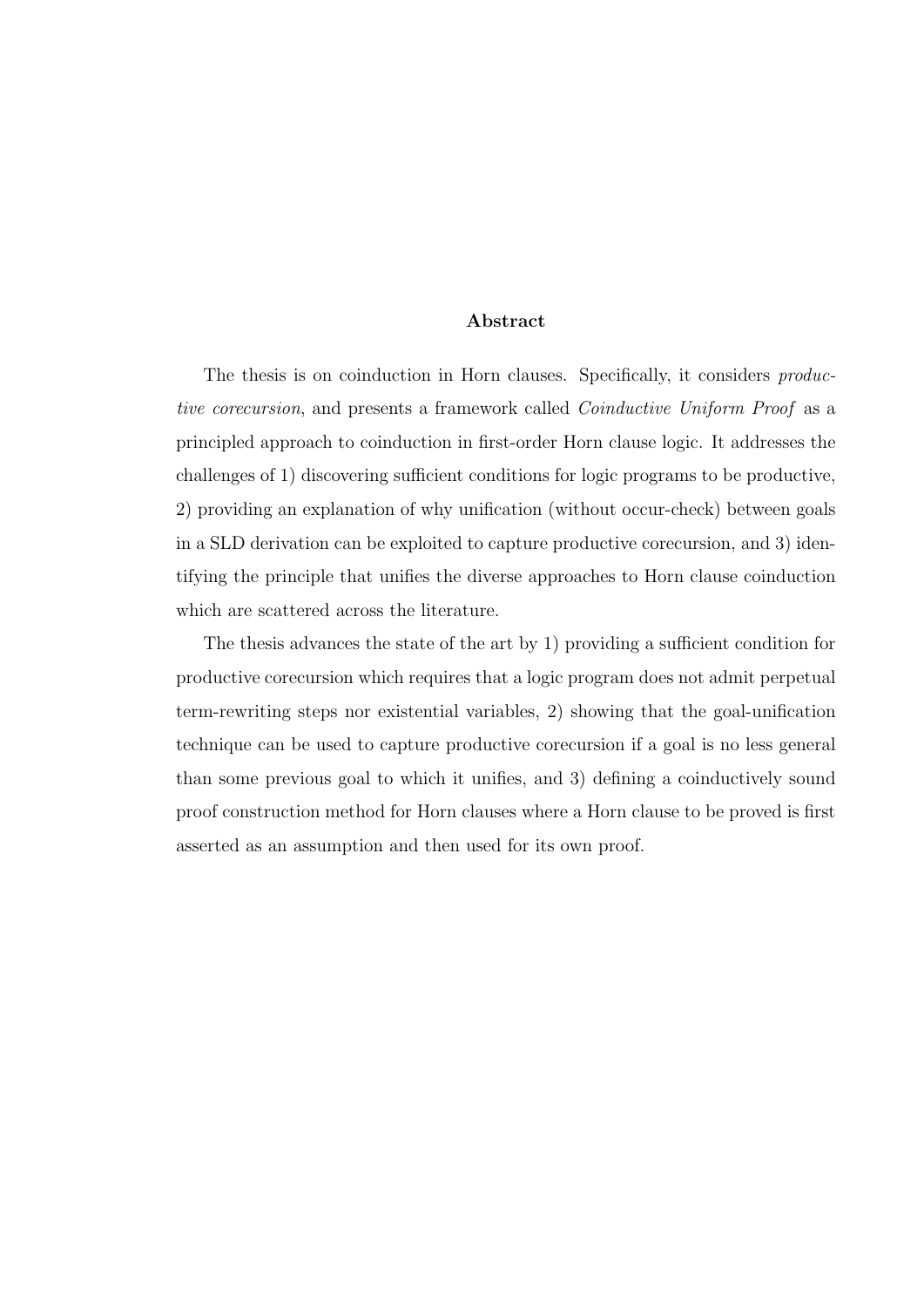# Abstract

The thesis is on coinduction in Horn clauses. Specifically, it considers *productive corecursion*, and presents a framework called *Coinductive Uniform Proof* as a principled approach to coinduction in first-order Horn clause logic. It addresses the challenges of 1) discovering sufficient conditions for logic programs to be productive, 2) providing an explanation of why unification (without occur-check) between goals in a SLD derivation can be exploited to capture productive corecursion, and 3) identifying the principle that unifies the diverse approaches to Horn clause coinduction which are scattered across the literature.

The thesis advances the state of the art by 1) providing a sufficient condition for productive corecursion which requires that a logic program does not admit perpetual term-rewriting steps nor existential variables, 2) showing that the goal-unification technique can be used to capture productive corecursion if a goal is no less general than some previous goal to which it unifies, and 3) defining a coinductively sound proof construction method for Horn clauses where a Horn clause to be proved is first asserted as an assumption and then used for its own proof.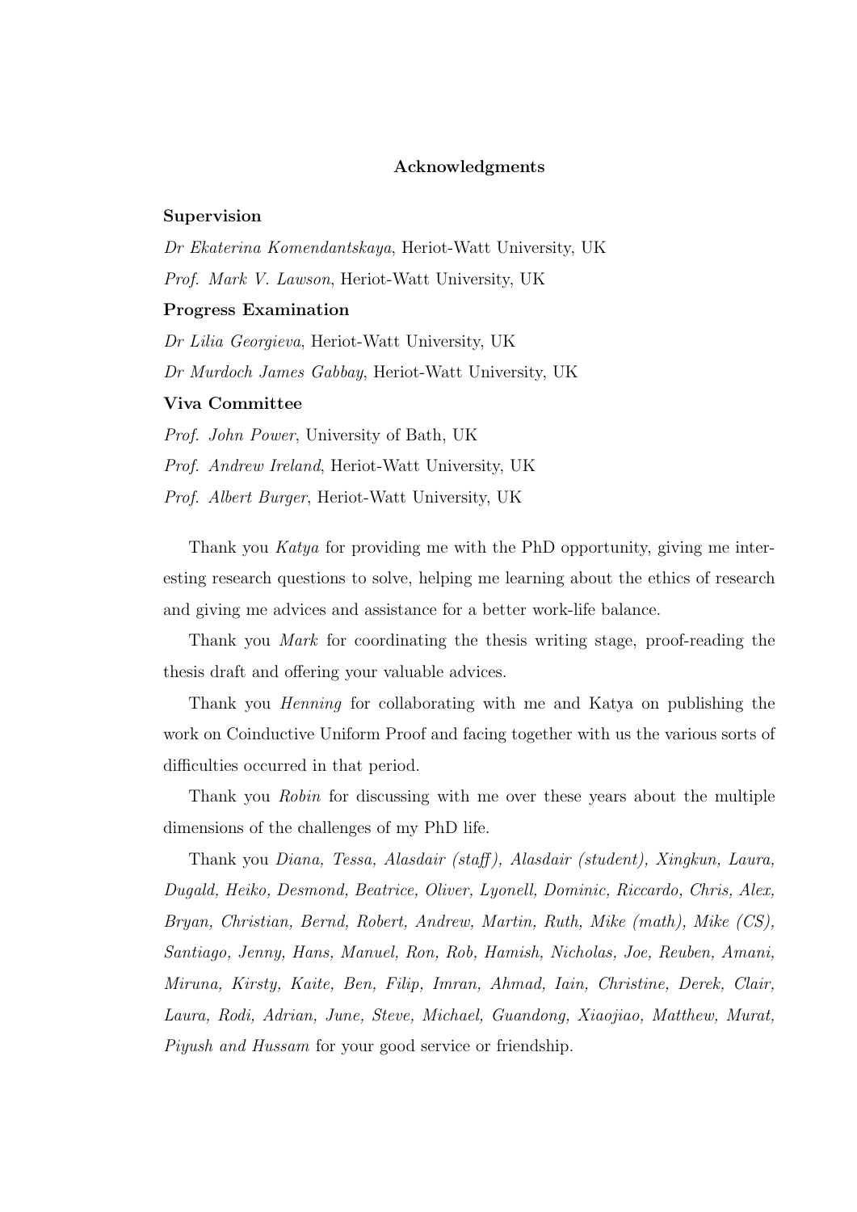## Acknowledgments

**Supervision**

*Dr Ekaterina Komendantskaya*, Heriot-Watt University, UK

*Prof. Mark V. Lawson*, Heriot-Watt University, UK

**Progress Examination**

*Dr Lilia Georgieva*, Heriot-Watt University, UK

*Dr Murdoch James Gabbay*, Heriot-Watt University, UK

**Viva Committee**

*Prof. John Power*, University of Bath, UK

*Prof. Andrew Ireland*, Heriot-Watt University, UK

*Prof. Albert Burger*, Heriot-Watt University, UK

Thank you *Katya* for providing me with the PhD opportunity, giving me interesting research questions to solve, helping me learning about the ethics of research and giving me advices and assistance for a better work-life balance.

Thank you *Mark* for coordinating the thesis writing stage, proof-reading the thesis draft and offering your valuable advices.

Thank you *Henning* for collaborating with me and Katya on publishing the work on Coinductive Uniform Proof and facing together with us the various sorts of difficulties occurred in that period.

Thank you *Robin* for discussing with me over these years about the multiple dimensions of the challenges of my PhD life.

Thank you *Diana, Tessa, Alasdair (staff), Alasdair (student), Xingkun, Laura, Dugald, Heiko, Desmond, Beatrice, Oliver, Lyonell, Dominic, Riccardo, Chris, Alex, Bryan, Christian, Bernd, Robert, Andrew, Martin, Ruth, Mike (math), Mike (CS), Santiago, Jenny, Hans, Manuel, Ron, Rob, Hamish, Nicholas, Joe, Reuben, Amani, Miruna, Kirsty, Kaite, Ben, Filip, Imran, Ahmad, Iain, Christine, Derek, Clair, Laura, Rodi, Adrian, June, Steve, Michael, Guandong, Xiaojiao, Matthew, Murat, Piyush and Hussam* for your good service or friendship.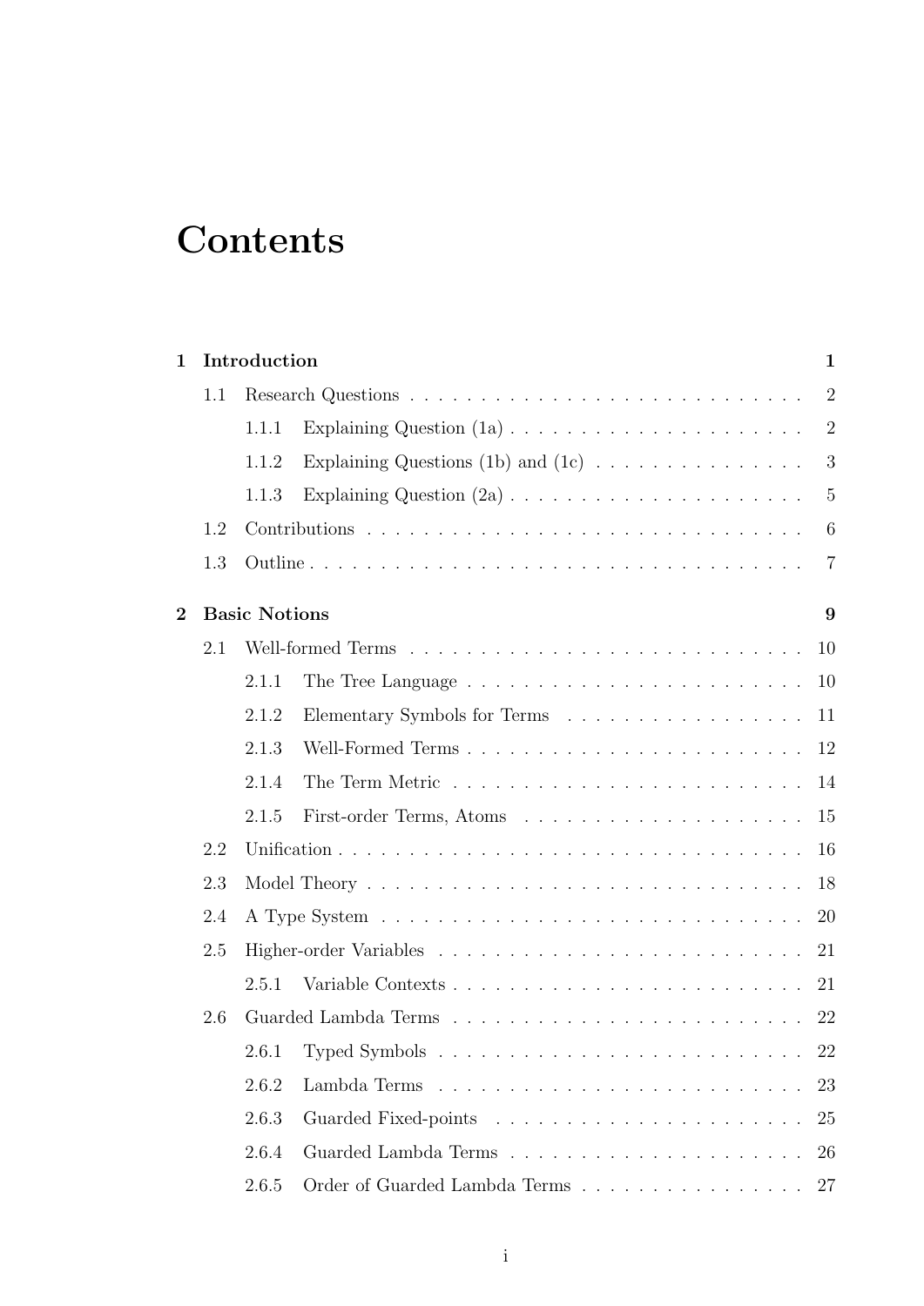# Contents

**1 Introduction** **1**

- 1.1 Research Questions . . . 2
  - 1.1.1 Explaining Question (1a) . . . 2
  - 1.1.2 Explaining Questions (1b) and (1c) . . . 3
  - 1.1.3 Explaining Question (2a) . . . 5
- 1.2 Contributions . . . 6
- 1.3 Outline . . . 7

**2 Basic Notions** **9**

- 2.1 Well-formed Terms . . . 10
  - 2.1.1 The Tree Language . . . 10
  - 2.1.2 Elementary Symbols for Terms . . . 11
  - 2.1.3 Well-Formed Terms . . . 12
  - 2.1.4 The Term Metric . . . 14
  - 2.1.5 First-order Terms, Atoms . . . 15
- 2.2 Unification . . . 16
- 2.3 Model Theory . . . 18
- 2.4 A Type System . . . 20
- 2.5 Higher-order Variables . . . 21
  - 2.5.1 Variable Contexts . . . 21
- 2.6 Guarded Lambda Terms . . . 22
  - 2.6.1 Typed Symbols . . . 22
  - 2.6.2 Lambda Terms . . . 23
  - 2.6.3 Guarded Fixed-points . . . 25
  - 2.6.4 Guarded Lambda Terms . . . 26
  - 2.6.5 Order of Guarded Lambda Terms . . . 27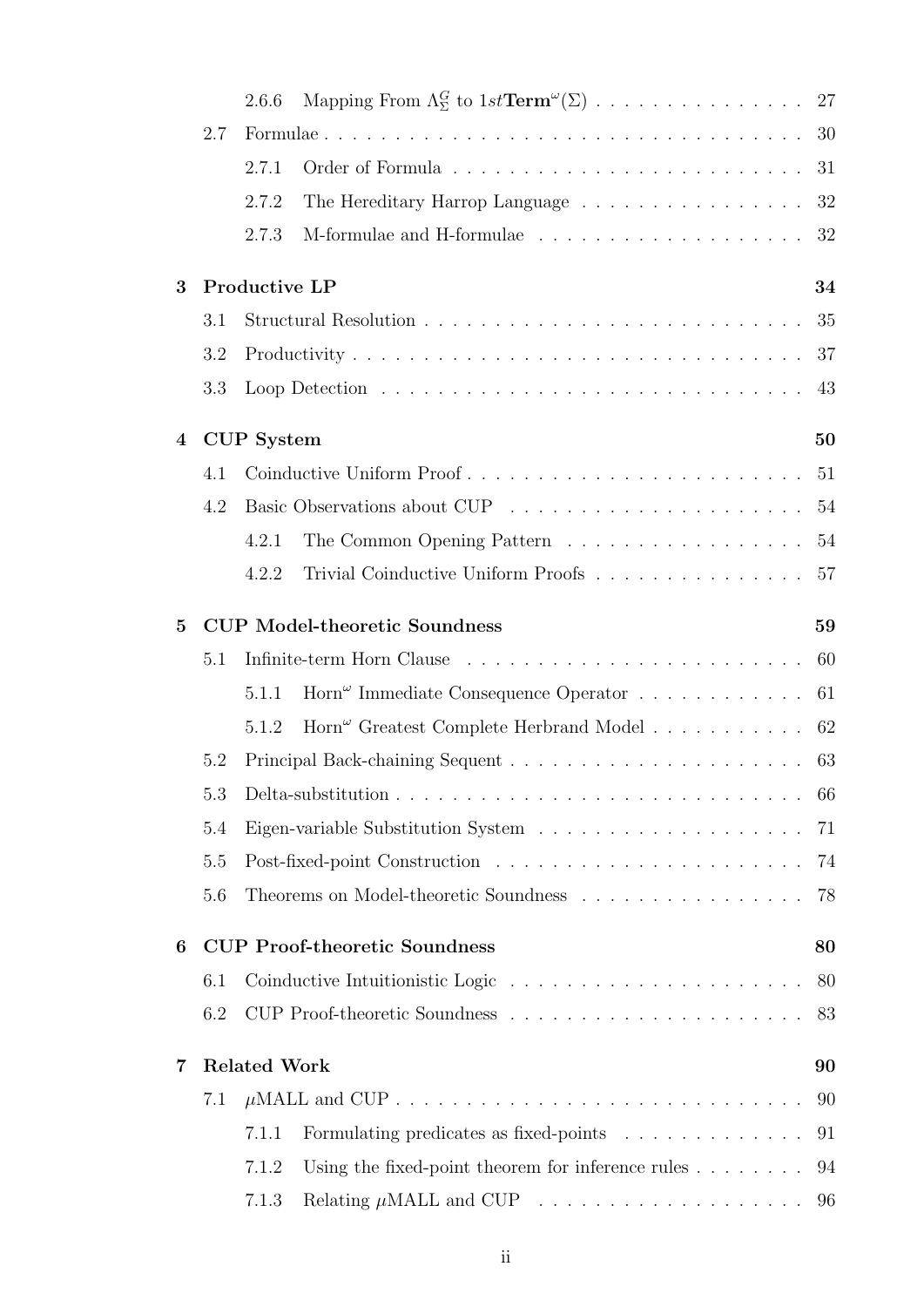- 2.6.6 Mapping From $\Lambda^{G}_{\Sigma}$ to $1st\mathbf{Term}^{\omega}(\Sigma)$ . . . . . . . . . . . . . . . 27
- 2.7 Formulae . . . . . . . . . . . . . . . . . . . . . . . . . . . . . . . . . 30
  - 2.7.1 Order of Formula . . . . . . . . . . . . . . . . . . . . . . . . 31
  - 2.7.2 The Hereditary Harrop Language . . . . . . . . . . . . . . . . 32
  - 2.7.3 M-formulae and H-formulae . . . . . . . . . . . . . . . . . . . 32

**3 Productive LP** **34**

- 3.1 Structural Resolution . . . . . . . . . . . . . . . . . . . . . . . . . . . 35
- 3.2 Productivity . . . . . . . . . . . . . . . . . . . . . . . . . . . . . . . . 37
- 3.3 Loop Detection . . . . . . . . . . . . . . . . . . . . . . . . . . . . . . 43

**4 CUP System** **50**

- 4.1 Coinductive Uniform Proof . . . . . . . . . . . . . . . . . . . . . . . . 51
- 4.2 Basic Observations about CUP . . . . . . . . . . . . . . . . . . . . . 54
  - 4.2.1 The Common Opening Pattern . . . . . . . . . . . . . . . . . 54
  - 4.2.2 Trivial Coinductive Uniform Proofs . . . . . . . . . . . . . . . 57

**5 CUP Model-theoretic Soundness** **59**

- 5.1 Infinite-term Horn Clause . . . . . . . . . . . . . . . . . . . . . . . . 60
  - 5.1.1 $\text{Horn}^{\omega}$ Immediate Consequence Operator . . . . . . . . . . . . 61
  - 5.1.2 $\text{Horn}^{\omega}$ Greatest Complete Herbrand Model . . . . . . . . . . . 62
- 5.2 Principal Back-chaining Sequent . . . . . . . . . . . . . . . . . . . . . 63
- 5.3 Delta-substitution . . . . . . . . . . . . . . . . . . . . . . . . . . . . 66
- 5.4 Eigen-variable Substitution System . . . . . . . . . . . . . . . . . . . 71
- 5.5 Post-fixed-point Construction . . . . . . . . . . . . . . . . . . . . . . 74
- 5.6 Theorems on Model-theoretic Soundness . . . . . . . . . . . . . . . . 78

**6 CUP Proof-theoretic Soundness** **80**

- 6.1 Coinductive Intuitionistic Logic . . . . . . . . . . . . . . . . . . . . . 80
- 6.2 CUP Proof-theoretic Soundness . . . . . . . . . . . . . . . . . . . . . 83

**7 Related Work** **90**

- 7.1 $\mu$MALL and CUP . . . . . . . . . . . . . . . . . . . . . . . . . . . . . 90
  - 7.1.1 Formulating predicates as fixed-points . . . . . . . . . . . . . 91
  - 7.1.2 Using the fixed-point theorem for inference rules . . . . . . . . 94
  - 7.1.3 Relating $\mu$MALL and CUP . . . . . . . . . . . . . . . . . . . 96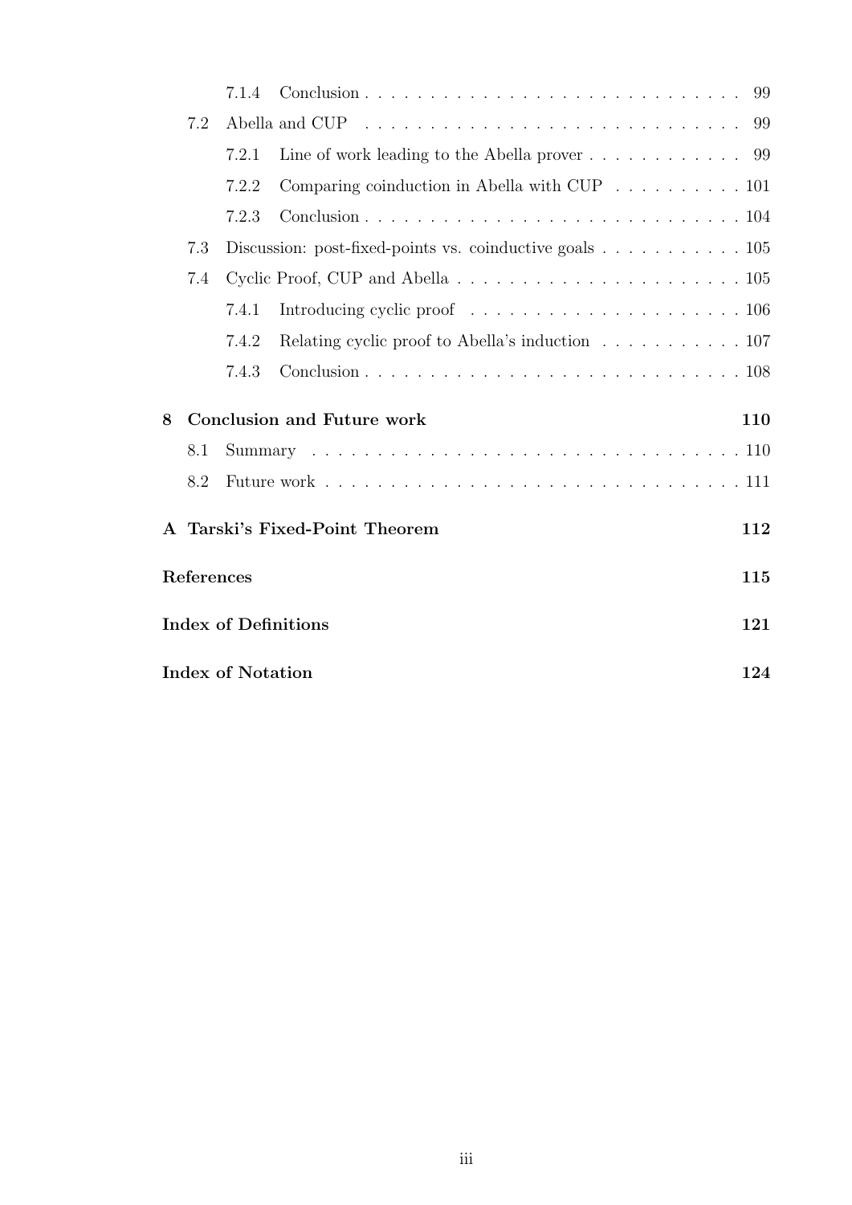7.1.4 Conclusion . . . . . . . . . . . . . . . . . . . . . . . . . . . . 99

7.2 Abella and CUP . . . . . . . . . . . . . . . . . . . . . . . . . . . 99

7.2.1 Line of work leading to the Abella prover . . . . . . . . . . . . 99

7.2.2 Comparing coinduction in Abella with CUP . . . . . . . . . . 101

7.2.3 Conclusion . . . . . . . . . . . . . . . . . . . . . . . . . . . . 104

7.3 Discussion: post-fixed-points vs. coinductive goals . . . . . . . . . . . 105

7.4 Cyclic Proof, CUP and Abella . . . . . . . . . . . . . . . . . . . . . . 105

7.4.1 Introducing cyclic proof . . . . . . . . . . . . . . . . . . . . . 106

7.4.2 Relating cyclic proof to Abella's induction . . . . . . . . . . . 107

7.4.3 Conclusion . . . . . . . . . . . . . . . . . . . . . . . . . . . . 108

**8 Conclusion and Future work** **110**

8.1 Summary . . . . . . . . . . . . . . . . . . . . . . . . . . . . . . . . . 110

8.2 Future work . . . . . . . . . . . . . . . . . . . . . . . . . . . . . . . . 111

**A Tarski's Fixed-Point Theorem** **112**

**References** **115**

**Index of Definitions** **121**

**Index of Notation** **124**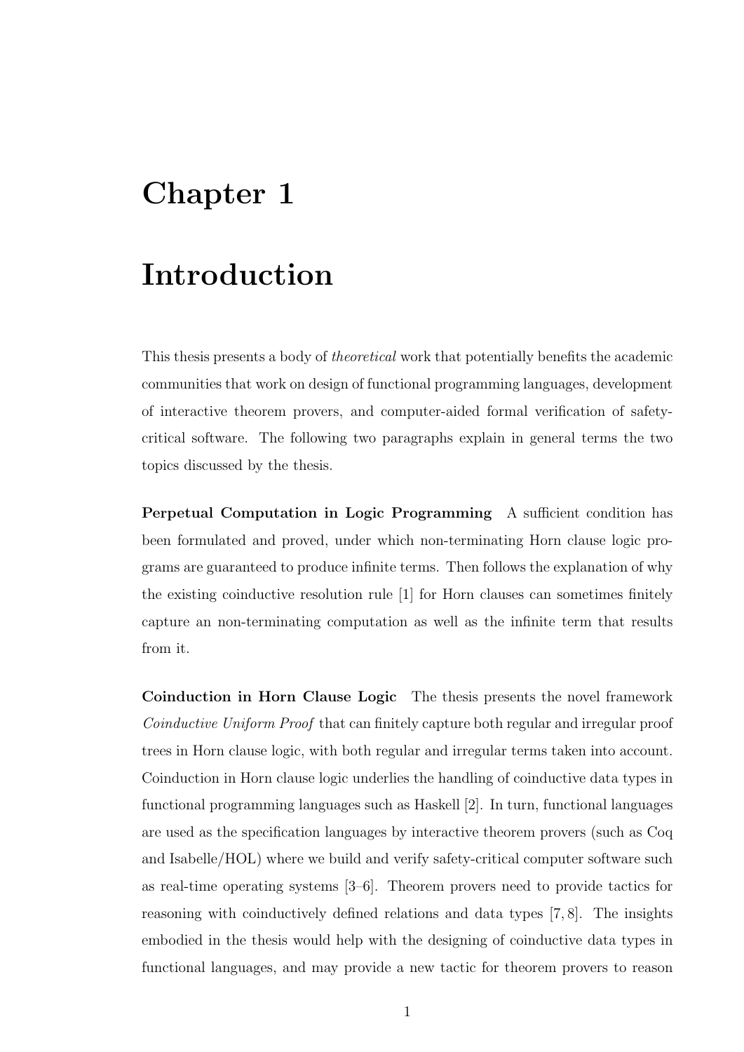# Chapter 1

# Introduction

This thesis presents a body of *theoretical* work that potentially benefits the academic communities that work on design of functional programming languages, development of interactive theorem provers, and computer-aided formal verification of safety-critical software. The following two paragraphs explain in general terms the two topics discussed by the thesis.

**Perpetual Computation in Logic Programming** A sufficient condition has been formulated and proved, under which non-terminating Horn clause logic programs are guaranteed to produce infinite terms. Then follows the explanation of why the existing coinductive resolution rule [1] for Horn clauses can sometimes finitely capture an non-terminating computation as well as the infinite term that results from it.

**Coinduction in Horn Clause Logic** The thesis presents the novel framework *Coinductive Uniform Proof* that can finitely capture both regular and irregular proof trees in Horn clause logic, with both regular and irregular terms taken into account. Coinduction in Horn clause logic underlies the handling of coinductive data types in functional programming languages such as Haskell [2]. In turn, functional languages are used as the specification languages by interactive theorem provers (such as Coq and Isabelle/HOL) where we build and verify safety-critical computer software such as real-time operating systems [3–6]. Theorem provers need to provide tactics for reasoning with coinductively defined relations and data types [7, 8]. The insights embodied in the thesis would help with the designing of coinductive data types in functional languages, and may provide a new tactic for theorem provers to reason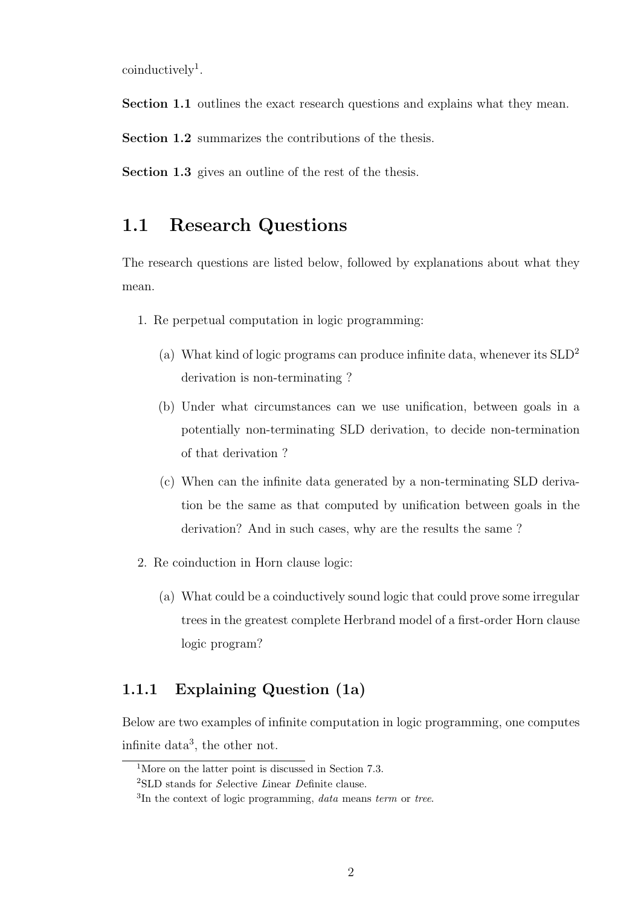coinductively[1].

**Section 1.1** outlines the exact research questions and explains what they mean.

**Section 1.2** summarizes the contributions of the thesis.

**Section 1.3** gives an outline of the rest of the thesis.

## 1.1 Research Questions

The research questions are listed below, followed by explanations about what they mean.

1. Re perpetual computation in logic programming:
   (a) What kind of logic programs can produce infinite data, whenever its SLD[2] derivation is non-terminating ?
   (b) Under what circumstances can we use unification, between goals in a potentially non-terminating SLD derivation, to decide non-termination of that derivation ?
   (c) When can the infinite data generated by a non-terminating SLD derivation be the same as that computed by unification between goals in the derivation? And in such cases, why are the results the same ?
2. Re coinduction in Horn clause logic:
   (a) What could be a coinductively sound logic that could prove some irregular trees in the greatest complete Herbrand model of a first-order Horn clause logic program?

### 1.1.1 Explaining Question (1a)

Below are two examples of infinite computation in logic programming, one computes infinite data[3], the other not.

[1] More on the latter point is discussed in Section 7.3.

[2] SLD stands for *S*elective *L*inear *D*efinite clause.

[3] In the context of logic programming, *data* means *term* or *tree*.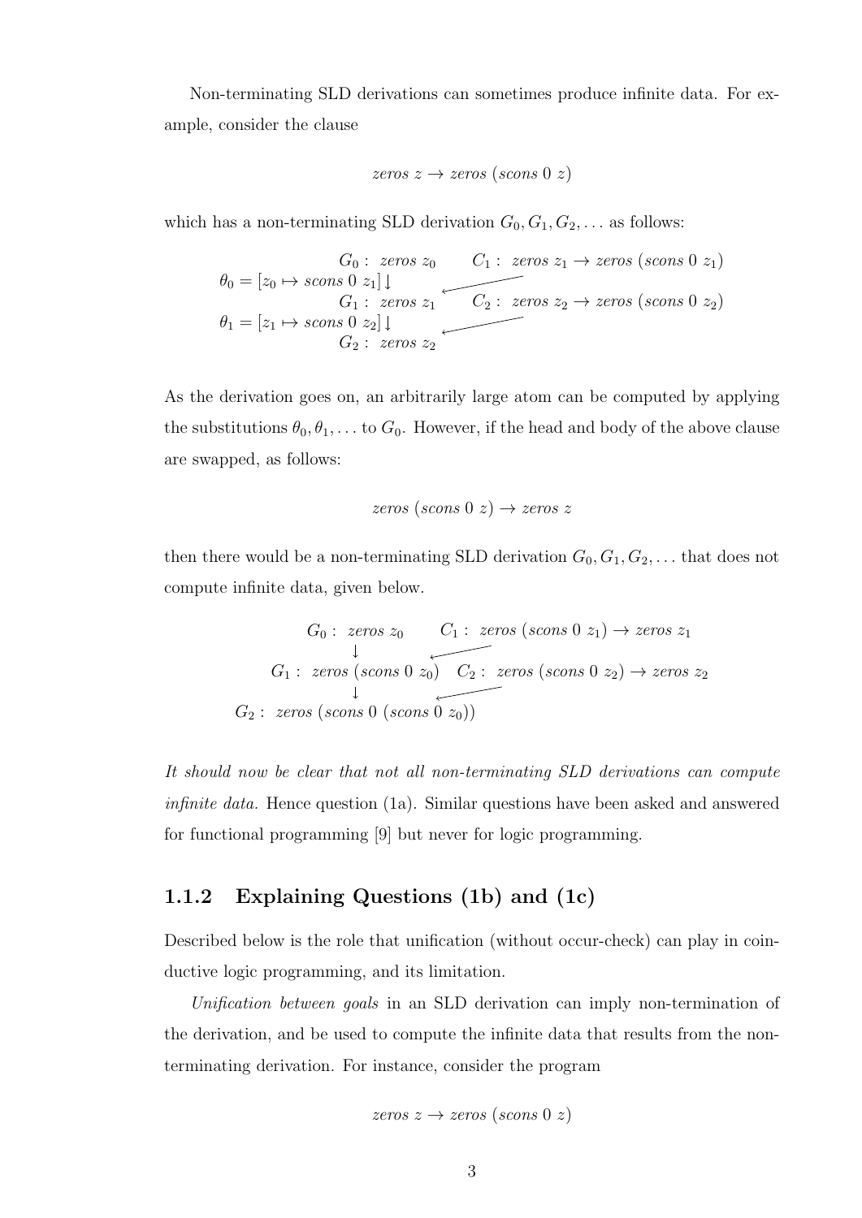Non-terminating SLD derivations can sometimes produce infinite data. For example, consider the clause

$$zeros\ z \rightarrow zeros\ (scons\ 0\ z)$$

which has a non-terminating SLD derivation $G_0, G_1, G_2, \ldots$ as follows:

$$\begin{array}{rll}
& G_0 : \ zeros\ z_0 & C_1 : \ zeros\ z_1 \rightarrow zeros\ (scons\ 0\ z_1) \\
\theta_0 = [z_0 \mapsto scons\ 0\ z_1] \downarrow & & \\
& G_1 : \ zeros\ z_1 & C_2 : \ zeros\ z_2 \rightarrow zeros\ (scons\ 0\ z_2) \\
\theta_1 = [z_1 \mapsto scons\ 0\ z_2] \downarrow & & \\
& G_2 : \ zeros\ z_2 &
\end{array}$$

As the derivation goes on, an arbitrarily large atom can be computed by applying the substitutions $\theta_0, \theta_1, \ldots$ to $G_0$. However, if the head and body of the above clause are swapped, as follows:

$$zeros\ (scons\ 0\ z) \rightarrow zeros\ z$$

then there would be a non-terminating SLD derivation $G_0, G_1, G_2, \ldots$ that does not compute infinite data, given below.

$$\begin{array}{ll}
G_0 : \ zeros\ z_0 & C_1 : \ zeros\ (scons\ 0\ z_1) \rightarrow zeros\ z_1 \\
\downarrow & \\
G_1 : \ zeros\ (scons\ 0\ z_0) & C_2 : \ zeros\ (scons\ 0\ z_2) \rightarrow zeros\ z_2 \\
\downarrow & \\
G_2 : \ zeros\ (scons\ 0\ (scons\ 0\ z_0)) &
\end{array}$$

*It should now be clear that not all non-terminating SLD derivations can compute infinite data.* Hence question (1a). Similar questions have been asked and answered for functional programming [9] but never for logic programming.

### 1.1.2 Explaining Questions (1b) and (1c)

Described below is the role that unification (without occur-check) can play in coinductive logic programming, and its limitation.

*Unification between goals* in an SLD derivation can imply non-termination of the derivation, and be used to compute the infinite data that results from the non-terminating derivation. For instance, consider the program

$$zeros\ z \rightarrow zeros\ (scons\ 0\ z)$$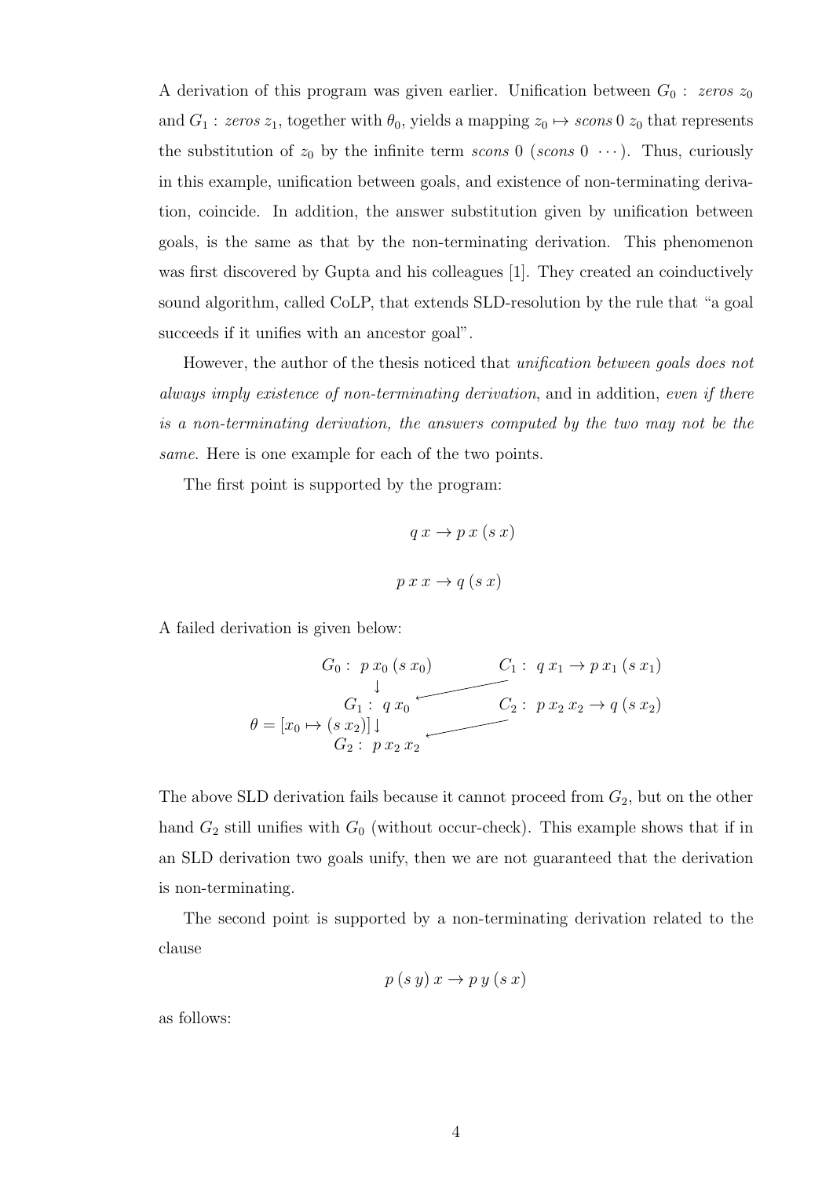A derivation of this program was given earlier. Unification between $G_0$ : *zeros* $z_0$ and $G_1$ : *zeros* $z_1$, together with $\theta_0$, yields a mapping $z_0 \mapsto scons\ 0\ z_0$ that represents the substitution of $z_0$ by the infinite term *scons* 0 (*scons* 0 $\cdots$). Thus, curiously in this example, unification between goals, and existence of non-terminating derivation, coincide. In addition, the answer substitution given by unification between goals, is the same as that by the non-terminating derivation. This phenomenon was first discovered by Gupta and his colleagues [1]. They created an coinductively sound algorithm, called CoLP, that extends SLD-resolution by the rule that "a goal succeeds if it unifies with an ancestor goal".

However, the author of the thesis noticed that *unification between goals does not always imply existence of non-terminating derivation*, and in addition, *even if there is a non-terminating derivation, the answers computed by the two may not be the same*. Here is one example for each of the two points.

The first point is supported by the program:

$$q\ x \to p\ x\ (s\ x)$$

$$p\ x\ x \to q\ (s\ x)$$

A failed derivation is given below:

$$\begin{array}{rll} & G_0 :\ p\ x_0\ (s\ x_0) & C_1 :\ q\ x_1 \to p\ x_1\ (s\ x_1) \\ & \downarrow & \\ & G_1 :\ q\ x_0 & C_2 :\ p\ x_2\ x_2 \to q\ (s\ x_2) \\ \theta = [x_0 \mapsto (s\ x_2)] & \downarrow & \\ & G_2 :\ p\ x_2\ x_2 & \end{array}$$

The above SLD derivation fails because it cannot proceed from $G_2$, but on the other hand $G_2$ still unifies with $G_0$ (without occur-check). This example shows that if in an SLD derivation two goals unify, then we are not guaranteed that the derivation is non-terminating.

The second point is supported by a non-terminating derivation related to the clause

$$p\ (s\ y)\ x \to p\ y\ (s\ x)$$

as follows: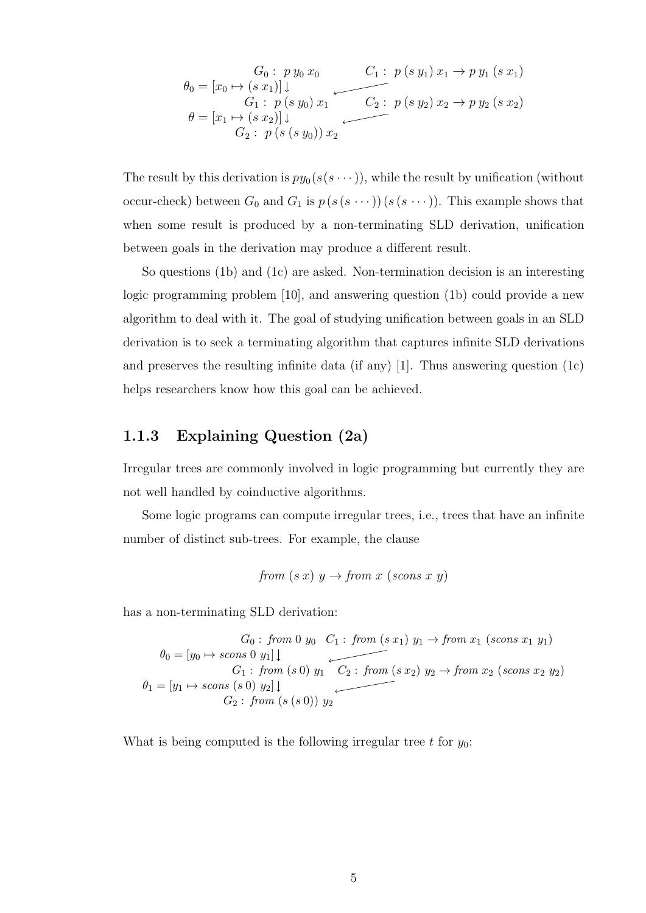$$
\begin{array}{ll}
\quad\quad G_0 : \; p\; y_0\; x_0 & C_1 : \; p\;(s\; y_1)\; x_1 \rightarrow p\; y_1\;(s\; x_1) \\
\theta_0 = [x_0 \mapsto (s\; x_1)] \downarrow & \\
\quad\quad G_1 : \; p\;(s\; y_0)\; x_1 & C_2 : \; p\;(s\; y_2)\; x_2 \rightarrow p\; y_2\;(s\; x_2) \\
\theta = [x_1 \mapsto (s\; x_2)] \downarrow & \\
\quad\quad G_2 : \; p\;(s\;(s\; y_0))\; x_2 &
\end{array}
$$

The result by this derivation is $p y_0 (s (s \cdots))$, while the result by unification (without occur-check) between $G_0$ and $G_1$ is $p\,(s\,(s\,\cdots))\,(s\,(s\,\cdots))$. This example shows that when some result is produced by a non-terminating SLD derivation, unification between goals in the derivation may produce a different result.

So questions (1b) and (1c) are asked. Non-termination decision is an interesting logic programming problem [10], and answering question (1b) could provide a new algorithm to deal with it. The goal of studying unification between goals in an SLD derivation is to seek a terminating algorithm that captures infinite SLD derivations and preserves the resulting infinite data (if any) [1]. Thus answering question (1c) helps researchers know how this goal can be achieved.

### 1.1.3 Explaining Question (2a)

Irregular trees are commonly involved in logic programming but currently they are not well handled by coinductive algorithms.

Some logic programs can compute irregular trees, i.e., trees that have an infinite number of distinct sub-trees. For example, the clause

$$
\mathit{from}\;(s\; x)\; y \rightarrow \mathit{from}\; x\;(\mathit{scons}\; x\; y)
$$

has a non-terminating SLD derivation:

$$
\begin{array}{ll}
\quad\quad G_0 : \; \mathit{from}\; 0\; y_0 & C_1 : \; \mathit{from}\;(s\; x_1)\; y_1 \rightarrow \mathit{from}\; x_1\;(\mathit{scons}\; x_1\; y_1) \\
\theta_0 = [y_0 \mapsto \mathit{scons}\; 0\; y_1] \downarrow & \\
\quad\quad G_1 : \; \mathit{from}\;(s\; 0)\; y_1 & C_2 : \; \mathit{from}\;(s\; x_2)\; y_2 \rightarrow \mathit{from}\; x_2\;(\mathit{scons}\; x_2\; y_2) \\
\theta_1 = [y_1 \mapsto \mathit{scons}\;(s\; 0)\; y_2] \downarrow & \\
\quad\quad G_2 : \; \mathit{from}\;(s\;(s\; 0))\; y_2 &
\end{array}
$$

What is being computed is the following irregular tree $t$ for $y_0$: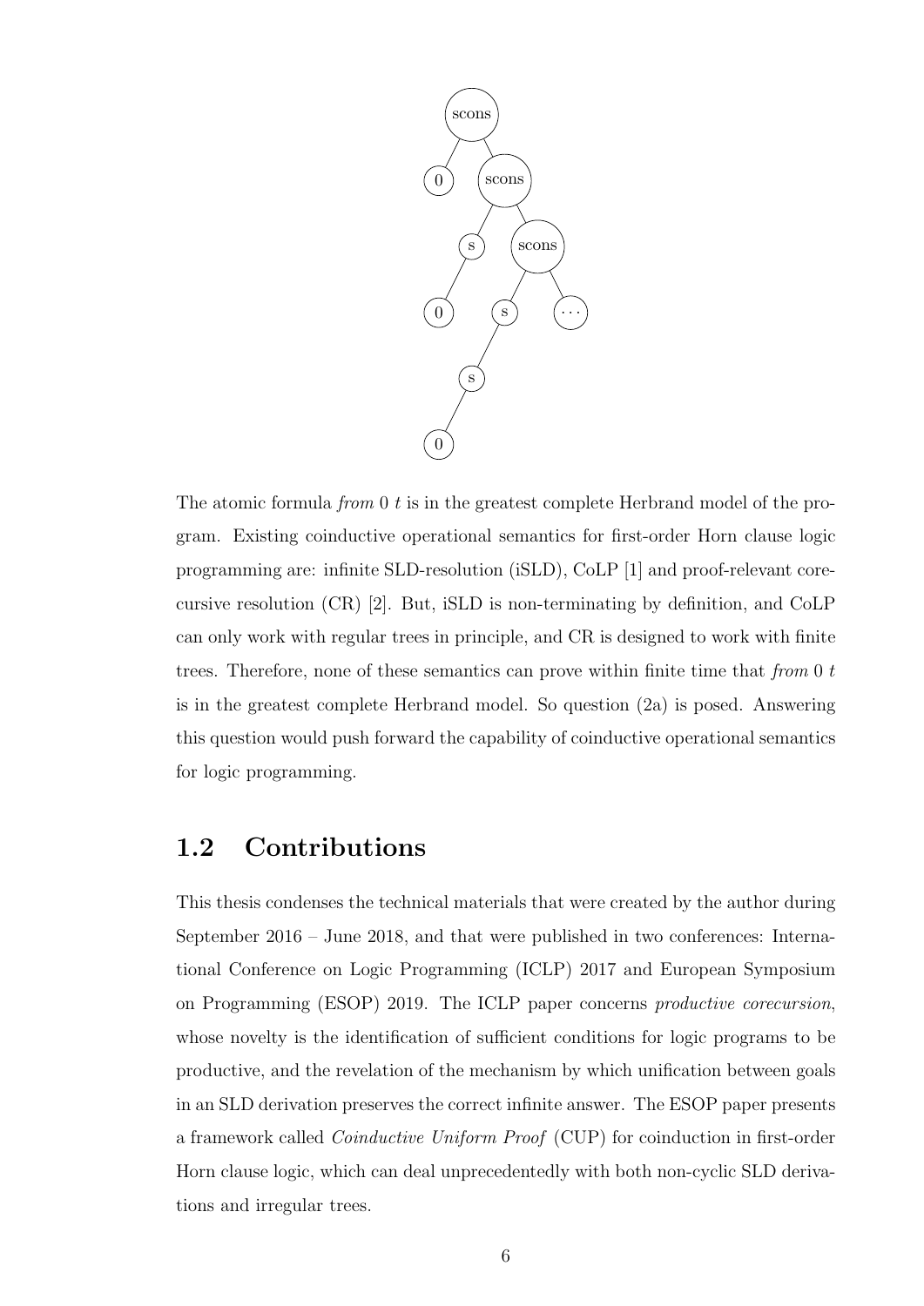The atomic formula *from* 0 *t* is in the greatest complete Herbrand model of the program. Existing coinductive operational semantics for first-order Horn clause logic programming are: infinite SLD-resolution (iSLD), CoLP [1] and proof-relevant corecursive resolution (CR) [2]. But, iSLD is non-terminating by definition, and CoLP can only work with regular trees in principle, and CR is designed to work with finite trees. Therefore, none of these semantics can prove within finite time that *from* 0 *t* is in the greatest complete Herbrand model. So question (2a) is posed. Answering this question would push forward the capability of coinductive operational semantics for logic programming.

## 1.2 Contributions

This thesis condenses the technical materials that were created by the author during September 2016 – June 2018, and that were published in two conferences: International Conference on Logic Programming (ICLP) 2017 and European Symposium on Programming (ESOP) 2019. The ICLP paper concerns *productive corecursion*, whose novelty is the identification of sufficient conditions for logic programs to be productive, and the revelation of the mechanism by which unification between goals in an SLD derivation preserves the correct infinite answer. The ESOP paper presents a framework called *Coinductive Uniform Proof* (CUP) for coinduction in first-order Horn clause logic, which can deal unprecedentedly with both non-cyclic SLD derivations and irregular trees.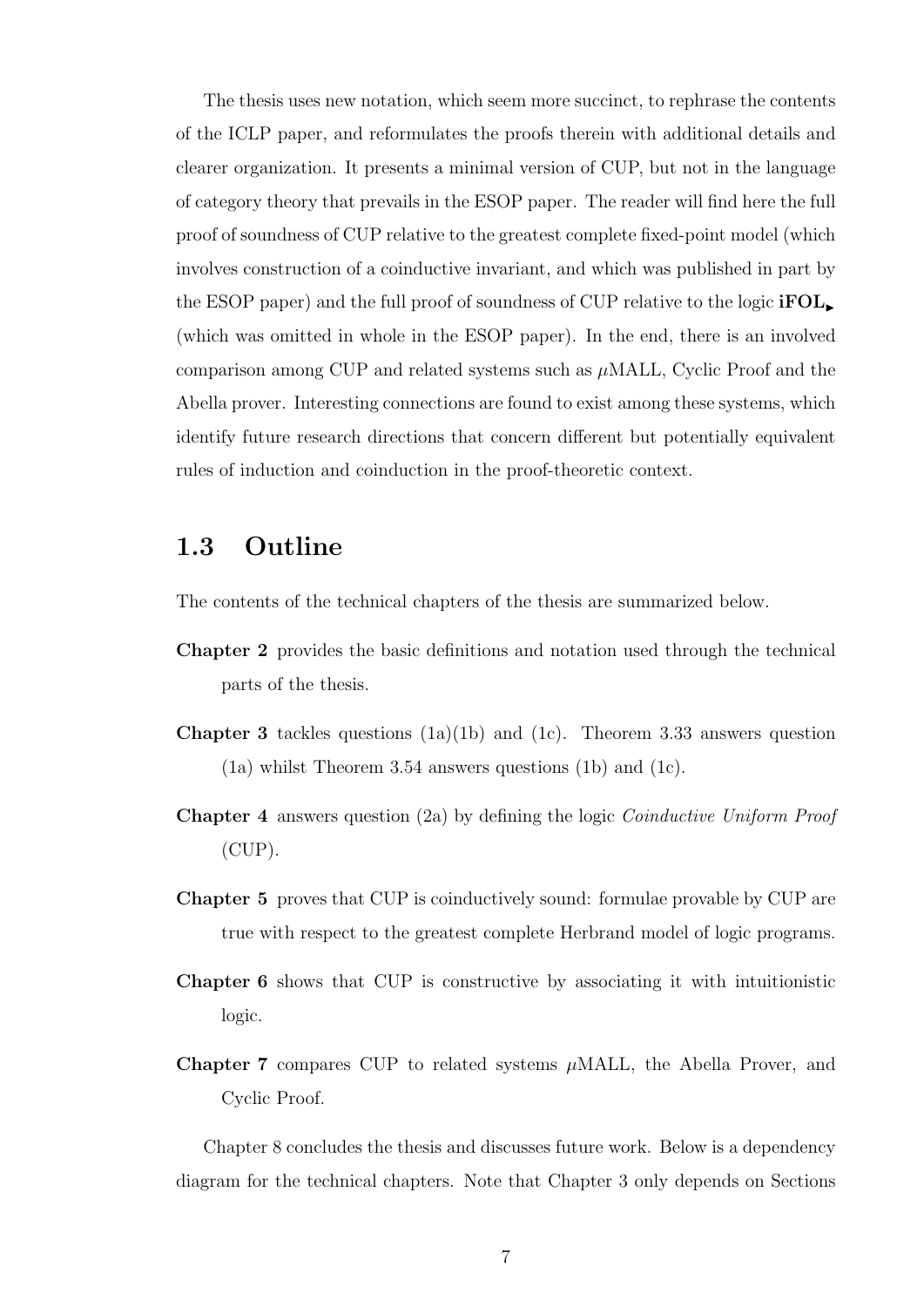The thesis uses new notation, which seem more succinct, to rephrase the contents of the ICLP paper, and reformulates the proofs therein with additional details and clearer organization. It presents a minimal version of CUP, but not in the language of category theory that prevails in the ESOP paper. The reader will find here the full proof of soundness of CUP relative to the greatest complete fixed-point model (which involves construction of a coinductive invariant, and which was published in part by the ESOP paper) and the full proof of soundness of CUP relative to the logic $\mathbf{iFOL}_{\blacktriangleright}$ (which was omitted in whole in the ESOP paper). In the end, there is an involved comparison among CUP and related systems such as $\mu$MALL, Cyclic Proof and the Abella prover. Interesting connections are found to exist among these systems, which identify future research directions that concern different but potentially equivalent rules of induction and coinduction in the proof-theoretic context.

## 1.3 Outline

The contents of the technical chapters of the thesis are summarized below.

**Chapter 2** provides the basic definitions and notation used through the technical parts of the thesis.

**Chapter 3** tackles questions (1a)(1b) and (1c). Theorem 3.33 answers question (1a) whilst Theorem 3.54 answers questions (1b) and (1c).

**Chapter 4** answers question (2a) by defining the logic *Coinductive Uniform Proof* (CUP).

**Chapter 5** proves that CUP is coinductively sound: formulae provable by CUP are true with respect to the greatest complete Herbrand model of logic programs.

**Chapter 6** shows that CUP is constructive by associating it with intuitionistic logic.

**Chapter 7** compares CUP to related systems $\mu$MALL, the Abella Prover, and Cyclic Proof.

Chapter 8 concludes the thesis and discusses future work. Below is a dependency diagram for the technical chapters. Note that Chapter 3 only depends on Sections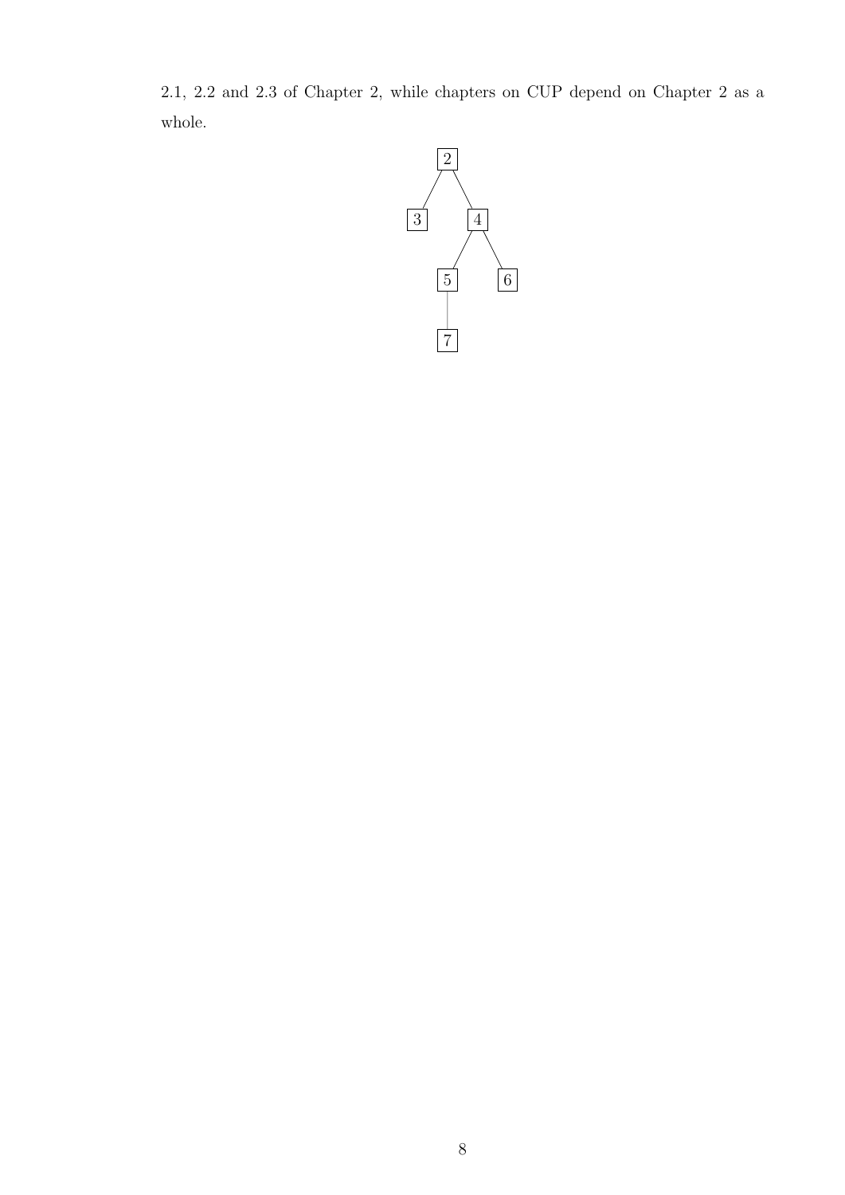2.1, 2.2 and 2.3 of Chapter 2, while chapters on CUP depend on Chapter 2 as a whole.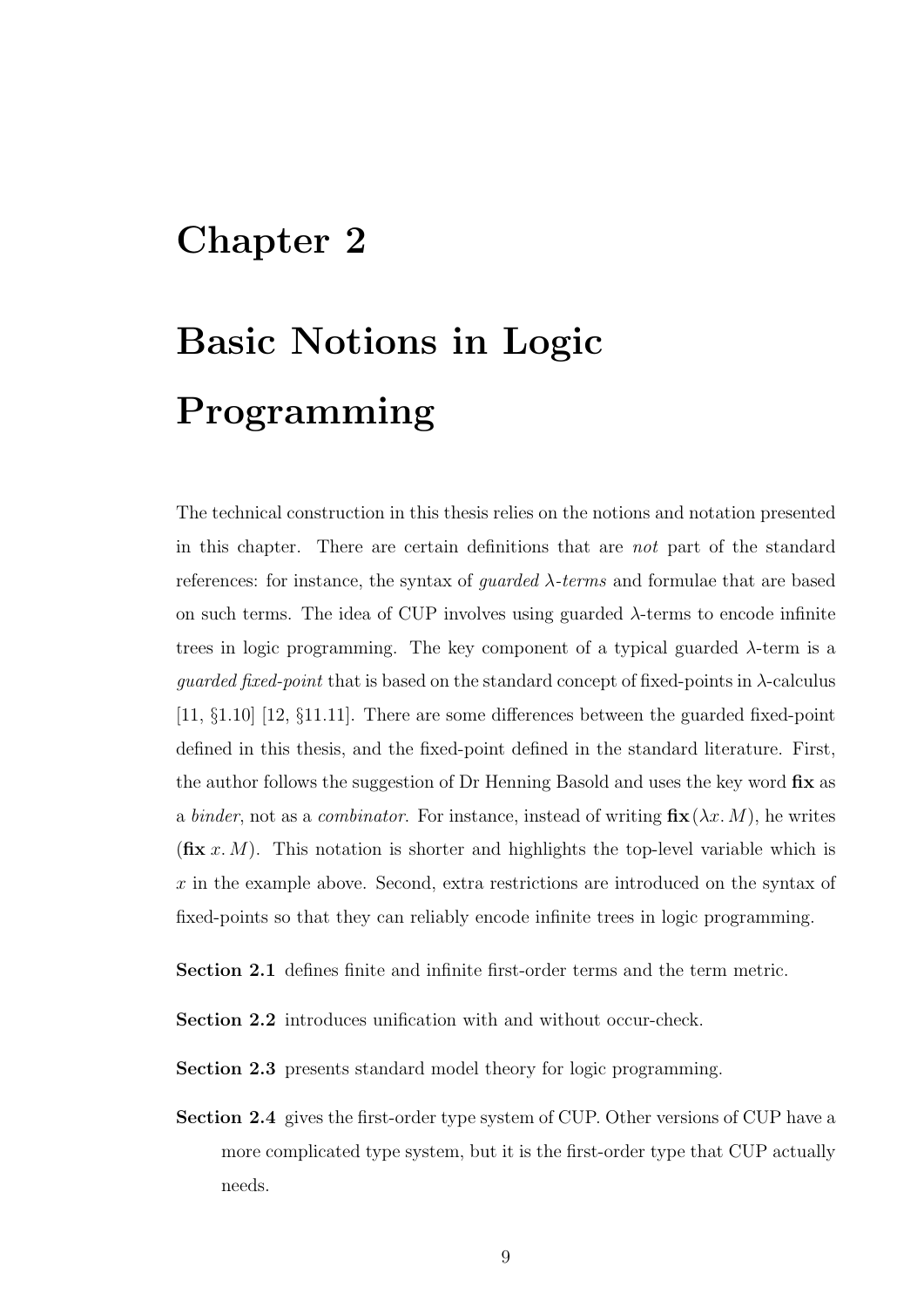# Chapter 2

# Basic Notions in Logic Programming

The technical construction in this thesis relies on the notions and notation presented in this chapter. There are certain definitions that are *not* part of the standard references: for instance, the syntax of *guarded* $\lambda$*-terms* and formulae that are based on such terms. The idea of CUP involves using guarded $\lambda$-terms to encode infinite trees in logic programming. The key component of a typical guarded $\lambda$-term is a *guarded fixed-point* that is based on the standard concept of fixed-points in $\lambda$-calculus [11, §1.10] [12, §11.11]. There are some differences between the guarded fixed-point defined in this thesis, and the fixed-point defined in the standard literature. First, the author follows the suggestion of Dr Henning Basold and uses the key word **fix** as a *binder*, not as a *combinator*. For instance, instead of writing $\mathbf{fix}\,(\lambda x.\, M)$, he writes $(\mathbf{fix}\; x.\, M)$. This notation is shorter and highlights the top-level variable which is $x$ in the example above. Second, extra restrictions are introduced on the syntax of fixed-points so that they can reliably encode infinite trees in logic programming.

**Section 2.1** defines finite and infinite first-order terms and the term metric.

**Section 2.2** introduces unification with and without occur-check.

**Section 2.3** presents standard model theory for logic programming.

**Section 2.4** gives the first-order type system of CUP. Other versions of CUP have a more complicated type system, but it is the first-order type that CUP actually needs.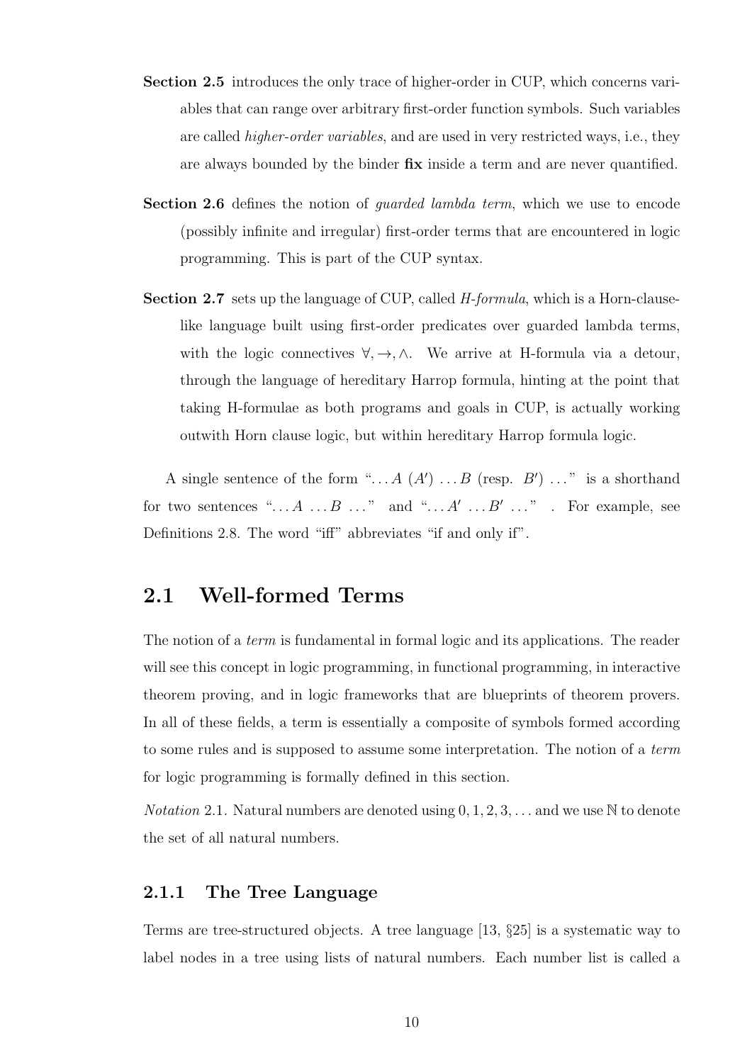**Section 2.5** introduces the only trace of higher-order in CUP, which concerns variables that can range over arbitrary first-order function symbols. Such variables are called *higher-order variables*, and are used in very restricted ways, i.e., they are always bounded by the binder **fix** inside a term and are never quantified.

**Section 2.6** defines the notion of *guarded lambda term*, which we use to encode (possibly infinite and irregular) first-order terms that are encountered in logic programming. This is part of the CUP syntax.

**Section 2.7** sets up the language of CUP, called *H-formula*, which is a Horn-clause-like language built using first-order predicates over guarded lambda terms, with the logic connectives $\forall, \rightarrow, \wedge$. We arrive at H-formula via a detour, through the language of hereditary Harrop formula, hinting at the point that taking H-formulae as both programs and goals in CUP, is actually working outwith Horn clause logic, but within hereditary Harrop formula logic.

A single sentence of the form "$\ldots A$ ($A'$) $\ldots B$ (resp. $B'$) $\ldots$" is a shorthand for two sentences "$\ldots A \ldots B \ldots$" and "$\ldots A' \ldots B' \ldots$" . For example, see Definitions 2.8. The word "iff" abbreviates "if and only if".

## 2.1 Well-formed Terms

The notion of a *term* is fundamental in formal logic and its applications. The reader will see this concept in logic programming, in functional programming, in interactive theorem proving, and in logic frameworks that are blueprints of theorem provers. In all of these fields, a term is essentially a composite of symbols formed according to some rules and is supposed to assume some interpretation. The notion of a *term* for logic programming is formally defined in this section.

*Notation* 2.1. Natural numbers are denoted using $0, 1, 2, 3, \ldots$ and we use $\mathbb{N}$ to denote the set of all natural numbers.

### 2.1.1 The Tree Language

Terms are tree-structured objects. A tree language [13, §25] is a systematic way to label nodes in a tree using lists of natural numbers. Each number list is called a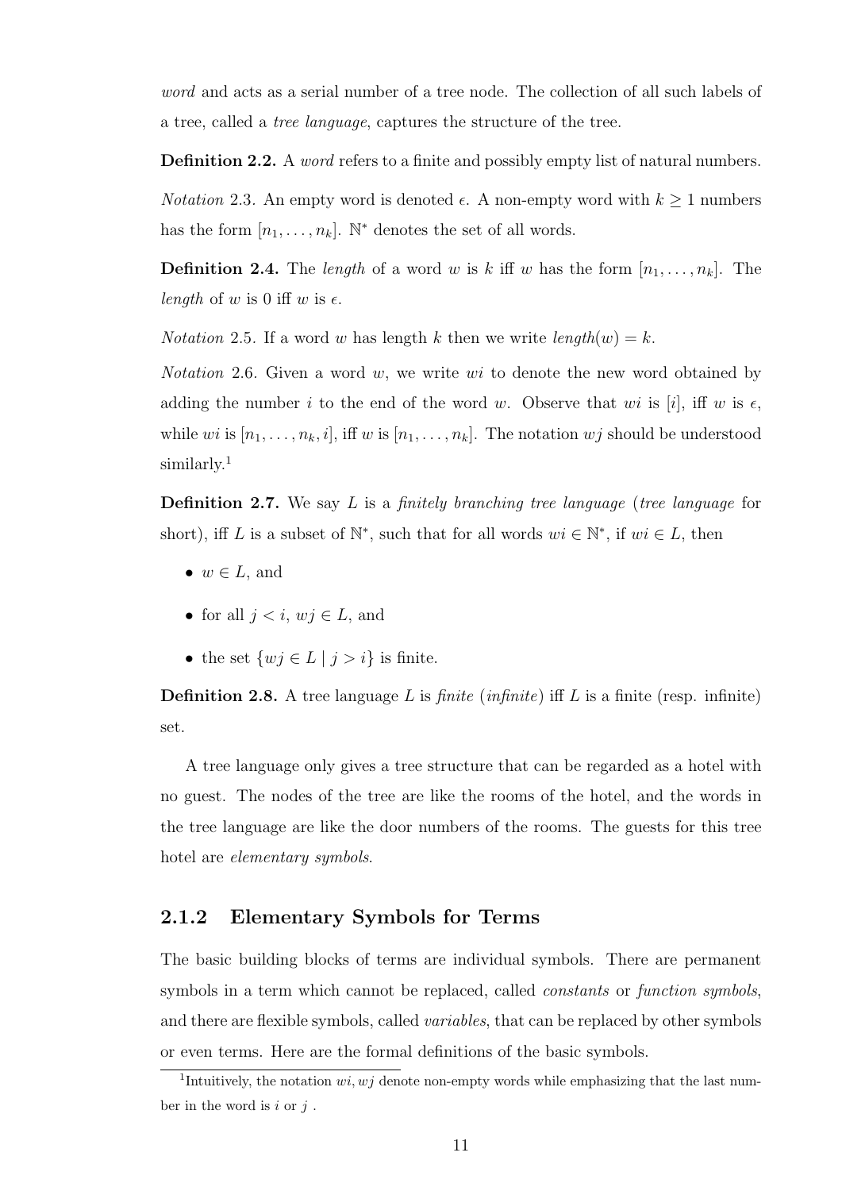*word* and acts as a serial number of a tree node. The collection of all such labels of a tree, called a *tree language*, captures the structure of the tree.

**Definition 2.2.** A *word* refers to a finite and possibly empty list of natural numbers.

*Notation* 2.3. An empty word is denoted $\epsilon$. A non-empty word with $k \geq 1$ numbers has the form $[n_1, \ldots, n_k]$. $\mathbb{N}^*$ denotes the set of all words.

**Definition 2.4.** The *length* of a word $w$ is $k$ iff $w$ has the form $[n_1, \ldots, n_k]$. The *length* of $w$ is 0 iff $w$ is $\epsilon$.

*Notation* 2.5. If a word $w$ has length $k$ then we write $length(w) = k$.

*Notation* 2.6. Given a word $w$, we write $wi$ to denote the new word obtained by adding the number $i$ to the end of the word $w$. Observe that $wi$ is $[i]$, iff $w$ is $\epsilon$, while $wi$ is $[n_1, \ldots, n_k, i]$, iff $w$ is $[n_1, \ldots, n_k]$. The notation $wj$ should be understood similarly.[1]

**Definition 2.7.** We say $L$ is a *finitely branching tree language* (*tree language* for short), iff $L$ is a subset of $\mathbb{N}^*$, such that for all words $wi \in \mathbb{N}^*$, if $wi \in L$, then

- $w \in L$, and
- for all $j < i$, $wj \in L$, and
- the set $\{wj \in L \mid j > i\}$ is finite.

**Definition 2.8.** A tree language $L$ is *finite* (*infinite*) iff $L$ is a finite (resp. infinite) set.

A tree language only gives a tree structure that can be regarded as a hotel with no guest. The nodes of the tree are like the rooms of the hotel, and the words in the tree language are like the door numbers of the rooms. The guests for this tree hotel are *elementary symbols*.

### 2.1.2 Elementary Symbols for Terms

The basic building blocks of terms are individual symbols. There are permanent symbols in a term which cannot be replaced, called *constants* or *function symbols*, and there are flexible symbols, called *variables*, that can be replaced by other symbols or even terms. Here are the formal definitions of the basic symbols.

[1] Intuitively, the notation $wi, wj$ denote non-empty words while emphasizing that the last number in the word is $i$ or $j$ .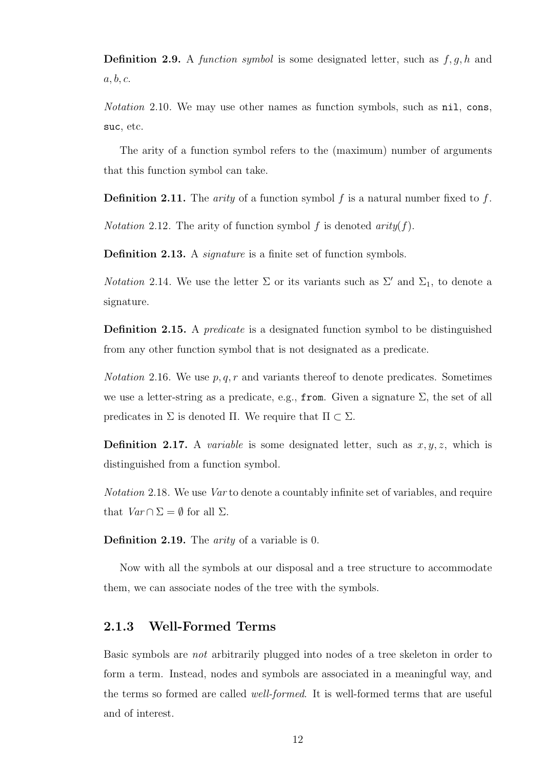**Definition 2.9.** A *function symbol* is some designated letter, such as $f, g, h$ and $a, b, c$.

*Notation* 2.10. We may use other names as function symbols, such as `nil`, `cons`, `suc`, etc.

The arity of a function symbol refers to the (maximum) number of arguments that this function symbol can take.

**Definition 2.11.** The *arity* of a function symbol $f$ is a natural number fixed to $f$.

*Notation* 2.12. The arity of function symbol $f$ is denoted $arity(f)$.

**Definition 2.13.** A *signature* is a finite set of function symbols.

*Notation* 2.14. We use the letter $\Sigma$ or its variants such as $\Sigma'$ and $\Sigma_1$, to denote a signature.

**Definition 2.15.** A *predicate* is a designated function symbol to be distinguished from any other function symbol that is not designated as a predicate.

*Notation* 2.16. We use $p, q, r$ and variants thereof to denote predicates. Sometimes we use a letter-string as a predicate, e.g., `from`. Given a signature $\Sigma$, the set of all predicates in $\Sigma$ is denoted $\Pi$. We require that $\Pi \subset \Sigma$.

**Definition 2.17.** A *variable* is some designated letter, such as $x, y, z$, which is distinguished from a function symbol.

*Notation* 2.18. We use $Var$ to denote a countably infinite set of variables, and require that $Var \cap \Sigma = \emptyset$ for all $\Sigma$.

**Definition 2.19.** The *arity* of a variable is 0.

Now with all the symbols at our disposal and a tree structure to accommodate them, we can associate nodes of the tree with the symbols.

### 2.1.3 Well-Formed Terms

Basic symbols are *not* arbitrarily plugged into nodes of a tree skeleton in order to form a term. Instead, nodes and symbols are associated in a meaningful way, and the terms so formed are called *well-formed*. It is well-formed terms that are useful and of interest.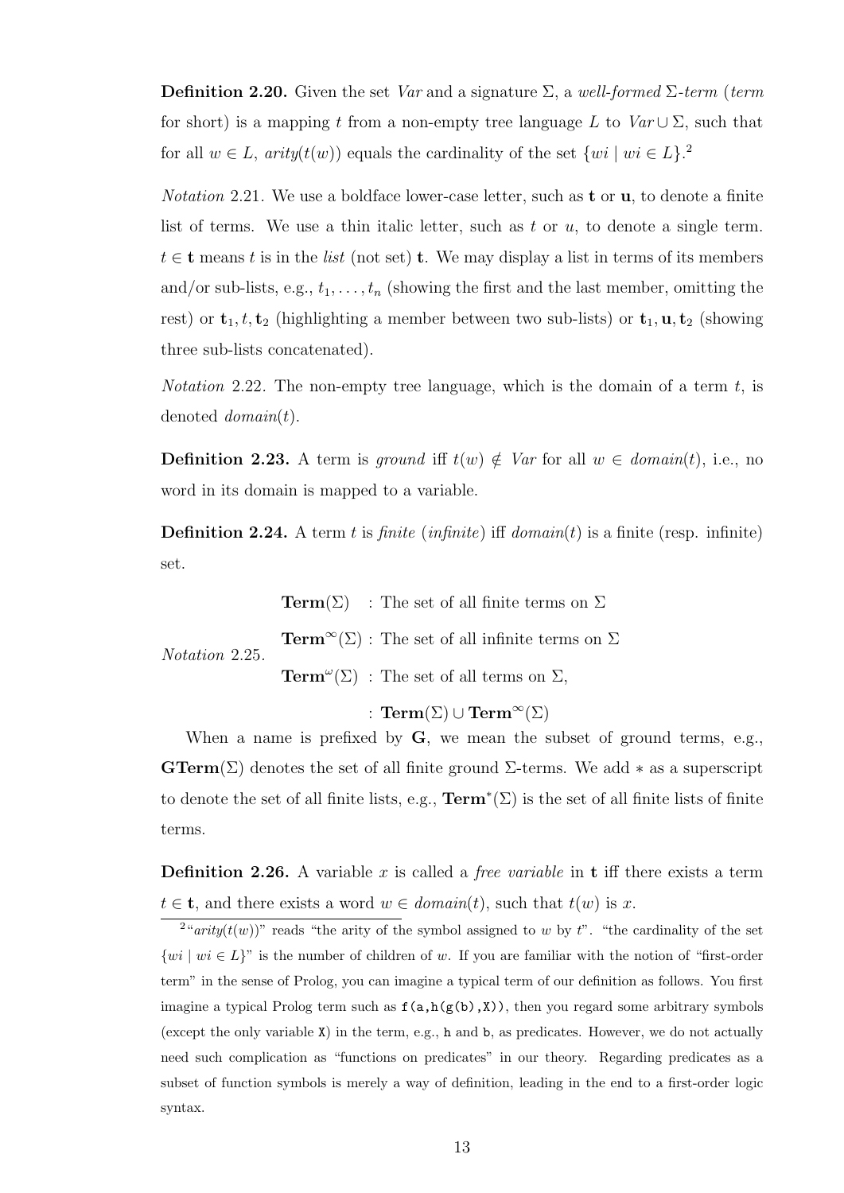**Definition 2.20.** Given the set *Var* and a signature $\Sigma$, a *well-formed* $\Sigma$*-term* (*term* for short) is a mapping $t$ from a non-empty tree language $L$ to $Var \cup \Sigma$, such that for all $w \in L$, $arity(t(w))$ equals the cardinality of the set $\{wi \mid wi \in L\}$.[2]

*Notation* 2.21. We use a boldface lower-case letter, such as $\mathbf{t}$ or $\mathbf{u}$, to denote a finite list of terms. We use a thin italic letter, such as $t$ or $u$, to denote a single term. $t \in \mathbf{t}$ means $t$ is in the *list* (not set) $\mathbf{t}$. We may display a list in terms of its members and/or sub-lists, e.g., $t_1, \ldots, t_n$ (showing the first and the last member, omitting the rest) or $\mathbf{t}_1, t, \mathbf{t}_2$ (highlighting a member between two sub-lists) or $\mathbf{t}_1, \mathbf{u}, \mathbf{t}_2$ (showing three sub-lists concatenated).

*Notation* 2.22. The non-empty tree language, which is the domain of a term $t$, is denoted $domain(t)$.

**Definition 2.23.** A term is *ground* iff $t(w) \notin Var$ for all $w \in domain(t)$, i.e., no word in its domain is mapped to a variable.

**Definition 2.24.** A term $t$ is *finite* (*infinite*) iff $domain(t)$ is a finite (resp. infinite) set.

*Notation* 2.25.

$\mathbf{Term}(\Sigma)$ : The set of all finite terms on $\Sigma$

$\mathbf{Term}^{\infty}(\Sigma)$ : The set of all infinite terms on $\Sigma$

$\mathbf{Term}^{\omega}(\Sigma)$ : The set of all terms on $\Sigma$,

: $\mathbf{Term}(\Sigma) \cup \mathbf{Term}^{\infty}(\Sigma)$

When a name is prefixed by $\mathbf{G}$, we mean the subset of ground terms, e.g., $\mathbf{GTerm}(\Sigma)$ denotes the set of all finite ground $\Sigma$-terms. We add $*$ as a superscript to denote the set of all finite lists, e.g., $\mathbf{Term}^{*}(\Sigma)$ is the set of all finite lists of finite terms.

**Definition 2.26.** A variable $x$ is called a *free variable* in $\mathbf{t}$ iff there exists a term $t \in \mathbf{t}$, and there exists a word $w \in domain(t)$, such that $t(w)$ is $x$.

---

[2] "$arity(t(w))$" reads "the arity of the symbol assigned to $w$ by $t$". "the cardinality of the set $\{wi \mid wi \in L\}$" is the number of children of $w$. If you are familiar with the notion of "first-order term" in the sense of Prolog, you can imagine a typical term of our definition as follows. You first imagine a typical Prolog term such as `f(a,h(g(b),X))`, then you regard some arbitrary symbols (except the only variable `X`) in the term, e.g., `h` and `b`, as predicates. However, we do not actually need such complication as "functions on predicates" in our theory. Regarding predicates as a subset of function symbols is merely a way of definition, leading in the end to a first-order logic syntax.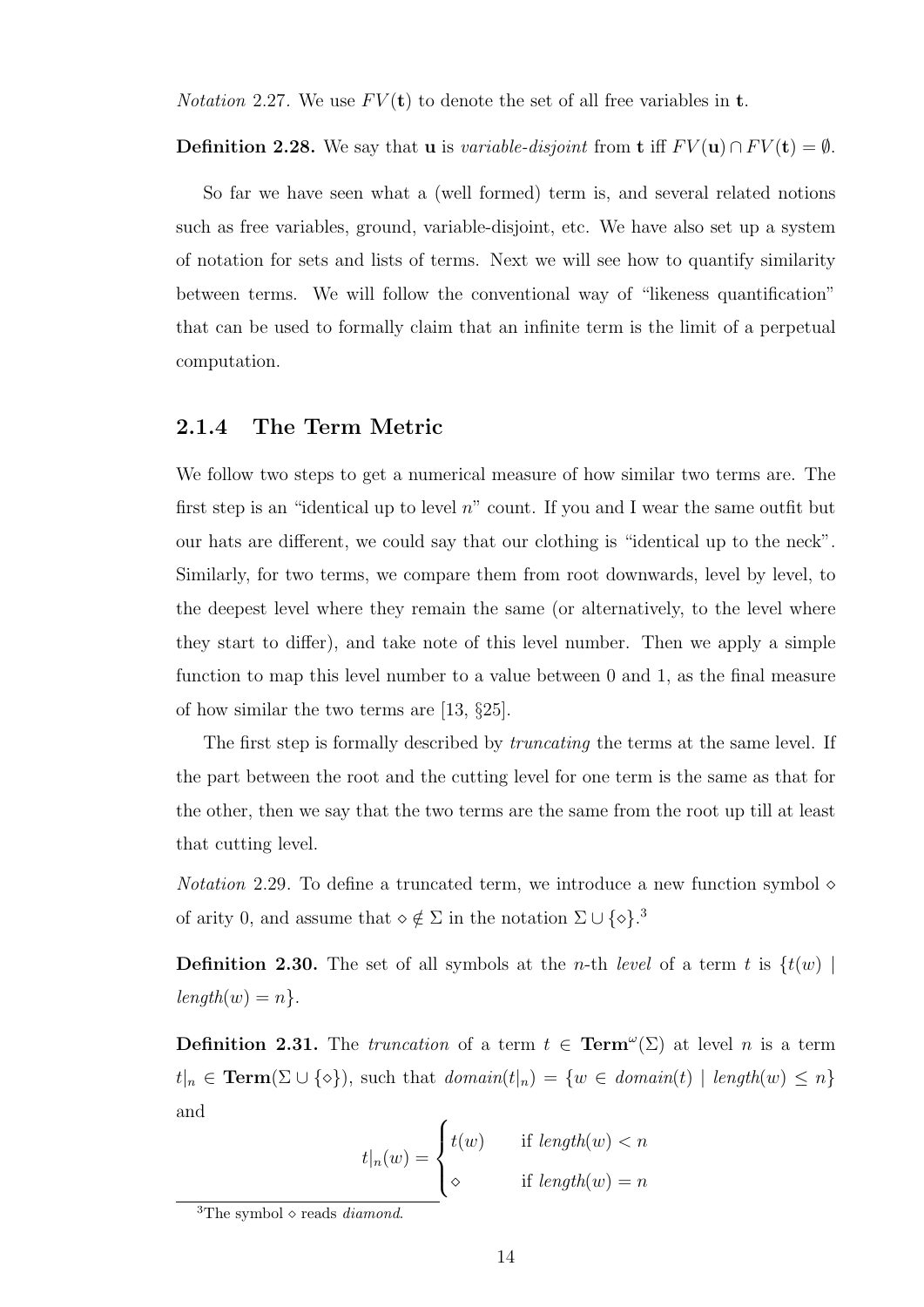*Notation* 2.27. We use $FV(\mathbf{t})$ to denote the set of all free variables in $\mathbf{t}$.

**Definition 2.28.** We say that $\mathbf{u}$ is *variable-disjoint* from $\mathbf{t}$ iff $FV(\mathbf{u}) \cap FV(\mathbf{t}) = \emptyset$.

So far we have seen what a (well formed) term is, and several related notions such as free variables, ground, variable-disjoint, etc. We have also set up a system of notation for sets and lists of terms. Next we will see how to quantify similarity between terms. We will follow the conventional way of "likeness quantification" that can be used to formally claim that an infinite term is the limit of a perpetual computation.

### 2.1.4 The Term Metric

We follow two steps to get a numerical measure of how similar two terms are. The first step is an "identical up to level $n$" count. If you and I wear the same outfit but our hats are different, we could say that our clothing is "identical up to the neck". Similarly, for two terms, we compare them from root downwards, level by level, to the deepest level where they remain the same (or alternatively, to the level where they start to differ), and take note of this level number. Then we apply a simple function to map this level number to a value between 0 and 1, as the final measure of how similar the two terms are [13, §25].

The first step is formally described by *truncating* the terms at the same level. If the part between the root and the cutting level for one term is the same as that for the other, then we say that the two terms are the same from the root up till at least that cutting level.

*Notation* 2.29. To define a truncated term, we introduce a new function symbol $\diamond$ of arity 0, and assume that $\diamond \notin \Sigma$ in the notation $\Sigma \cup \{\diamond\}$.[3]

**Definition 2.30.** The set of all symbols at the $n$-th *level* of a term $t$ is $\{t(w) \mid \mathit{length}(w) = n\}$.

**Definition 2.31.** The *truncation* of a term $t \in \mathbf{Term}^{\omega}(\Sigma)$ at level $n$ is a term $t|_n \in \mathbf{Term}(\Sigma \cup \{\diamond\})$, such that $\mathit{domain}(t|_n) = \{w \in \mathit{domain}(t) \mid \mathit{length}(w) \leq n\}$ and

$$t|_n(w) = \begin{cases} t(w) & \text{if } \mathit{length}(w) < n \\ \diamond & \text{if } \mathit{length}(w) = n \end{cases}$$

[3] The symbol $\diamond$ reads *diamond*.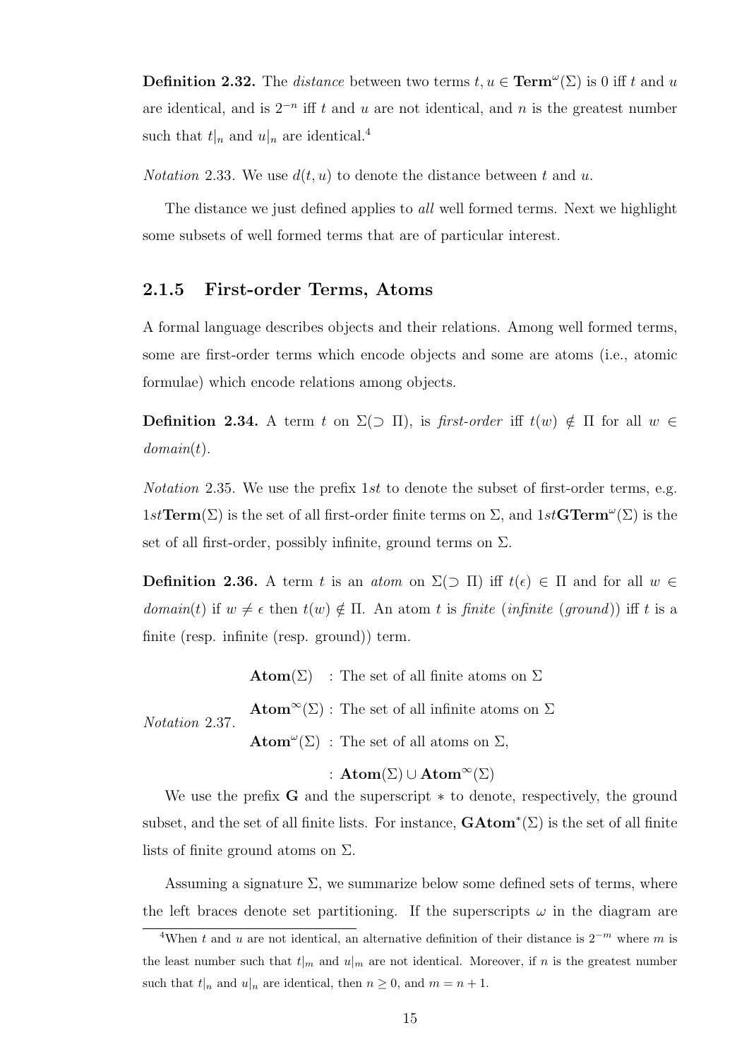**Definition 2.32.** The *distance* between two terms $t, u \in \mathbf{Term}^\omega(\Sigma)$ is 0 iff $t$ and $u$ are identical, and is $2^{-n}$ iff $t$ and $u$ are not identical, and $n$ is the greatest number such that $t|_n$ and $u|_n$ are identical.[4]

*Notation* 2.33. We use $d(t, u)$ to denote the distance between $t$ and $u$.

The distance we just defined applies to *all* well formed terms. Next we highlight some subsets of well formed terms that are of particular interest.

### 2.1.5 First-order Terms, Atoms

A formal language describes objects and their relations. Among well formed terms, some are first-order terms which encode objects and some are atoms (i.e., atomic formulae) which encode relations among objects.

**Definition 2.34.** A term $t$ on $\Sigma(\supset \Pi)$, is *first-order* iff $t(w) \notin \Pi$ for all $w \in domain(t)$.

*Notation* 2.35. We use the prefix $1st$ to denote the subset of first-order terms, e.g. $1st\mathbf{Term}(\Sigma)$ is the set of all first-order finite terms on $\Sigma$, and $1st\mathbf{GTerm}^\omega(\Sigma)$ is the set of all first-order, possibly infinite, ground terms on $\Sigma$.

**Definition 2.36.** A term $t$ is an *atom* on $\Sigma(\supset \Pi)$ iff $t(\epsilon) \in \Pi$ and for all $w \in domain(t)$ if $w \neq \epsilon$ then $t(w) \notin \Pi$. An atom $t$ is *finite* (*infinite* (*ground*)) iff $t$ is a finite (resp. infinite (resp. ground)) term.

*Notation* 2.37.

$\mathbf{Atom}(\Sigma)$ : The set of all finite atoms on $\Sigma$

$\mathbf{Atom}^\infty(\Sigma)$ : The set of all infinite atoms on $\Sigma$

$\mathbf{Atom}^\omega(\Sigma)$ : The set of all atoms on $\Sigma$,

: $\mathbf{Atom}(\Sigma) \cup \mathbf{Atom}^\infty(\Sigma)$

We use the prefix $\mathbf{G}$ and the superscript $*$ to denote, respectively, the ground subset, and the set of all finite lists. For instance, $\mathbf{GAtom}^*(\Sigma)$ is the set of all finite lists of finite ground atoms on $\Sigma$.

Assuming a signature $\Sigma$, we summarize below some defined sets of terms, where the left braces denote set partitioning. If the superscripts $\omega$ in the diagram are

[4] When $t$ and $u$ are not identical, an alternative definition of their distance is $2^{-m}$ where $m$ is the least number such that $t|_m$ and $u|_m$ are not identical. Moreover, if $n$ is the greatest number such that $t|_n$ and $u|_n$ are identical, then $n \geq 0$, and $m = n + 1$.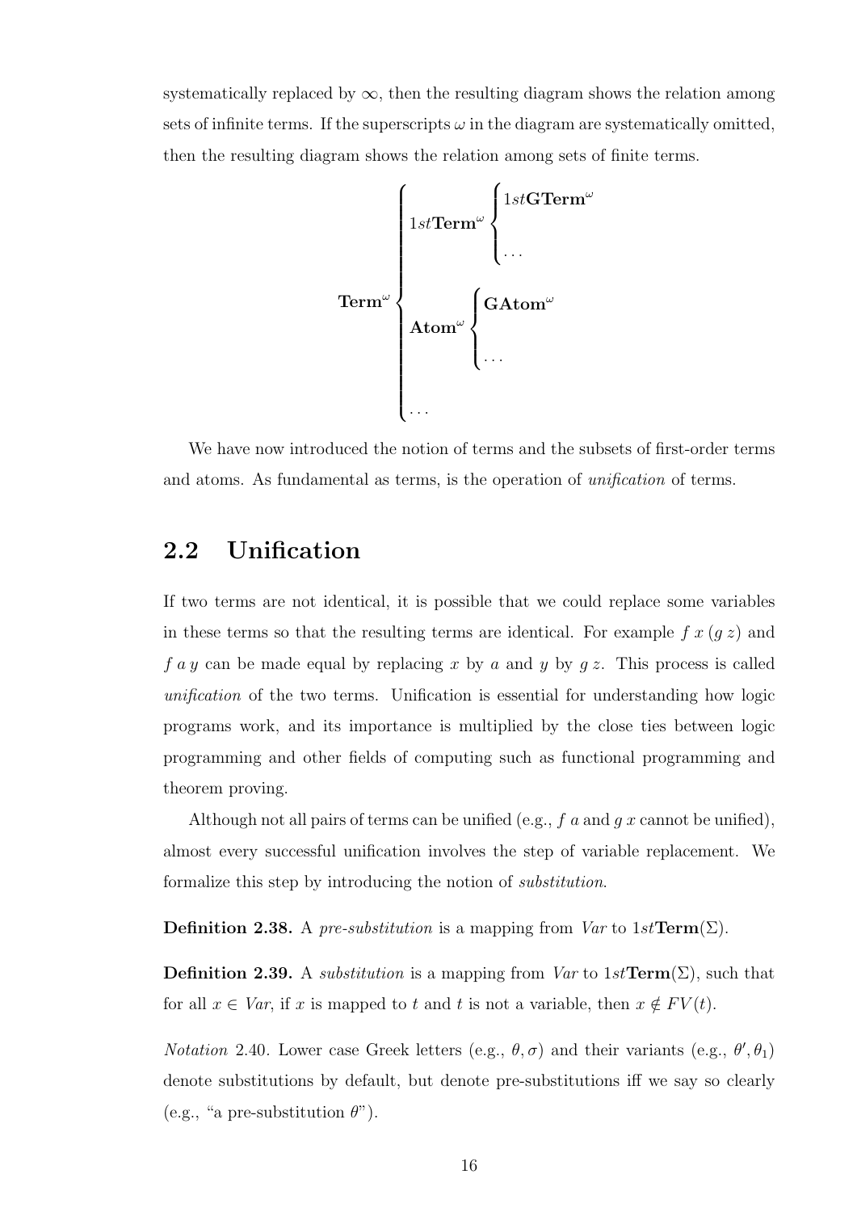systematically replaced by $\infty$, then the resulting diagram shows the relation among sets of infinite terms. If the superscripts $\omega$ in the diagram are systematically omitted, then the resulting diagram shows the relation among sets of finite terms.

$$
\mathbf{Term}^{\omega}
\begin{cases}
1st\mathbf{Term}^{\omega}
\begin{cases}
1st\mathbf{GTerm}^{\omega} \\
\\
\dots
\end{cases}
\\
\\
\mathbf{Atom}^{\omega}
\begin{cases}
\mathbf{GAtom}^{\omega} \\
\\
\dots
\end{cases}
\\
\\
\dots
\end{cases}
$$

We have now introduced the notion of terms and the subsets of first-order terms and atoms. As fundamental as terms, is the operation of *unification* of terms.

## 2.2 Unification

If two terms are not identical, it is possible that we could replace some variables in these terms so that the resulting terms are identical. For example $f\ x\ (g\ z)$ and $f\ a\ y$ can be made equal by replacing $x$ by $a$ and $y$ by $g\ z$. This process is called *unification* of the two terms. Unification is essential for understanding how logic programs work, and its importance is multiplied by the close ties between logic programming and other fields of computing such as functional programming and theorem proving.

Although not all pairs of terms can be unified (e.g., $f\ a$ and $g\ x$ cannot be unified), almost every successful unification involves the step of variable replacement. We formalize this step by introducing the notion of *substitution*.

**Definition 2.38.** A *pre-substitution* is a mapping from *Var* to $1st\mathbf{Term}(\Sigma)$.

**Definition 2.39.** A *substitution* is a mapping from *Var* to $1st\mathbf{Term}(\Sigma)$, such that for all $x \in \mathit{Var}$, if $x$ is mapped to $t$ and $t$ is not a variable, then $x \notin FV(t)$.

*Notation* 2.40. Lower case Greek letters (e.g., $\theta, \sigma$) and their variants (e.g., $\theta', \theta_1$) denote substitutions by default, but denote pre-substitutions iff we say so clearly (e.g., "a pre-substitution $\theta$").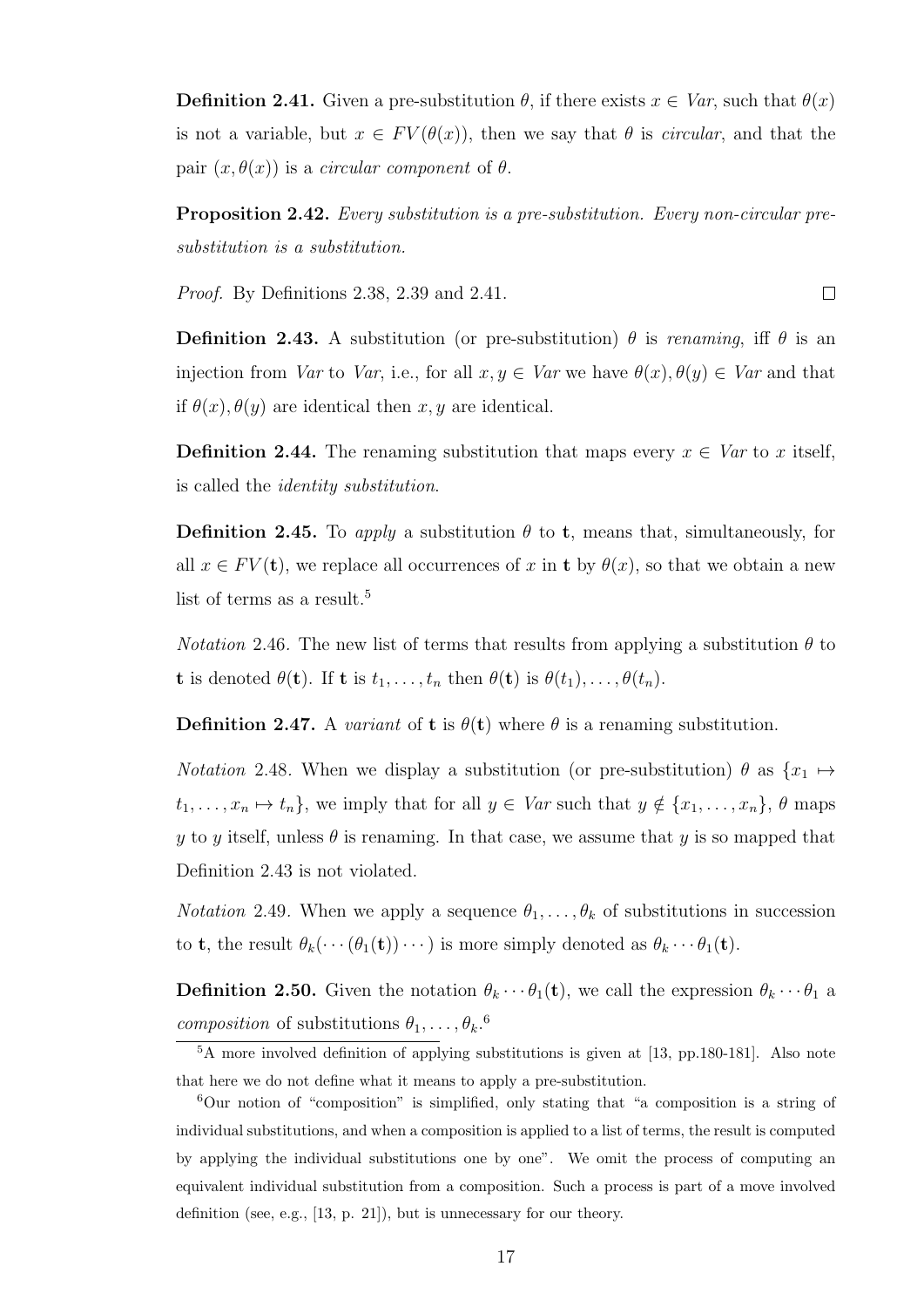**Definition 2.41.** Given a pre-substitution $\theta$, if there exists $x \in \mathit{Var}$, such that $\theta(x)$ is not a variable, but $x \in FV(\theta(x))$, then we say that $\theta$ is *circular*, and that the pair $(x, \theta(x))$ is a *circular component* of $\theta$.

**Proposition 2.42.** *Every substitution is a pre-substitution. Every non-circular pre-substitution is a substitution.*

*Proof.* By Definitions 2.38, 2.39 and 2.41. ◻

**Definition 2.43.** A substitution (or pre-substitution) $\theta$ is *renaming*, iff $\theta$ is an injection from $\mathit{Var}$ to $\mathit{Var}$, i.e., for all $x, y \in \mathit{Var}$ we have $\theta(x), \theta(y) \in \mathit{Var}$ and that if $\theta(x), \theta(y)$ are identical then $x, y$ are identical.

**Definition 2.44.** The renaming substitution that maps every $x \in \mathit{Var}$ to $x$ itself, is called the *identity substitution*.

**Definition 2.45.** To *apply* a substitution $\theta$ to $\mathbf{t}$, means that, simultaneously, for all $x \in FV(\mathbf{t})$, we replace all occurrences of $x$ in $\mathbf{t}$ by $\theta(x)$, so that we obtain a new list of terms as a result.[5]

*Notation* 2.46. The new list of terms that results from applying a substitution $\theta$ to $\mathbf{t}$ is denoted $\theta(\mathbf{t})$. If $\mathbf{t}$ is $t_1, \ldots, t_n$ then $\theta(\mathbf{t})$ is $\theta(t_1), \ldots, \theta(t_n)$.

**Definition 2.47.** A *variant* of $\mathbf{t}$ is $\theta(\mathbf{t})$ where $\theta$ is a renaming substitution.

*Notation* 2.48. When we display a substitution (or pre-substitution) $\theta$ as $\{x_1 \mapsto t_1, \ldots, x_n \mapsto t_n\}$, we imply that for all $y \in \mathit{Var}$ such that $y \notin \{x_1, \ldots, x_n\}$, $\theta$ maps $y$ to $y$ itself, unless $\theta$ is renaming. In that case, we assume that $y$ is so mapped that Definition 2.43 is not violated.

*Notation* 2.49. When we apply a sequence $\theta_1, \ldots, \theta_k$ of substitutions in succession to $\mathbf{t}$, the result $\theta_k(\cdots(\theta_1(\mathbf{t}))\cdots)$ is more simply denoted as $\theta_k \cdots \theta_1(\mathbf{t})$.

**Definition 2.50.** Given the notation $\theta_k \cdots \theta_1(\mathbf{t})$, we call the expression $\theta_k \cdots \theta_1$ a *composition* of substitutions $\theta_1, \ldots, \theta_k$.[6]

---

[5] A more involved definition of applying substitutions is given at [13, pp.180-181]. Also note that here we do not define what it means to apply a pre-substitution.

[6] Our notion of "composition" is simplified, only stating that "a composition is a string of individual substitutions, and when a composition is applied to a list of terms, the result is computed by applying the individual substitutions one by one". We omit the process of computing an equivalent individual substitution from a composition. Such a process is part of a move involved definition (see, e.g., [13, p. 21]), but is unnecessary for our theory.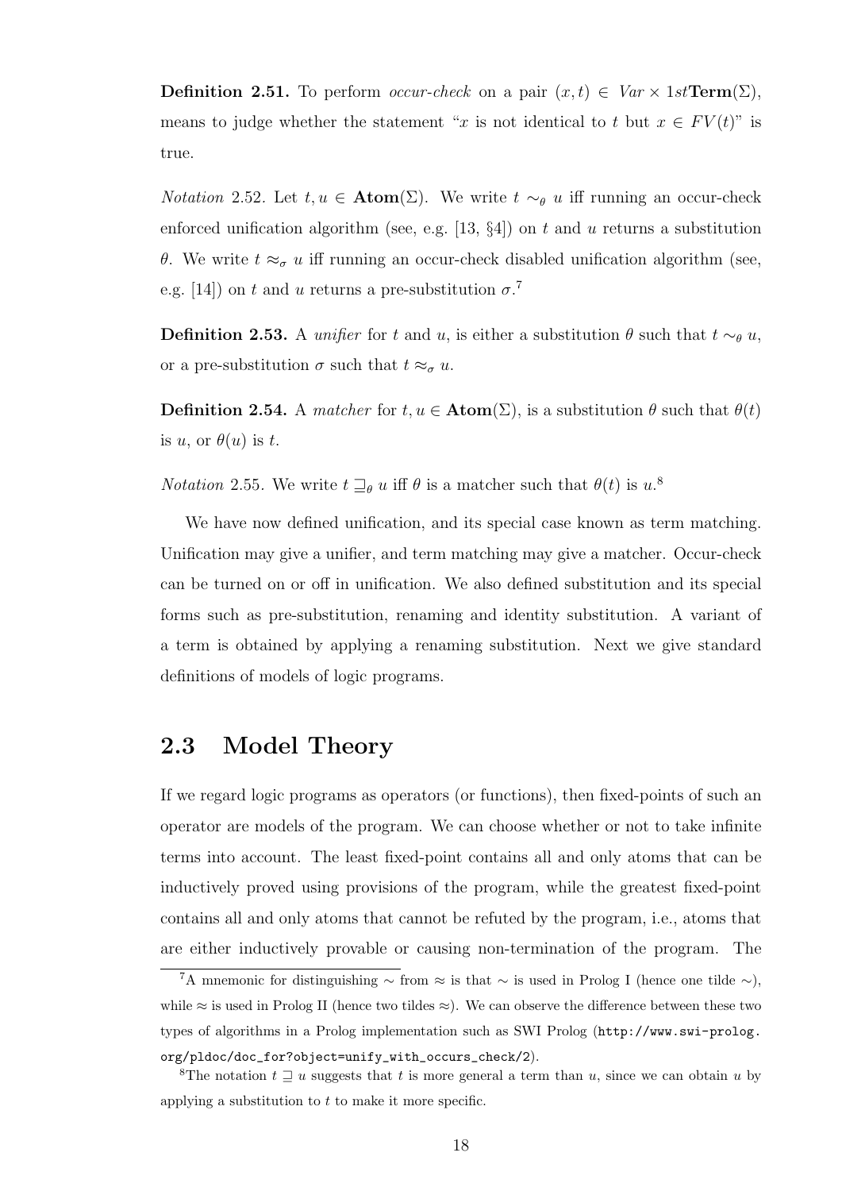**Definition 2.51.** To perform *occur-check* on a pair $(x, t) \in Var \times 1st\mathbf{Term}(\Sigma)$, means to judge whether the statement "$x$ is not identical to $t$ but $x \in FV(t)$" is true.

*Notation* 2.52. Let $t, u \in \mathbf{Atom}(\Sigma)$. We write $t \sim_\theta u$ iff running an occur-check enforced unification algorithm (see, e.g. [13, §4]) on $t$ and $u$ returns a substitution $\theta$. We write $t \approx_\sigma u$ iff running an occur-check disabled unification algorithm (see, e.g. [14]) on $t$ and $u$ returns a pre-substitution $\sigma$.[7]

**Definition 2.53.** A *unifier* for $t$ and $u$, is either a substitution $\theta$ such that $t \sim_\theta u$, or a pre-substitution $\sigma$ such that $t \approx_\sigma u$.

**Definition 2.54.** A *matcher* for $t, u \in \mathbf{Atom}(\Sigma)$, is a substitution $\theta$ such that $\theta(t)$ is $u$, or $\theta(u)$ is $t$.

*Notation* 2.55. We write $t \sqsupseteq_\theta u$ iff $\theta$ is a matcher such that $\theta(t)$ is $u$.[8]

We have now defined unification, and its special case known as term matching. Unification may give a unifier, and term matching may give a matcher. Occur-check can be turned on or off in unification. We also defined substitution and its special forms such as pre-substitution, renaming and identity substitution. A variant of a term is obtained by applying a renaming substitution. Next we give standard definitions of models of logic programs.

## 2.3 Model Theory

If we regard logic programs as operators (or functions), then fixed-points of such an operator are models of the program. We can choose whether or not to take infinite terms into account. The least fixed-point contains all and only atoms that can be inductively proved using provisions of the program, while the greatest fixed-point contains all and only atoms that cannot be refuted by the program, i.e., atoms that are either inductively provable or causing non-termination of the program. The

---

[7] A mnemonic for distinguishing $\sim$ from $\approx$ is that $\sim$ is used in Prolog I (hence one tilde $\sim$), while $\approx$ is used in Prolog II (hence two tildes $\approx$). We can observe the difference between these two types of algorithms in a Prolog implementation such as SWI Prolog (`http://www.swi-prolog.org/pldoc/doc_for?object=unify_with_occurs_check/2`).

[8] The notation $t \sqsupseteq u$ suggests that $t$ is more general a term than $u$, since we can obtain $u$ by applying a substitution to $t$ to make it more specific.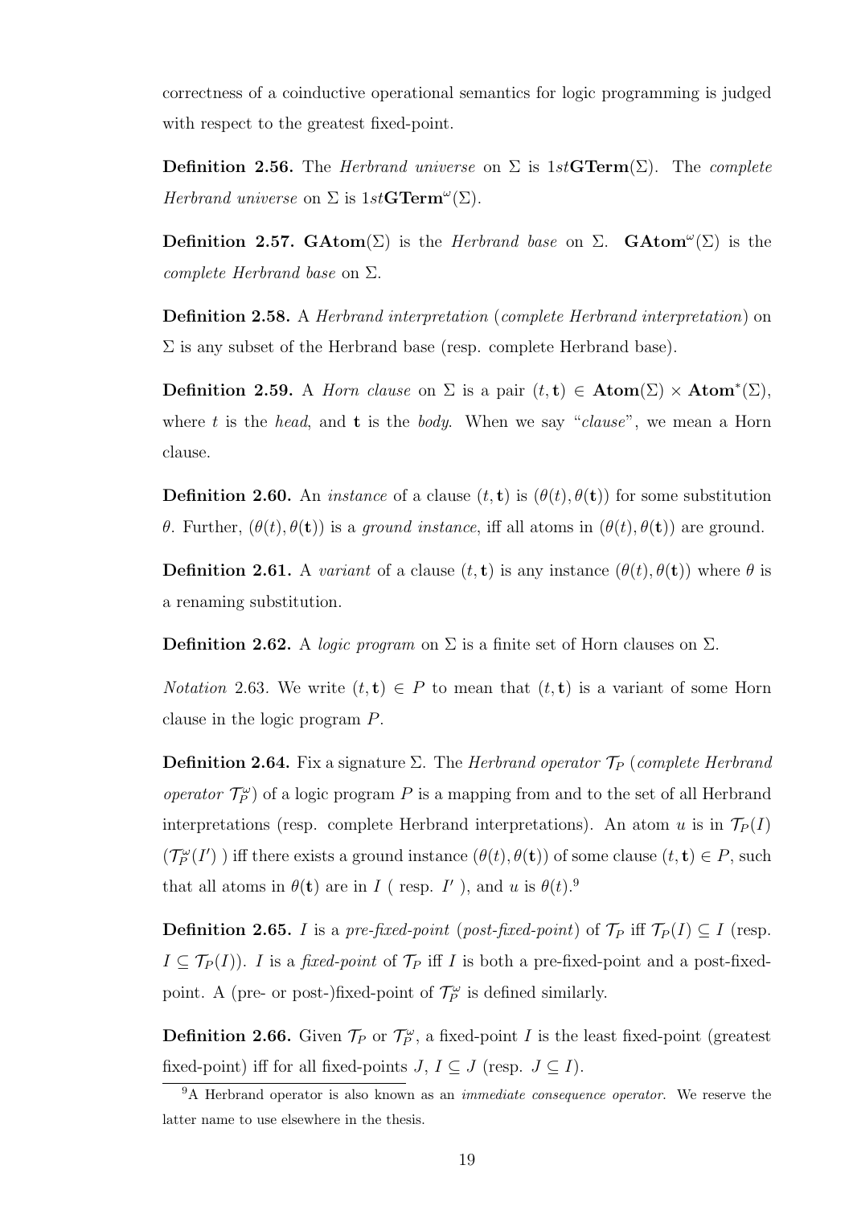correctness of a coinductive operational semantics for logic programming is judged with respect to the greatest fixed-point.

**Definition 2.56.** The *Herbrand universe* on $\Sigma$ is $1st\mathbf{GTerm}(\Sigma)$. The *complete Herbrand universe* on $\Sigma$ is $1st\mathbf{GTerm}^{\omega}(\Sigma)$.

**Definition 2.57.** $\mathbf{GAtom}(\Sigma)$ is the *Herbrand base* on $\Sigma$. $\mathbf{GAtom}^{\omega}(\Sigma)$ is the *complete Herbrand base* on $\Sigma$.

**Definition 2.58.** A *Herbrand interpretation* (*complete Herbrand interpretation*) on $\Sigma$ is any subset of the Herbrand base (resp. complete Herbrand base).

**Definition 2.59.** A *Horn clause* on $\Sigma$ is a pair $(t, \mathbf{t}) \in \mathbf{Atom}(\Sigma) \times \mathbf{Atom}^{*}(\Sigma)$, where $t$ is the *head*, and $\mathbf{t}$ is the *body*. When we say "*clause*", we mean a Horn clause.

**Definition 2.60.** An *instance* of a clause $(t, \mathbf{t})$ is $(\theta(t), \theta(\mathbf{t}))$ for some substitution $\theta$. Further, $(\theta(t), \theta(\mathbf{t}))$ is a *ground instance*, iff all atoms in $(\theta(t), \theta(\mathbf{t}))$ are ground.

**Definition 2.61.** A *variant* of a clause $(t, \mathbf{t})$ is any instance $(\theta(t), \theta(\mathbf{t}))$ where $\theta$ is a renaming substitution.

**Definition 2.62.** A *logic program* on $\Sigma$ is a finite set of Horn clauses on $\Sigma$.

*Notation* 2.63. We write $(t, \mathbf{t}) \in P$ to mean that $(t, \mathbf{t})$ is a variant of some Horn clause in the logic program $P$.

**Definition 2.64.** Fix a signature $\Sigma$. The *Herbrand operator* $\mathcal{T}_P$ (*complete Herbrand operator* $\mathcal{T}_P^{\omega}$) of a logic program $P$ is a mapping from and to the set of all Herbrand interpretations (resp. complete Herbrand interpretations). An atom $u$ is in $\mathcal{T}_P(I)$ ($\mathcal{T}_P^{\omega}(I')$ ) iff there exists a ground instance $(\theta(t), \theta(\mathbf{t}))$ of some clause $(t, \mathbf{t}) \in P$, such that all atoms in $\theta(\mathbf{t})$ are in $I$ ( resp. $I'$ ), and $u$ is $\theta(t)$.[9]

**Definition 2.65.** $I$ is a *pre-fixed-point* (*post-fixed-point*) of $\mathcal{T}_P$ iff $\mathcal{T}_P(I) \subseteq I$ (resp. $I \subseteq \mathcal{T}_P(I)$). $I$ is a *fixed-point* of $\mathcal{T}_P$ iff $I$ is both a pre-fixed-point and a post-fixed-point. A (pre- or post-)fixed-point of $\mathcal{T}_P^{\omega}$ is defined similarly.

**Definition 2.66.** Given $\mathcal{T}_P$ or $\mathcal{T}_P^{\omega}$, a fixed-point $I$ is the least fixed-point (greatest fixed-point) iff for all fixed-points $J$, $I \subseteq J$ (resp. $J \subseteq I$).

[9] A Herbrand operator is also known as an *immediate consequence operator*. We reserve the latter name to use elsewhere in the thesis.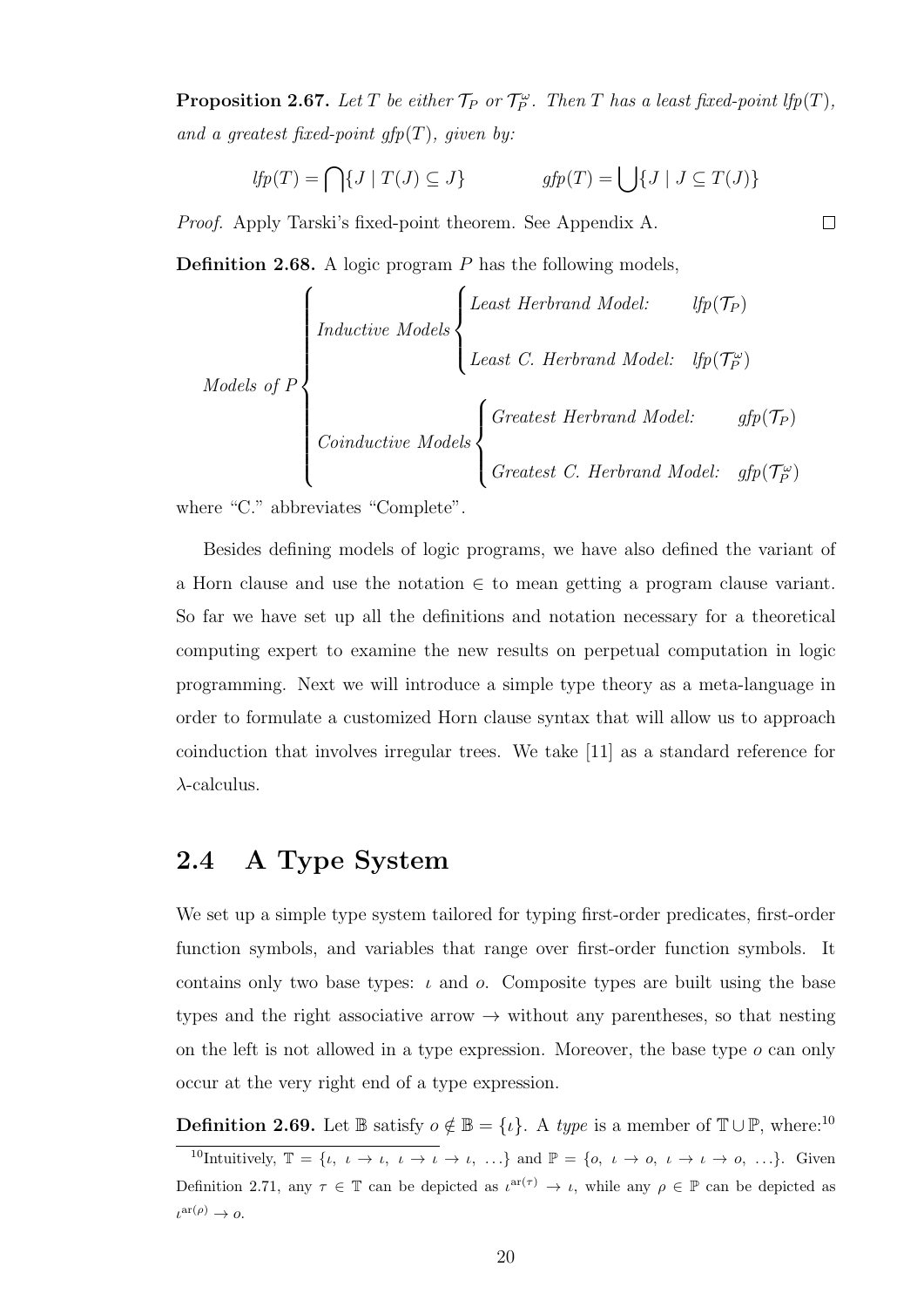**Proposition 2.67.** *Let $T$ be either $\mathcal{T}_P$ or $\mathcal{T}_P^\omega$. Then $T$ has a least fixed-point $lfp(T)$, and a greatest fixed-point $gfp(T)$, given by:*

$$lfp(T) = \bigcap\{J \mid T(J) \subseteq J\} \qquad\qquad gfp(T) = \bigcup\{J \mid J \subseteq T(J)\}$$

*Proof.* Apply Tarski's fixed-point theorem. See Appendix A. $\square$

**Definition 2.68.** A logic program $P$ has the following models,

$$\textit{Models of } P \begin{cases} \textit{Inductive Models} \begin{cases} \textit{Least Herbrand Model:} & lfp(\mathcal{T}_P) \\ \\ \textit{Least C. Herbrand Model:} & lfp(\mathcal{T}_P^\omega) \end{cases} \\ \\ \textit{Coinductive Models} \begin{cases} \textit{Greatest Herbrand Model:} & gfp(\mathcal{T}_P) \\ \\ \textit{Greatest C. Herbrand Model:} & gfp(\mathcal{T}_P^\omega) \end{cases} \end{cases}$$

where "C." abbreviates "Complete".

Besides defining models of logic programs, we have also defined the variant of a Horn clause and use the notation $\Subset$ to mean getting a program clause variant. So far we have set up all the definitions and notation necessary for a theoretical computing expert to examine the new results on perpetual computation in logic programming. Next we will introduce a simple type theory as a meta-language in order to formulate a customized Horn clause syntax that will allow us to approach coinduction that involves irregular trees. We take [11] as a standard reference for $\lambda$-calculus.

## 2.4 A Type System

We set up a simple type system tailored for typing first-order predicates, first-order function symbols, and variables that range over first-order function symbols. It contains only two base types: $\iota$ and $o$. Composite types are built using the base types and the right associative arrow $\rightarrow$ without any parentheses, so that nesting on the left is not allowed in a type expression. Moreover, the base type $o$ can only occur at the very right end of a type expression.

**Definition 2.69.** Let $\mathbb{B}$ satisfy $o \notin \mathbb{B} = \{\iota\}$. A *type* is a member of $\mathbb{T} \cup \mathbb{P}$, where:[10]

[10] Intuitively, $\mathbb{T} = \{\iota,\ \iota \rightarrow \iota,\ \iota \rightarrow \iota \rightarrow \iota,\ \ldots\}$ and $\mathbb{P} = \{o,\ \iota \rightarrow o,\ \iota \rightarrow \iota \rightarrow o,\ \ldots\}$. Given Definition 2.71, any $\tau \in \mathbb{T}$ can be depicted as $\iota^{\text{ar}(\tau)} \rightarrow \iota$, while any $\rho \in \mathbb{P}$ can be depicted as $\iota^{\text{ar}(\rho)} \rightarrow o$.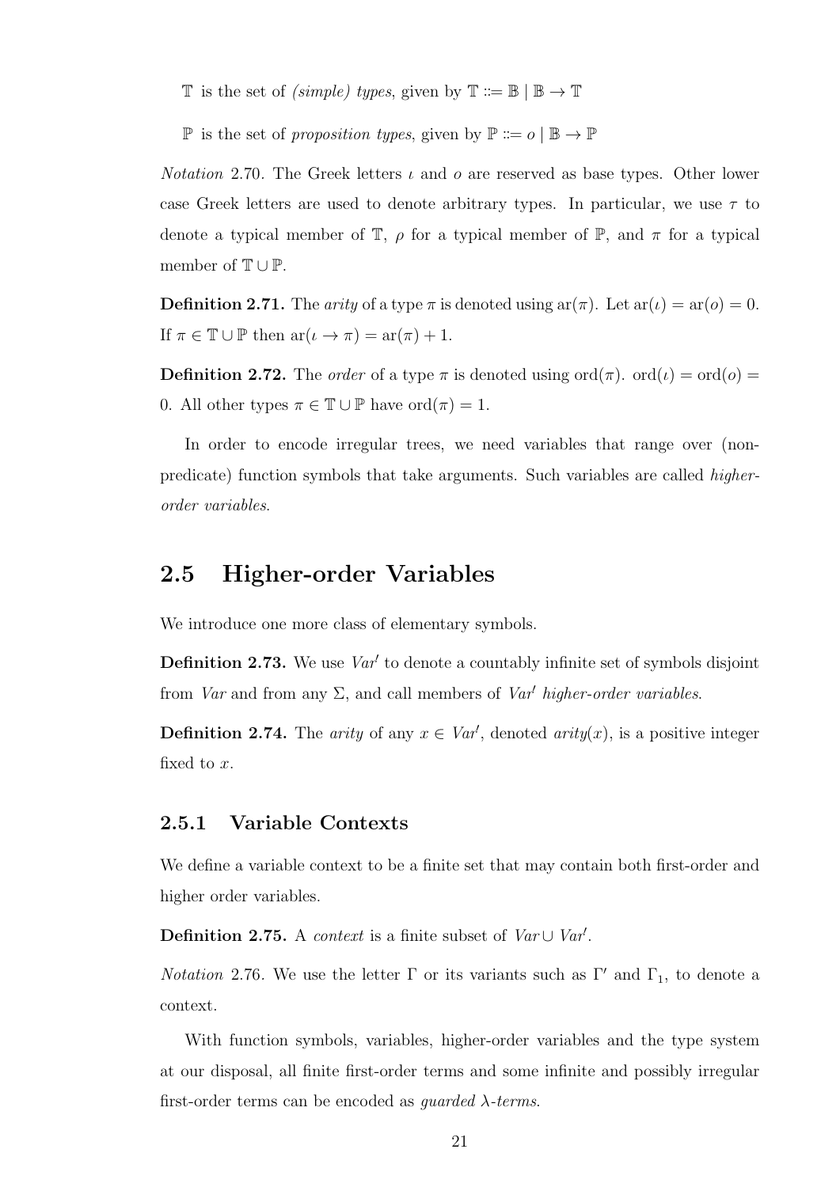$\mathbb{T}$ is the set of *(simple) types*, given by $\mathbb{T} ::= \mathbb{B} \mid \mathbb{B} \to \mathbb{T}$

$\mathbb{P}$ is the set of *proposition types*, given by $\mathbb{P} ::= o \mid \mathbb{B} \to \mathbb{P}$

*Notation* 2.70. The Greek letters $\iota$ and $o$ are reserved as base types. Other lower case Greek letters are used to denote arbitrary types. In particular, we use $\tau$ to denote a typical member of $\mathbb{T}$, $\rho$ for a typical member of $\mathbb{P}$, and $\pi$ for a typical member of $\mathbb{T} \cup \mathbb{P}$.

**Definition 2.71.** The *arity* of a type $\pi$ is denoted using $\mathrm{ar}(\pi)$. Let $\mathrm{ar}(\iota) = \mathrm{ar}(o) = 0$. If $\pi \in \mathbb{T} \cup \mathbb{P}$ then $\mathrm{ar}(\iota \to \pi) = \mathrm{ar}(\pi) + 1$.

**Definition 2.72.** The *order* of a type $\pi$ is denoted using $\mathrm{ord}(\pi)$. $\mathrm{ord}(\iota) = \mathrm{ord}(o) = 0$. All other types $\pi \in \mathbb{T} \cup \mathbb{P}$ have $\mathrm{ord}(\pi) = 1$.

In order to encode irregular trees, we need variables that range over (non-predicate) function symbols that take arguments. Such variables are called *higher-order variables*.

## 2.5 Higher-order Variables

We introduce one more class of elementary symbols.

**Definition 2.73.** We use $\mathit{Var}'$ to denote a countably infinite set of symbols disjoint from $\mathit{Var}$ and from any $\Sigma$, and call members of $\mathit{Var}'$ *higher-order variables*.

**Definition 2.74.** The *arity* of any $x \in \mathit{Var}'$, denoted $\mathit{arity}(x)$, is a positive integer fixed to $x$.

### 2.5.1 Variable Contexts

We define a variable context to be a finite set that may contain both first-order and higher order variables.

**Definition 2.75.** A *context* is a finite subset of $\mathit{Var} \cup \mathit{Var}'$.

*Notation* 2.76. We use the letter $\Gamma$ or its variants such as $\Gamma'$ and $\Gamma_1$, to denote a context.

With function symbols, variables, higher-order variables and the type system at our disposal, all finite first-order terms and some infinite and possibly irregular first-order terms can be encoded as *guarded $\lambda$-terms*.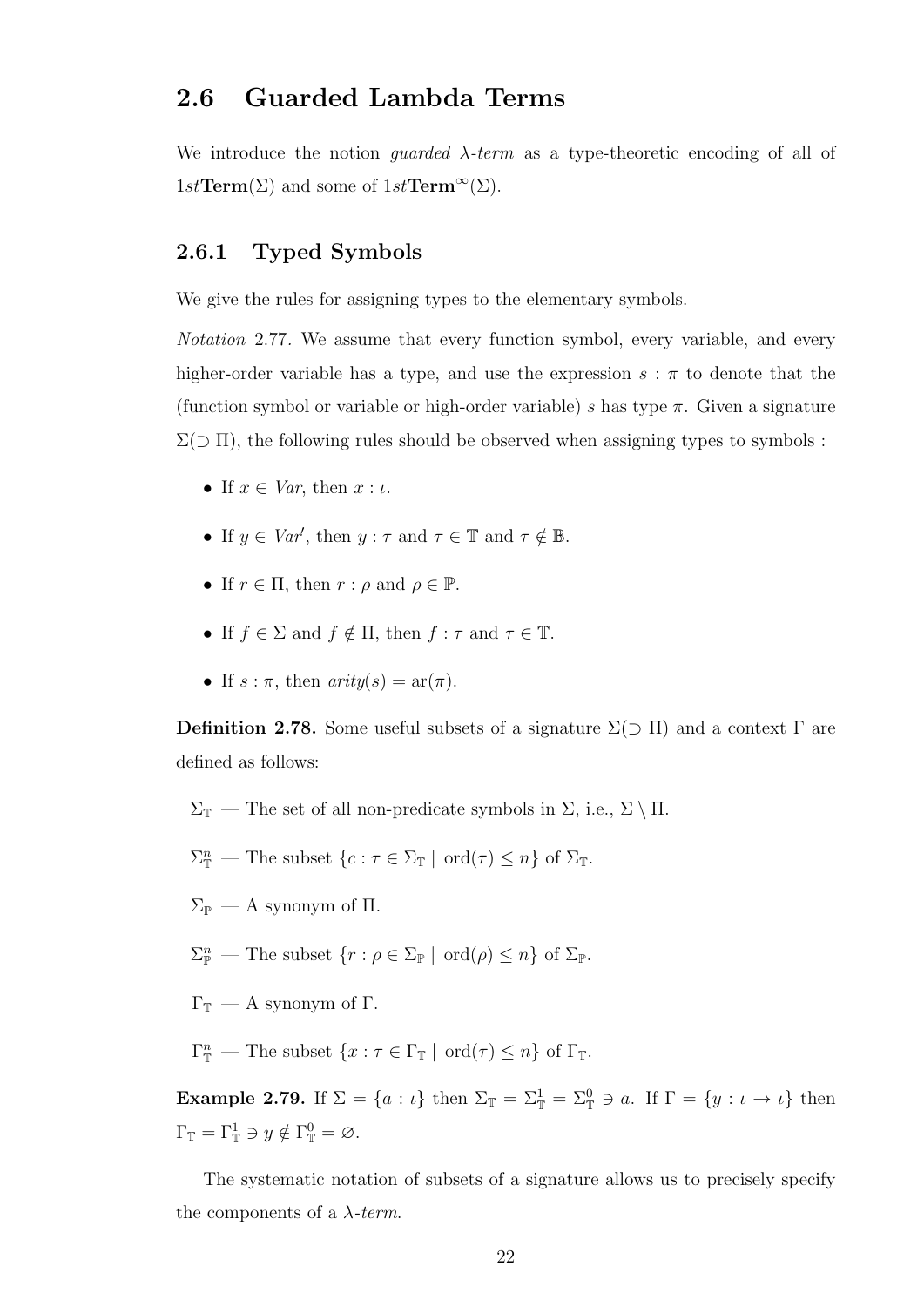## 2.6 Guarded Lambda Terms

We introduce the notion *guarded λ-term* as a type-theoretic encoding of all of $1st\mathbf{Term}(\Sigma)$ and some of $1st\mathbf{Term}^{\infty}(\Sigma)$.

### 2.6.1 Typed Symbols

We give the rules for assigning types to the elementary symbols.

*Notation* 2.77. We assume that every function symbol, every variable, and every higher-order variable has a type, and use the expression $s : \pi$ to denote that the (function symbol or variable or high-order variable) $s$ has type $\pi$. Given a signature $\Sigma(\supset \Pi)$, the following rules should be observed when assigning types to symbols :

- If $x \in \mathit{Var}$, then $x : \iota$.
- If $y \in \mathit{Var}'$, then $y : \tau$ and $\tau \in \mathbb{T}$ and $\tau \notin \mathbb{B}$.
- If $r \in \Pi$, then $r : \rho$ and $\rho \in \mathbb{P}$.
- If $f \in \Sigma$ and $f \notin \Pi$, then $f : \tau$ and $\tau \in \mathbb{T}$.
- If $s : \pi$, then $\mathit{arity}(s) = \mathrm{ar}(\pi)$.

**Definition 2.78.** Some useful subsets of a signature $\Sigma(\supset \Pi)$ and a context $\Gamma$ are defined as follows:

$\Sigma_{\mathbb{T}}$ — The set of all non-predicate symbols in $\Sigma$, i.e., $\Sigma \setminus \Pi$.

$\Sigma_{\mathbb{T}}^{n}$ — The subset $\{c : \tau \in \Sigma_{\mathbb{T}} \mid \mathrm{ord}(\tau) \leq n\}$ of $\Sigma_{\mathbb{T}}$.

$\Sigma_{\mathbb{P}}$ — A synonym of $\Pi$.

$\Sigma_{\mathbb{P}}^{n}$ — The subset $\{r : \rho \in \Sigma_{\mathbb{P}} \mid \mathrm{ord}(\rho) \leq n\}$ of $\Sigma_{\mathbb{P}}$.

$\Gamma_{\mathbb{T}}$ — A synonym of $\Gamma$.

$\Gamma_{\mathbb{T}}^{n}$ — The subset $\{x : \tau \in \Gamma_{\mathbb{T}} \mid \mathrm{ord}(\tau) \leq n\}$ of $\Gamma_{\mathbb{T}}$.

**Example 2.79.** If $\Sigma = \{a : \iota\}$ then $\Sigma_{\mathbb{T}} = \Sigma_{\mathbb{T}}^{1} = \Sigma_{\mathbb{T}}^{0} \ni a$. If $\Gamma = \{y : \iota \to \iota\}$ then $\Gamma_{\mathbb{T}} = \Gamma_{\mathbb{T}}^{1} \ni y \notin \Gamma_{\mathbb{T}}^{0} = \varnothing$.

The systematic notation of subsets of a signature allows us to precisely specify the components of a *λ-term*.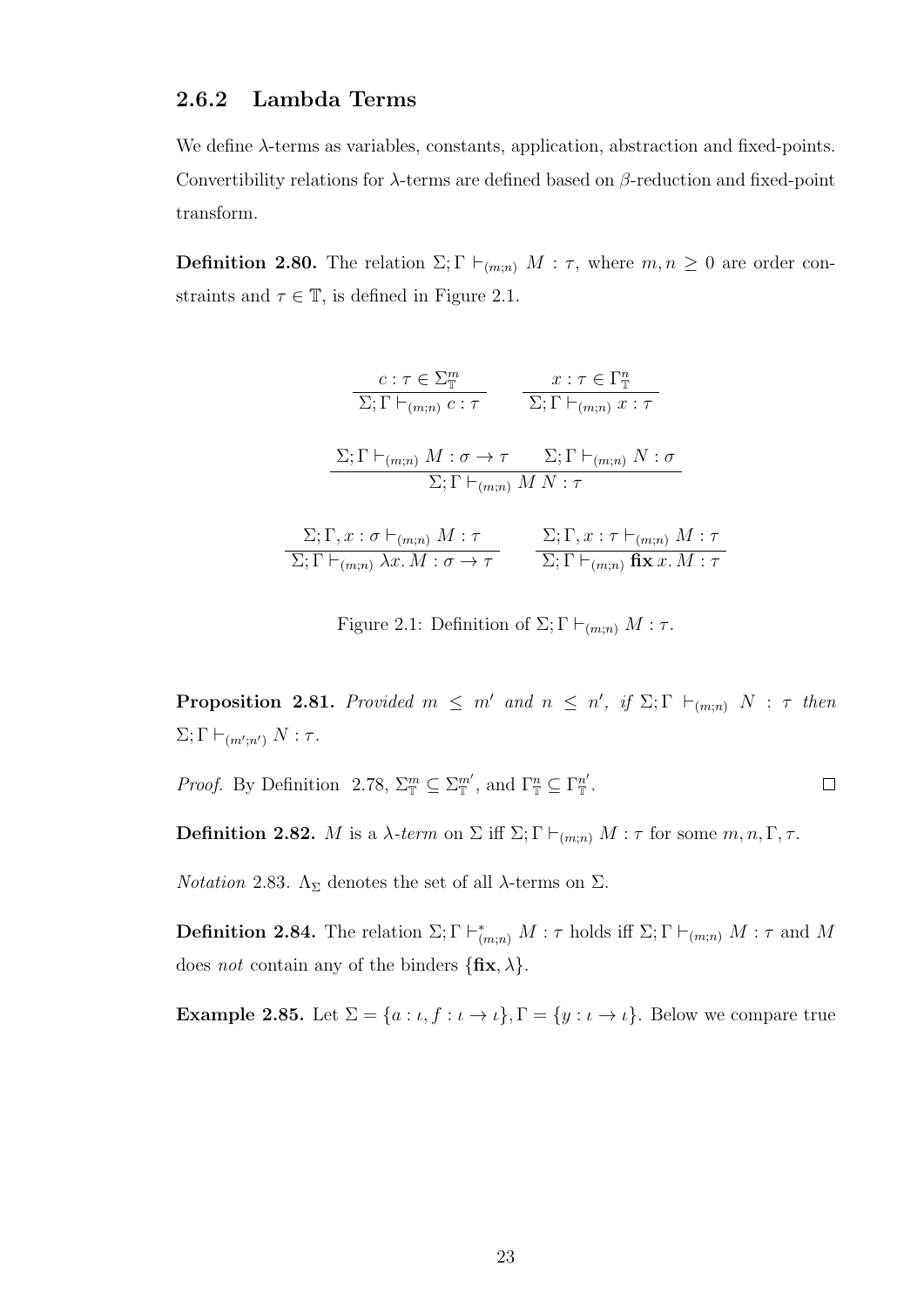### 2.6.2 Lambda Terms

We define $\lambda$-terms as variables, constants, application, abstraction and fixed-points. Convertibility relations for $\lambda$-terms are defined based on $\beta$-reduction and fixed-point transform.

**Definition 2.80.** The relation $\Sigma; \Gamma \vdash_{(m;n)} M : \tau$, where $m, n \geq 0$ are order constraints and $\tau \in \mathbb{T}$, is defined in Figure 2.1.

$$\frac{c : \tau \in \Sigma^m_{\mathbb{T}}}{\Sigma; \Gamma \vdash_{(m;n)} c : \tau} \qquad \frac{x : \tau \in \Gamma^n_{\mathbb{T}}}{\Sigma; \Gamma \vdash_{(m;n)} x : \tau}$$

$$\frac{\Sigma; \Gamma \vdash_{(m;n)} M : \sigma \to \tau \qquad \Sigma; \Gamma \vdash_{(m;n)} N : \sigma}{\Sigma; \Gamma \vdash_{(m;n)} M\, N : \tau}$$

$$\frac{\Sigma; \Gamma, x : \sigma \vdash_{(m;n)} M : \tau}{\Sigma; \Gamma \vdash_{(m;n)} \lambda x.\, M : \sigma \to \tau} \qquad \frac{\Sigma; \Gamma, x : \tau \vdash_{(m;n)} M : \tau}{\Sigma; \Gamma \vdash_{(m;n)} \mathbf{fix}\, x.\, M : \tau}$$

Figure 2.1: Definition of $\Sigma; \Gamma \vdash_{(m;n)} M : \tau$.

**Proposition 2.81.** *Provided $m \leq m'$ and $n \leq n'$, if $\Sigma; \Gamma \vdash_{(m;n)} N : \tau$ then $\Sigma; \Gamma \vdash_{(m';n')} N : \tau$.*

*Proof.* By Definition 2.78, $\Sigma^m_{\mathbb{T}} \subseteq \Sigma^{m'}_{\mathbb{T}}$, and $\Gamma^n_{\mathbb{T}} \subseteq \Gamma^{n'}_{\mathbb{T}}$. $\square$

**Definition 2.82.** $M$ is a *$\lambda$-term* on $\Sigma$ iff $\Sigma; \Gamma \vdash_{(m;n)} M : \tau$ for some $m, n, \Gamma, \tau$.

*Notation* 2.83. $\Lambda_\Sigma$ denotes the set of all $\lambda$-terms on $\Sigma$.

**Definition 2.84.** The relation $\Sigma; \Gamma \vdash^*_{(m;n)} M : \tau$ holds iff $\Sigma; \Gamma \vdash_{(m;n)} M : \tau$ and $M$ does *not* contain any of the binders $\{\mathbf{fix}, \lambda\}$.

**Example 2.85.** Let $\Sigma = \{a : \iota, f : \iota \to \iota\}, \Gamma = \{y : \iota \to \iota\}$. Below we compare true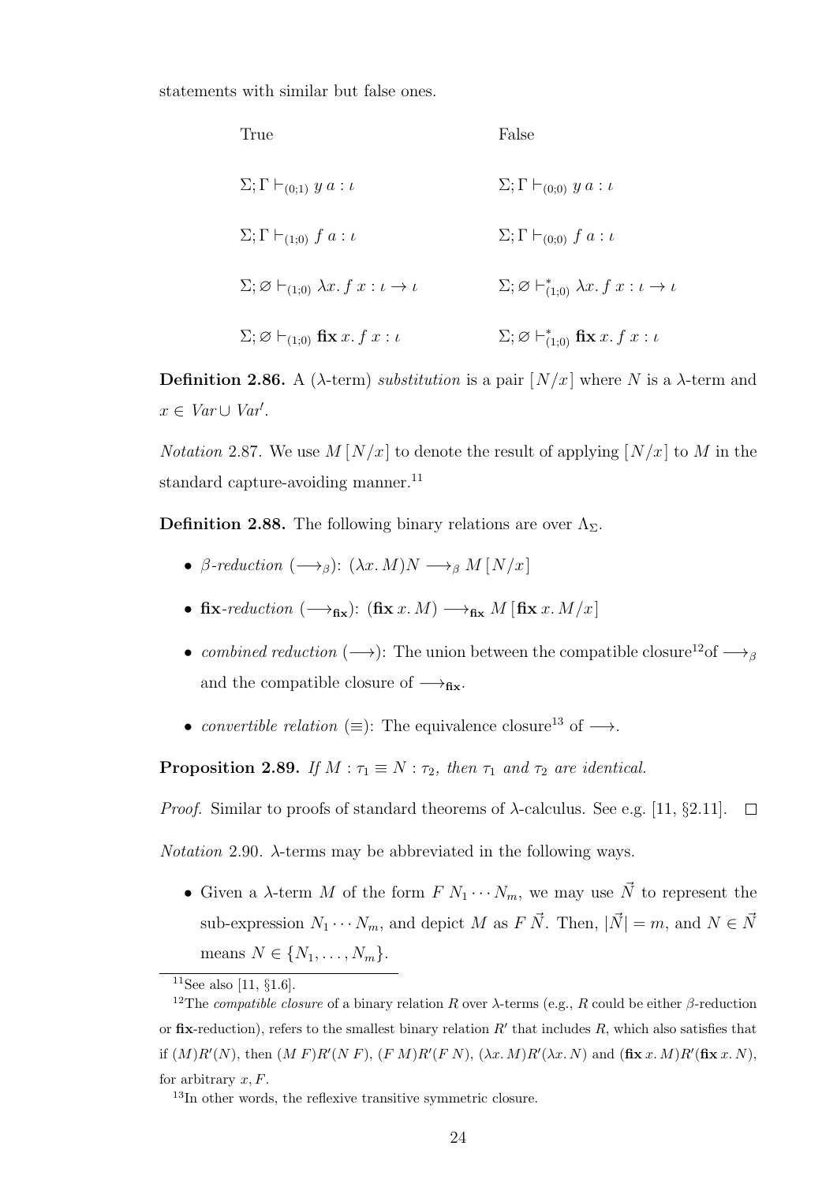statements with similar but false ones.

| True | False |
| --- | --- |
| $\Sigma; \Gamma \vdash_{(0;1)} y\ a : \iota$ | $\Sigma; \Gamma \vdash_{(0;0)} y\ a : \iota$ |
| $\Sigma; \Gamma \vdash_{(1;0)} f\ a : \iota$ | $\Sigma; \Gamma \vdash_{(0;0)} f\ a : \iota$ |
| $\Sigma; \varnothing \vdash_{(1;0)} \lambda x.\, f\ x : \iota \to \iota$ | $\Sigma; \varnothing \vdash^{*}_{(1;0)} \lambda x.\, f\ x : \iota \to \iota$ |
| $\Sigma; \varnothing \vdash_{(1;0)} \mathbf{fix}\, x.\, f\ x : \iota$ | $\Sigma; \varnothing \vdash^{*}_{(1;0)} \mathbf{fix}\, x.\, f\ x : \iota$ |

**Definition 2.86.** A ($\lambda$-term) *substitution* is a pair $[N/x]$ where $N$ is a $\lambda$-term and $x \in \mathit{Var} \cup \mathit{Var}'$.

*Notation* 2.87. We use $M\,[N/x]$ to denote the result of applying $[N/x]$ to $M$ in the standard capture-avoiding manner.[11]

**Definition 2.88.** The following binary relations are over $\Lambda_\Sigma$.

- *$\beta$-reduction* ($\longrightarrow_\beta$): $(\lambda x.\, M)N \longrightarrow_\beta M\,[N/x]$
- **fix**-*reduction* ($\longrightarrow_{\mathbf{fix}}$): $(\mathbf{fix}\, x.\, M) \longrightarrow_{\mathbf{fix}} M\,[\mathbf{fix}\, x.\, M/x]$
- *combined reduction* ($\longrightarrow$): The union between the compatible closure[12]of $\longrightarrow_\beta$ and the compatible closure of $\longrightarrow_{\mathbf{fix}}$.
- *convertible relation* ($\equiv$): The equivalence closure[13] of $\longrightarrow$.

**Proposition 2.89.** *If $M : \tau_1 \equiv N : \tau_2$, then $\tau_1$ and $\tau_2$ are identical.*

*Proof.* Similar to proofs of standard theorems of $\lambda$-calculus. See e.g. [11, §2.11]. $\square$

*Notation* 2.90. $\lambda$-terms may be abbreviated in the following ways.

- Given a $\lambda$-term $M$ of the form $F\ N_1 \cdots N_m$, we may use $\vec{N}$ to represent the sub-expression $N_1 \cdots N_m$, and depict $M$ as $F\ \vec{N}$. Then, $|\vec{N}| = m$, and $N \in \vec{N}$ means $N \in \{N_1, \ldots, N_m\}$.

---

[11] See also [11, §1.6].

[12] The *compatible closure* of a binary relation $R$ over $\lambda$-terms (e.g., $R$ could be either $\beta$-reduction or **fix**-reduction), refers to the smallest binary relation $R'$ that includes $R$, which also satisfies that if $(M)R'(N)$, then $(M\ F)R'(N\ F)$, $(F\ M)R'(F\ N)$, $(\lambda x.\, M)R'(\lambda x.\, N)$ and $(\mathbf{fix}\, x.\, M)R'(\mathbf{fix}\, x.\, N)$, for arbitrary $x, F$.

[13] In other words, the reflexive transitive symmetric closure.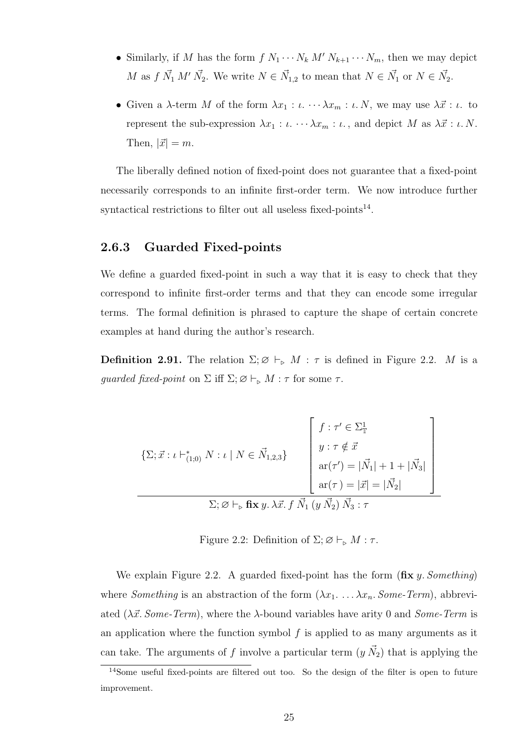- Similarly, if $M$ has the form $f\ N_1 \cdots N_k\ M'\ N_{k+1} \cdots N_m$, then we may depict $M$ as $f\ \vec{N}_1\ M'\ \vec{N}_2$. We write $N \in \vec{N}_{1,2}$ to mean that $N \in \vec{N}_1$ or $N \in \vec{N}_2$.

- Given a $\lambda$-term $M$ of the form $\lambda x_1 : \iota.\ \cdots \lambda x_m : \iota.\ N$, we may use $\lambda\vec{x} : \iota.$ to represent the sub-expression $\lambda x_1 : \iota.\ \cdots \lambda x_m : \iota.$, and depict $M$ as $\lambda\vec{x} : \iota.\ N$. Then, $|\vec{x}| = m$.

The liberally defined notion of fixed-point does not guarantee that a fixed-point necessarily corresponds to an infinite first-order term. We now introduce further syntactical restrictions to filter out all useless fixed-points[14].

### 2.6.3 Guarded Fixed-points

We define a guarded fixed-point in such a way that it is easy to check that they correspond to infinite first-order terms and that they can encode some irregular terms. The formal definition is phrased to capture the shape of certain concrete examples at hand during the author's research.

**Definition 2.91.** The relation $\Sigma; \varnothing \vdash_{\triangleright} M : \tau$ is defined in Figure 2.2. $M$ is a *guarded fixed-point* on $\Sigma$ iff $\Sigma; \varnothing \vdash_{\triangleright} M : \tau$ for some $\tau$.

$$\frac{\{\Sigma; \vec{x} : \iota \vdash^{*}_{(1;0)} N : \iota \mid N \in \vec{N}_{1,2,3}\} \qquad \left[\begin{array}{l} f : \tau' \in \Sigma^{1}_{\mathbb{T}} \\ y : \tau \notin \vec{x} \\ \mathrm{ar}(\tau') = |\vec{N}_1| + 1 + |\vec{N}_3| \\ \mathrm{ar}(\tau\,) = |\vec{x}| = |\vec{N}_2| \end{array}\right]}{\Sigma; \varnothing \vdash_{\triangleright} \mathbf{fix}\, y.\, \lambda\vec{x}.\, f\ \vec{N}_1\ (y\ \vec{N}_2)\ \vec{N}_3 : \tau}$$

Figure 2.2: Definition of $\Sigma; \varnothing \vdash_{\triangleright} M : \tau$.

We explain Figure 2.2. A guarded fixed-point has the form ($\mathbf{fix}\ y.\ \mathit{Something}$) where *Something* is an abstraction of the form ($\lambda x_1.\ \ldots \lambda x_n.\ \mathit{Some\text{-}Term}$), abbreviated ($\lambda\vec{x}.\ \mathit{Some\text{-}Term}$), where the $\lambda$-bound variables have arity 0 and *Some-Term* is an application where the function symbol $f$ is applied to as many arguments as it can take. The arguments of $f$ involve a particular term ($y\ \vec{N}_2$) that is applying the

[14] Some useful fixed-points are filtered out too. So the design of the filter is open to future improvement.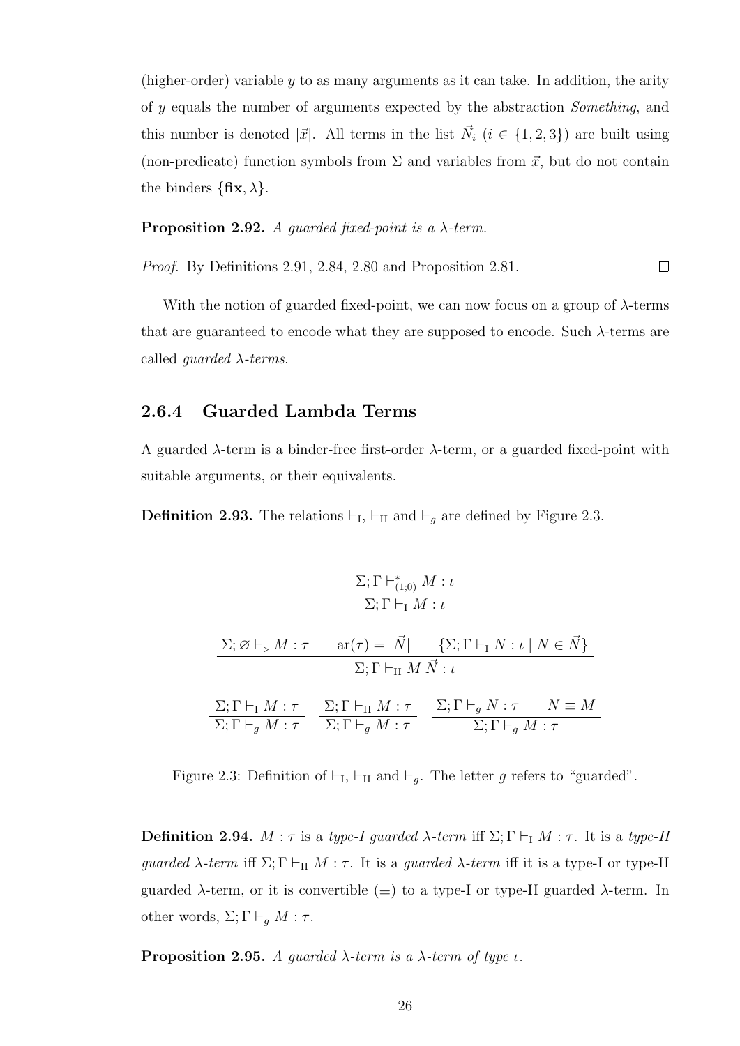(higher-order) variable $y$ to as many arguments as it can take. In addition, the arity of $y$ equals the number of arguments expected by the abstraction *Something*, and this number is denoted $|\vec{x}|$. All terms in the list $\vec{N}_i$ ($i \in \{1, 2, 3\}$) are built using (non-predicate) function symbols from $\Sigma$ and variables from $\vec{x}$, but do not contain the binders $\{\mathbf{fix}, \lambda\}$.

**Proposition 2.92.** *A guarded fixed-point is a $\lambda$-term.*

*Proof.* By Definitions 2.91, 2.84, 2.80 and Proposition 2.81. $\square$

With the notion of guarded fixed-point, we can now focus on a group of $\lambda$-terms that are guaranteed to encode what they are supposed to encode. Such $\lambda$-terms are called *guarded $\lambda$-terms*.

### 2.6.4 Guarded Lambda Terms

A guarded $\lambda$-term is a binder-free first-order $\lambda$-term, or a guarded fixed-point with suitable arguments, or their equivalents.

**Definition 2.93.** The relations $\vdash_{\mathrm{I}}$, $\vdash_{\mathrm{II}}$ and $\vdash_g$ are defined by Figure 2.3.

$$\frac{\Sigma; \Gamma \vdash^*_{(1;0)} M : \iota}{\Sigma; \Gamma \vdash_{\mathrm{I}} M : \iota}$$

$$\frac{\Sigma; \varnothing \vdash_{\triangleright} M : \tau \qquad \mathrm{ar}(\tau) = |\vec{N}| \qquad \{\Sigma; \Gamma \vdash_{\mathrm{I}} N : \iota \mid N \in \vec{N}\}}{\Sigma; \Gamma \vdash_{\mathrm{II}} M\, \vec{N} : \iota}$$

$$\frac{\Sigma; \Gamma \vdash_{\mathrm{I}} M : \tau}{\Sigma; \Gamma \vdash_g M : \tau} \qquad \frac{\Sigma; \Gamma \vdash_{\mathrm{II}} M : \tau}{\Sigma; \Gamma \vdash_g M : \tau} \qquad \frac{\Sigma; \Gamma \vdash_g N : \tau \qquad N \equiv M}{\Sigma; \Gamma \vdash_g M : \tau}$$

Figure 2.3: Definition of $\vdash_{\mathrm{I}}$, $\vdash_{\mathrm{II}}$ and $\vdash_g$. The letter $g$ refers to "guarded".

**Definition 2.94.** $M : \tau$ is a *type-I guarded $\lambda$-term* iff $\Sigma; \Gamma \vdash_{\mathrm{I}} M : \tau$. It is a *type-II guarded $\lambda$-term* iff $\Sigma; \Gamma \vdash_{\mathrm{II}} M : \tau$. It is a *guarded $\lambda$-term* iff it is a type-I or type-II guarded $\lambda$-term, or it is convertible ($\equiv$) to a type-I or type-II guarded $\lambda$-term. In other words, $\Sigma; \Gamma \vdash_g M : \tau$.

**Proposition 2.95.** *A guarded $\lambda$-term is a $\lambda$-term of type $\iota$.*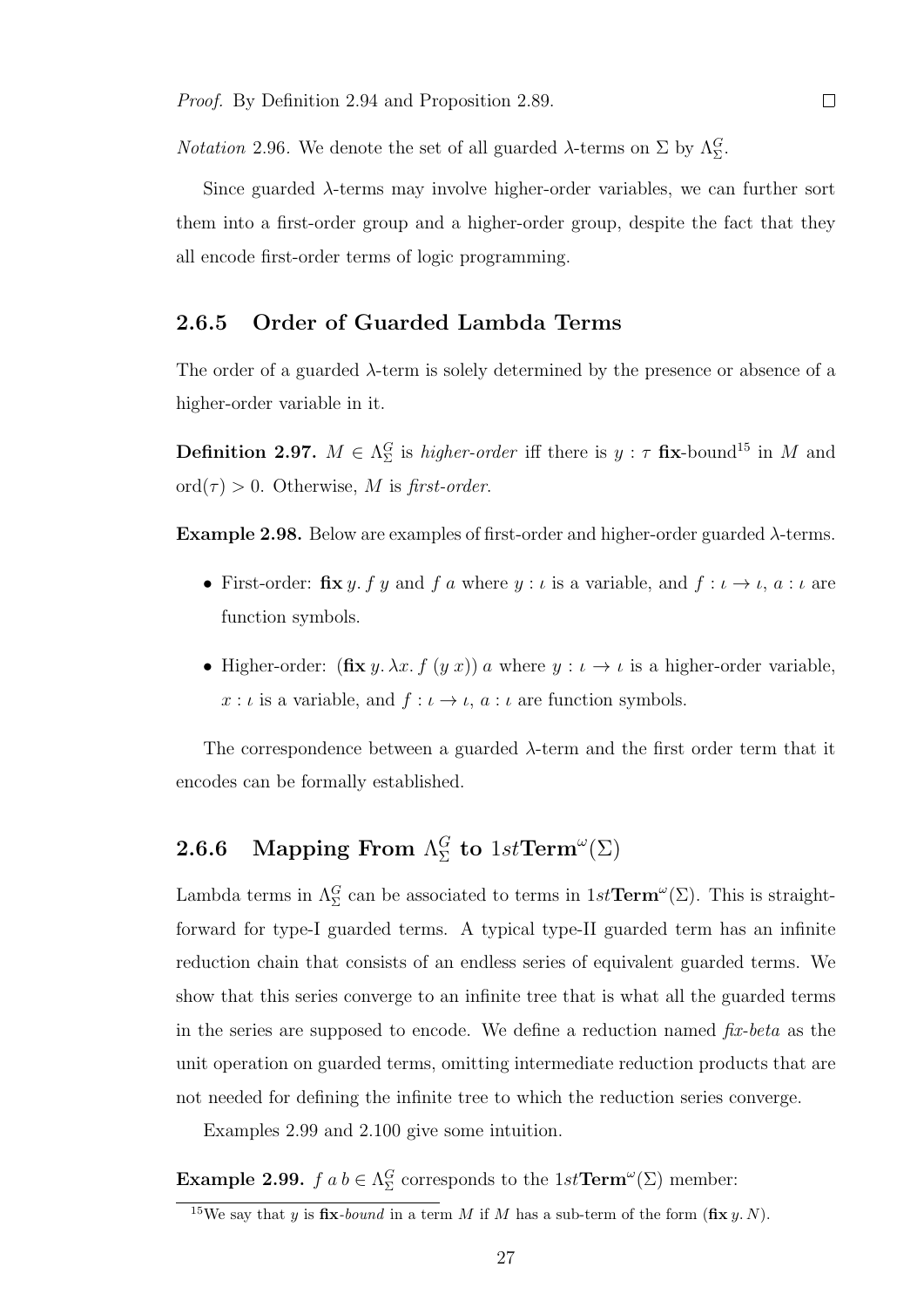*Proof.* By Definition 2.94 and Proposition 2.89. □

*Notation* 2.96. We denote the set of all guarded λ-terms on Σ by $\Lambda^G_\Sigma$.

Since guarded λ-terms may involve higher-order variables, we can further sort them into a first-order group and a higher-order group, despite the fact that they all encode first-order terms of logic programming.

### 2.6.5 Order of Guarded Lambda Terms

The order of a guarded λ-term is solely determined by the presence or absence of a higher-order variable in it.

**Definition 2.97.** $M \in \Lambda^G_\Sigma$ is *higher-order* iff there is $y : \tau$ **fix**-bound[15] in $M$ and $\text{ord}(\tau) > 0$. Otherwise, $M$ is *first-order*.

**Example 2.98.** Below are examples of first-order and higher-order guarded λ-terms.

- First-order: $\textbf{fix}\, y.\, f\ y$ and $f\ a$ where $y : \iota$ is a variable, and $f : \iota \to \iota$, $a : \iota$ are function symbols.

- Higher-order: $(\textbf{fix}\, y.\, \lambda x.\, f\ (y\ x))\ a$ where $y : \iota \to \iota$ is a higher-order variable, $x : \iota$ is a variable, and $f : \iota \to \iota$, $a : \iota$ are function symbols.

The correspondence between a guarded λ-term and the first order term that it encodes can be formally established.

### 2.6.6 Mapping From $\Lambda^G_\Sigma$ to $1st\textbf{Term}^\omega(\Sigma)$

Lambda terms in $\Lambda^G_\Sigma$ can be associated to terms in $1st\textbf{Term}^\omega(\Sigma)$. This is straightforward for type-I guarded terms. A typical type-II guarded term has an infinite reduction chain that consists of an endless series of equivalent guarded terms. We show that this series converge to an infinite tree that is what all the guarded terms in the series are supposed to encode. We define a reduction named *fix-beta* as the unit operation on guarded terms, omitting intermediate reduction products that are not needed for defining the infinite tree to which the reduction series converge.

Examples 2.99 and 2.100 give some intuition.

**Example 2.99.** $f\ a\ b \in \Lambda^G_\Sigma$ corresponds to the $1st\textbf{Term}^\omega(\Sigma)$ member:

[15] We say that $y$ is **fix**-*bound* in a term $M$ if $M$ has a sub-term of the form $(\textbf{fix}\, y.\, N)$.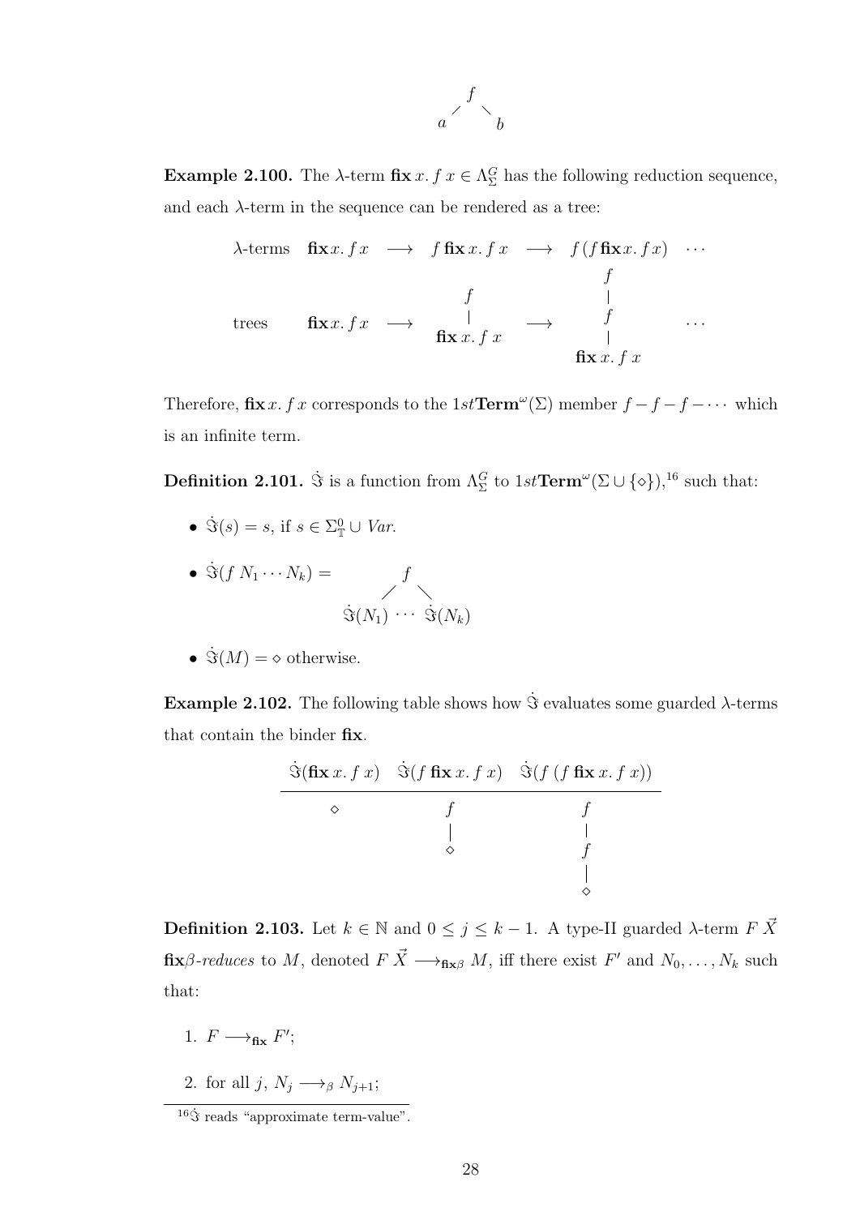$$
\begin{array}{ccc}
 & f & \\
 \swarrow & & \searrow \\
a & & b
\end{array}
$$

**Example 2.100.** The $\lambda$-term $\mathbf{fix}\, x.\, f\, x \in \Lambda^G_\Sigma$ has the following reduction sequence, and each $\lambda$-term in the sequence can be rendered as a tree:

$$
\begin{array}{lccccccc}
\lambda\text{-terms} & \mathbf{fix}\, x.\, f\, x & \longrightarrow & f\, \mathbf{fix}\, x.\, f\, x & \longrightarrow & f\,(f\, \mathbf{fix}\, x.\, f\, x) & \cdots \\
\text{trees} & \mathbf{fix}\, x.\, f\, x & \longrightarrow & \begin{array}{c} f \\ | \\ \mathbf{fix}\, x.\, f\, x \end{array} & \longrightarrow & \begin{array}{c} f \\ | \\ f \\ | \\ \mathbf{fix}\, x.\, f\, x \end{array} & \cdots
\end{array}
$$

Therefore, $\mathbf{fix}\, x.\, f\, x$ corresponds to the $1st\mathbf{Term}^\omega(\Sigma)$ member $f - f - f - \cdots$ which is an infinite term.

**Definition 2.101.** $\dot{\Im}$ is a function from $\Lambda^G_\Sigma$ to $1st\mathbf{Term}^\omega(\Sigma \cup \{\diamond\})$,[16] such that:

- $\dot{\Im}(s) = s$, if $s \in \Sigma^0_{\mathbb{T}} \cup \mathit{Var}$.
- $\dot{\Im}(f\, N_1 \cdots N_k) = \begin{array}{ccc} & f & \\ \swarrow & & \searrow \\ \dot{\Im}(N_1) & \cdots & \dot{\Im}(N_k) \end{array}$
- $\dot{\Im}(M) = \diamond$ otherwise.

**Example 2.102.** The following table shows how $\dot{\Im}$ evaluates some guarded $\lambda$-terms that contain the binder $\mathbf{fix}$.

| $\dot{\Im}(\mathbf{fix}\, x.\, f\, x)$ | $\dot{\Im}(f\, \mathbf{fix}\, x.\, f\, x)$ | $\dot{\Im}(f\,(f\, \mathbf{fix}\, x.\, f\, x))$ |
|---|---|---|
| $\diamond$ | $f - \diamond$ | $f - f - \diamond$ |

**Definition 2.103.** Let $k \in \mathbb{N}$ and $0 \le j \le k-1$. A type-II guarded $\lambda$-term $F\, \vec{X}$ $\mathbf{fix}\beta$*-reduces* to $M$, denoted $F\, \vec{X} \longrightarrow_{\mathbf{fix}\beta} M$, iff there exist $F'$ and $N_0, \ldots, N_k$ such that:

1. $F \longrightarrow_{\mathbf{fix}} F'$;
2. for all $j$, $N_j \longrightarrow_\beta N_{j+1}$;

[16] $\dot{\Im}$ reads "approximate term-value".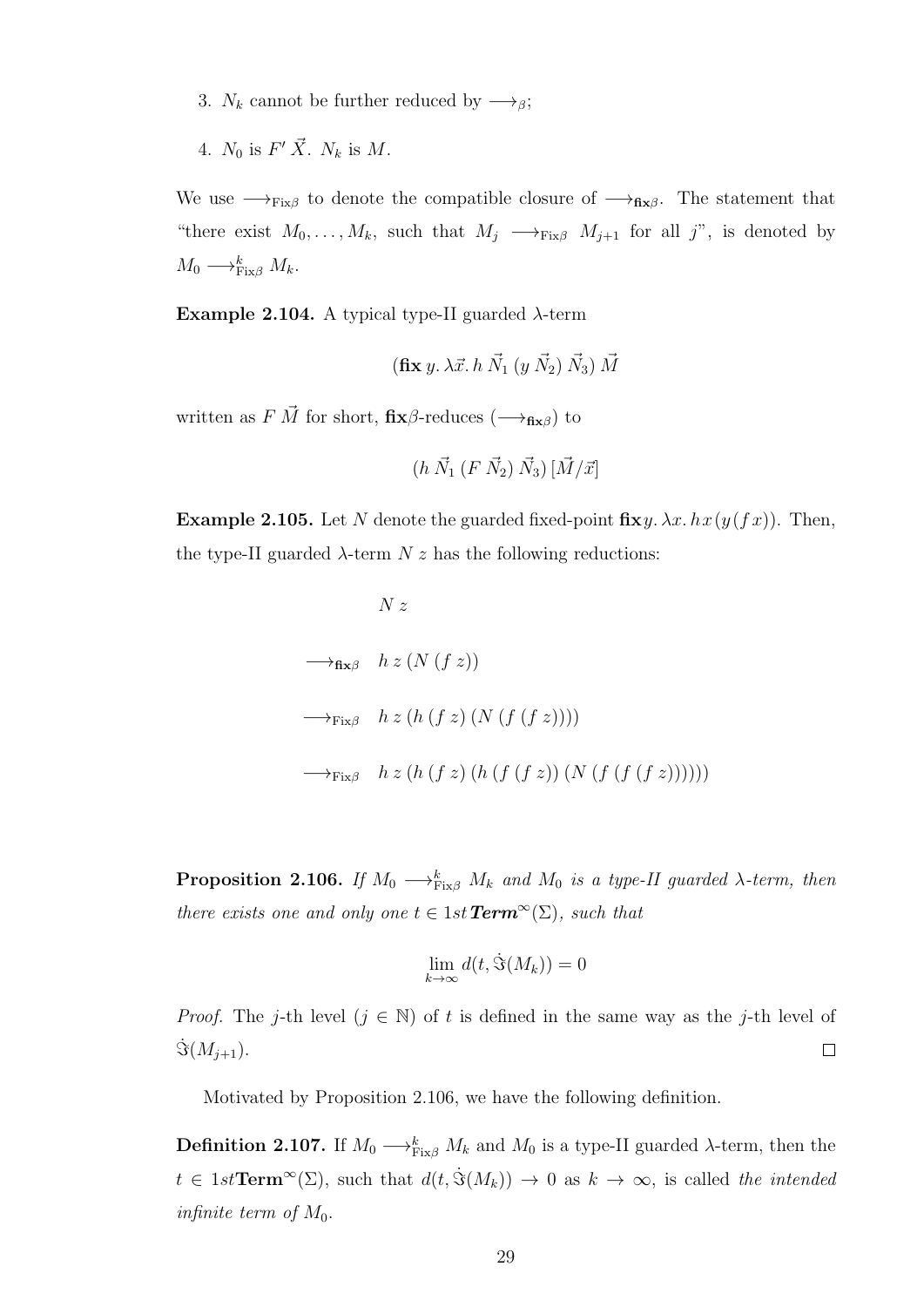3. $N_k$ cannot be further reduced by $\longrightarrow_\beta$;

4. $N_0$ is $F' \, \vec{X}$. $N_k$ is $M$.

We use $\longrightarrow_{\mathrm{Fix}\beta}$ to denote the compatible closure of $\longrightarrow_{\mathbf{fix}\beta}$. The statement that "there exist $M_0, \ldots, M_k$, such that $M_j \longrightarrow_{\mathrm{Fix}\beta} M_{j+1}$ for all $j$", is denoted by $M_0 \longrightarrow^k_{\mathrm{Fix}\beta} M_k$.

**Example 2.104.** A typical type-II guarded $\lambda$-term

$$(\mathbf{fix}\, y.\, \lambda \vec{x}.\, h\, \vec{N}_1\, (y\, \vec{N}_2)\, \vec{N}_3)\, \vec{M}$$

written as $F\, \vec{M}$ for short, $\mathbf{fix}\beta$-reduces ($\longrightarrow_{\mathbf{fix}\beta}$) to

$$(h\, \vec{N}_1\, (F\, \vec{N}_2)\, \vec{N}_3)\, [\vec{M}/\vec{x}]$$

**Example 2.105.** Let $N$ denote the guarded fixed-point $\mathbf{fix} y.\, \lambda x.\, h\, x\, (y\, (f\, x))$. Then, the type-II guarded $\lambda$-term $N\, z$ has the following reductions:

$$\begin{array}{ll} & N\ z \\ \longrightarrow_{\mathbf{fix}\beta} & h\ z\ (N\ (f\ z)) \\ \longrightarrow_{\mathrm{Fix}\beta} & h\ z\ (h\ (f\ z)\ (N\ (f\ (f\ z)))) \\ \longrightarrow_{\mathrm{Fix}\beta} & h\ z\ (h\ (f\ z)\ (h\ (f\ (f\ z))\ (N\ (f\ (f\ (f\ z)))))) \end{array}$$

**Proposition 2.106.** *If $M_0 \longrightarrow^k_{\mathrm{Fix}\beta} M_k$ and $M_0$ is a type-II guarded $\lambda$-term, then there exists one and only one $t \in 1st\boldsymbol{Term}^\infty(\Sigma)$, such that*

$$\lim_{k \to \infty} d(t, \dot{\Im}(M_k)) = 0$$

*Proof.* The $j$-th level ($j \in \mathbb{N}$) of $t$ is defined in the same way as the $j$-th level of $\dot{\Im}(M_{j+1})$. $\square$

Motivated by Proposition 2.106, we have the following definition.

**Definition 2.107.** If $M_0 \longrightarrow^k_{\mathrm{Fix}\beta} M_k$ and $M_0$ is a type-II guarded $\lambda$-term, then the $t \in 1st\mathbf{Term}^\infty(\Sigma)$, such that $d(t, \dot{\Im}(M_k)) \to 0$ as $k \to \infty$, is called *the intended infinite term of* $M_0$.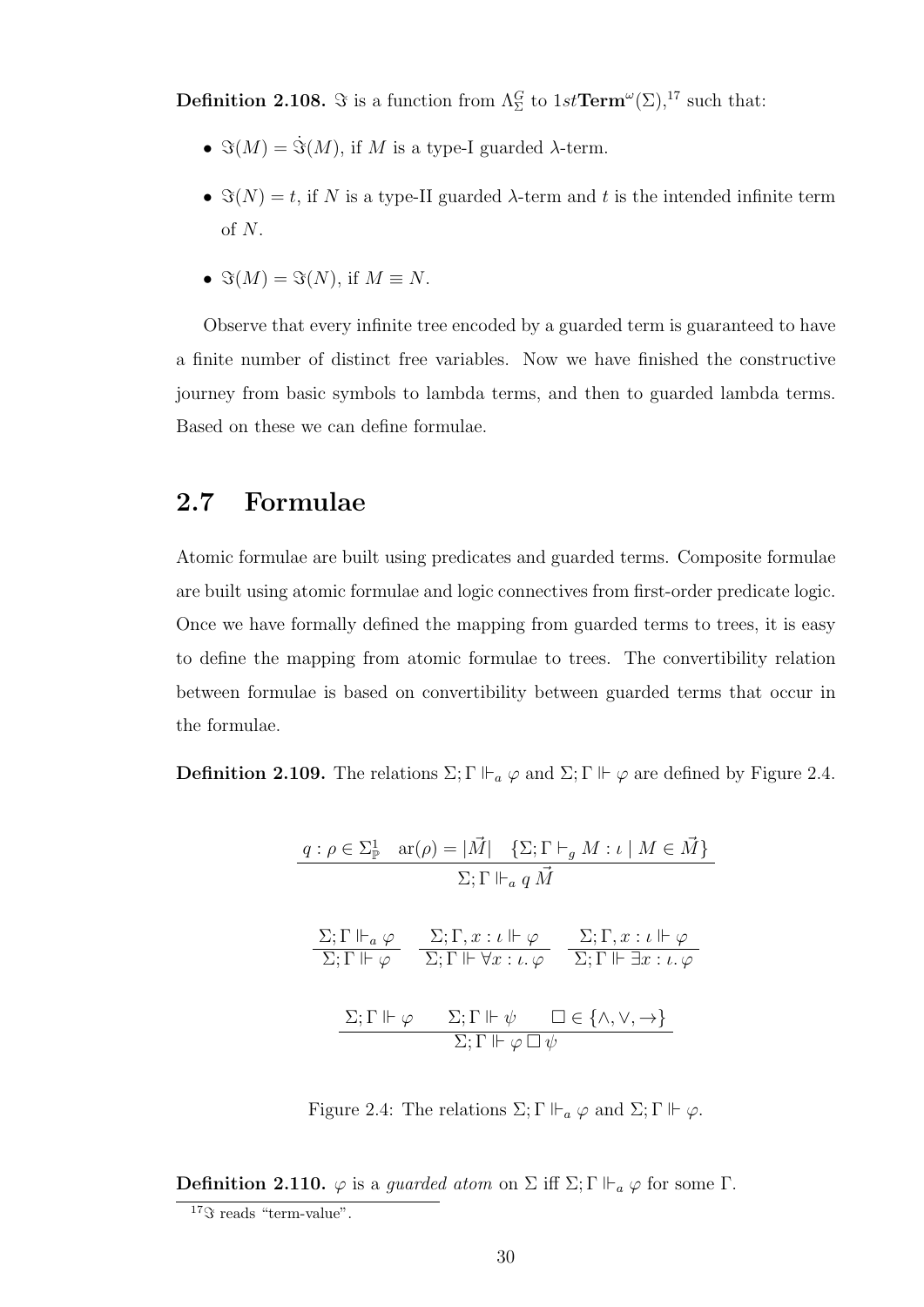**Definition 2.108.** $\Im$ is a function from $\Lambda^G_\Sigma$ to $1st\mathbf{Term}^\omega(\Sigma)$,[17] such that:

- $\Im(M) = \dot{\Im}(M)$, if $M$ is a type-I guarded $\lambda$-term.
- $\Im(N) = t$, if $N$ is a type-II guarded $\lambda$-term and $t$ is the intended infinite term of $N$.
- $\Im(M) = \Im(N)$, if $M \equiv N$.

Observe that every infinite tree encoded by a guarded term is guaranteed to have a finite number of distinct free variables. Now we have finished the constructive journey from basic symbols to lambda terms, and then to guarded lambda terms. Based on these we can define formulae.

## 2.7 Formulae

Atomic formulae are built using predicates and guarded terms. Composite formulae are built using atomic formulae and logic connectives from first-order predicate logic. Once we have formally defined the mapping from guarded terms to trees, it is easy to define the mapping from atomic formulae to trees. The convertibility relation between formulae is based on convertibility between guarded terms that occur in the formulae.

**Definition 2.109.** The relations $\Sigma; \Gamma \Vdash_a \varphi$ and $\Sigma; \Gamma \Vdash \varphi$ are defined by Figure 2.4.

$$\frac{q : \rho \in \Sigma^1_{\mathbb{P}} \quad \mathrm{ar}(\rho) = |\vec{M}| \quad \{\Sigma; \Gamma \vdash_g M : \iota \mid M \in \vec{M}\}}{\Sigma; \Gamma \Vdash_a q\, \vec{M}}$$

$$\frac{\Sigma; \Gamma \Vdash_a \varphi}{\Sigma; \Gamma \Vdash \varphi} \qquad \frac{\Sigma; \Gamma, x : \iota \Vdash \varphi}{\Sigma; \Gamma \Vdash \forall x : \iota.\, \varphi} \qquad \frac{\Sigma; \Gamma, x : \iota \Vdash \varphi}{\Sigma; \Gamma \Vdash \exists x : \iota.\, \varphi}$$

$$\frac{\Sigma; \Gamma \Vdash \varphi \qquad \Sigma; \Gamma \Vdash \psi \qquad \Box \in \{\wedge, \vee, \rightarrow\}}{\Sigma; \Gamma \Vdash \varphi \,\Box\, \psi}$$

Figure 2.4: The relations $\Sigma; \Gamma \Vdash_a \varphi$ and $\Sigma; \Gamma \Vdash \varphi$.

**Definition 2.110.** $\varphi$ is a *guarded atom* on $\Sigma$ iff $\Sigma; \Gamma \Vdash_a \varphi$ for some $\Gamma$.

---

[17] $\Im$ reads "term-value".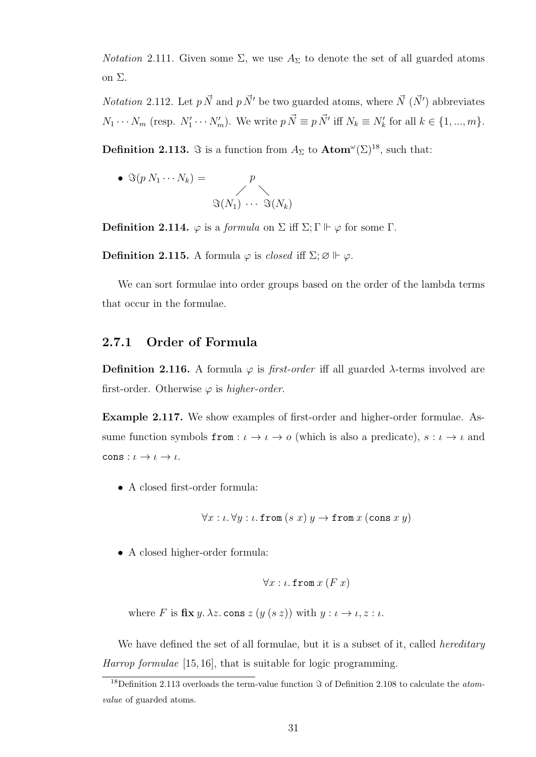*Notation* 2.111. Given some $\Sigma$, we use $A_\Sigma$ to denote the set of all guarded atoms on $\Sigma$.

*Notation* 2.112. Let $p\,\vec{N}$ and $p\,\vec{N}'$ be two guarded atoms, where $\vec{N}$ ($\vec{N}'$) abbreviates $N_1 \cdots N_m$ (resp. $N'_1 \cdots N'_m$). We write $p\,\vec{N} \equiv p\,\vec{N}'$ iff $N_k \equiv N'_k$ for all $k \in \{1, ..., m\}$.

**Definition 2.113.** $\Im$ is a function from $A_\Sigma$ to $\mathbf{Atom}^\omega(\Sigma)$[18], such that:

- $$\Im(p\,N_1 \cdots N_k) = \begin{array}{c} p \\ \diagup \quad \diagdown \\ \Im(N_1) \ \cdots \ \Im(N_k) \end{array}$$

**Definition 2.114.** $\varphi$ is a *formula* on $\Sigma$ iff $\Sigma; \Gamma \Vdash \varphi$ for some $\Gamma$.

**Definition 2.115.** A formula $\varphi$ is *closed* iff $\Sigma; \varnothing \Vdash \varphi$.

We can sort formulae into order groups based on the order of the lambda terms that occur in the formulae.

### 2.7.1 Order of Formula

**Definition 2.116.** A formula $\varphi$ is *first-order* iff all guarded $\lambda$-terms involved are first-order. Otherwise $\varphi$ is *higher-order*.

**Example 2.117.** We show examples of first-order and higher-order formulae. Assume function symbols $\texttt{from} : \iota \to \iota \to o$ (which is also a predicate), $s : \iota \to \iota$ and $\texttt{cons} : \iota \to \iota \to \iota$.

- A closed first-order formula:

$$\forall x : \iota.\, \forall y : \iota.\, \texttt{from}\,(s\ x)\ y \to \texttt{from}\ x\ (\texttt{cons}\ x\ y)$$

- A closed higher-order formula:

$$\forall x : \iota.\, \texttt{from}\ x\ (F\ x)$$

  where $F$ is $\mathbf{fix}\, y.\, \lambda z.\, \texttt{cons}\ z\ (y\ (s\ z))$ with $y : \iota \to \iota, z : \iota$.

We have defined the set of all formulae, but it is a subset of it, called *hereditary Harrop formulae* [15, 16], that is suitable for logic programming.

[18] Definition 2.113 overloads the term-value function $\Im$ of Definition 2.108 to calculate the *atom-value* of guarded atoms.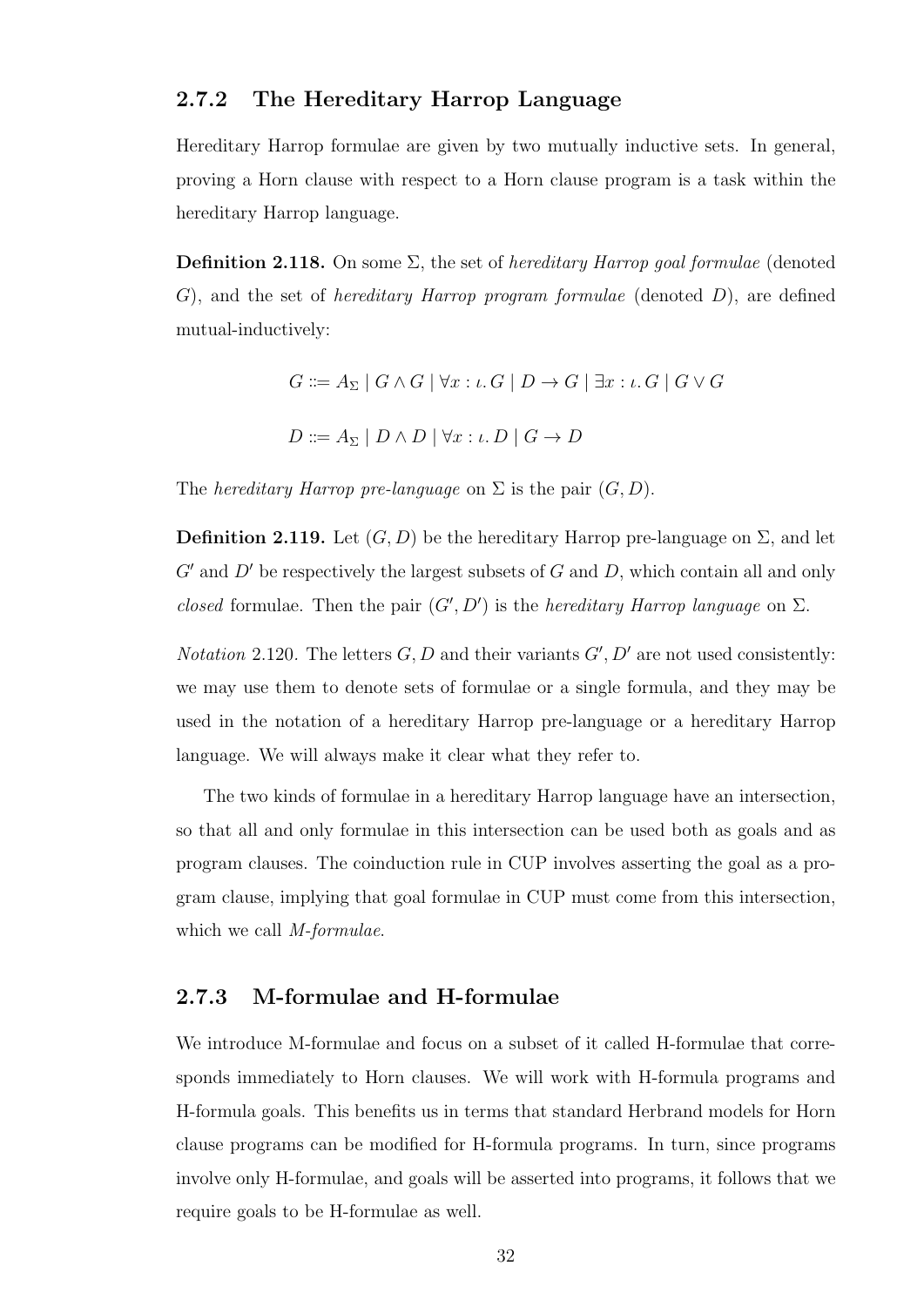### 2.7.2 The Hereditary Harrop Language

Hereditary Harrop formulae are given by two mutually inductive sets. In general, proving a Horn clause with respect to a Horn clause program is a task within the hereditary Harrop language.

**Definition 2.118.** On some $\Sigma$, the set of *hereditary Harrop goal formulae* (denoted $G$), and the set of *hereditary Harrop program formulae* (denoted $D$), are defined mutual-inductively:

$$G ::= A_\Sigma \mid G \wedge G \mid \forall x : \iota .\, G \mid D \to G \mid \exists x : \iota .\, G \mid G \vee G$$

$$D ::= A_\Sigma \mid D \wedge D \mid \forall x : \iota .\, D \mid G \to D$$

The *hereditary Harrop pre-language* on $\Sigma$ is the pair $(G, D)$.

**Definition 2.119.** Let $(G, D)$ be the hereditary Harrop pre-language on $\Sigma$, and let $G'$ and $D'$ be respectively the largest subsets of $G$ and $D$, which contain all and only *closed* formulae. Then the pair $(G', D')$ is the *hereditary Harrop language* on $\Sigma$.

*Notation* 2.120. The letters $G, D$ and their variants $G', D'$ are not used consistently: we may use them to denote sets of formulae or a single formula, and they may be used in the notation of a hereditary Harrop pre-language or a hereditary Harrop language. We will always make it clear what they refer to.

The two kinds of formulae in a hereditary Harrop language have an intersection, so that all and only formulae in this intersection can be used both as goals and as program clauses. The coinduction rule in CUP involves asserting the goal as a program clause, implying that goal formulae in CUP must come from this intersection, which we call *M-formulae*.

### 2.7.3 M-formulae and H-formulae

We introduce M-formulae and focus on a subset of it called H-formulae that corresponds immediately to Horn clauses. We will work with H-formula programs and H-formula goals. This benefits us in terms that standard Herbrand models for Horn clause programs can be modified for H-formula programs. In turn, since programs involve only H-formulae, and goals will be asserted into programs, it follows that we require goals to be H-formulae as well.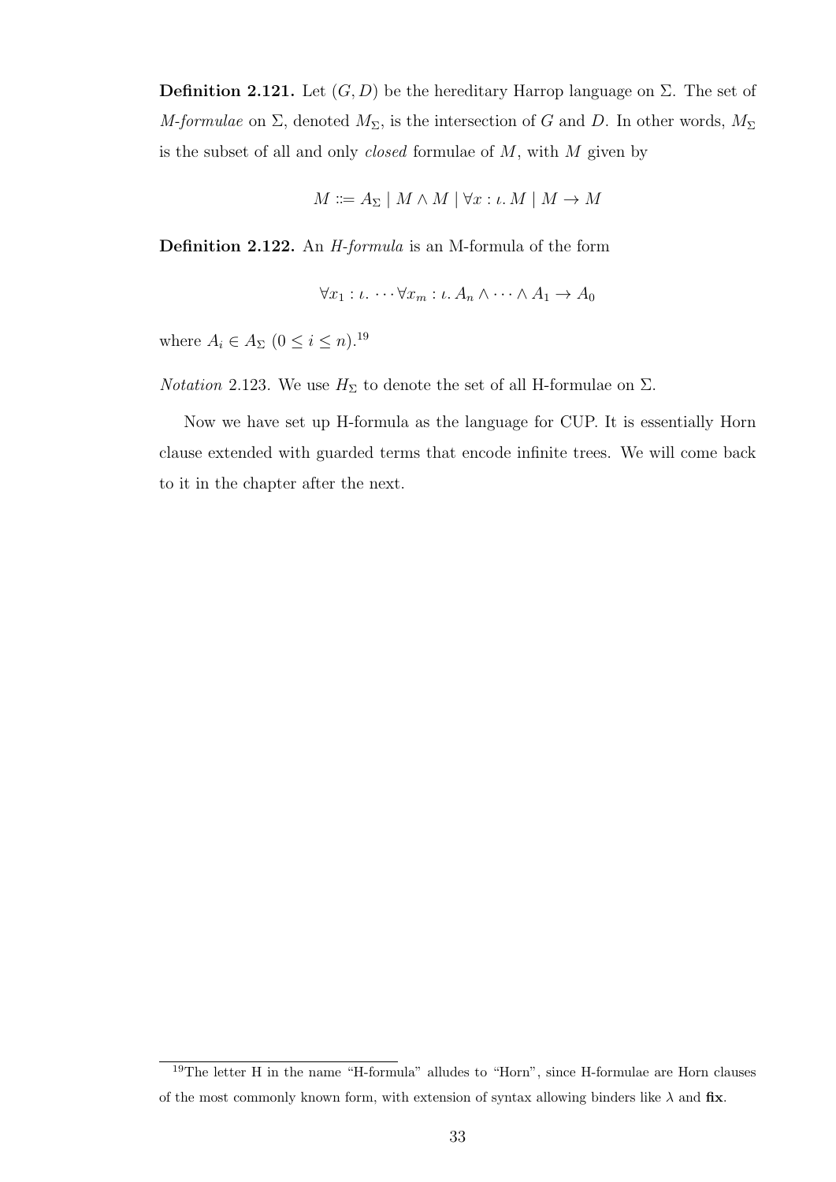**Definition 2.121.** Let $(G, D)$ be the hereditary Harrop language on $\Sigma$. The set of *M-formulae* on $\Sigma$, denoted $M_\Sigma$, is the intersection of $G$ and $D$. In other words, $M_\Sigma$ is the subset of all and only *closed* formulae of $M$, with $M$ given by

$$M ::= A_\Sigma \mid M \wedge M \mid \forall x : \iota.\, M \mid M \to M$$

**Definition 2.122.** An *H-formula* is an M-formula of the form

$$\forall x_1 : \iota. \cdots \forall x_m : \iota.\, A_n \wedge \cdots \wedge A_1 \to A_0$$

where $A_i \in A_\Sigma$ $(0 \leq i \leq n)$.[19]

*Notation* 2.123. We use $H_\Sigma$ to denote the set of all H-formulae on $\Sigma$.

Now we have set up H-formula as the language for CUP. It is essentially Horn clause extended with guarded terms that encode infinite trees. We will come back to it in the chapter after the next.

[19] The letter H in the name "H-formula" alludes to "Horn", since H-formulae are Horn clauses of the most commonly known form, with extension of syntax allowing binders like $\lambda$ and **fix**.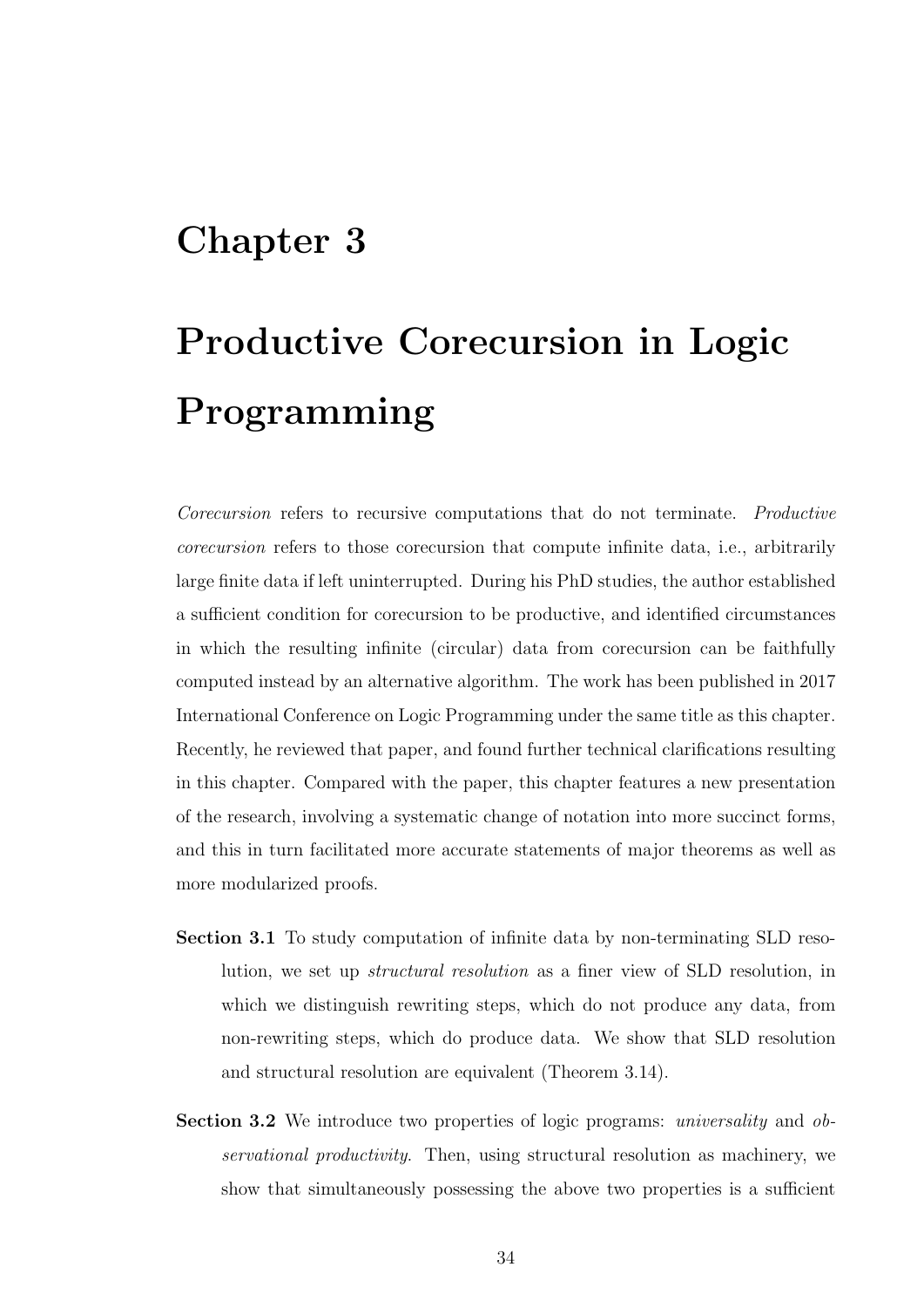# Chapter 3

# Productive Corecursion in Logic Programming

*Corecursion* refers to recursive computations that do not terminate. *Productive corecursion* refers to those corecursion that compute infinite data, i.e., arbitrarily large finite data if left uninterrupted. During his PhD studies, the author established a sufficient condition for corecursion to be productive, and identified circumstances in which the resulting infinite (circular) data from corecursion can be faithfully computed instead by an alternative algorithm. The work has been published in 2017 International Conference on Logic Programming under the same title as this chapter. Recently, he reviewed that paper, and found further technical clarifications resulting in this chapter. Compared with the paper, this chapter features a new presentation of the research, involving a systematic change of notation into more succinct forms, and this in turn facilitated more accurate statements of major theorems as well as more modularized proofs.

**Section 3.1** To study computation of infinite data by non-terminating SLD resolution, we set up *structural resolution* as a finer view of SLD resolution, in which we distinguish rewriting steps, which do not produce any data, from non-rewriting steps, which do produce data. We show that SLD resolution and structural resolution are equivalent (Theorem 3.14).

**Section 3.2** We introduce two properties of logic programs: *universality* and *observational productivity*. Then, using structural resolution as machinery, we show that simultaneously possessing the above two properties is a sufficient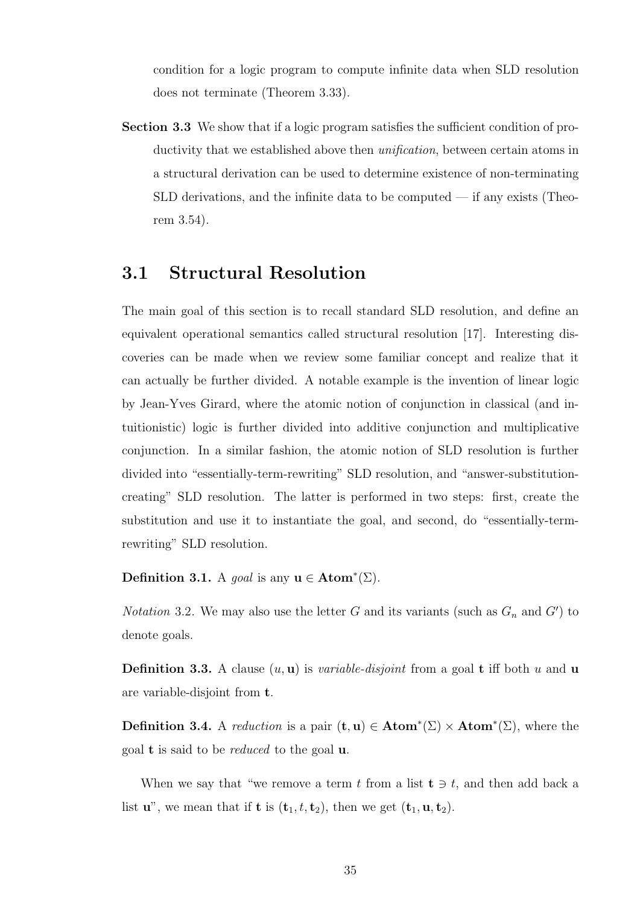condition for a logic program to compute infinite data when SLD resolution does not terminate (Theorem 3.33).

**Section 3.3** We show that if a logic program satisfies the sufficient condition of productivity that we established above then *unification*, between certain atoms in a structural derivation can be used to determine existence of non-terminating SLD derivations, and the infinite data to be computed — if any exists (Theorem 3.54).

## 3.1 Structural Resolution

The main goal of this section is to recall standard SLD resolution, and define an equivalent operational semantics called structural resolution [17]. Interesting discoveries can be made when we review some familiar concept and realize that it can actually be further divided. A notable example is the invention of linear logic by Jean-Yves Girard, where the atomic notion of conjunction in classical (and intuitionistic) logic is further divided into additive conjunction and multiplicative conjunction. In a similar fashion, the atomic notion of SLD resolution is further divided into "essentially-term-rewriting" SLD resolution, and "answer-substitution-creating" SLD resolution. The latter is performed in two steps: first, create the substitution and use it to instantiate the goal, and second, do "essentially-term-rewriting" SLD resolution.

**Definition 3.1.** A *goal* is any $\mathbf{u} \in \mathbf{Atom}^*(\Sigma)$.

*Notation* 3.2. We may also use the letter $G$ and its variants (such as $G_n$ and $G'$) to denote goals.

**Definition 3.3.** A clause $(u, \mathbf{u})$ is *variable-disjoint* from a goal $\mathbf{t}$ iff both $u$ and $\mathbf{u}$ are variable-disjoint from $\mathbf{t}$.

**Definition 3.4.** A *reduction* is a pair $(\mathbf{t}, \mathbf{u}) \in \mathbf{Atom}^*(\Sigma) \times \mathbf{Atom}^*(\Sigma)$, where the goal $\mathbf{t}$ is said to be *reduced* to the goal $\mathbf{u}$.

When we say that "we remove a term $t$ from a list $\mathbf{t} \ni t$, and then add back a list $\mathbf{u}$", we mean that if $\mathbf{t}$ is $(\mathbf{t}_1, t, \mathbf{t}_2)$, then we get $(\mathbf{t}_1, \mathbf{u}, \mathbf{t}_2)$.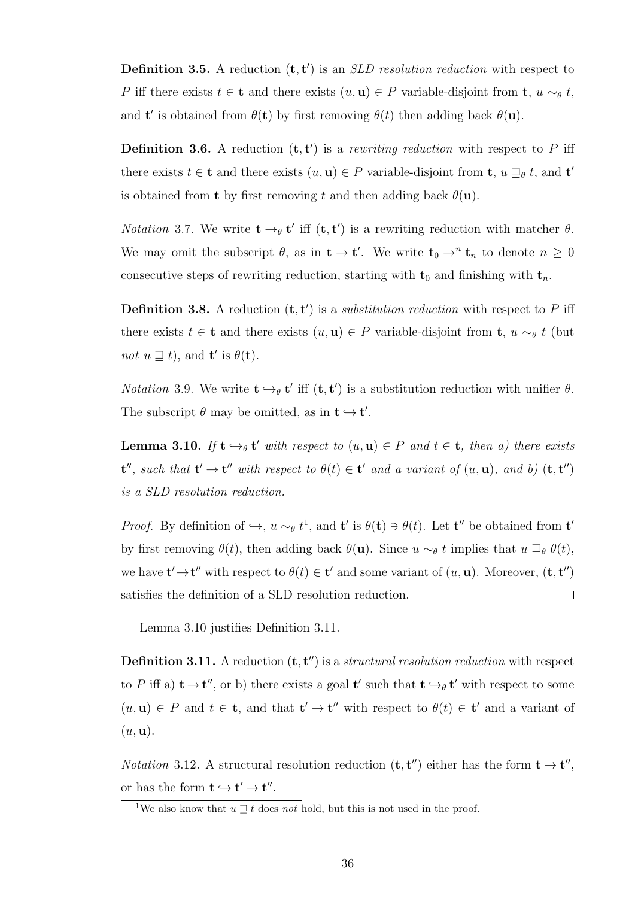**Definition 3.5.** A reduction $(\mathbf{t}, \mathbf{t}')$ is an *SLD resolution reduction* with respect to $P$ iff there exists $t \in \mathbf{t}$ and there exists $(u, \mathbf{u}) \in P$ variable-disjoint from $\mathbf{t}$, $u \sim_\theta t$, and $\mathbf{t}'$ is obtained from $\theta(\mathbf{t})$ by first removing $\theta(t)$ then adding back $\theta(\mathbf{u})$.

**Definition 3.6.** A reduction $(\mathbf{t}, \mathbf{t}')$ is a *rewriting reduction* with respect to $P$ iff there exists $t \in \mathbf{t}$ and there exists $(u, \mathbf{u}) \in P$ variable-disjoint from $\mathbf{t}$, $u \sqsupseteq_\theta t$, and $\mathbf{t}'$ is obtained from $\mathbf{t}$ by first removing $t$ and then adding back $\theta(\mathbf{u})$.

*Notation* 3.7. We write $\mathbf{t} \rightarrow_\theta \mathbf{t}'$ iff $(\mathbf{t}, \mathbf{t}')$ is a rewriting reduction with matcher $\theta$. We may omit the subscript $\theta$, as in $\mathbf{t} \rightarrow \mathbf{t}'$. We write $\mathbf{t}_0 \rightarrow^n \mathbf{t}_n$ to denote $n \geq 0$ consecutive steps of rewriting reduction, starting with $\mathbf{t}_0$ and finishing with $\mathbf{t}_n$.

**Definition 3.8.** A reduction $(\mathbf{t}, \mathbf{t}')$ is a *substitution reduction* with respect to $P$ iff there exists $t \in \mathbf{t}$ and there exists $(u, \mathbf{u}) \in P$ variable-disjoint from $\mathbf{t}$, $u \sim_\theta t$ (but *not* $u \sqsupseteq t$), and $\mathbf{t}'$ is $\theta(\mathbf{t})$.

*Notation* 3.9. We write $\mathbf{t} \hookrightarrow_\theta \mathbf{t}'$ iff $(\mathbf{t}, \mathbf{t}')$ is a substitution reduction with unifier $\theta$. The subscript $\theta$ may be omitted, as in $\mathbf{t} \hookrightarrow \mathbf{t}'$.

**Lemma 3.10.** *If $\mathbf{t} \hookrightarrow_\theta \mathbf{t}'$ with respect to $(u, \mathbf{u}) \in P$ and $t \in \mathbf{t}$, then a) there exists $\mathbf{t}''$, such that $\mathbf{t}' \rightarrow \mathbf{t}''$ with respect to $\theta(t) \in \mathbf{t}'$ and a variant of $(u, \mathbf{u})$, and b) $(\mathbf{t}, \mathbf{t}'')$ is a SLD resolution reduction.*

*Proof.* By definition of $\hookrightarrow$, $u \sim_\theta t$[1], and $\mathbf{t}'$ is $\theta(\mathbf{t}) \ni \theta(t)$. Let $\mathbf{t}''$ be obtained from $\mathbf{t}'$ by first removing $\theta(t)$, then adding back $\theta(\mathbf{u})$. Since $u \sim_\theta t$ implies that $u \sqsupseteq_\theta \theta(t)$, we have $\mathbf{t}' \rightarrow \mathbf{t}''$ with respect to $\theta(t) \in \mathbf{t}'$ and some variant of $(u, \mathbf{u})$. Moreover, $(\mathbf{t}, \mathbf{t}'')$ satisfies the definition of a SLD resolution reduction. ◻

Lemma 3.10 justifies Definition 3.11.

**Definition 3.11.** A reduction $(\mathbf{t}, \mathbf{t}'')$ is a *structural resolution reduction* with respect to $P$ iff a) $\mathbf{t} \rightarrow \mathbf{t}''$, or b) there exists a goal $\mathbf{t}'$ such that $\mathbf{t} \hookrightarrow_\theta \mathbf{t}'$ with respect to some $(u, \mathbf{u}) \in P$ and $t \in \mathbf{t}$, and that $\mathbf{t}' \rightarrow \mathbf{t}''$ with respect to $\theta(t) \in \mathbf{t}'$ and a variant of $(u, \mathbf{u})$.

*Notation* 3.12. A structural resolution reduction $(\mathbf{t}, \mathbf{t}'')$ either has the form $\mathbf{t} \rightarrow \mathbf{t}''$, or has the form $\mathbf{t} \hookrightarrow \mathbf{t}' \rightarrow \mathbf{t}''$.

[1] We also know that $u \sqsupseteq t$ does *not* hold, but this is not used in the proof.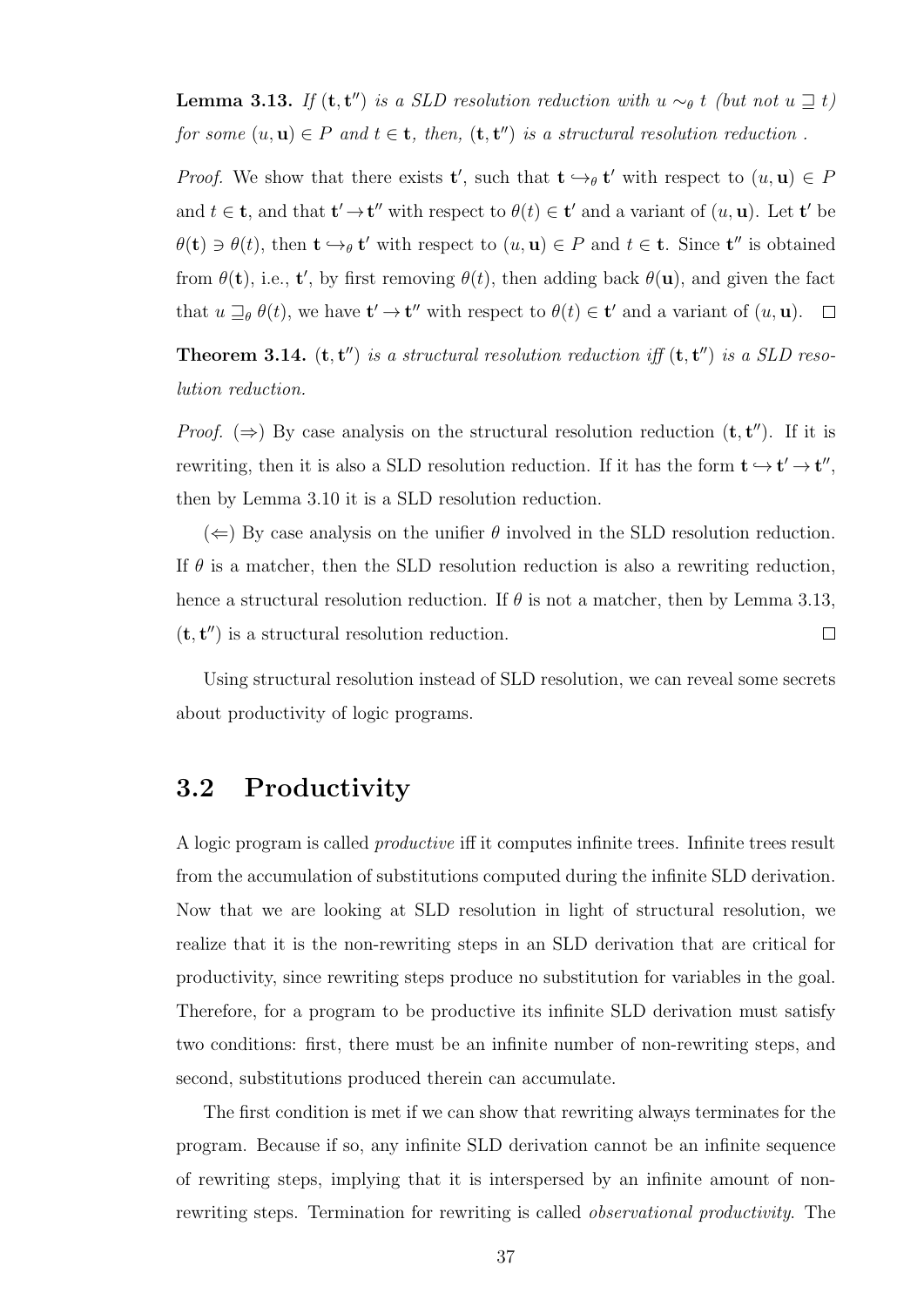**Lemma 3.13.** *If $(\mathbf{t}, \mathbf{t}'')$ is a SLD resolution reduction with $u \sim_\theta t$ (but not $u \sqsupseteq t$) for some $(u, \mathbf{u}) \in P$ and $t \in \mathbf{t}$, then, $(\mathbf{t}, \mathbf{t}'')$ is a structural resolution reduction .*

*Proof.* We show that there exists $\mathbf{t}'$, such that $\mathbf{t} \hookrightarrow_\theta \mathbf{t}'$ with respect to $(u, \mathbf{u}) \in P$ and $t \in \mathbf{t}$, and that $\mathbf{t}' \to \mathbf{t}''$ with respect to $\theta(t) \in \mathbf{t}'$ and a variant of $(u, \mathbf{u})$. Let $\mathbf{t}'$ be $\theta(\mathbf{t}) \ni \theta(t)$, then $\mathbf{t} \hookrightarrow_\theta \mathbf{t}'$ with respect to $(u, \mathbf{u}) \in P$ and $t \in \mathbf{t}$. Since $\mathbf{t}''$ is obtained from $\theta(\mathbf{t})$, i.e., $\mathbf{t}'$, by first removing $\theta(t)$, then adding back $\theta(\mathbf{u})$, and given the fact that $u \sqsupseteq_\theta \theta(t)$, we have $\mathbf{t}' \to \mathbf{t}''$ with respect to $\theta(t) \in \mathbf{t}'$ and a variant of $(u, \mathbf{u})$. □

**Theorem 3.14.** *$(\mathbf{t}, \mathbf{t}'')$ is a structural resolution reduction iff $(\mathbf{t}, \mathbf{t}'')$ is a SLD resolution reduction.*

*Proof.* ($\Rightarrow$) By case analysis on the structural resolution reduction $(\mathbf{t}, \mathbf{t}'')$. If it is rewriting, then it is also a SLD resolution reduction. If it has the form $\mathbf{t} \hookrightarrow \mathbf{t}' \to \mathbf{t}''$, then by Lemma 3.10 it is a SLD resolution reduction.

($\Leftarrow$) By case analysis on the unifier $\theta$ involved in the SLD resolution reduction. If $\theta$ is a matcher, then the SLD resolution reduction is also a rewriting reduction, hence a structural resolution reduction. If $\theta$ is not a matcher, then by Lemma 3.13, $(\mathbf{t}, \mathbf{t}'')$ is a structural resolution reduction. □

Using structural resolution instead of SLD resolution, we can reveal some secrets about productivity of logic programs.

## 3.2 Productivity

A logic program is called *productive* iff it computes infinite trees. Infinite trees result from the accumulation of substitutions computed during the infinite SLD derivation. Now that we are looking at SLD resolution in light of structural resolution, we realize that it is the non-rewriting steps in an SLD derivation that are critical for productivity, since rewriting steps produce no substitution for variables in the goal. Therefore, for a program to be productive its infinite SLD derivation must satisfy two conditions: first, there must be an infinite number of non-rewriting steps, and second, substitutions produced therein can accumulate.

The first condition is met if we can show that rewriting always terminates for the program. Because if so, any infinite SLD derivation cannot be an infinite sequence of rewriting steps, implying that it is interspersed by an infinite amount of non-rewriting steps. Termination for rewriting is called *observational productivity*. The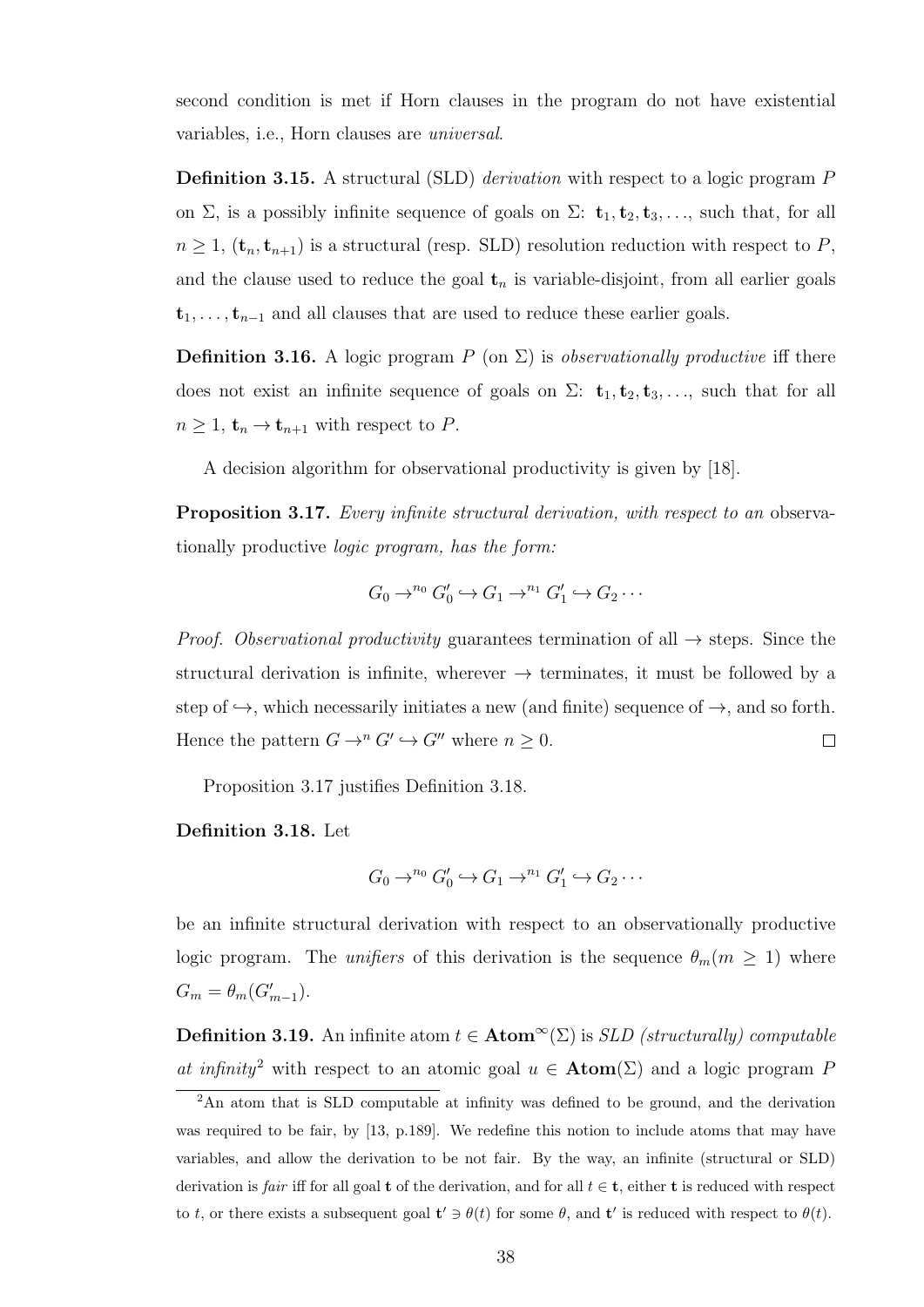second condition is met if Horn clauses in the program do not have existential variables, i.e., Horn clauses are *universal*.

**Definition 3.15.** A structural (SLD) *derivation* with respect to a logic program $P$ on $\Sigma$, is a possibly infinite sequence of goals on $\Sigma$: $\mathbf{t}_1, \mathbf{t}_2, \mathbf{t}_3, \ldots$, such that, for all $n \geq 1$, $(\mathbf{t}_n, \mathbf{t}_{n+1})$ is a structural (resp. SLD) resolution reduction with respect to $P$, and the clause used to reduce the goal $\mathbf{t}_n$ is variable-disjoint, from all earlier goals $\mathbf{t}_1, \ldots, \mathbf{t}_{n-1}$ and all clauses that are used to reduce these earlier goals.

**Definition 3.16.** A logic program $P$ (on $\Sigma$) is *observationally productive* iff there does not exist an infinite sequence of goals on $\Sigma$: $\mathbf{t}_1, \mathbf{t}_2, \mathbf{t}_3, \ldots$, such that for all $n \geq 1$, $\mathbf{t}_n \to \mathbf{t}_{n+1}$ with respect to $P$.

A decision algorithm for observational productivity is given by [18].

**Proposition 3.17.** *Every infinite structural derivation, with respect to an* observationally productive *logic program, has the form:*

$$G_0 \to^{n_0} G'_0 \hookrightarrow G_1 \to^{n_1} G'_1 \hookrightarrow G_2 \cdots$$

*Proof. Observational productivity* guarantees termination of all $\to$ steps. Since the structural derivation is infinite, wherever $\to$ terminates, it must be followed by a step of $\hookrightarrow$, which necessarily initiates a new (and finite) sequence of $\to$, and so forth. Hence the pattern $G \to^n G' \hookrightarrow G''$ where $n \geq 0$. $\square$

Proposition 3.17 justifies Definition 3.18.

**Definition 3.18.** Let

$$G_0 \to^{n_0} G'_0 \hookrightarrow G_1 \to^{n_1} G'_1 \hookrightarrow G_2 \cdots$$

be an infinite structural derivation with respect to an observationally productive logic program. The *unifiers* of this derivation is the sequence $\theta_m (m \geq 1)$ where $G_m = \theta_m(G'_{m-1})$.

**Definition 3.19.** An infinite atom $t \in \mathbf{Atom}^\infty(\Sigma)$ is *SLD (structurally) computable at infinity*[2] with respect to an atomic goal $u \in \mathbf{Atom}(\Sigma)$ and a logic program $P$

[2]An atom that is SLD computable at infinity was defined to be ground, and the derivation was required to be fair, by [13, p.189]. We redefine this notion to include atoms that may have variables, and allow the derivation to be not fair. By the way, an infinite (structural or SLD) derivation is *fair* iff for all goal $\mathbf{t}$ of the derivation, and for all $t \in \mathbf{t}$, either $\mathbf{t}$ is reduced with respect to $t$, or there exists a subsequent goal $\mathbf{t}' \ni \theta(t)$ for some $\theta$, and $\mathbf{t}'$ is reduced with respect to $\theta(t)$.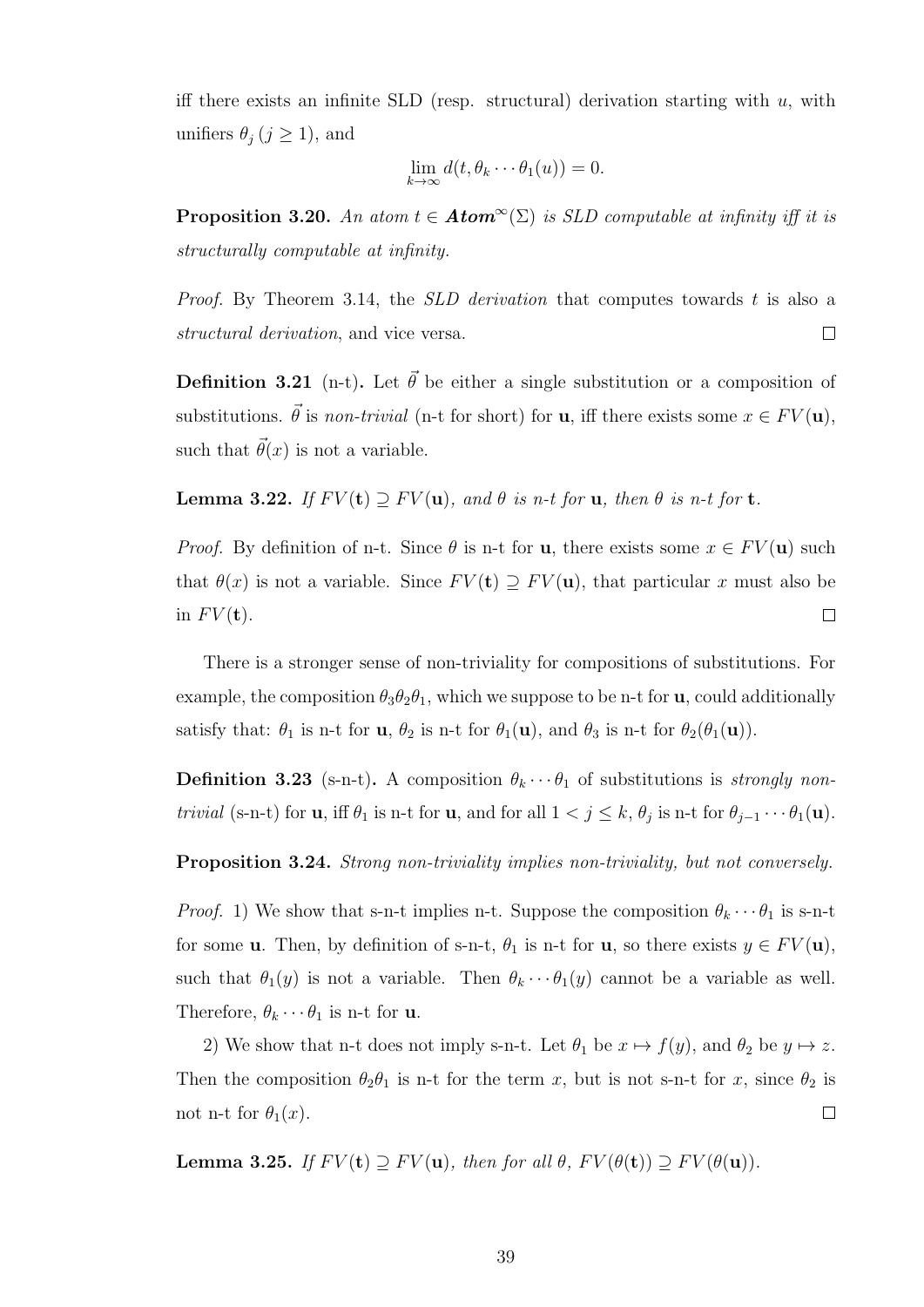iff there exists an infinite SLD (resp. structural) derivation starting with $u$, with unifiers $\theta_j$ $(j \geq 1)$, and

$$\lim_{k \to \infty} d(t, \theta_k \cdots \theta_1(u)) = 0.$$

**Proposition 3.20.** *An atom $t \in \boldsymbol{Atom}^\infty(\Sigma)$ is SLD computable at infinity iff it is structurally computable at infinity.*

*Proof.* By Theorem 3.14, the *SLD derivation* that computes towards $t$ is also a *structural derivation*, and vice versa. □

**Definition 3.21** (n-t)**.** Let $\vec{\theta}$ be either a single substitution or a composition of substitutions. $\vec{\theta}$ is *non-trivial* (n-t for short) for $\mathbf{u}$, iff there exists some $x \in FV(\mathbf{u})$, such that $\vec{\theta}(x)$ is not a variable.

**Lemma 3.22.** *If $FV(\mathbf{t}) \supseteq FV(\mathbf{u})$, and $\theta$ is n-t for $\mathbf{u}$, then $\theta$ is n-t for $\mathbf{t}$.*

*Proof.* By definition of n-t. Since $\theta$ is n-t for $\mathbf{u}$, there exists some $x \in FV(\mathbf{u})$ such that $\theta(x)$ is not a variable. Since $FV(\mathbf{t}) \supseteq FV(\mathbf{u})$, that particular $x$ must also be in $FV(\mathbf{t})$. □

There is a stronger sense of non-triviality for compositions of substitutions. For example, the composition $\theta_3\theta_2\theta_1$, which we suppose to be n-t for $\mathbf{u}$, could additionally satisfy that: $\theta_1$ is n-t for $\mathbf{u}$, $\theta_2$ is n-t for $\theta_1(\mathbf{u})$, and $\theta_3$ is n-t for $\theta_2(\theta_1(\mathbf{u}))$.

**Definition 3.23** (s-n-t)**.** A composition $\theta_k \cdots \theta_1$ of substitutions is *strongly non-trivial* (s-n-t) for $\mathbf{u}$, iff $\theta_1$ is n-t for $\mathbf{u}$, and for all $1 < j \leq k$, $\theta_j$ is n-t for $\theta_{j-1} \cdots \theta_1(\mathbf{u})$.

**Proposition 3.24.** *Strong non-triviality implies non-triviality, but not conversely.*

*Proof.* 1) We show that s-n-t implies n-t. Suppose the composition $\theta_k \cdots \theta_1$ is s-n-t for some $\mathbf{u}$. Then, by definition of s-n-t, $\theta_1$ is n-t for $\mathbf{u}$, so there exists $y \in FV(\mathbf{u})$, such that $\theta_1(y)$ is not a variable. Then $\theta_k \cdots \theta_1(y)$ cannot be a variable as well. Therefore, $\theta_k \cdots \theta_1$ is n-t for $\mathbf{u}$.

2) We show that n-t does not imply s-n-t. Let $\theta_1$ be $x \mapsto f(y)$, and $\theta_2$ be $y \mapsto z$. Then the composition $\theta_2\theta_1$ is n-t for the term $x$, but is not s-n-t for $x$, since $\theta_2$ is not n-t for $\theta_1(x)$. □

**Lemma 3.25.** *If $FV(\mathbf{t}) \supseteq FV(\mathbf{u})$, then for all $\theta$, $FV(\theta(\mathbf{t})) \supseteq FV(\theta(\mathbf{u}))$.*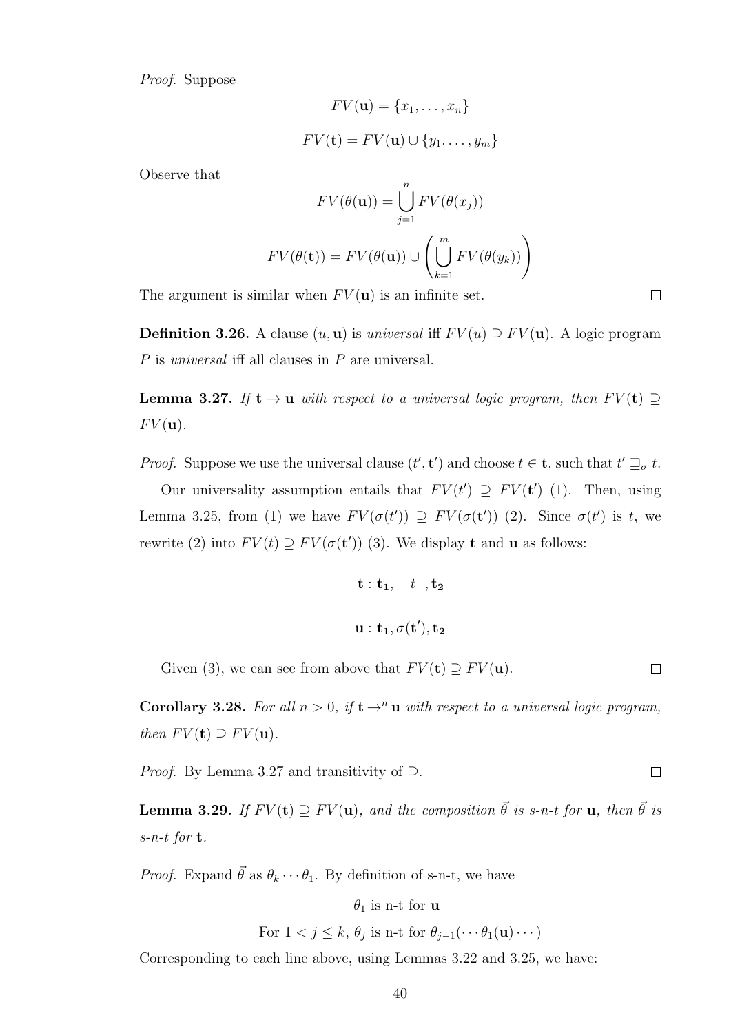*Proof.* Suppose

$$FV(\mathbf{u}) = \{x_1, \ldots, x_n\}$$

$$FV(\mathbf{t}) = FV(\mathbf{u}) \cup \{y_1, \ldots, y_m\}$$

Observe that

$$FV(\theta(\mathbf{u})) = \bigcup_{j=1}^{n} FV(\theta(x_j))$$

$$FV(\theta(\mathbf{t})) = FV(\theta(\mathbf{u})) \cup \left( \bigcup_{k=1}^{m} FV(\theta(y_k)) \right)$$

The argument is similar when $FV(\mathbf{u})$ is an infinite set. $\square$

**Definition 3.26.** A clause $(u, \mathbf{u})$ is *universal* iff $FV(u) \supseteq FV(\mathbf{u})$. A logic program $P$ is *universal* iff all clauses in $P$ are universal.

**Lemma 3.27.** *If $\mathbf{t} \to \mathbf{u}$ with respect to a universal logic program, then $FV(\mathbf{t}) \supseteq FV(\mathbf{u})$.*

*Proof.* Suppose we use the universal clause $(t', \mathbf{t'})$ and choose $t \in \mathbf{t}$, such that $t' \sqsupseteq_\sigma t$.

Our universality assumption entails that $FV(t') \supseteq FV(\mathbf{t'})$ (1). Then, using Lemma 3.25, from (1) we have $FV(\sigma(t')) \supseteq FV(\sigma(\mathbf{t'}))$ (2). Since $\sigma(t')$ is $t$, we rewrite (2) into $FV(t) \supseteq FV(\sigma(\mathbf{t'}))$ (3). We display $\mathbf{t}$ and $\mathbf{u}$ as follows:

$$\mathbf{t} : \mathbf{t_1}, \quad t \quad, \mathbf{t_2}$$

$$\mathbf{u} : \mathbf{t_1}, \sigma(\mathbf{t'}), \mathbf{t_2}$$

Given (3), we can see from above that $FV(\mathbf{t}) \supseteq FV(\mathbf{u})$. $\square$

**Corollary 3.28.** *For all $n > 0$, if $\mathbf{t} \to^n \mathbf{u}$ with respect to a universal logic program, then $FV(\mathbf{t}) \supseteq FV(\mathbf{u})$.*

*Proof.* By Lemma 3.27 and transitivity of $\supseteq$. $\square$

**Lemma 3.29.** *If $FV(\mathbf{t}) \supseteq FV(\mathbf{u})$, and the composition $\vec{\theta}$ is s-n-t for $\mathbf{u}$, then $\vec{\theta}$ is s-n-t for $\mathbf{t}$.*

*Proof.* Expand $\vec{\theta}$ as $\theta_k \cdots \theta_1$. By definition of s-n-t, we have

$$\theta_1 \text{ is n-t for } \mathbf{u}$$

$$\text{For } 1 < j \leq k,\ \theta_j \text{ is n-t for } \theta_{j-1}(\cdots \theta_1(\mathbf{u}) \cdots)$$

Corresponding to each line above, using Lemmas 3.22 and 3.25, we have: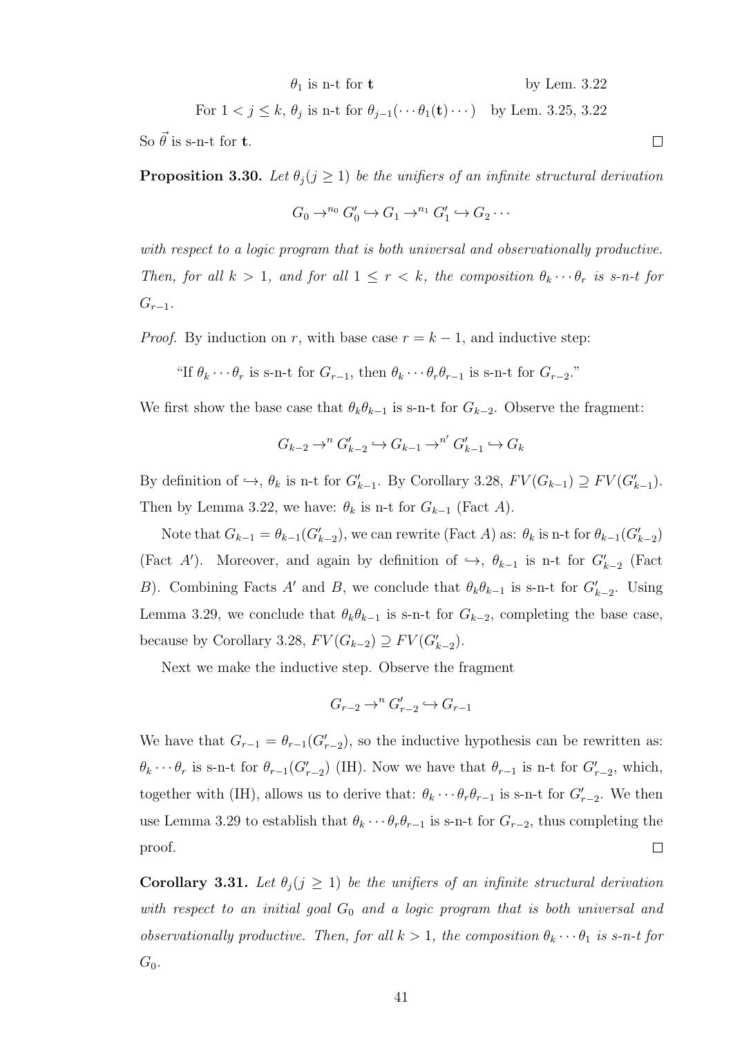$$\theta_1 \text{ is n-t for } \mathbf{t} \qquad\qquad \text{by Lem. 3.22}$$

$$\text{For } 1 < j \leq k,\ \theta_j \text{ is n-t for } \theta_{j-1}(\cdots\theta_1(\mathbf{t})\cdots) \quad \text{by Lem. 3.25, 3.22}$$

So $\vec{\theta}$ is s-n-t for $\mathbf{t}$. □

**Proposition 3.30.** *Let $\theta_j (j \geq 1)$ be the unifiers of an infinite structural derivation*

$$G_0 \to^{n_0} G'_0 \hookrightarrow G_1 \to^{n_1} G'_1 \hookrightarrow G_2 \cdots$$

*with respect to a logic program that is both universal and observationally productive. Then, for all $k > 1$, and for all $1 \leq r < k$, the composition $\theta_k \cdots \theta_r$ is s-n-t for $G_{r-1}$.*

*Proof.* By induction on $r$, with base case $r = k - 1$, and inductive step:

"If $\theta_k \cdots \theta_r$ is s-n-t for $G_{r-1}$, then $\theta_k \cdots \theta_r \theta_{r-1}$ is s-n-t for $G_{r-2}$."

We first show the base case that $\theta_k \theta_{k-1}$ is s-n-t for $G_{k-2}$. Observe the fragment:

$$G_{k-2} \to^{n} G'_{k-2} \hookrightarrow G_{k-1} \to^{n'} G'_{k-1} \hookrightarrow G_k$$

By definition of $\hookrightarrow$, $\theta_k$ is n-t for $G'_{k-1}$. By Corollary 3.28, $FV(G_{k-1}) \supseteq FV(G'_{k-1})$. Then by Lemma 3.22, we have: $\theta_k$ is n-t for $G_{k-1}$ (Fact $A$).

Note that $G_{k-1} = \theta_{k-1}(G'_{k-2})$, we can rewrite (Fact $A$) as: $\theta_k$ is n-t for $\theta_{k-1}(G'_{k-2})$ (Fact $A'$). Moreover, and again by definition of $\hookrightarrow$, $\theta_{k-1}$ is n-t for $G'_{k-2}$ (Fact $B$). Combining Facts $A'$ and $B$, we conclude that $\theta_k \theta_{k-1}$ is s-n-t for $G'_{k-2}$. Using Lemma 3.29, we conclude that $\theta_k \theta_{k-1}$ is s-n-t for $G_{k-2}$, completing the base case, because by Corollary 3.28, $FV(G_{k-2}) \supseteq FV(G'_{k-2})$.

Next we make the inductive step. Observe the fragment

$$G_{r-2} \to^{n} G'_{r-2} \hookrightarrow G_{r-1}$$

We have that $G_{r-1} = \theta_{r-1}(G'_{r-2})$, so the inductive hypothesis can be rewritten as: $\theta_k \cdots \theta_r$ is s-n-t for $\theta_{r-1}(G'_{r-2})$ (IH). Now we have that $\theta_{r-1}$ is n-t for $G'_{r-2}$, which, together with (IH), allows us to derive that: $\theta_k \cdots \theta_r \theta_{r-1}$ is s-n-t for $G'_{r-2}$. We then use Lemma 3.29 to establish that $\theta_k \cdots \theta_r \theta_{r-1}$ is s-n-t for $G_{r-2}$, thus completing the proof. □

**Corollary 3.31.** *Let $\theta_j (j \geq 1)$ be the unifiers of an infinite structural derivation with respect to an initial goal $G_0$ and a logic program that is both universal and observationally productive. Then, for all $k > 1$, the composition $\theta_k \cdots \theta_1$ is s-n-t for $G_0$.*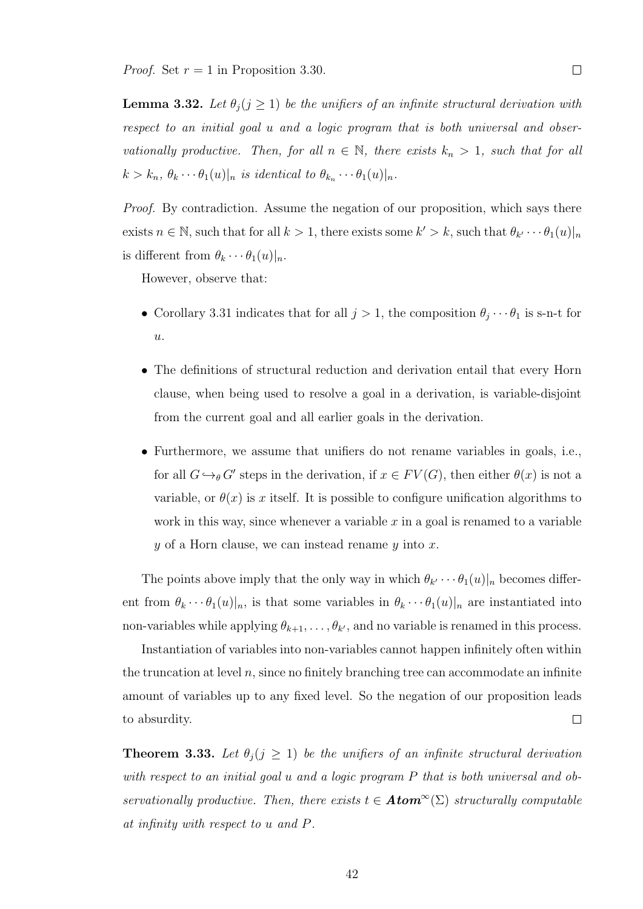*Proof.* Set $r = 1$ in Proposition 3.30. $\square$

**Lemma 3.32.** *Let $\theta_j (j \geq 1)$ be the unifiers of an infinite structural derivation with respect to an initial goal $u$ and a logic program that is both universal and observationally productive. Then, for all $n \in \mathbb{N}$, there exists $k_n > 1$, such that for all $k > k_n$, $\theta_k \cdots \theta_1(u)|_n$ is identical to $\theta_{k_n} \cdots \theta_1(u)|_n$.*

*Proof.* By contradiction. Assume the negation of our proposition, which says there exists $n \in \mathbb{N}$, such that for all $k > 1$, there exists some $k' > k$, such that $\theta_{k'} \cdots \theta_1(u)|_n$ is different from $\theta_k \cdots \theta_1(u)|_n$.

However, observe that:

- Corollary 3.31 indicates that for all $j > 1$, the composition $\theta_j \cdots \theta_1$ is s-n-t for $u$.
- The definitions of structural reduction and derivation entail that every Horn clause, when being used to resolve a goal in a derivation, is variable-disjoint from the current goal and all earlier goals in the derivation.
- Furthermore, we assume that unifiers do not rename variables in goals, i.e., for all $G \hookrightarrow_\theta G'$ steps in the derivation, if $x \in FV(G)$, then either $\theta(x)$ is not a variable, or $\theta(x)$ is $x$ itself. It is possible to configure unification algorithms to work in this way, since whenever a variable $x$ in a goal is renamed to a variable $y$ of a Horn clause, we can instead rename $y$ into $x$.

The points above imply that the only way in which $\theta_{k'} \cdots \theta_1(u)|_n$ becomes different from $\theta_k \cdots \theta_1(u)|_n$, is that some variables in $\theta_k \cdots \theta_1(u)|_n$ are instantiated into non-variables while applying $\theta_{k+1}, \ldots, \theta_{k'}$, and no variable is renamed in this process.

Instantiation of variables into non-variables cannot happen infinitely often within the truncation at level $n$, since no finitely branching tree can accommodate an infinite amount of variables up to any fixed level. So the negation of our proposition leads to absurdity. $\square$

**Theorem 3.33.** *Let $\theta_j (j \geq 1)$ be the unifiers of an infinite structural derivation with respect to an initial goal $u$ and a logic program $P$ that is both universal and observationally productive. Then, there exists $t \in \boldsymbol{Atom}^\infty(\Sigma)$ structurally computable at infinity with respect to $u$ and $P$.*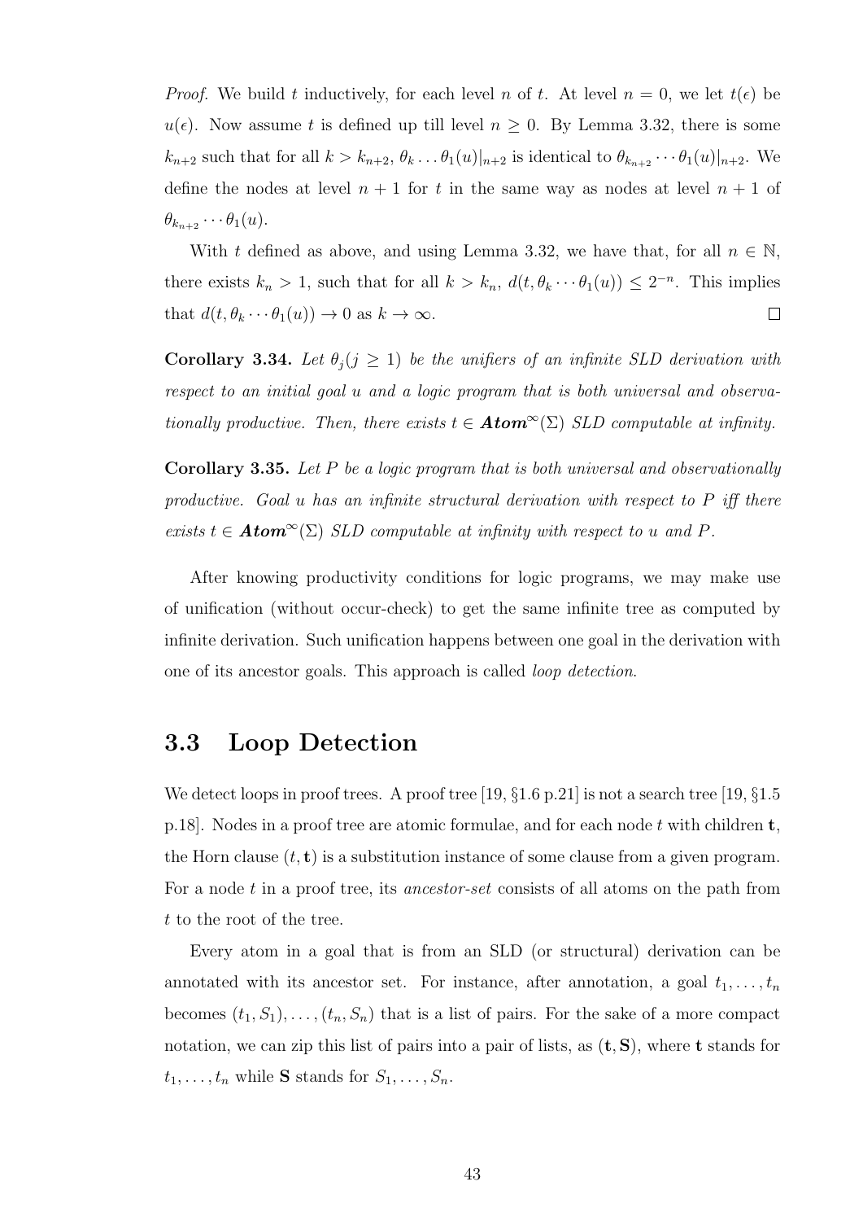*Proof.* We build $t$ inductively, for each level $n$ of $t$. At level $n = 0$, we let $t(\epsilon)$ be $u(\epsilon)$. Now assume $t$ is defined up till level $n \geq 0$. By Lemma 3.32, there is some $k_{n+2}$ such that for all $k > k_{n+2}$, $\theta_k \ldots \theta_1(u)|_{n+2}$ is identical to $\theta_{k_{n+2}} \cdots \theta_1(u)|_{n+2}$. We define the nodes at level $n+1$ for $t$ in the same way as nodes at level $n+1$ of $\theta_{k_{n+2}} \cdots \theta_1(u)$.

With $t$ defined as above, and using Lemma 3.32, we have that, for all $n \in \mathbb{N}$, there exists $k_n > 1$, such that for all $k > k_n$, $d(t, \theta_k \cdots \theta_1(u)) \leq 2^{-n}$. This implies that $d(t, \theta_k \cdots \theta_1(u)) \to 0$ as $k \to \infty$. $\square$

**Corollary 3.34.** *Let $\theta_j (j \geq 1)$ be the unifiers of an infinite SLD derivation with respect to an initial goal $u$ and a logic program that is both universal and observationally productive. Then, there exists $t \in \boldsymbol{Atom}^{\infty}(\Sigma)$ SLD computable at infinity.*

**Corollary 3.35.** *Let $P$ be a logic program that is both universal and observationally productive. Goal $u$ has an infinite structural derivation with respect to $P$ iff there exists $t \in \boldsymbol{Atom}^{\infty}(\Sigma)$ SLD computable at infinity with respect to $u$ and $P$.*

After knowing productivity conditions for logic programs, we may make use of unification (without occur-check) to get the same infinite tree as computed by infinite derivation. Such unification happens between one goal in the derivation with one of its ancestor goals. This approach is called *loop detection*.

## 3.3 Loop Detection

We detect loops in proof trees. A proof tree [19, §1.6 p.21] is not a search tree [19, §1.5 p.18]. Nodes in a proof tree are atomic formulae, and for each node $t$ with children $\mathbf{t}$, the Horn clause $(t, \mathbf{t})$ is a substitution instance of some clause from a given program. For a node $t$ in a proof tree, its *ancestor-set* consists of all atoms on the path from $t$ to the root of the tree.

Every atom in a goal that is from an SLD (or structural) derivation can be annotated with its ancestor set. For instance, after annotation, a goal $t_1, \ldots, t_n$ becomes $(t_1, S_1), \ldots, (t_n, S_n)$ that is a list of pairs. For the sake of a more compact notation, we can zip this list of pairs into a pair of lists, as $(\mathbf{t}, \mathbf{S})$, where $\mathbf{t}$ stands for $t_1, \ldots, t_n$ while $\mathbf{S}$ stands for $S_1, \ldots, S_n$.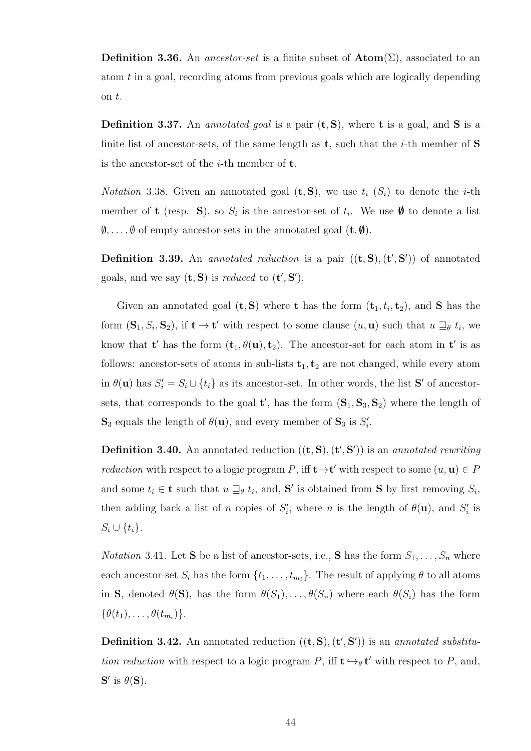**Definition 3.36.** An *ancestor-set* is a finite subset of $\mathbf{Atom}(\Sigma)$, associated to an atom $t$ in a goal, recording atoms from previous goals which are logically depending on $t$.

**Definition 3.37.** An *annotated goal* is a pair $(\mathbf{t}, \mathbf{S})$, where $\mathbf{t}$ is a goal, and $\mathbf{S}$ is a finite list of ancestor-sets, of the same length as $\mathbf{t}$, such that the $i$-th member of $\mathbf{S}$ is the ancestor-set of the $i$-th member of $\mathbf{t}$.

*Notation* 3.38. Given an annotated goal $(\mathbf{t}, \mathbf{S})$, we use $t_i$ ($S_i$) to denote the $i$-th member of $\mathbf{t}$ (resp. $\mathbf{S}$), so $S_i$ is the ancestor-set of $t_i$. We use $\boldsymbol{\emptyset}$ to denote a list $\emptyset, \ldots, \emptyset$ of empty ancestor-sets in the annotated goal $(\mathbf{t}, \boldsymbol{\emptyset})$.

**Definition 3.39.** An *annotated reduction* is a pair $((\mathbf{t}, \mathbf{S}), (\mathbf{t}', \mathbf{S}'))$ of annotated goals, and we say $(\mathbf{t}, \mathbf{S})$ is *reduced* to $(\mathbf{t}', \mathbf{S}')$.

Given an annotated goal $(\mathbf{t}, \mathbf{S})$ where $\mathbf{t}$ has the form $(\mathbf{t}_1, t_i, \mathbf{t}_2)$, and $\mathbf{S}$ has the form $(\mathbf{S}_1, S_i, \mathbf{S}_2)$, if $\mathbf{t} \to \mathbf{t}'$ with respect to some clause $(u, \mathbf{u})$ such that $u \sqsupseteq_\theta t_i$, we know that $\mathbf{t}'$ has the form $(\mathbf{t}_1, \theta(\mathbf{u}), \mathbf{t}_2)$. The ancestor-set for each atom in $\mathbf{t}'$ is as follows: ancestor-sets of atoms in sub-lists $\mathbf{t}_1, \mathbf{t}_2$ are not changed, while every atom in $\theta(\mathbf{u})$ has $S'_i = S_i \cup \{t_i\}$ as its ancestor-set. In other words, the list $\mathbf{S}'$ of ancestor-sets, that corresponds to the goal $\mathbf{t}'$, has the form $(\mathbf{S}_1, \mathbf{S}_3, \mathbf{S}_2)$ where the length of $\mathbf{S}_3$ equals the length of $\theta(\mathbf{u})$, and every member of $\mathbf{S}_3$ is $S'_i$.

**Definition 3.40.** An annotated reduction $((\mathbf{t}, \mathbf{S}), (\mathbf{t}', \mathbf{S}'))$ is an *annotated rewriting reduction* with respect to a logic program $P$, iff $\mathbf{t} \to \mathbf{t}'$ with respect to some $(u, \mathbf{u}) \in P$ and some $t_i \in \mathbf{t}$ such that $u \sqsupseteq_\theta t_i$, and, $\mathbf{S}'$ is obtained from $\mathbf{S}$ by first removing $S_i$, then adding back a list of $n$ copies of $S'_i$, where $n$ is the length of $\theta(\mathbf{u})$, and $S'_i$ is $S_i \cup \{t_i\}$.

*Notation* 3.41. Let $\mathbf{S}$ be a list of ancestor-sets, i.e., $\mathbf{S}$ has the form $S_1, \ldots, S_n$ where each ancestor-set $S_i$ has the form $\{t_1, \ldots, t_{m_i}\}$. The result of applying $\theta$ to all atoms in $\mathbf{S}$, denoted $\theta(\mathbf{S})$, has the form $\theta(S_1), \ldots, \theta(S_n)$ where each $\theta(S_i)$ has the form $\{\theta(t_1), \ldots, \theta(t_{m_i})\}$.

**Definition 3.42.** An annotated reduction $((\mathbf{t}, \mathbf{S}), (\mathbf{t}', \mathbf{S}'))$ is an *annotated substitution reduction* with respect to a logic program $P$, iff $\mathbf{t} \hookrightarrow_\theta \mathbf{t}'$ with respect to $P$, and, $\mathbf{S}'$ is $\theta(\mathbf{S})$.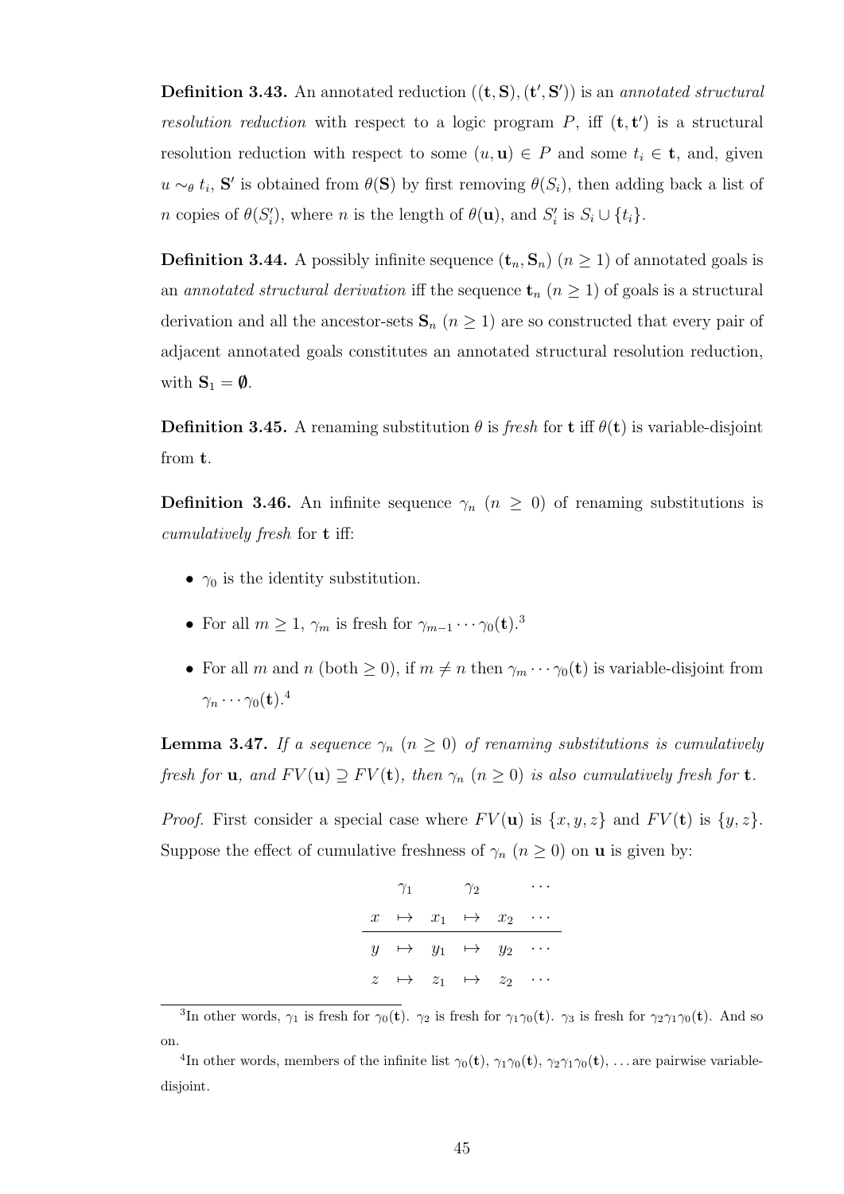**Definition 3.43.** An annotated reduction $((\mathbf{t}, \mathbf{S}), (\mathbf{t}', \mathbf{S}'))$ is an *annotated structural resolution reduction* with respect to a logic program $P$, iff $(\mathbf{t}, \mathbf{t}')$ is a structural resolution reduction with respect to some $(u, \mathbf{u}) \in P$ and some $t_i \in \mathbf{t}$, and, given $u \sim_\theta t_i$, $\mathbf{S}'$ is obtained from $\theta(\mathbf{S})$ by first removing $\theta(S_i)$, then adding back a list of $n$ copies of $\theta(S_i')$, where $n$ is the length of $\theta(\mathbf{u})$, and $S_i'$ is $S_i \cup \{t_i\}$.

**Definition 3.44.** A possibly infinite sequence $(\mathbf{t}_n, \mathbf{S}_n)$ $(n \geq 1)$ of annotated goals is an *annotated structural derivation* iff the sequence $\mathbf{t}_n$ $(n \geq 1)$ of goals is a structural derivation and all the ancestor-sets $\mathbf{S}_n$ $(n \geq 1)$ are so constructed that every pair of adjacent annotated goals constitutes an annotated structural resolution reduction, with $\mathbf{S}_1 = \emptyset$.

**Definition 3.45.** A renaming substitution $\theta$ is *fresh* for $\mathbf{t}$ iff $\theta(\mathbf{t})$ is variable-disjoint from $\mathbf{t}$.

**Definition 3.46.** An infinite sequence $\gamma_n$ $(n \geq 0)$ of renaming substitutions is *cumulatively fresh* for $\mathbf{t}$ iff:

- $\gamma_0$ is the identity substitution.
- For all $m \geq 1$, $\gamma_m$ is fresh for $\gamma_{m-1} \cdots \gamma_0(\mathbf{t})$.[3]
- For all $m$ and $n$ (both $\geq 0$), if $m \neq n$ then $\gamma_m \cdots \gamma_0(\mathbf{t})$ is variable-disjoint from $\gamma_n \cdots \gamma_0(\mathbf{t})$.[4]

**Lemma 3.47.** *If a sequence $\gamma_n$ $(n \geq 0)$ of renaming substitutions is cumulatively fresh for $\mathbf{u}$, and $FV(\mathbf{u}) \supseteq FV(\mathbf{t})$, then $\gamma_n$ $(n \geq 0)$ is also cumulatively fresh for $\mathbf{t}$.*

*Proof.* First consider a special case where $FV(\mathbf{u})$ is $\{x, y, z\}$ and $FV(\mathbf{t})$ is $\{y, z\}$. Suppose the effect of cumulative freshness of $\gamma_n$ $(n \geq 0)$ on $\mathbf{u}$ is given by:

$$
\begin{array}{ccccccc}
 & \gamma_1 & & \gamma_2 & & \cdots \\
x & \mapsto & x_1 & \mapsto & x_2 & \cdots \\
\hline
y & \mapsto & y_1 & \mapsto & y_2 & \cdots \\
z & \mapsto & z_1 & \mapsto & z_2 & \cdots
\end{array}
$$

---

[3] In other words, $\gamma_1$ is fresh for $\gamma_0(\mathbf{t})$. $\gamma_2$ is fresh for $\gamma_1\gamma_0(\mathbf{t})$. $\gamma_3$ is fresh for $\gamma_2\gamma_1\gamma_0(\mathbf{t})$. And so on.

[4] In other words, members of the infinite list $\gamma_0(\mathbf{t}), \gamma_1\gamma_0(\mathbf{t}), \gamma_2\gamma_1\gamma_0(\mathbf{t}), \ldots$ are pairwise variable-disjoint.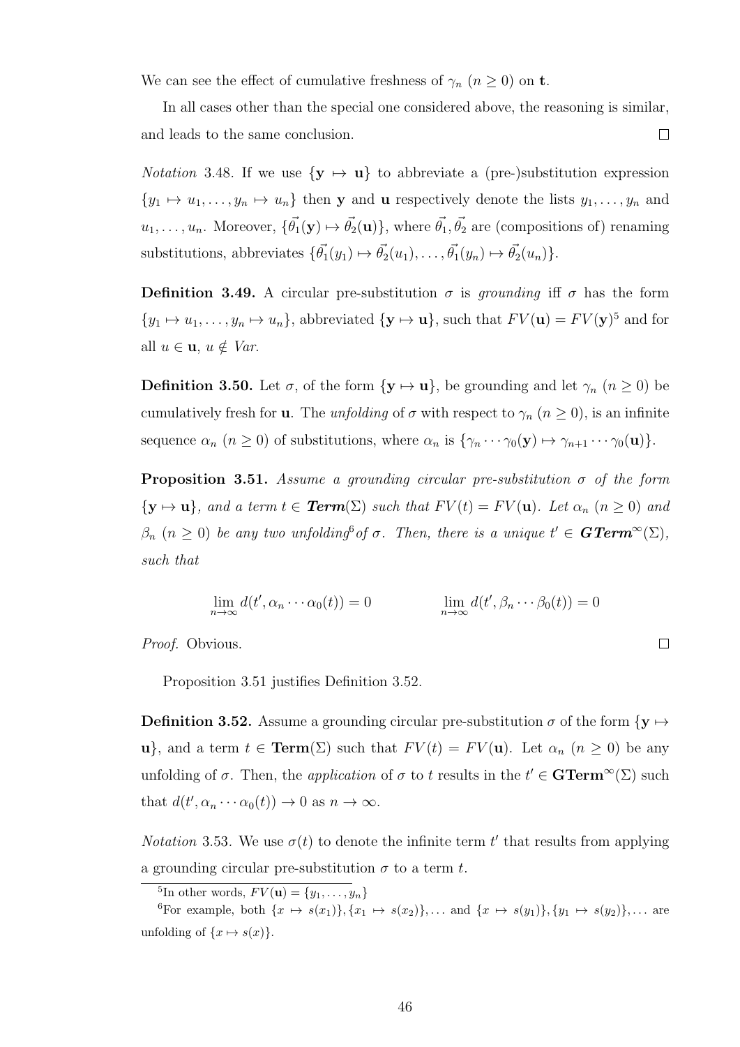We can see the effect of cumulative freshness of $\gamma_n$ $(n \geq 0)$ on $\mathbf{t}$.

In all cases other than the special one considered above, the reasoning is similar, and leads to the same conclusion. $\square$

*Notation* 3.48. If we use $\{\mathbf{y} \mapsto \mathbf{u}\}$ to abbreviate a (pre-)substitution expression $\{y_1 \mapsto u_1, \ldots, y_n \mapsto u_n\}$ then $\mathbf{y}$ and $\mathbf{u}$ respectively denote the lists $y_1, \ldots, y_n$ and $u_1, \ldots, u_n$. Moreover, $\{\vec{\theta_1}(\mathbf{y}) \mapsto \vec{\theta_2}(\mathbf{u})\}$, where $\vec{\theta_1}, \vec{\theta_2}$ are (compositions of) renaming substitutions, abbreviates $\{\vec{\theta_1}(y_1) \mapsto \vec{\theta_2}(u_1), \ldots, \vec{\theta_1}(y_n) \mapsto \vec{\theta_2}(u_n)\}$.

**Definition 3.49.** A circular pre-substitution $\sigma$ is *grounding* iff $\sigma$ has the form $\{y_1 \mapsto u_1, \ldots, y_n \mapsto u_n\}$, abbreviated $\{\mathbf{y} \mapsto \mathbf{u}\}$, such that $FV(\mathbf{u}) = FV(\mathbf{y})$[5] and for all $u \in \mathbf{u}$, $u \notin Var$.

**Definition 3.50.** Let $\sigma$, of the form $\{\mathbf{y} \mapsto \mathbf{u}\}$, be grounding and let $\gamma_n$ $(n \geq 0)$ be cumulatively fresh for $\mathbf{u}$. The *unfolding* of $\sigma$ with respect to $\gamma_n$ $(n \geq 0)$, is an infinite sequence $\alpha_n$ $(n \geq 0)$ of substitutions, where $\alpha_n$ is $\{\gamma_n \cdots \gamma_0(\mathbf{y}) \mapsto \gamma_{n+1} \cdots \gamma_0(\mathbf{u})\}$.

**Proposition 3.51.** *Assume a grounding circular pre-substitution $\sigma$ of the form $\{\mathbf{y} \mapsto \mathbf{u}\}$, and a term $t \in \mathbf{Term}(\Sigma)$ such that $FV(t) = FV(\mathbf{u})$. Let $\alpha_n$ $(n \geq 0)$ and $\beta_n$ $(n \geq 0)$ be any two unfolding*[6] *of $\sigma$. Then, there is a unique $t' \in \mathbf{GTerm}^{\infty}(\Sigma)$, such that*

$$\lim_{n \to \infty} d(t', \alpha_n \cdots \alpha_0(t)) = 0 \qquad\qquad \lim_{n \to \infty} d(t', \beta_n \cdots \beta_0(t)) = 0$$

*Proof.* Obvious. $\square$

Proposition 3.51 justifies Definition 3.52.

**Definition 3.52.** Assume a grounding circular pre-substitution $\sigma$ of the form $\{\mathbf{y} \mapsto \mathbf{u}\}$, and a term $t \in \mathbf{Term}(\Sigma)$ such that $FV(t) = FV(\mathbf{u})$. Let $\alpha_n$ $(n \geq 0)$ be any unfolding of $\sigma$. Then, the *application* of $\sigma$ to $t$ results in the $t' \in \mathbf{GTerm}^{\infty}(\Sigma)$ such that $d(t', \alpha_n \cdots \alpha_0(t)) \to 0$ as $n \to \infty$.

*Notation* 3.53. We use $\sigma(t)$ to denote the infinite term $t'$ that results from applying a grounding circular pre-substitution $\sigma$ to a term $t$.

---

[5] In other words, $FV(\mathbf{u}) = \{y_1, \ldots, y_n\}$

[6] For example, both $\{x \mapsto s(x_1)\}, \{x_1 \mapsto s(x_2)\}, \ldots$ and $\{x \mapsto s(y_1)\}, \{y_1 \mapsto s(y_2)\}, \ldots$ are unfolding of $\{x \mapsto s(x)\}$.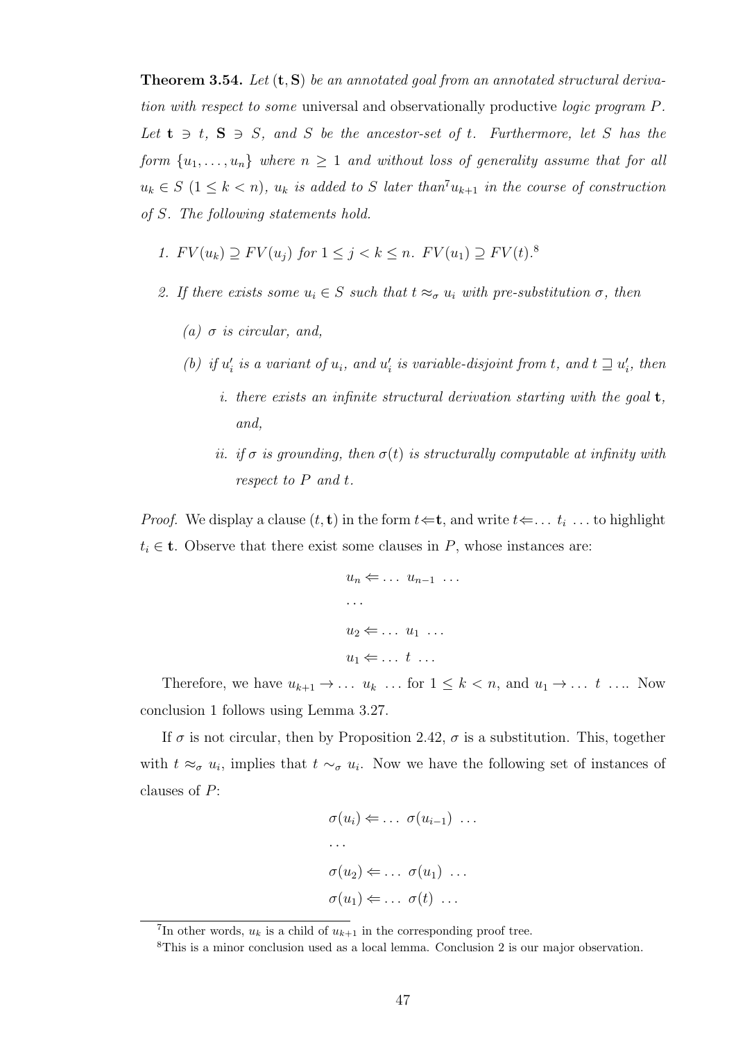**Theorem 3.54.** *Let* $(\mathbf{t}, \mathbf{S})$ *be an annotated goal from an annotated structural derivation with respect to some* universal *and* observationally productive *logic program* $P$*. Let* $\mathbf{t} \ni t$*,* $\mathbf{S} \ni S$*, and* $S$ *be the ancestor-set of* $t$*. Furthermore, let* $S$ *has the form* $\{u_1, \ldots, u_n\}$ *where* $n \geq 1$ *and without loss of generality assume that for all* $u_k \in S$ $(1 \leq k < n)$*,* $u_k$ *is added to* $S$ *later than*[7] $u_{k+1}$ *in the course of construction of* $S$*. The following statements hold.*

1. $FV(u_k) \supseteq FV(u_j)$ *for* $1 \leq j < k \leq n$*.* $FV(u_1) \supseteq FV(t)$*.*[8]
2. *If there exists some* $u_i \in S$ *such that* $t \approx_\sigma u_i$ *with pre-substitution* $\sigma$*, then*
   - (a) $\sigma$ *is circular, and,*
   - (b) *if* $u_i'$ *is a variant of* $u_i$*, and* $u_i'$ *is variable-disjoint from* $t$*, and* $t \sqsupseteq u_i'$*, then*
     - i. *there exists an infinite structural derivation starting with the goal* $\mathbf{t}$*, and,*
     - ii. *if* $\sigma$ *is grounding, then* $\sigma(t)$ *is structurally computable at infinity with respect to* $P$ *and* $t$*.*

*Proof.* We display a clause $(t, \mathbf{t})$ in the form $t \Leftarrow \mathbf{t}$, and write $t \Leftarrow \ldots\ t_i\ \ldots$ to highlight $t_i \in \mathbf{t}$. Observe that there exist some clauses in $P$, whose instances are:

$$
\begin{aligned}
&u_n \Leftarrow \ldots\ u_{n-1}\ \ldots \\
&\ldots \\
&u_2 \Leftarrow \ldots\ u_1\ \ldots \\
&u_1 \Leftarrow \ldots\ t\ \ldots
\end{aligned}
$$

Therefore, we have $u_{k+1} \to \ldots\ u_k\ \ldots$ for $1 \leq k < n$, and $u_1 \to \ldots\ t\ \ldots$. Now conclusion 1 follows using Lemma 3.27.

If $\sigma$ is not circular, then by Proposition 2.42, $\sigma$ is a substitution. This, together with $t \approx_\sigma u_i$, implies that $t \sim_\sigma u_i$. Now we have the following set of instances of clauses of $P$:

$$
\begin{aligned}
&\sigma(u_i) \Leftarrow \ldots\ \sigma(u_{i-1})\ \ldots \\
&\ldots \\
&\sigma(u_2) \Leftarrow \ldots\ \sigma(u_1)\ \ldots \\
&\sigma(u_1) \Leftarrow \ldots\ \sigma(t)\ \ldots
\end{aligned}
$$

[7] In other words, $u_k$ is a child of $u_{k+1}$ in the corresponding proof tree.

[8] This is a minor conclusion used as a local lemma. Conclusion 2 is our major observation.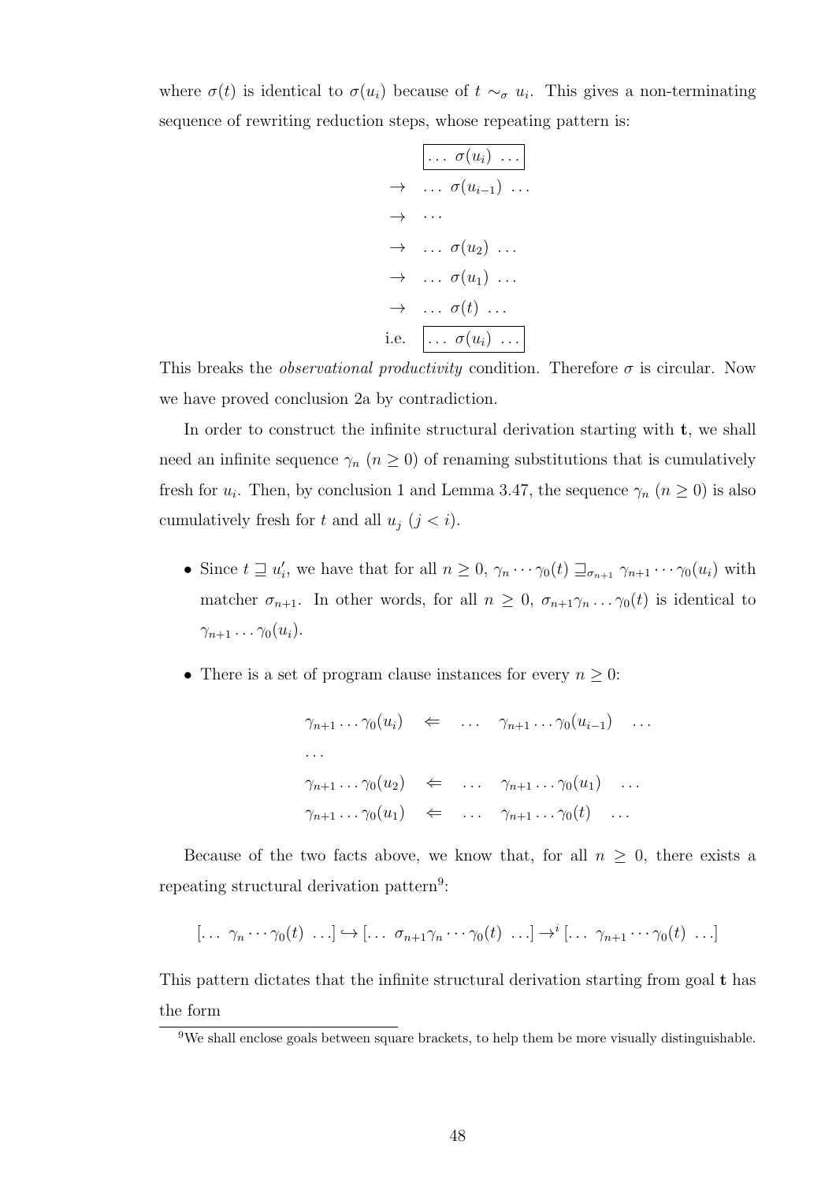where $\sigma(t)$ is identical to $\sigma(u_i)$ because of $t \sim_\sigma u_i$. This gives a non-terminating sequence of rewriting reduction steps, whose repeating pattern is:

$$
\begin{array}{rl}
 & \boxed{\ldots\ \sigma(u_i)\ \ldots} \\
\to & \ldots\ \sigma(u_{i-1})\ \ldots \\
\to & \cdots \\
\to & \ldots\ \sigma(u_2)\ \ldots \\
\to & \ldots\ \sigma(u_1)\ \ldots \\
\to & \ldots\ \sigma(t)\ \ldots \\
\text{i.e.} & \boxed{\ldots\ \sigma(u_i)\ \ldots}
\end{array}
$$

This breaks the *observational productivity* condition. Therefore $\sigma$ is circular. Now we have proved conclusion 2a by contradiction.

In order to construct the infinite structural derivation starting with $\mathbf{t}$, we shall need an infinite sequence $\gamma_n$ ($n \geq 0$) of renaming substitutions that is cumulatively fresh for $u_i$. Then, by conclusion 1 and Lemma 3.47, the sequence $\gamma_n$ ($n \geq 0$) is also cumulatively fresh for $t$ and all $u_j$ ($j < i$).

- Since $t \sqsupseteq u'_i$, we have that for all $n \geq 0$, $\gamma_n \cdots \gamma_0(t) \sqsupseteq_{\sigma_{n+1}} \gamma_{n+1} \cdots \gamma_0(u_i)$ with matcher $\sigma_{n+1}$. In other words, for all $n \geq 0$, $\sigma_{n+1}\gamma_n \ldots \gamma_0(t)$ is identical to $\gamma_{n+1} \ldots \gamma_0(u_i)$.

- There is a set of program clause instances for every $n \geq 0$:

$$
\begin{array}{lcl}
\gamma_{n+1} \ldots \gamma_0(u_i) & \Leftarrow & \ldots \quad \gamma_{n+1} \ldots \gamma_0(u_{i-1}) \quad \ldots \\
\ldots & & \\
\gamma_{n+1} \ldots \gamma_0(u_2) & \Leftarrow & \ldots \quad \gamma_{n+1} \ldots \gamma_0(u_1) \quad \ldots \\
\gamma_{n+1} \ldots \gamma_0(u_1) & \Leftarrow & \ldots \quad \gamma_{n+1} \ldots \gamma_0(t) \quad \ldots
\end{array}
$$

Because of the two facts above, we know that, for all $n \geq 0$, there exists a repeating structural derivation pattern[9]:

$$
[\ldots\ \gamma_n \cdots \gamma_0(t)\ \ldots] \hookrightarrow [\ldots\ \sigma_{n+1}\gamma_n \cdots \gamma_0(t)\ \ldots] \to^i [\ldots\ \gamma_{n+1} \cdots \gamma_0(t)\ \ldots]
$$

This pattern dictates that the infinite structural derivation starting from goal $\mathbf{t}$ has the form

[9] We shall enclose goals between square brackets, to help them be more visually distinguishable.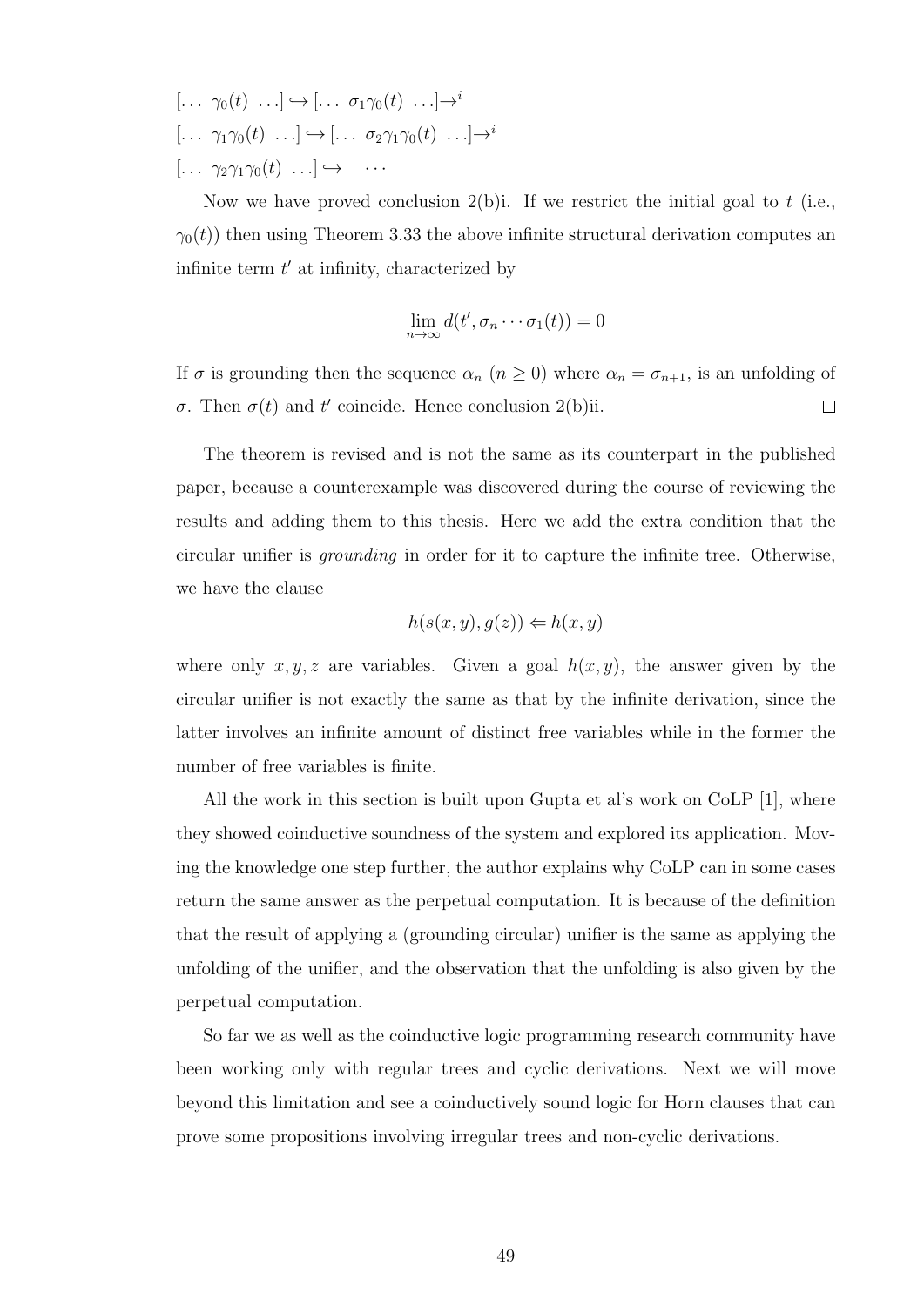$[\ldots\ \gamma_0(t)\ \ldots] \hookrightarrow [\ldots\ \sigma_1\gamma_0(t)\ \ldots]\rightarrow^i$

$[\ldots\ \gamma_1\gamma_0(t)\ \ldots] \hookrightarrow [\ldots\ \sigma_2\gamma_1\gamma_0(t)\ \ldots]\rightarrow^i$

$[\ldots\ \gamma_2\gamma_1\gamma_0(t)\ \ldots] \hookrightarrow \quad \cdots$

Now we have proved conclusion 2(b)i. If we restrict the initial goal to $t$ (i.e., $\gamma_0(t)$) then using Theorem 3.33 the above infinite structural derivation computes an infinite term $t'$ at infinity, characterized by

$$\lim_{n\to\infty} d(t', \sigma_n \cdots \sigma_1(t)) = 0$$

If $\sigma$ is grounding then the sequence $\alpha_n$ ($n \geq 0$) where $\alpha_n = \sigma_{n+1}$, is an unfolding of $\sigma$. Then $\sigma(t)$ and $t'$ coincide. Hence conclusion 2(b)ii. $\square$

The theorem is revised and is not the same as its counterpart in the published paper, because a counterexample was discovered during the course of reviewing the results and adding them to this thesis. Here we add the extra condition that the circular unifier is *grounding* in order for it to capture the infinite tree. Otherwise, we have the clause

$$h(s(x,y), g(z)) \Leftarrow h(x,y)$$

where only $x, y, z$ are variables. Given a goal $h(x,y)$, the answer given by the circular unifier is not exactly the same as that by the infinite derivation, since the latter involves an infinite amount of distinct free variables while in the former the number of free variables is finite.

All the work in this section is built upon Gupta et al's work on CoLP [1], where they showed coinductive soundness of the system and explored its application. Moving the knowledge one step further, the author explains why CoLP can in some cases return the same answer as the perpetual computation. It is because of the definition that the result of applying a (grounding circular) unifier is the same as applying the unfolding of the unifier, and the observation that the unfolding is also given by the perpetual computation.

So far we as well as the coinductive logic programming research community have been working only with regular trees and cyclic derivations. Next we will move beyond this limitation and see a coinductively sound logic for Horn clauses that can prove some propositions involving irregular trees and non-cyclic derivations.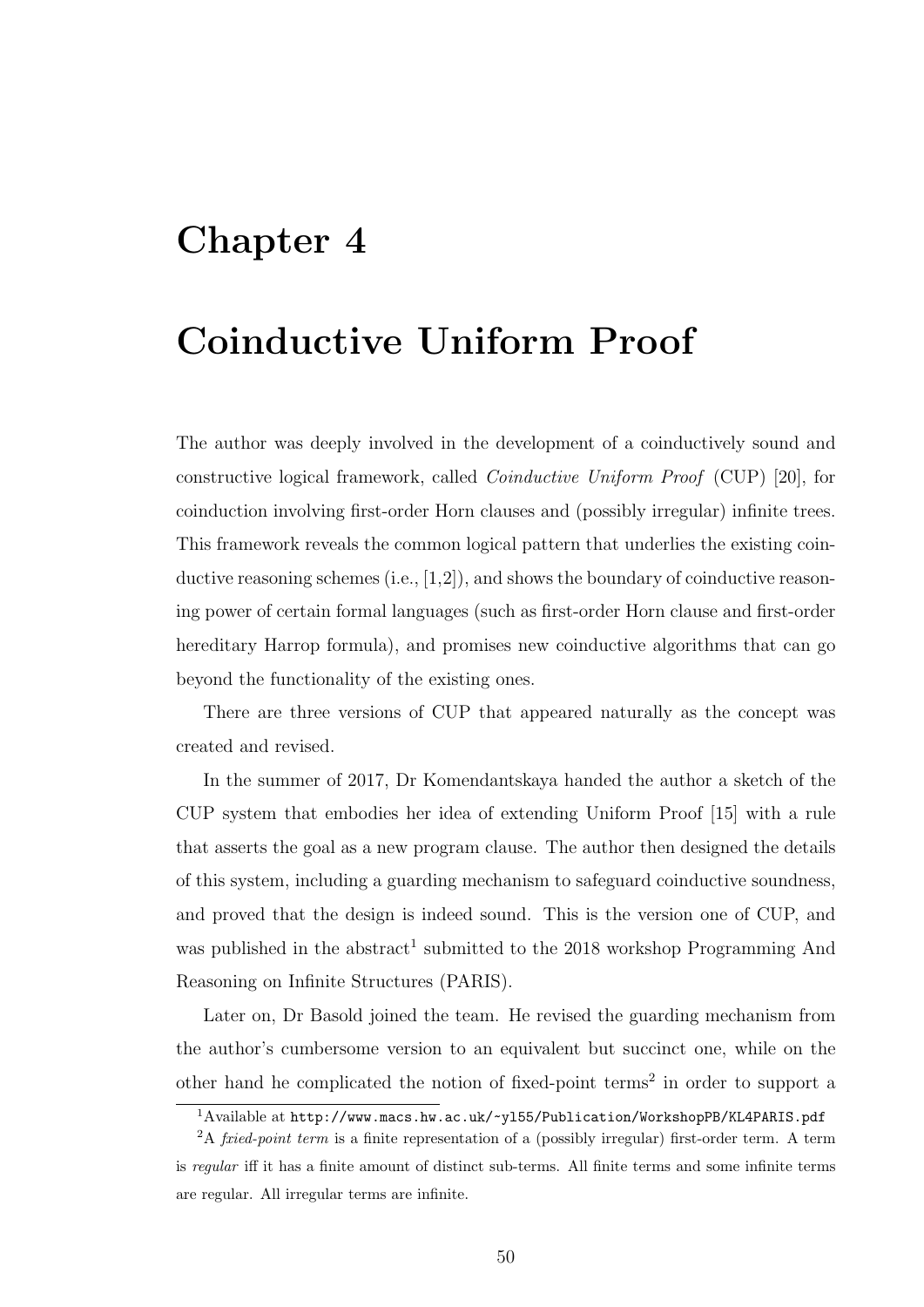# Chapter 4

# Coinductive Uniform Proof

The author was deeply involved in the development of a coinductively sound and constructive logical framework, called *Coinductive Uniform Proof* (CUP) [20], for coinduction involving first-order Horn clauses and (possibly irregular) infinite trees. This framework reveals the common logical pattern that underlies the existing coinductive reasoning schemes (i.e., [1,2]), and shows the boundary of coinductive reasoning power of certain formal languages (such as first-order Horn clause and first-order hereditary Harrop formula), and promises new coinductive algorithms that can go beyond the functionality of the existing ones.

There are three versions of CUP that appeared naturally as the concept was created and revised.

In the summer of 2017, Dr Komendantskaya handed the author a sketch of the CUP system that embodies her idea of extending Uniform Proof [15] with a rule that asserts the goal as a new program clause. The author then designed the details of this system, including a guarding mechanism to safeguard coinductive soundness, and proved that the design is indeed sound. This is the version one of CUP, and was published in the abstract[1] submitted to the 2018 workshop Programming And Reasoning on Infinite Structures (PARIS).

Later on, Dr Basold joined the team. He revised the guarding mechanism from the author's cumbersome version to an equivalent but succinct one, while on the other hand he complicated the notion of fixed-point terms[2] in order to support a

---

[1] Available at `http://www.macs.hw.ac.uk/~yl55/Publication/WorkshopPB/KL4PARIS.pdf`

[2] A *fxied-point term* is a finite representation of a (possibly irregular) first-order term. A term is *regular* iff it has a finite amount of distinct sub-terms. All finite terms and some infinite terms are regular. All irregular terms are infinite.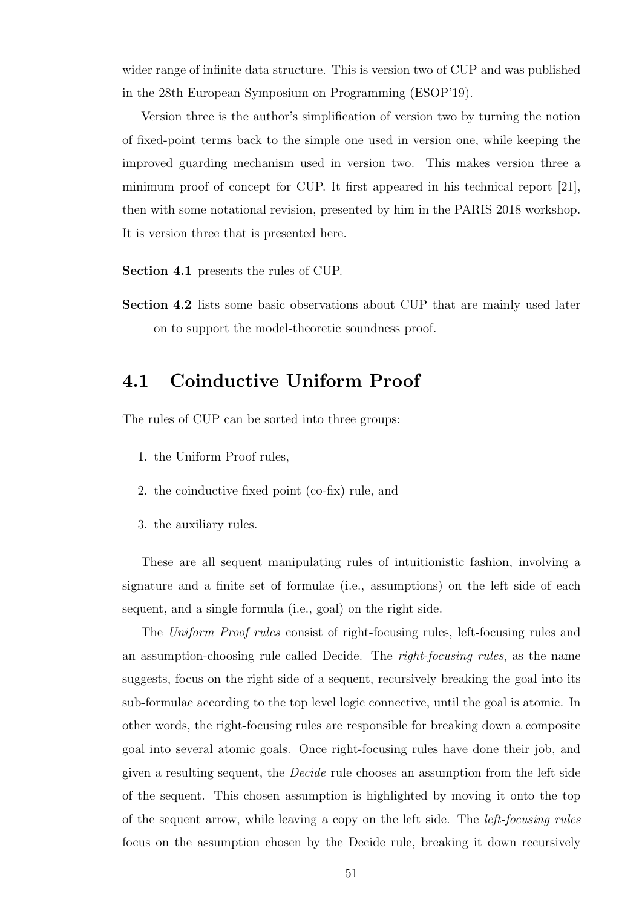wider range of infinite data structure. This is version two of CUP and was published in the 28th European Symposium on Programming (ESOP'19).

Version three is the author's simplification of version two by turning the notion of fixed-point terms back to the simple one used in version one, while keeping the improved guarding mechanism used in version two. This makes version three a minimum proof of concept for CUP. It first appeared in his technical report [21], then with some notational revision, presented by him in the PARIS 2018 workshop. It is version three that is presented here.

**Section 4.1** presents the rules of CUP.

**Section 4.2** lists some basic observations about CUP that are mainly used later on to support the model-theoretic soundness proof.

## 4.1 Coinductive Uniform Proof

The rules of CUP can be sorted into three groups:

1. the Uniform Proof rules,
2. the coinductive fixed point (co-fix) rule, and
3. the auxiliary rules.

These are all sequent manipulating rules of intuitionistic fashion, involving a signature and a finite set of formulae (i.e., assumptions) on the left side of each sequent, and a single formula (i.e., goal) on the right side.

The *Uniform Proof rules* consist of right-focusing rules, left-focusing rules and an assumption-choosing rule called Decide. The *right-focusing rules*, as the name suggests, focus on the right side of a sequent, recursively breaking the goal into its sub-formulae according to the top level logic connective, until the goal is atomic. In other words, the right-focusing rules are responsible for breaking down a composite goal into several atomic goals. Once right-focusing rules have done their job, and given a resulting sequent, the *Decide* rule chooses an assumption from the left side of the sequent. This chosen assumption is highlighted by moving it onto the top of the sequent arrow, while leaving a copy on the left side. The *left-focusing rules* focus on the assumption chosen by the Decide rule, breaking it down recursively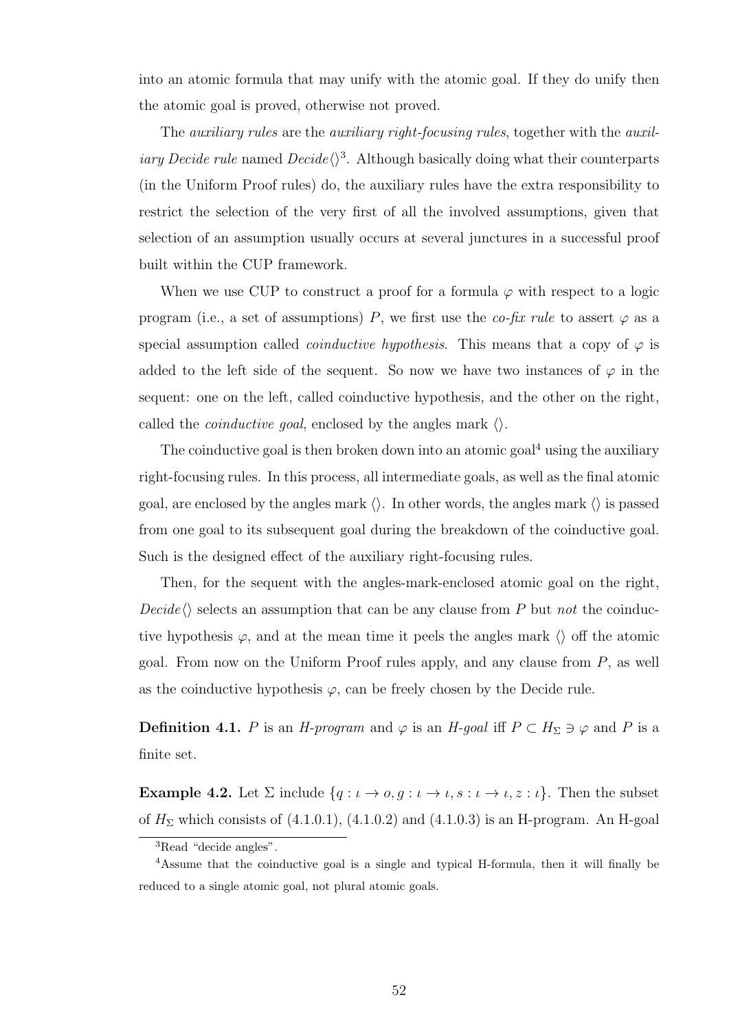into an atomic formula that may unify with the atomic goal. If they do unify then the atomic goal is proved, otherwise not proved.

The *auxiliary rules* are the *auxiliary right-focusing rules*, together with the *auxiliary Decide rule* named $\mathit{Decide}\langle\rangle$[3]. Although basically doing what their counterparts (in the Uniform Proof rules) do, the auxiliary rules have the extra responsibility to restrict the selection of the very first of all the involved assumptions, given that selection of an assumption usually occurs at several junctures in a successful proof built within the CUP framework.

When we use CUP to construct a proof for a formula $\varphi$ with respect to a logic program (i.e., a set of assumptions) $P$, we first use the *co-fix rule* to assert $\varphi$ as a special assumption called *coinductive hypothesis*. This means that a copy of $\varphi$ is added to the left side of the sequent. So now we have two instances of $\varphi$ in the sequent: one on the left, called coinductive hypothesis, and the other on the right, called the *coinductive goal*, enclosed by the angles mark $\langle\rangle$.

The coinductive goal is then broken down into an atomic goal[4] using the auxiliary right-focusing rules. In this process, all intermediate goals, as well as the final atomic goal, are enclosed by the angles mark $\langle\rangle$. In other words, the angles mark $\langle\rangle$ is passed from one goal to its subsequent goal during the breakdown of the coinductive goal. Such is the designed effect of the auxiliary right-focusing rules.

Then, for the sequent with the angles-mark-enclosed atomic goal on the right, $\mathit{Decide}\langle\rangle$ selects an assumption that can be any clause from $P$ but *not* the coinductive hypothesis $\varphi$, and at the mean time it peels the angles mark $\langle\rangle$ off the atomic goal. From now on the Uniform Proof rules apply, and any clause from $P$, as well as the coinductive hypothesis $\varphi$, can be freely chosen by the Decide rule.

**Definition 4.1.** $P$ is an *H-program* and $\varphi$ is an *H-goal* iff $P \subset H_\Sigma \ni \varphi$ and $P$ is a finite set.

**Example 4.2.** Let $\Sigma$ include $\{q : \iota \to o, g : \iota \to \iota, s : \iota \to \iota, z : \iota\}$. Then the subset of $H_\Sigma$ which consists of (4.1.0.1), (4.1.0.2) and (4.1.0.3) is an H-program. An H-goal

[3] Read "decide angles".

[4] Assume that the coinductive goal is a single and typical H-formula, then it will finally be reduced to a single atomic goal, not plural atomic goals.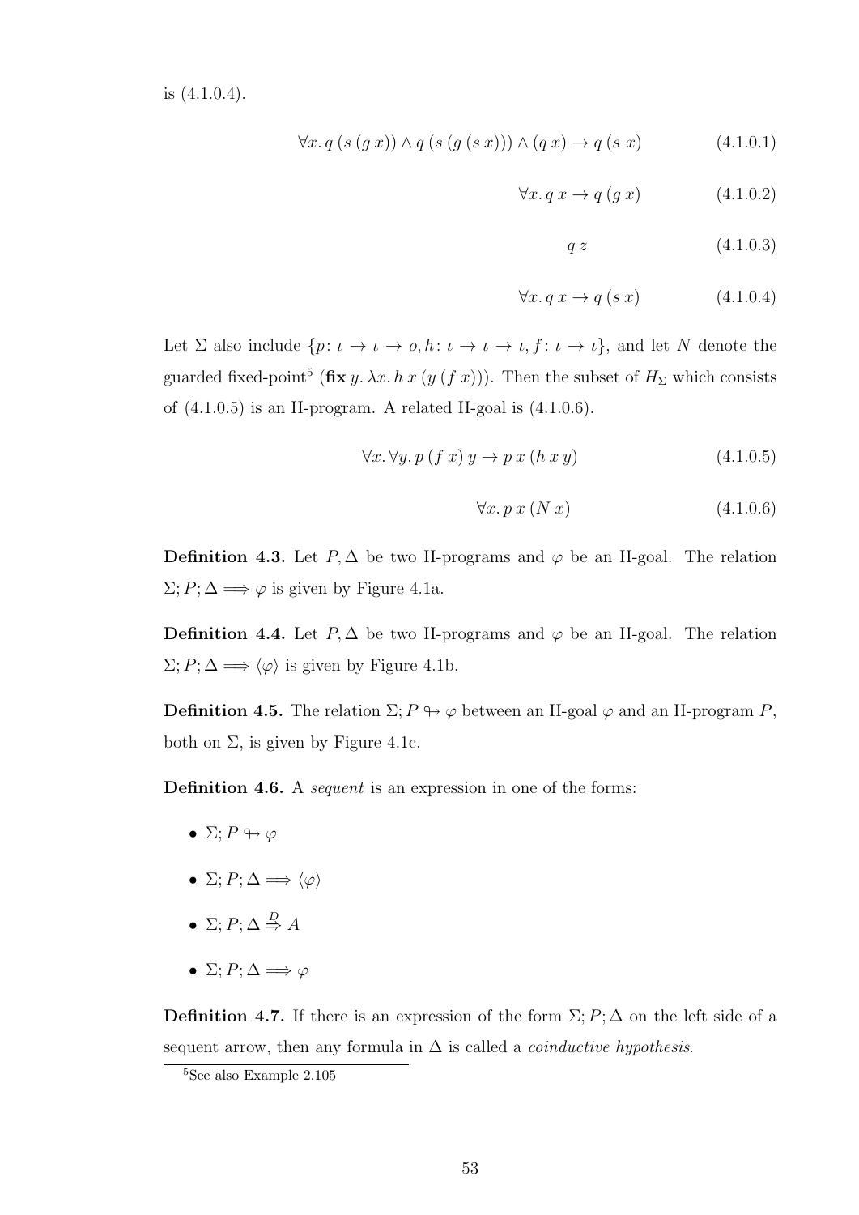is (4.1.0.4).

$$\forall x.\, q\, (s\, (g\, x)) \wedge q\, (s\, (g\, (s\, x))) \wedge (q\, x) \to q\, (s\ x) \tag{4.1.0.1}$$

$$\forall x.\, q\, x \to q\, (g\, x) \tag{4.1.0.2}$$

$$q\, z \tag{4.1.0.3}$$

$$\forall x.\, q\, x \to q\, (s\, x) \tag{4.1.0.4}$$

Let $\Sigma$ also include $\{p \colon \iota \to \iota \to o, h \colon \iota \to \iota \to \iota, f \colon \iota \to \iota\}$, and let $N$ denote the guarded fixed-point[5] $(\mathbf{fix}\, y.\, \lambda x.\, h\, x\, (y\, (f\, x)))$. Then the subset of $H_\Sigma$ which consists of (4.1.0.5) is an H-program. A related H-goal is (4.1.0.6).

$$\forall x.\, \forall y.\, p\, (f\, x)\, y \to p\, x\, (h\, x\, y) \tag{4.1.0.5}$$

$$\forall x.\, p\, x\, (N\, x) \tag{4.1.0.6}$$

**Definition 4.3.** Let $P, \Delta$ be two H-programs and $\varphi$ be an H-goal. The relation $\Sigma; P; \Delta \Longrightarrow \varphi$ is given by Figure 4.1a.

**Definition 4.4.** Let $P, \Delta$ be two H-programs and $\varphi$ be an H-goal. The relation $\Sigma; P; \Delta \Longrightarrow \langle \varphi \rangle$ is given by Figure 4.1b.

**Definition 4.5.** The relation $\Sigma; P \looparrowright \varphi$ between an H-goal $\varphi$ and an H-program $P$, both on $\Sigma$, is given by Figure 4.1c.

**Definition 4.6.** A *sequent* is an expression in one of the forms:

- $\Sigma; P \looparrowright \varphi$
- $\Sigma; P; \Delta \Longrightarrow \langle \varphi \rangle$
- $\Sigma; P; \Delta \overset{D}{\Rightarrow} A$
- $\Sigma; P; \Delta \Longrightarrow \varphi$

**Definition 4.7.** If there is an expression of the form $\Sigma; P; \Delta$ on the left side of a sequent arrow, then any formula in $\Delta$ is called a *coinductive hypothesis*.

[5] See also Example 2.105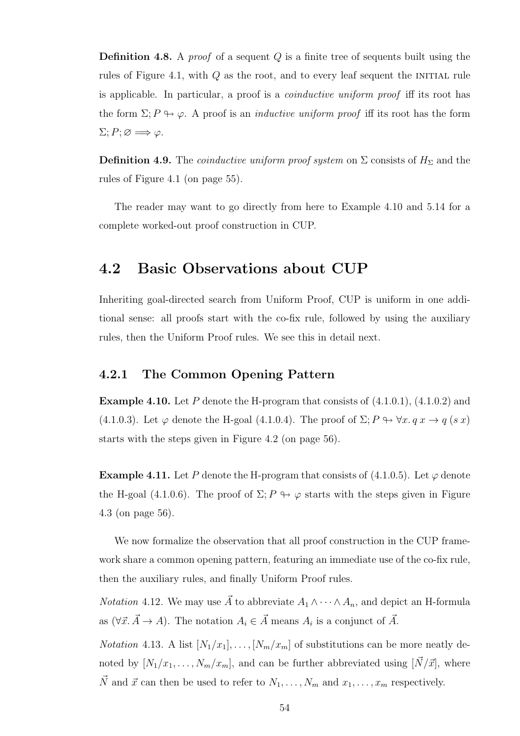**Definition 4.8.** A *proof* of a sequent $Q$ is a finite tree of sequents built using the rules of Figure 4.1, with $Q$ as the root, and to every leaf sequent the INITIAL rule is applicable. In particular, a proof is a *coinductive uniform proof* iff its root has the form $\Sigma; P \looparrowright \varphi$. A proof is an *inductive uniform proof* iff its root has the form $\Sigma; P; \varnothing \Longrightarrow \varphi$.

**Definition 4.9.** The *coinductive uniform proof system* on $\Sigma$ consists of $H_\Sigma$ and the rules of Figure 4.1 (on page 55).

The reader may want to go directly from here to Example 4.10 and 5.14 for a complete worked-out proof construction in CUP.

## 4.2 Basic Observations about CUP

Inheriting goal-directed search from Uniform Proof, CUP is uniform in one additional sense: all proofs start with the co-fix rule, followed by using the auxiliary rules, then the Uniform Proof rules. We see this in detail next.

### 4.2.1 The Common Opening Pattern

**Example 4.10.** Let $P$ denote the H-program that consists of (4.1.0.1), (4.1.0.2) and (4.1.0.3). Let $\varphi$ denote the H-goal (4.1.0.4). The proof of $\Sigma; P \looparrowright \forall x.\, q\, x \to q\,(s\, x)$ starts with the steps given in Figure 4.2 (on page 56).

**Example 4.11.** Let $P$ denote the H-program that consists of (4.1.0.5). Let $\varphi$ denote the H-goal (4.1.0.6). The proof of $\Sigma; P \looparrowright \varphi$ starts with the steps given in Figure 4.3 (on page 56).

We now formalize the observation that all proof construction in the CUP framework share a common opening pattern, featuring an immediate use of the co-fix rule, then the auxiliary rules, and finally Uniform Proof rules.

*Notation* 4.12. We may use $\vec{A}$ to abbreviate $A_1 \wedge \cdots \wedge A_n$, and depict an H-formula as $(\forall \vec{x}.\, \vec{A} \to A)$. The notation $A_i \in \vec{A}$ means $A_i$ is a conjunct of $\vec{A}$.

*Notation* 4.13. A list $[N_1/x_1], \ldots, [N_m/x_m]$ of substitutions can be more neatly denoted by $[N_1/x_1, \ldots, N_m/x_m]$, and can be further abbreviated using $[\vec{N}/\vec{x}]$, where $\vec{N}$ and $\vec{x}$ can then be used to refer to $N_1, \ldots, N_m$ and $x_1, \ldots, x_m$ respectively.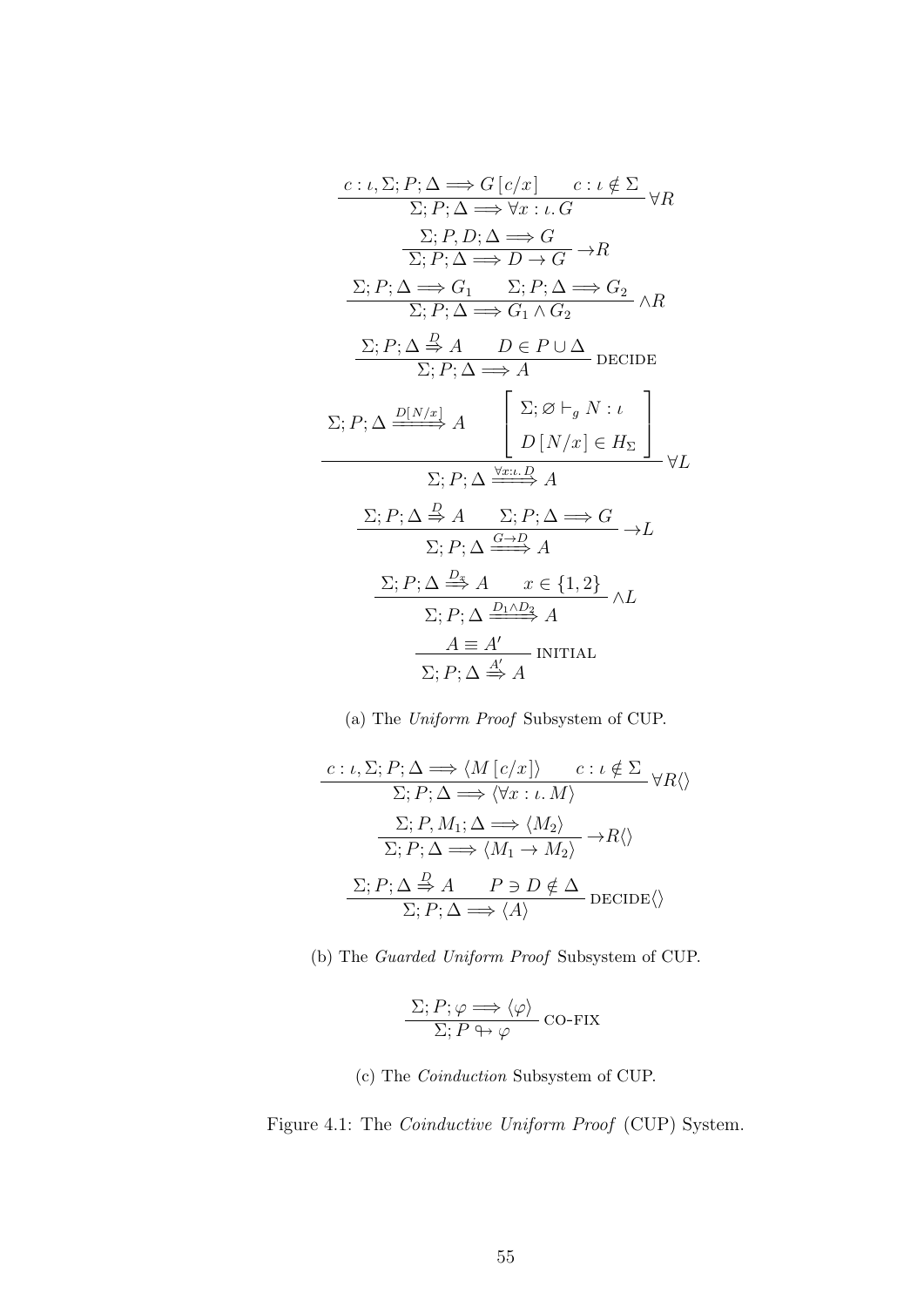$$\frac{c:\iota,\Sigma;P;\Delta \Longrightarrow G\,[c/x] \qquad c:\iota\notin\Sigma}{\Sigma;P;\Delta \Longrightarrow \forall x:\iota.\,G}\;\forall R$$

$$\frac{\Sigma;P,D;\Delta \Longrightarrow G}{\Sigma;P;\Delta \Longrightarrow D\to G}\;\to R$$

$$\frac{\Sigma;P;\Delta \Longrightarrow G_1 \qquad \Sigma;P;\Delta \Longrightarrow G_2}{\Sigma;P;\Delta \Longrightarrow G_1\wedge G_2}\;\wedge R$$

$$\frac{\Sigma;P;\Delta \overset{D}{\Rightarrow} A \qquad D\in P\cup\Delta}{\Sigma;P;\Delta \Longrightarrow A}\;\text{DECIDE}$$

$$\frac{\Sigma;P;\Delta \xrightarrow{D[N/x]} A \qquad \left[\begin{array}{c}\Sigma;\varnothing\vdash_g N:\iota\\ D\,[N/x]\in H_\Sigma\end{array}\right]}{\Sigma;P;\Delta \xrightarrow{\forall x:\iota.\,D} A}\;\forall L$$

$$\frac{\Sigma;P;\Delta \overset{D}{\Rightarrow} A \qquad \Sigma;P;\Delta \Longrightarrow G}{\Sigma;P;\Delta \xrightarrow{G\to D} A}\;\to L$$

$$\frac{\Sigma;P;\Delta \overset{D_x}{\Rightarrow} A \qquad x\in\{1,2\}}{\Sigma;P;\Delta \xrightarrow{D_1\wedge D_2} A}\;\wedge L$$

$$\frac{A\equiv A'}{\Sigma;P;\Delta \overset{A'}{\Rightarrow} A}\;\text{INITIAL}$$

(a) The *Uniform Proof* Subsystem of CUP.

$$\frac{c:\iota,\Sigma;P;\Delta \Longrightarrow \langle M\,[c/x]\rangle \qquad c:\iota\notin\Sigma}{\Sigma;P;\Delta \Longrightarrow \langle\forall x:\iota.\,M\rangle}\;\forall R\langle\rangle$$

$$\frac{\Sigma;P,M_1;\Delta \Longrightarrow \langle M_2\rangle}{\Sigma;P;\Delta \Longrightarrow \langle M_1\to M_2\rangle}\;\to R\langle\rangle$$

$$\frac{\Sigma;P;\Delta \overset{D}{\Rightarrow} A \qquad P\ni D\notin\Delta}{\Sigma;P;\Delta \Longrightarrow \langle A\rangle}\;\text{DECIDE}\langle\rangle$$

(b) The *Guarded Uniform Proof* Subsystem of CUP.

$$\frac{\Sigma;P;\varphi \Longrightarrow \langle\varphi\rangle}{\Sigma;P \looparrowright \varphi}\;\text{CO-FIX}$$

(c) The *Coinduction* Subsystem of CUP.

Figure 4.1: The *Coinductive Uniform Proof* (CUP) System.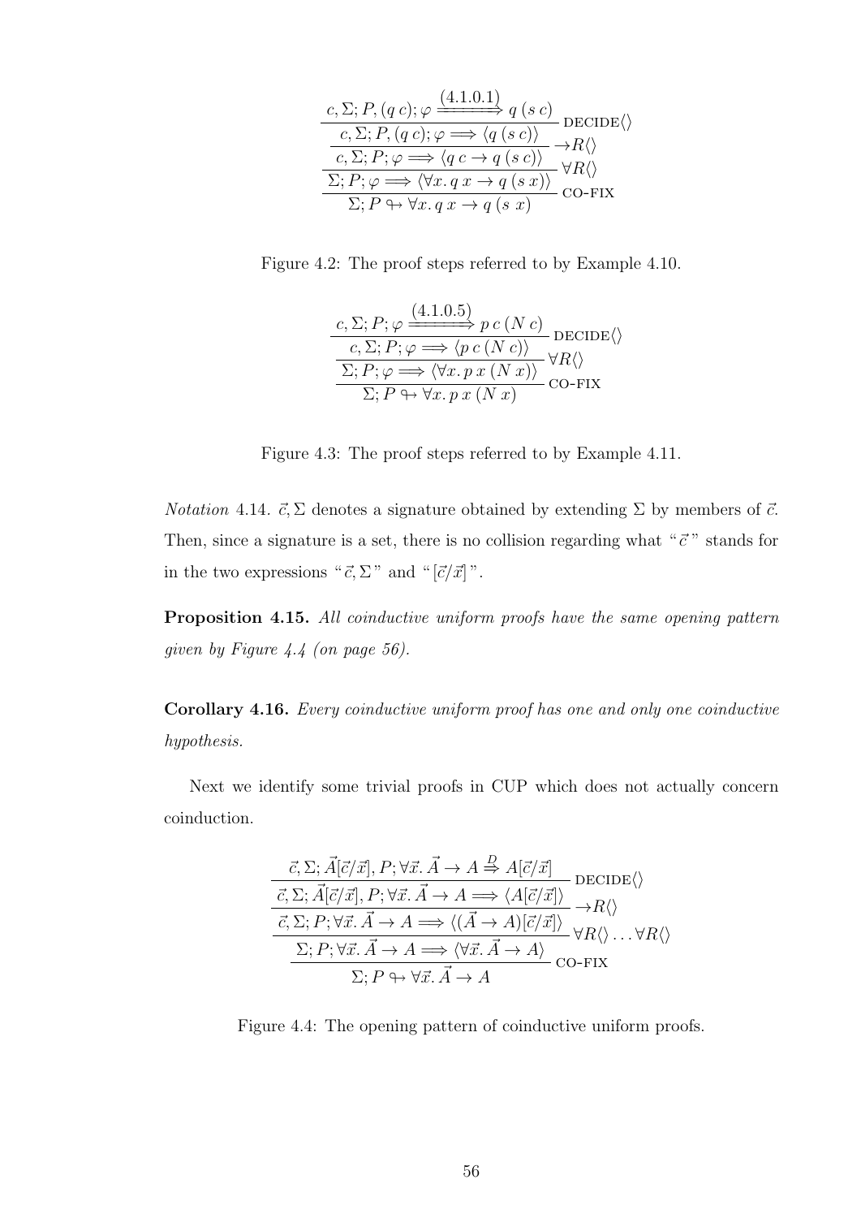$$\dfrac{\dfrac{\dfrac{\dfrac{c, \Sigma; P, (q\ c); \varphi \xRightarrow{(4.1.0.1)} q\ (s\ c)}{c, \Sigma; P, (q\ c); \varphi \Longrightarrow \langle q\ (s\ c) \rangle}\ \text{DECIDE}\langle\rangle}{c, \Sigma; P; \varphi \Longrightarrow \langle q\ c \to q\ (s\ c) \rangle}\ {\to}R\langle\rangle}{\Sigma; P; \varphi \Longrightarrow \langle \forall x.\ q\ x \to q\ (s\ x) \rangle}\ \forall R\langle\rangle}{\Sigma; P \looparrowright \forall x.\ q\ x \to q\ (s\ x)}\ \text{CO-FIX}$$

Figure 4.2: The proof steps referred to by Example 4.10.

$$\dfrac{\dfrac{\dfrac{c, \Sigma; P; \varphi \xRightarrow{(4.1.0.5)} p\ c\ (N\ c)}{c, \Sigma; P; \varphi \Longrightarrow \langle p\ c\ (N\ c) \rangle}\ \text{DECIDE}\langle\rangle}{\Sigma; P; \varphi \Longrightarrow \langle \forall x.\ p\ x\ (N\ x) \rangle}\ \forall R\langle\rangle}{\Sigma; P \looparrowright \forall x.\ p\ x\ (N\ x)}\ \text{CO-FIX}$$

Figure 4.3: The proof steps referred to by Example 4.11.

*Notation* 4.14. $\vec{c}, \Sigma$ denotes a signature obtained by extending $\Sigma$ by members of $\vec{c}$. Then, since a signature is a set, there is no collision regarding what " $\vec{c}$ " stands for in the two expressions " $\vec{c}, \Sigma$ " and " $[\vec{c}/\vec{x}]$ ".

**Proposition 4.15.** *All coinductive uniform proofs have the same opening pattern given by Figure 4.4 (on page 56).*

**Corollary 4.16.** *Every coinductive uniform proof has one and only one coinductive hypothesis.*

Next we identify some trivial proofs in CUP which does not actually concern coinduction.

$$\dfrac{\dfrac{\dfrac{\dfrac{\vec{c}, \Sigma; \vec{A}[\vec{c}/\vec{x}], P; \forall \vec{x}.\ \vec{A} \to A \overset{D}{\Rightarrow} A[\vec{c}/\vec{x}]}{\vec{c}, \Sigma; \vec{A}[\vec{c}/\vec{x}], P; \forall \vec{x}.\ \vec{A} \to A \Longrightarrow \langle A[\vec{c}/\vec{x}] \rangle}\ \text{DECIDE}\langle\rangle}{\vec{c}, \Sigma; P; \forall \vec{x}.\ \vec{A} \to A \Longrightarrow \langle (\vec{A} \to A)[\vec{c}/\vec{x}] \rangle}\ {\to}R\langle\rangle}{\Sigma; P; \forall \vec{x}.\ \vec{A} \to A \Longrightarrow \langle \forall \vec{x}.\ \vec{A} \to A \rangle}\ \forall R\langle\rangle \ldots \forall R\langle\rangle}{\Sigma; P \looparrowright \forall \vec{x}.\ \vec{A} \to A}\ \text{CO-FIX}$$

Figure 4.4: The opening pattern of coinductive uniform proofs.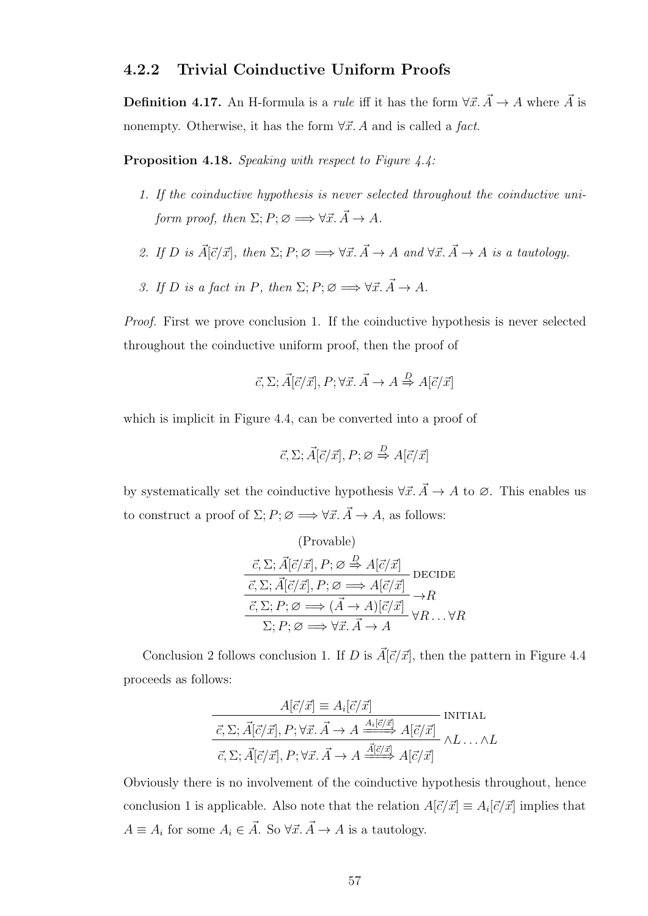### 4.2.2 Trivial Coinductive Uniform Proofs

**Definition 4.17.** An H-formula is a *rule* iff it has the form $\forall \vec{x}. \vec{A} \to A$ where $\vec{A}$ is nonempty. Otherwise, it has the form $\forall \vec{x}. A$ and is called a *fact*.

**Proposition 4.18.** *Speaking with respect to Figure 4.4:*

1. *If the coinductive hypothesis is never selected throughout the coinductive uniform proof, then* $\Sigma; P; \varnothing \Longrightarrow \forall \vec{x}. \vec{A} \to A$.
2. *If $D$ is $\vec{A}[\vec{c}/\vec{x}]$, then* $\Sigma; P; \varnothing \Longrightarrow \forall \vec{x}. \vec{A} \to A$ *and* $\forall \vec{x}. \vec{A} \to A$ *is a tautology.*
3. *If $D$ is a fact in $P$, then* $\Sigma; P; \varnothing \Longrightarrow \forall \vec{x}. \vec{A} \to A$.

*Proof.* First we prove conclusion 1. If the coinductive hypothesis is never selected throughout the coinductive uniform proof, then the proof of

$$\vec{c}, \Sigma; \vec{A}[\vec{c}/\vec{x}], P; \forall \vec{x}. \vec{A} \to A \overset{D}{\Rightarrow} A[\vec{c}/\vec{x}]$$

which is implicit in Figure 4.4, can be converted into a proof of

$$\vec{c}, \Sigma; \vec{A}[\vec{c}/\vec{x}], P; \varnothing \overset{D}{\Rightarrow} A[\vec{c}/\vec{x}]$$

by systematically set the coinductive hypothesis $\forall \vec{x}. \vec{A} \to A$ to $\varnothing$. This enables us to construct a proof of $\Sigma; P; \varnothing \Longrightarrow \forall \vec{x}. \vec{A} \to A$, as follows:

$$\cfrac{\cfrac{\cfrac{\cfrac{\text{(Provable)}}{\vec{c}, \Sigma; \vec{A}[\vec{c}/\vec{x}], P; \varnothing \overset{D}{\Rightarrow} A[\vec{c}/\vec{x}]}}{\vec{c}, \Sigma; \vec{A}[\vec{c}/\vec{x}], P; \varnothing \Longrightarrow A[\vec{c}/\vec{x}]}\ \text{DECIDE}}{\vec{c}, \Sigma; P; \varnothing \Longrightarrow (\vec{A} \to A)[\vec{c}/\vec{x}]}\ {\to}R}{\Sigma; P; \varnothing \Longrightarrow \forall \vec{x}. \vec{A} \to A}\ \forall R \ldots \forall R$$

Conclusion 2 follows conclusion 1. If $D$ is $\vec{A}[\vec{c}/\vec{x}]$, then the pattern in Figure 4.4 proceeds as follows:

$$\cfrac{\cfrac{A[\vec{c}/\vec{x}] \equiv A_i[\vec{c}/\vec{x}]}{\vec{c}, \Sigma; \vec{A}[\vec{c}/\vec{x}], P; \forall \vec{x}. \vec{A} \to A \xrightarrow{A_i[\vec{c}/\vec{x}]} A[\vec{c}/\vec{x}]}\ \text{INITIAL}}{\vec{c}, \Sigma; \vec{A}[\vec{c}/\vec{x}], P; \forall \vec{x}. \vec{A} \to A \xrightarrow{\vec{A}[\vec{c}/\vec{x}]} A[\vec{c}/\vec{x}]}\ \wedge L \ldots \wedge L$$

Obviously there is no involvement of the coinductive hypothesis throughout, hence conclusion 1 is applicable. Also note that the relation $A[\vec{c}/\vec{x}] \equiv A_i[\vec{c}/\vec{x}]$ implies that $A \equiv A_i$ for some $A_i \in \vec{A}$. So $\forall \vec{x}. \vec{A} \to A$ is a tautology.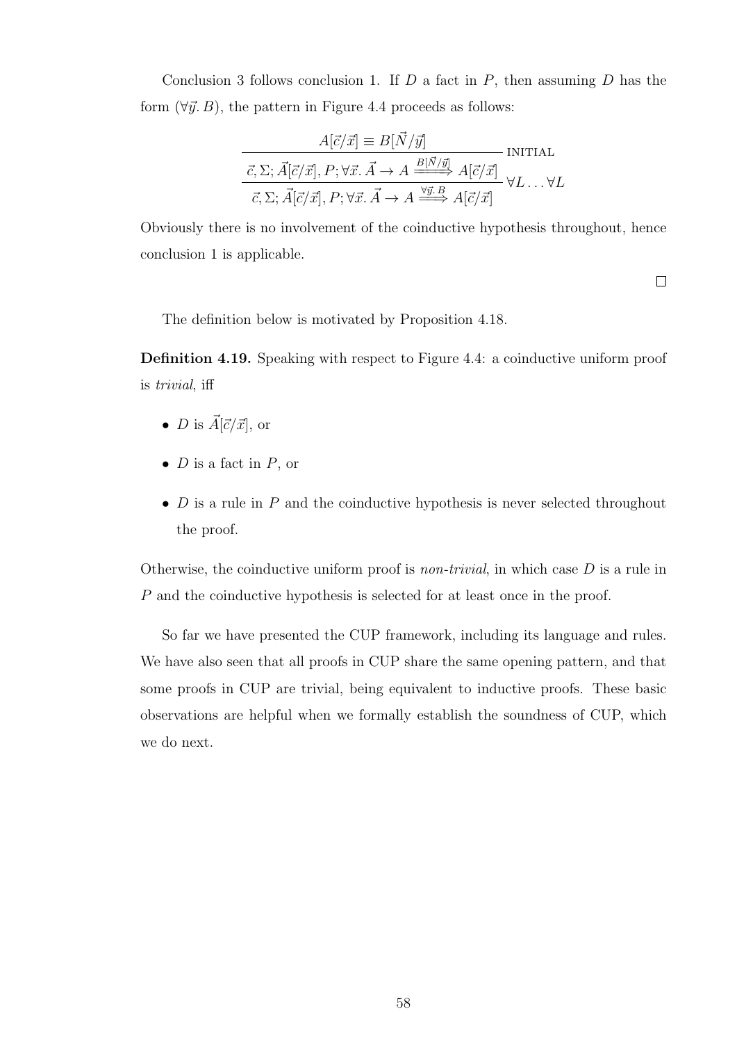Conclusion 3 follows conclusion 1. If $D$ a fact in $P$, then assuming $D$ has the form $(\forall \vec{y}.\, B)$, the pattern in Figure 4.4 proceeds as follows:

$$
\cfrac{\cfrac{A[\vec{c}/\vec{x}] \equiv B[\vec{N}/\vec{y}]}{\vec{c}, \Sigma; \vec{A}[\vec{c}/\vec{x}], P; \forall \vec{x}.\, \vec{A} \rightarrow A \xrightarrow{B[\vec{N}/\vec{y}]} A[\vec{c}/\vec{x}]}\ \textsc{initial}}{\vec{c}, \Sigma; \vec{A}[\vec{c}/\vec{x}], P; \forall \vec{x}.\, \vec{A} \rightarrow A \xrightarrow{\forall \vec{y}.\, B} A[\vec{c}/\vec{x}]}\ \forall L \ldots \forall L
$$

Obviously there is no involvement of the coinductive hypothesis throughout, hence conclusion 1 is applicable.

□

The definition below is motivated by Proposition 4.18.

**Definition 4.19.** Speaking with respect to Figure 4.4: a coinductive uniform proof is *trivial*, iff

- $D$ is $\vec{A}[\vec{c}/\vec{x}]$, or
- $D$ is a fact in $P$, or
- $D$ is a rule in $P$ and the coinductive hypothesis is never selected throughout the proof.

Otherwise, the coinductive uniform proof is *non-trivial*, in which case $D$ is a rule in $P$ and the coinductive hypothesis is selected for at least once in the proof.

So far we have presented the CUP framework, including its language and rules. We have also seen that all proofs in CUP share the same opening pattern, and that some proofs in CUP are trivial, being equivalent to inductive proofs. These basic observations are helpful when we formally establish the soundness of CUP, which we do next.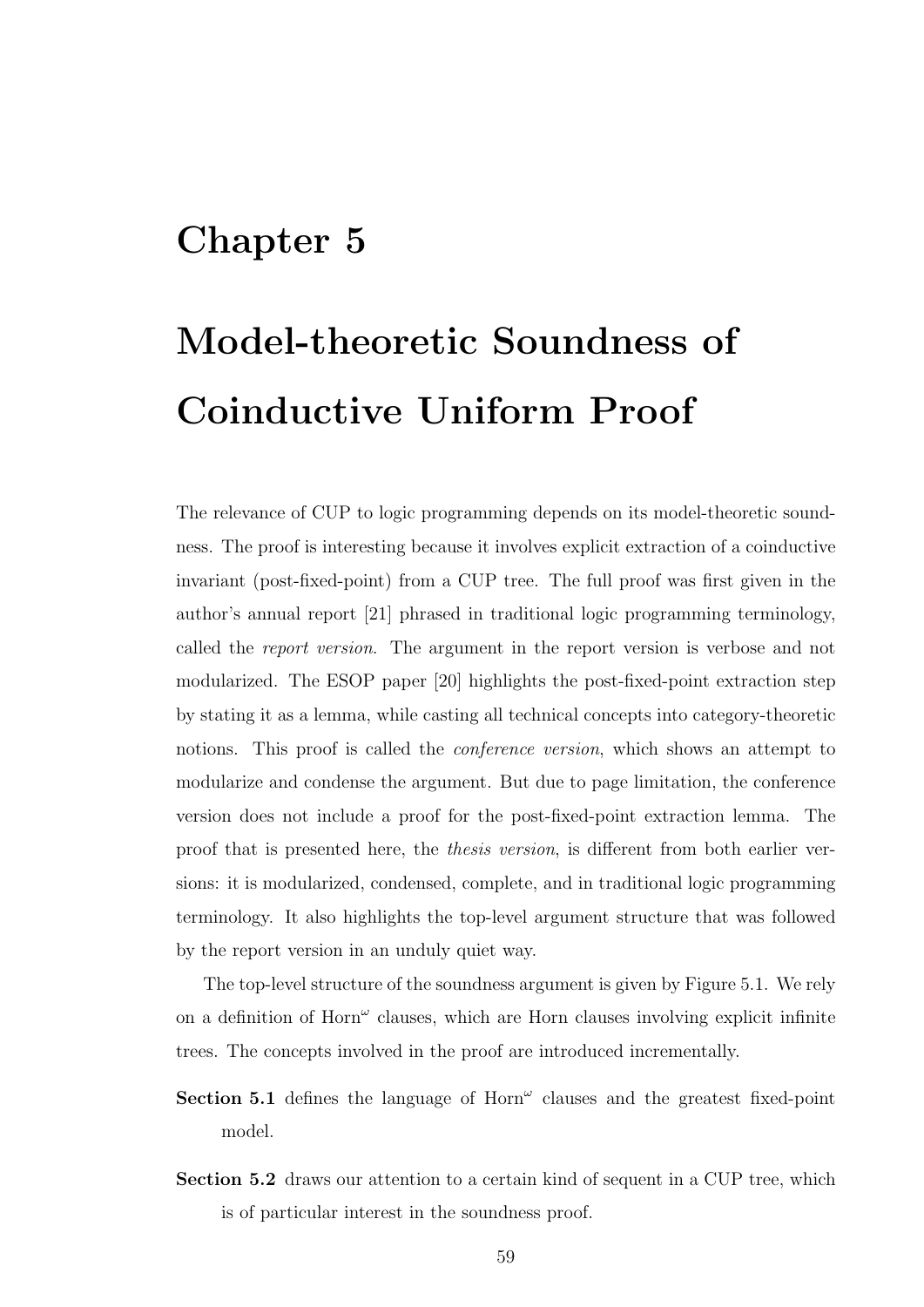# Chapter 5

# Model-theoretic Soundness of Coinductive Uniform Proof

The relevance of CUP to logic programming depends on its model-theoretic soundness. The proof is interesting because it involves explicit extraction of a coinductive invariant (post-fixed-point) from a CUP tree. The full proof was first given in the author's annual report [21] phrased in traditional logic programming terminology, called the *report version*. The argument in the report version is verbose and not modularized. The ESOP paper [20] highlights the post-fixed-point extraction step by stating it as a lemma, while casting all technical concepts into category-theoretic notions. This proof is called the *conference version*, which shows an attempt to modularize and condense the argument. But due to page limitation, the conference version does not include a proof for the post-fixed-point extraction lemma. The proof that is presented here, the *thesis version*, is different from both earlier versions: it is modularized, condensed, complete, and in traditional logic programming terminology. It also highlights the top-level argument structure that was followed by the report version in an unduly quiet way.

The top-level structure of the soundness argument is given by Figure 5.1. We rely on a definition of Horn$^\omega$ clauses, which are Horn clauses involving explicit infinite trees. The concepts involved in the proof are introduced incrementally.

**Section 5.1** defines the language of Horn$^\omega$ clauses and the greatest fixed-point model.

**Section 5.2** draws our attention to a certain kind of sequent in a CUP tree, which is of particular interest in the soundness proof.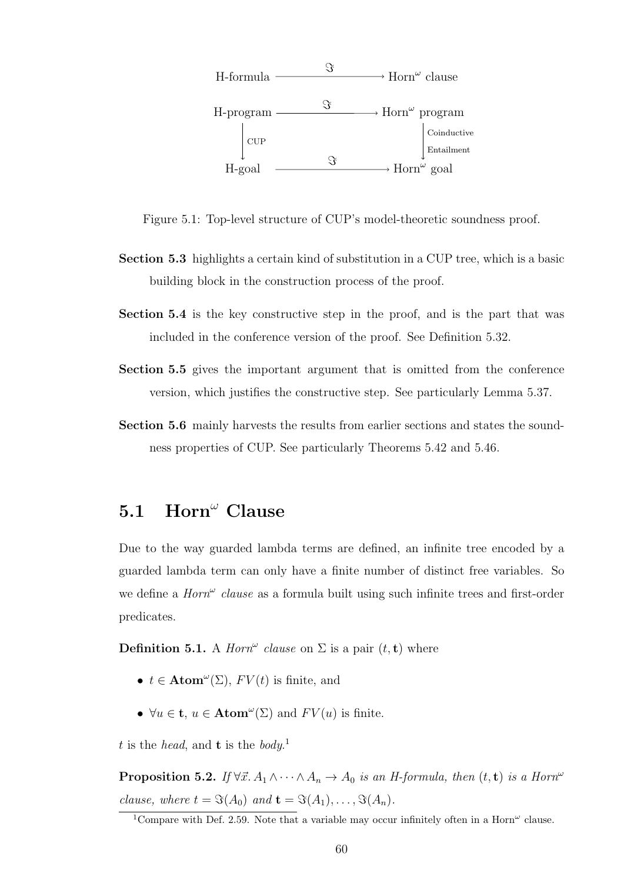$$
\begin{array}{ccc}
\text{H-formula} & \xrightarrow{\quad \Im \quad} & \text{Horn}^{\omega} \text{ clause} \\
\\
\text{H-program} & \xrightarrow{\quad \Im \quad} & \text{Horn}^{\omega} \text{ program} \\
\Big\downarrow {\scriptstyle \text{CUP}} & & \Big\downarrow {\scriptstyle \text{Coinductive Entailment}} \\
\text{H-goal} & \xrightarrow{\quad \Im \quad} & \text{Horn}^{\omega} \text{ goal}
\end{array}
$$

Figure 5.1: Top-level structure of CUP's model-theoretic soundness proof.

**Section 5.3** highlights a certain kind of substitution in a CUP tree, which is a basic building block in the construction process of the proof.

**Section 5.4** is the key constructive step in the proof, and is the part that was included in the conference version of the proof. See Definition 5.32.

**Section 5.5** gives the important argument that is omitted from the conference version, which justifies the constructive step. See particularly Lemma 5.37.

**Section 5.6** mainly harvests the results from earlier sections and states the soundness properties of CUP. See particularly Theorems 5.42 and 5.46.

## 5.1 Horn$^{\omega}$ Clause

Due to the way guarded lambda terms are defined, an infinite tree encoded by a guarded lambda term can only have a finite number of distinct free variables. So we define a *Horn*$^{\omega}$ *clause* as a formula built using such infinite trees and first-order predicates.

**Definition 5.1.** A *Horn*$^{\omega}$ *clause* on $\Sigma$ is a pair $(t, \mathbf{t})$ where

- $t \in \mathbf{Atom}^{\omega}(\Sigma)$, $FV(t)$ is finite, and
- $\forall u \in \mathbf{t}$, $u \in \mathbf{Atom}^{\omega}(\Sigma)$ and $FV(u)$ is finite.

$t$ is the *head*, and $\mathbf{t}$ is the *body*.[1]

**Proposition 5.2.** *If* $\forall \vec{x}.\, A_1 \wedge \cdots \wedge A_n \to A_0$ *is an H-formula, then* $(t, \mathbf{t})$ *is a Horn*$^{\omega}$ *clause, where* $t = \Im(A_0)$ *and* $\mathbf{t} = \Im(A_1), \ldots, \Im(A_n)$.

[1] Compare with Def. 2.59. Note that a variable may occur infinitely often in a Horn$^{\omega}$ clause.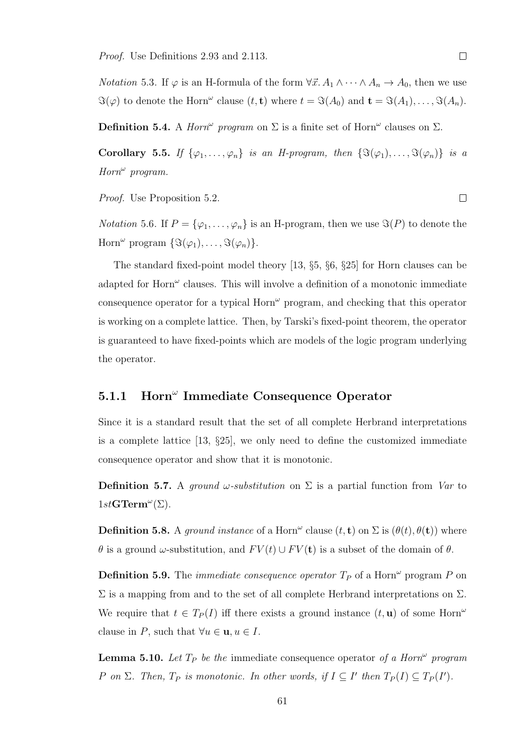*Proof.* Use Definitions 2.93 and 2.113. □

*Notation* 5.3. If $\varphi$ is an H-formula of the form $\forall\vec{x}.\, A_1 \wedge \cdots \wedge A_n \rightarrow A_0$, then we use $\Im(\varphi)$ to denote the Horn$^\omega$ clause $(t, \mathbf{t})$ where $t = \Im(A_0)$ and $\mathbf{t} = \Im(A_1), \ldots, \Im(A_n)$.

**Definition 5.4.** A *Horn$^\omega$ program* on $\Sigma$ is a finite set of Horn$^\omega$ clauses on $\Sigma$.

**Corollary 5.5.** *If $\{\varphi_1, \ldots, \varphi_n\}$ is an H-program, then $\{\Im(\varphi_1), \ldots, \Im(\varphi_n)\}$ is a Horn$^\omega$ program.*

*Proof.* Use Proposition 5.2. □

*Notation* 5.6. If $P = \{\varphi_1, \ldots, \varphi_n\}$ is an H-program, then we use $\Im(P)$ to denote the Horn$^\omega$ program $\{\Im(\varphi_1), \ldots, \Im(\varphi_n)\}$.

The standard fixed-point model theory [13, §5, §6, §25] for Horn clauses can be adapted for Horn$^\omega$ clauses. This will involve a definition of a monotonic immediate consequence operator for a typical Horn$^\omega$ program, and checking that this operator is working on a complete lattice. Then, by Tarski's fixed-point theorem, the operator is guaranteed to have fixed-points which are models of the logic program underlying the operator.

### 5.1.1 Horn$^\omega$ Immediate Consequence Operator

Since it is a standard result that the set of all complete Herbrand interpretations is a complete lattice [13, §25], we only need to define the customized immediate consequence operator and show that it is monotonic.

**Definition 5.7.** A *ground $\omega$-substitution* on $\Sigma$ is a partial function from *Var* to $1st\mathbf{GTerm}^\omega(\Sigma)$.

**Definition 5.8.** A *ground instance* of a Horn$^\omega$ clause $(t, \mathbf{t})$ on $\Sigma$ is $(\theta(t), \theta(\mathbf{t}))$ where $\theta$ is a ground $\omega$-substitution, and $FV(t) \cup FV(\mathbf{t})$ is a subset of the domain of $\theta$.

**Definition 5.9.** The *immediate consequence operator* $T_P$ of a Horn$^\omega$ program $P$ on $\Sigma$ is a mapping from and to the set of all complete Herbrand interpretations on $\Sigma$. We require that $t \in T_P(I)$ iff there exists a ground instance $(t, \mathbf{u})$ of some Horn$^\omega$ clause in $P$, such that $\forall u \in \mathbf{u}, u \in I$.

**Lemma 5.10.** *Let $T_P$ be the* immediate consequence operator *of a Horn$^\omega$ program $P$ on $\Sigma$. Then, $T_P$ is monotonic. In other words, if $I \subseteq I'$ then $T_P(I) \subseteq T_P(I')$.*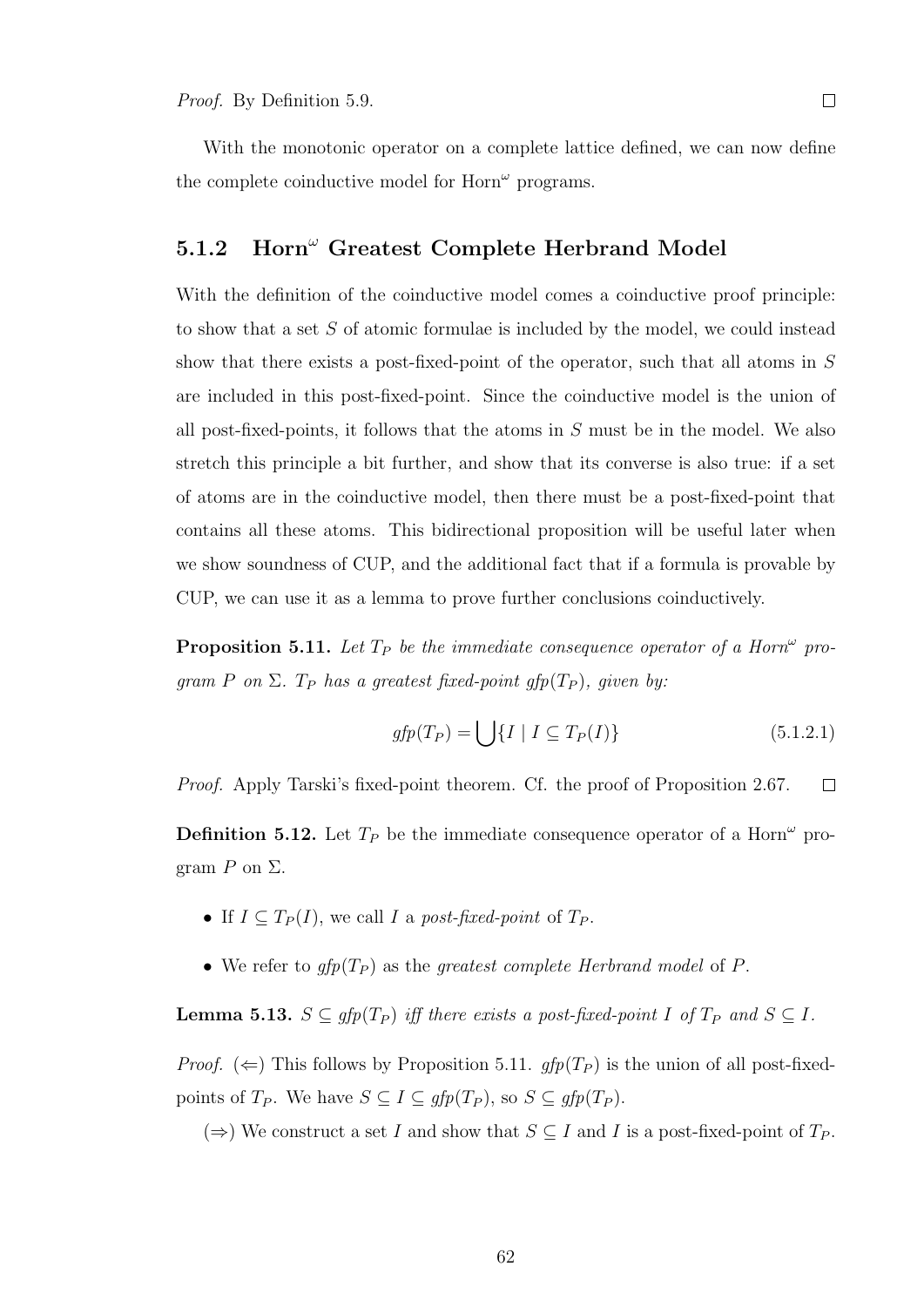*Proof.* By Definition 5.9. □

With the monotonic operator on a complete lattice defined, we can now define the complete coinductive model for Horn$^\omega$ programs.

### 5.1.2 Horn$^\omega$ Greatest Complete Herbrand Model

With the definition of the coinductive model comes a coinductive proof principle: to show that a set $S$ of atomic formulae is included by the model, we could instead show that there exists a post-fixed-point of the operator, such that all atoms in $S$ are included in this post-fixed-point. Since the coinductive model is the union of all post-fixed-points, it follows that the atoms in $S$ must be in the model. We also stretch this principle a bit further, and show that its converse is also true: if a set of atoms are in the coinductive model, then there must be a post-fixed-point that contains all these atoms. This bidirectional proposition will be useful later when we show soundness of CUP, and the additional fact that if a formula is provable by CUP, we can use it as a lemma to prove further conclusions coinductively.

**Proposition 5.11.** *Let $T_P$ be the immediate consequence operator of a Horn$^\omega$ program $P$ on $\Sigma$. $T_P$ has a greatest fixed-point $gfp(T_P)$, given by:*

$$gfp(T_P) = \bigcup\{I \mid I \subseteq T_P(I)\} \tag{5.1.2.1}$$

*Proof.* Apply Tarski's fixed-point theorem. Cf. the proof of Proposition 2.67. □

**Definition 5.12.** Let $T_P$ be the immediate consequence operator of a Horn$^\omega$ program $P$ on $\Sigma$.

- If $I \subseteq T_P(I)$, we call $I$ a *post-fixed-point* of $T_P$.
- We refer to $gfp(T_P)$ as the *greatest complete Herbrand model* of $P$.

**Lemma 5.13.** *$S \subseteq gfp(T_P)$ iff there exists a post-fixed-point $I$ of $T_P$ and $S \subseteq I$.*

*Proof.* ($\Leftarrow$) This follows by Proposition 5.11. $gfp(T_P)$ is the union of all post-fixed-points of $T_P$. We have $S \subseteq I \subseteq gfp(T_P)$, so $S \subseteq gfp(T_P)$.

($\Rightarrow$) We construct a set $I$ and show that $S \subseteq I$ and $I$ is a post-fixed-point of $T_P$.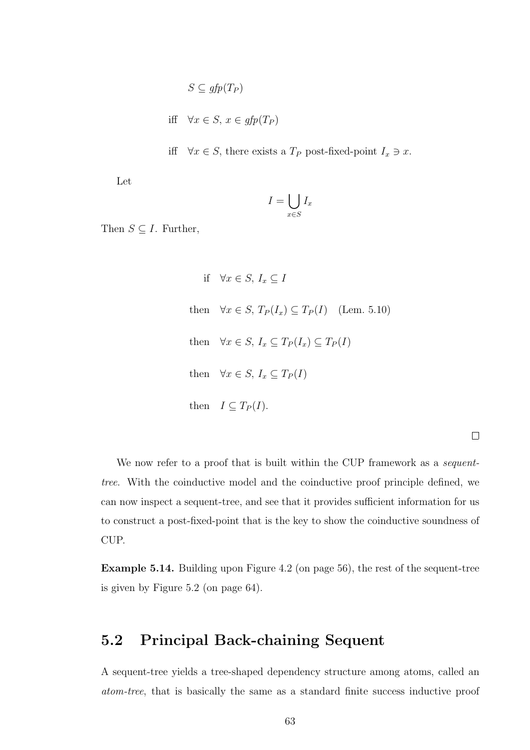$$S \subseteq gfp(T_P)$$

$$\text{iff} \quad \forall x \in S,\ x \in gfp(T_P)$$

$$\text{iff} \quad \forall x \in S, \text{ there exists a } T_P \text{ post-fixed-point } I_x \ni x.$$

Let

$$I = \bigcup_{x \in S} I_x$$

Then $S \subseteq I$. Further,

$$\begin{aligned}
&\text{if} \quad \forall x \in S,\ I_x \subseteq I \\
&\text{then} \quad \forall x \in S,\ T_P(I_x) \subseteq T_P(I) \quad \text{(Lem. 5.10)} \\
&\text{then} \quad \forall x \in S,\ I_x \subseteq T_P(I_x) \subseteq T_P(I) \\
&\text{then} \quad \forall x \in S,\ I_x \subseteq T_P(I) \\
&\text{then} \quad I \subseteq T_P(I).
\end{aligned}$$

□

We now refer to a proof that is built within the CUP framework as a *sequent-tree*. With the coinductive model and the coinductive proof principle defined, we can now inspect a sequent-tree, and see that it provides sufficient information for us to construct a post-fixed-point that is the key to show the coinductive soundness of CUP.

**Example 5.14.** Building upon Figure 4.2 (on page 56), the rest of the sequent-tree is given by Figure 5.2 (on page 64).

## 5.2 Principal Back-chaining Sequent

A sequent-tree yields a tree-shaped dependency structure among atoms, called an *atom-tree*, that is basically the same as a standard finite success inductive proof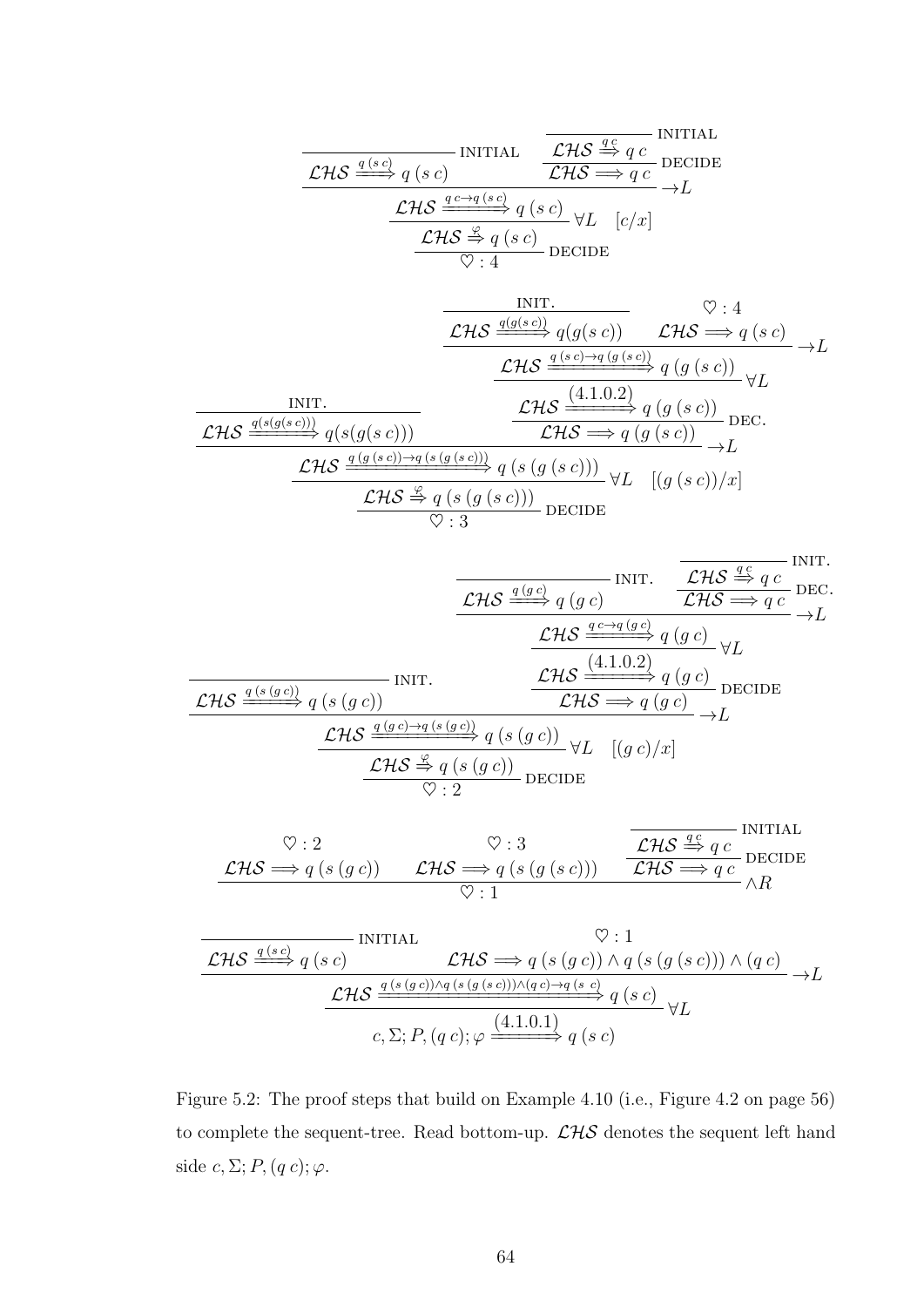$$\dfrac{\dfrac{\dfrac{\dfrac{}{\mathcal{LHS} \overset{q\,(s\,c)}{\Longrightarrow} q\,(s\,c)}\,\text{INITIAL} \qquad \dfrac{\dfrac{}{\mathcal{LHS} \overset{q\,c}{\Rightarrow} q\,c}\,\text{INITIAL}}{\mathcal{LHS} \Longrightarrow q\,c}\,\text{DECIDE}}{\mathcal{LHS} \overset{q\,c \to q\,(s\,c)}{\Longrightarrow} q\,(s\,c)}\,{\to}L}{\mathcal{LHS} \overset{\varphi}{\Rightarrow} q\,(s\,c)}\,\forall L \quad [c/x]}{\heartsuit : 4}\,\text{DECIDE}$$

$$\dfrac{\dfrac{\dfrac{}{\mathcal{LHS} \overset{q(s(g(s\,c)))}{\Longrightarrow} q(s(g(s\,c)))}\,\text{INIT.} \qquad \dfrac{\dfrac{\dfrac{\dfrac{}{\mathcal{LHS} \overset{q(g(s\,c))}{\Longrightarrow} q(g(s\,c))}\,\text{INIT.} \qquad \begin{array}{c}\heartsuit : 4\\ \mathcal{LHS} \Longrightarrow q\,(s\,c)\end{array}}{\mathcal{LHS} \overset{q\,(s\,c) \to q\,(g\,(s\,c))}{\Longrightarrow} q\,(g\,(s\,c))}\,{\to}L}{\mathcal{LHS} \overset{(4.1.0.2)}{\Longrightarrow} q\,(g\,(s\,c))}\,\forall L}{\mathcal{LHS} \Longrightarrow q\,(g\,(s\,c))}\,\text{DEC.}}{\dfrac{\mathcal{LHS} \overset{q\,(g\,(s\,c)) \to q\,(s\,(g\,(s\,c)))}{\Longrightarrow} q\,(s\,(g\,(s\,c)))}{\dfrac{\mathcal{LHS} \overset{\varphi}{\Rightarrow} q\,(s\,(g\,(s\,c)))}{\heartsuit : 3}\,\text{DECIDE}}\,\forall L \quad [(g\,(s\,c))/x]}\,{\to}L$$

$$\dfrac{\dfrac{}{\mathcal{LHS} \overset{q\,(s\,(g\,c))}{\Longrightarrow} q\,(s\,(g\,c))}\,\text{INIT.} \qquad \dfrac{\dfrac{\dfrac{\dfrac{}{\mathcal{LHS} \overset{q\,(g\,c)}{\Longrightarrow} q\,(g\,c)}\,\text{INIT.} \qquad \dfrac{\dfrac{}{\mathcal{LHS} \overset{q\,c}{\Rightarrow} q\,c}\,\text{INIT.}}{\mathcal{LHS} \Longrightarrow q\,c}\,\text{DEC.}}{\mathcal{LHS} \overset{q\,c \to q\,(g\,c)}{\Longrightarrow} q\,(g\,c)}\,{\to}L}{\mathcal{LHS} \overset{(4.1.0.2)}{\Longrightarrow} q\,(g\,c)}\,\forall L}{\mathcal{LHS} \Longrightarrow q\,(g\,c)}\,\text{DECIDE}}{\dfrac{\mathcal{LHS} \overset{q\,(g\,c) \to q\,(s\,(g\,c))}{\Longrightarrow} q\,(s\,(g\,c))}{\dfrac{\mathcal{LHS} \overset{\varphi}{\Rightarrow} q\,(s\,(g\,c))}{\heartsuit : 2}\,\text{DECIDE}}\,\forall L \quad [(g\,c)/x]}\,{\to}L$$

$$\dfrac{\begin{array}{c}\heartsuit : 2\\ \mathcal{LHS} \Longrightarrow q\,(s\,(g\,c))\end{array} \qquad \begin{array}{c}\heartsuit : 3\\ \mathcal{LHS} \Longrightarrow q\,(s\,(g\,(s\,c)))\end{array} \qquad \dfrac{\dfrac{}{\mathcal{LHS} \overset{q\,c}{\Rightarrow} q\,c}\,\text{INITIAL}}{\mathcal{LHS} \Longrightarrow q\,c}\,\text{DECIDE}}{\heartsuit : 1}\,\wedge R$$

$$\dfrac{\dfrac{\dfrac{}{\mathcal{LHS} \overset{q\,(s\,c)}{\Longrightarrow} q\,(s\,c)}\,\text{INITIAL} \qquad \begin{array}{c}\heartsuit : 1\\ \mathcal{LHS} \Longrightarrow q\,(s\,(g\,c)) \wedge q\,(s\,(g\,(s\,c))) \wedge (q\,c)\end{array}}{\mathcal{LHS} \overset{q\,(s\,(g\,c)) \wedge q\,(s\,(g\,(s\,c))) \wedge (q\,c) \to q\,(s\,c)}{\Longrightarrow} q\,(s\,c)}\,{\to}L}{c, \Sigma; P, (q\,c); \varphi \overset{(4.1.0.1)}{\Longrightarrow} q\,(s\,c)}\,\forall L$$

Figure 5.2: The proof steps that build on Example 4.10 (i.e., Figure 4.2 on page 56) to complete the sequent-tree. Read bottom-up. $\mathcal{LHS}$ denotes the sequent left hand side $c, \Sigma; P, (q\,c); \varphi$.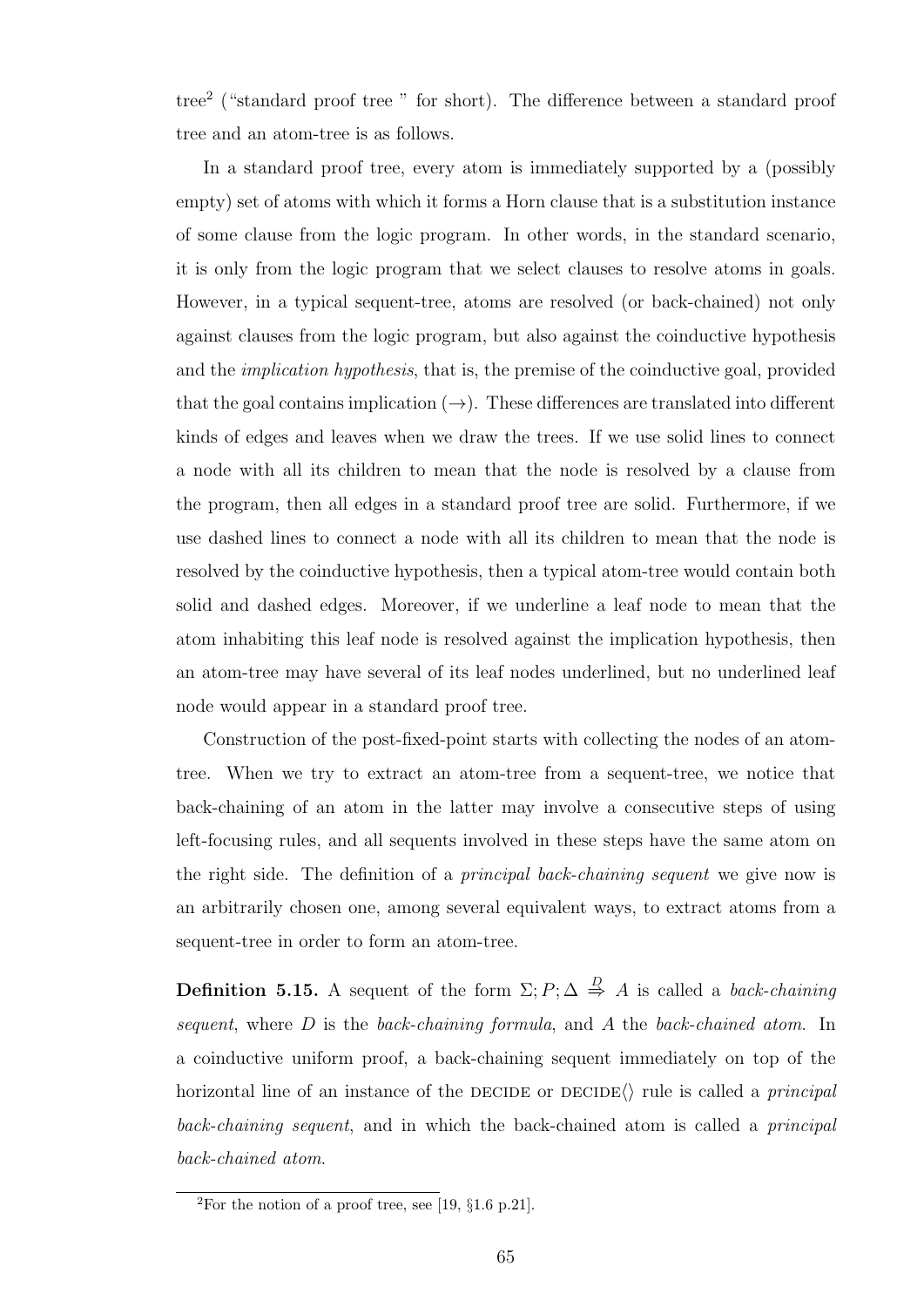tree[2] ("standard proof tree " for short). The difference between a standard proof tree and an atom-tree is as follows.

In a standard proof tree, every atom is immediately supported by a (possibly empty) set of atoms with which it forms a Horn clause that is a substitution instance of some clause from the logic program. In other words, in the standard scenario, it is only from the logic program that we select clauses to resolve atoms in goals. However, in a typical sequent-tree, atoms are resolved (or back-chained) not only against clauses from the logic program, but also against the coinductive hypothesis and the *implication hypothesis*, that is, the premise of the coinductive goal, provided that the goal contains implication ($\rightarrow$). These differences are translated into different kinds of edges and leaves when we draw the trees. If we use solid lines to connect a node with all its children to mean that the node is resolved by a clause from the program, then all edges in a standard proof tree are solid. Furthermore, if we use dashed lines to connect a node with all its children to mean that the node is resolved by the coinductive hypothesis, then a typical atom-tree would contain both solid and dashed edges. Moreover, if we underline a leaf node to mean that the atom inhabiting this leaf node is resolved against the implication hypothesis, then an atom-tree may have several of its leaf nodes underlined, but no underlined leaf node would appear in a standard proof tree.

Construction of the post-fixed-point starts with collecting the nodes of an atom-tree. When we try to extract an atom-tree from a sequent-tree, we notice that back-chaining of an atom in the latter may involve a consecutive steps of using left-focusing rules, and all sequents involved in these steps have the same atom on the right side. The definition of a *principal back-chaining sequent* we give now is an arbitrarily chosen one, among several equivalent ways, to extract atoms from a sequent-tree in order to form an atom-tree.

**Definition 5.15.** A sequent of the form $\Sigma; P; \Delta \overset{D}{\Rightarrow} A$ is called a *back-chaining sequent*, where $D$ is the *back-chaining formula*, and $A$ the *back-chained atom*. In a coinductive uniform proof, a back-chaining sequent immediately on top of the horizontal line of an instance of the DECIDE or DECIDE$\langle\rangle$ rule is called a *principal back-chaining sequent*, and in which the back-chained atom is called a *principal back-chained atom*.

[2] For the notion of a proof tree, see [19, §1.6 p.21].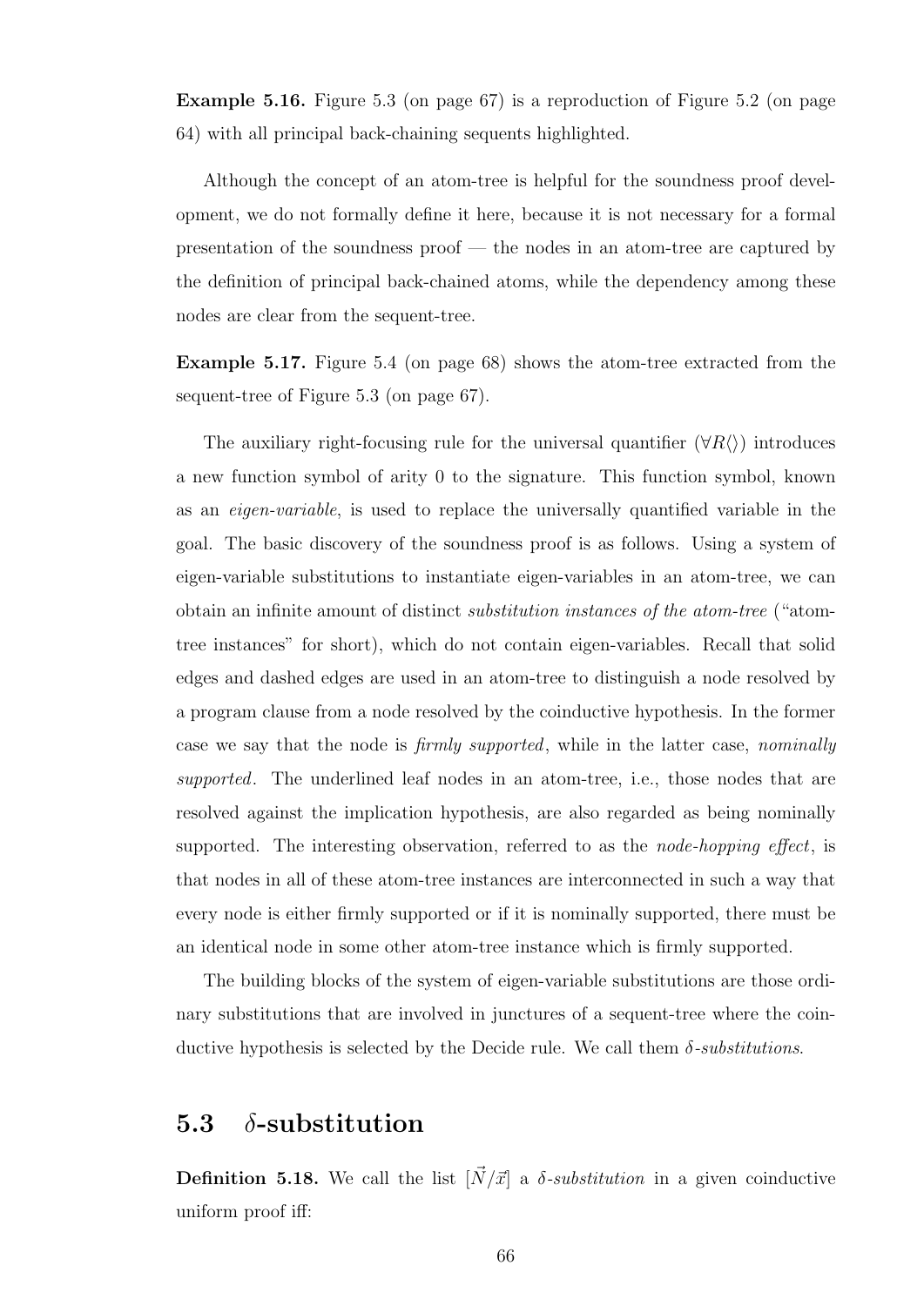**Example 5.16.** Figure 5.3 (on page 67) is a reproduction of Figure 5.2 (on page 64) with all principal back-chaining sequents highlighted.

Although the concept of an atom-tree is helpful for the soundness proof development, we do not formally define it here, because it is not necessary for a formal presentation of the soundness proof — the nodes in an atom-tree are captured by the definition of principal back-chained atoms, while the dependency among these nodes are clear from the sequent-tree.

**Example 5.17.** Figure 5.4 (on page 68) shows the atom-tree extracted from the sequent-tree of Figure 5.3 (on page 67).

The auxiliary right-focusing rule for the universal quantifier ($\forall R\langle\rangle$) introduces a new function symbol of arity 0 to the signature. This function symbol, known as an *eigen-variable*, is used to replace the universally quantified variable in the goal. The basic discovery of the soundness proof is as follows. Using a system of eigen-variable substitutions to instantiate eigen-variables in an atom-tree, we can obtain an infinite amount of distinct *substitution instances of the atom-tree* ("atom-tree instances" for short), which do not contain eigen-variables. Recall that solid edges and dashed edges are used in an atom-tree to distinguish a node resolved by a program clause from a node resolved by the coinductive hypothesis. In the former case we say that the node is *firmly supported*, while in the latter case, *nominally supported*. The underlined leaf nodes in an atom-tree, i.e., those nodes that are resolved against the implication hypothesis, are also regarded as being nominally supported. The interesting observation, referred to as the *node-hopping effect*, is that nodes in all of these atom-tree instances are interconnected in such a way that every node is either firmly supported or if it is nominally supported, there must be an identical node in some other atom-tree instance which is firmly supported.

The building blocks of the system of eigen-variable substitutions are those ordinary substitutions that are involved in junctures of a sequent-tree where the coinductive hypothesis is selected by the Decide rule. We call them *δ-substitutions*.

## 5.3 δ-substitution

**Definition 5.18.** We call the list $[\vec{N}/\vec{x}]$ a *δ-substitution* in a given coinductive uniform proof iff: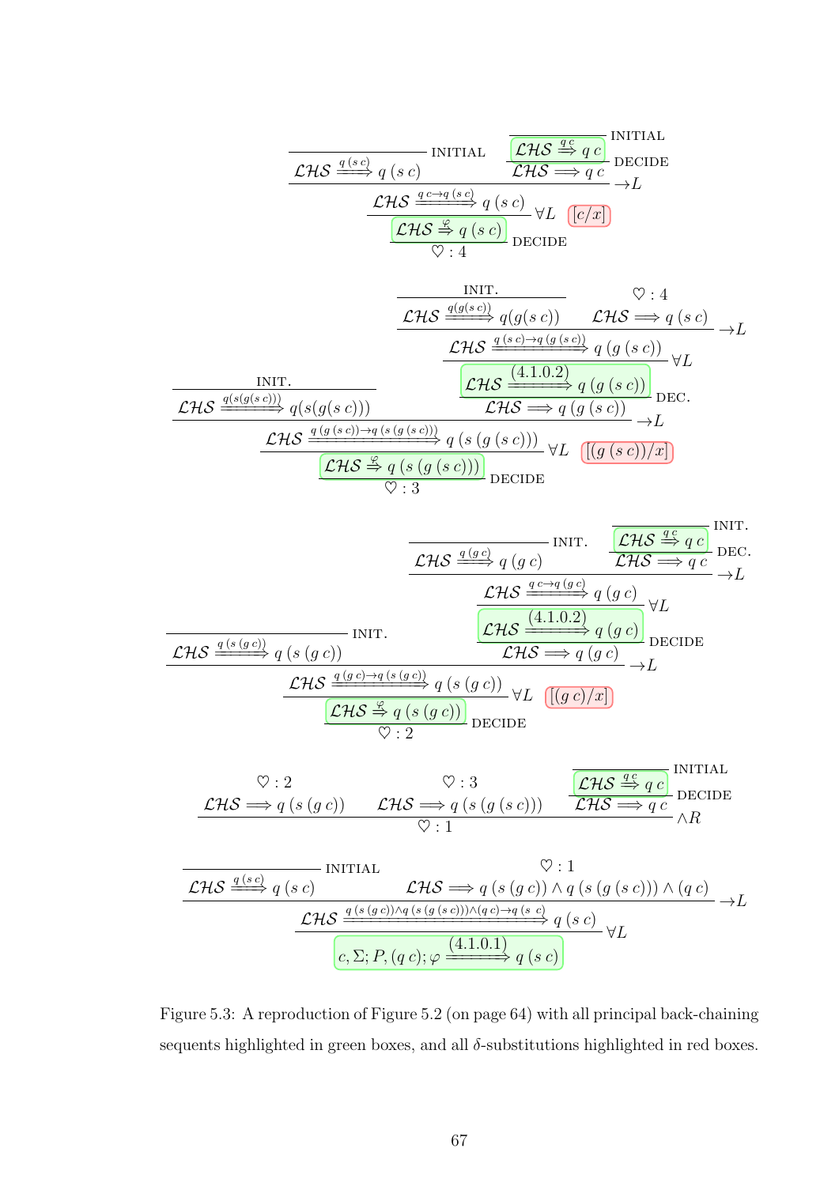$$
\dfrac{\dfrac{}{\mathcal{LHS} \xrightarrow{q\,(s\,c)} q\,(s\,c)}\ \text{INITIAL} \qquad \dfrac{\dfrac{}{\boxed{\mathcal{LHS} \xrightarrow{q\,c} q\,c}}\ \text{INITIAL}}{\mathcal{LHS} \Longrightarrow q\,c}\ \text{DECIDE}}{\dfrac{\dfrac{\mathcal{LHS} \xrightarrow{q\,c \to q\,(s\,c)} q\,(s\,c)}{\boxed{\mathcal{LHS} \xrightarrow{\varphi} q\,(s\,c)}}\ \forall L \quad \boxed{[c/x]}}{\heartsuit : 4}\ \text{DECIDE}}\ \to L
$$

$$
\dfrac{\dfrac{}{\mathcal{LHS} \xrightarrow{q(s(g(s\,c)))} q(s(g(s\,c)))}\ \text{INIT.} \qquad \dfrac{\dfrac{\dfrac{\dfrac{}{\mathcal{LHS} \xrightarrow{q(g(s\,c))} q(g(s\,c))}\ \text{INIT.} \qquad \dfrac{\heartsuit : 4}{\mathcal{LHS} \Longrightarrow q\,(s\,c)}}{\mathcal{LHS} \xrightarrow{q\,(s\,c) \to q\,(g\,(s\,c))} q\,(g\,(s\,c))}\ \to L}{\boxed{\mathcal{LHS} \xrightarrow{(4.1.0.2)} q\,(g\,(s\,c))}}\ \forall L}{\mathcal{LHS} \Longrightarrow q\,(g\,(s\,c))}\ \text{DEC.}}{\dfrac{\dfrac{\mathcal{LHS} \xrightarrow{q\,(g\,(s\,c)) \to q\,(s\,(g\,(s\,c)))} q\,(s\,(g\,(s\,c)))}{\boxed{\mathcal{LHS} \xrightarrow{\varphi} q\,(s\,(g\,(s\,c)))}}\ \forall L \quad \boxed{[(g\,(s\,c))/x]}}{\heartsuit : 3}\ \text{DECIDE}}\ \to L
$$

$$
\dfrac{\dfrac{}{\mathcal{LHS} \xrightarrow{q\,(s\,(g\,c))} q\,(s\,(g\,c))}\ \text{INIT.} \qquad \dfrac{\dfrac{\dfrac{\dfrac{}{\mathcal{LHS} \xrightarrow{q\,(g\,c)} q\,(g\,c)}\ \text{INIT.} \qquad \dfrac{\dfrac{}{\boxed{\mathcal{LHS} \xrightarrow{q\,c} q\,c}}\ \text{INIT.}}{\mathcal{LHS} \Longrightarrow q\,c}\ \text{DEC.}}{\mathcal{LHS} \xrightarrow{q\,c \to q\,(g\,c)} q\,(g\,c)}\ \to L}{\boxed{\mathcal{LHS} \xrightarrow{(4.1.0.2)} q\,(g\,c)}}\ \forall L}{\mathcal{LHS} \Longrightarrow q\,(g\,c)}\ \text{DECIDE}}{\dfrac{\dfrac{\mathcal{LHS} \xrightarrow{q\,(g\,c) \to q\,(s\,(g\,c))} q\,(s\,(g\,c))}{\boxed{\mathcal{LHS} \xrightarrow{\varphi} q\,(s\,(g\,c))}}\ \forall L \quad \boxed{[(g\,c)/x]}}{\heartsuit : 2}\ \text{DECIDE}}\ \to L
$$

$$
\dfrac{\dfrac{\heartsuit : 2}{\mathcal{LHS} \Longrightarrow q\,(s\,(g\,c))} \qquad \dfrac{\heartsuit : 3}{\mathcal{LHS} \Longrightarrow q\,(s\,(g\,(s\,c)))} \qquad \dfrac{\dfrac{}{\boxed{\mathcal{LHS} \xrightarrow{q\,c} q\,c}}\ \text{INITIAL}}{\mathcal{LHS} \Longrightarrow q\,c}\ \text{DECIDE}}{\heartsuit : 1}\ \wedge R
$$

$$
\dfrac{\dfrac{\dfrac{}{\mathcal{LHS} \xrightarrow{q\,(s\,c)} q\,(s\,c)}\ \text{INITIAL} \qquad \dfrac{\heartsuit : 1}{\mathcal{LHS} \Longrightarrow q\,(s\,(g\,c)) \wedge q\,(s\,(g\,(s\,c))) \wedge (q\,c)}}{\mathcal{LHS} \xrightarrow{q\,(s\,(g\,c)) \wedge q\,(s\,(g\,(s\,c))) \wedge (q\,c) \to q\,(s\,c)} q\,(s\,c)}\ \to L}{\boxed{c, \Sigma; P, (q\,c); \varphi \xrightarrow{(4.1.0.1)} q\,(s\,c)}}\ \forall L
$$

Figure 5.3: A reproduction of Figure 5.2 (on page 64) with all principal back-chaining sequents highlighted in green boxes, and all $\delta$-substitutions highlighted in red boxes.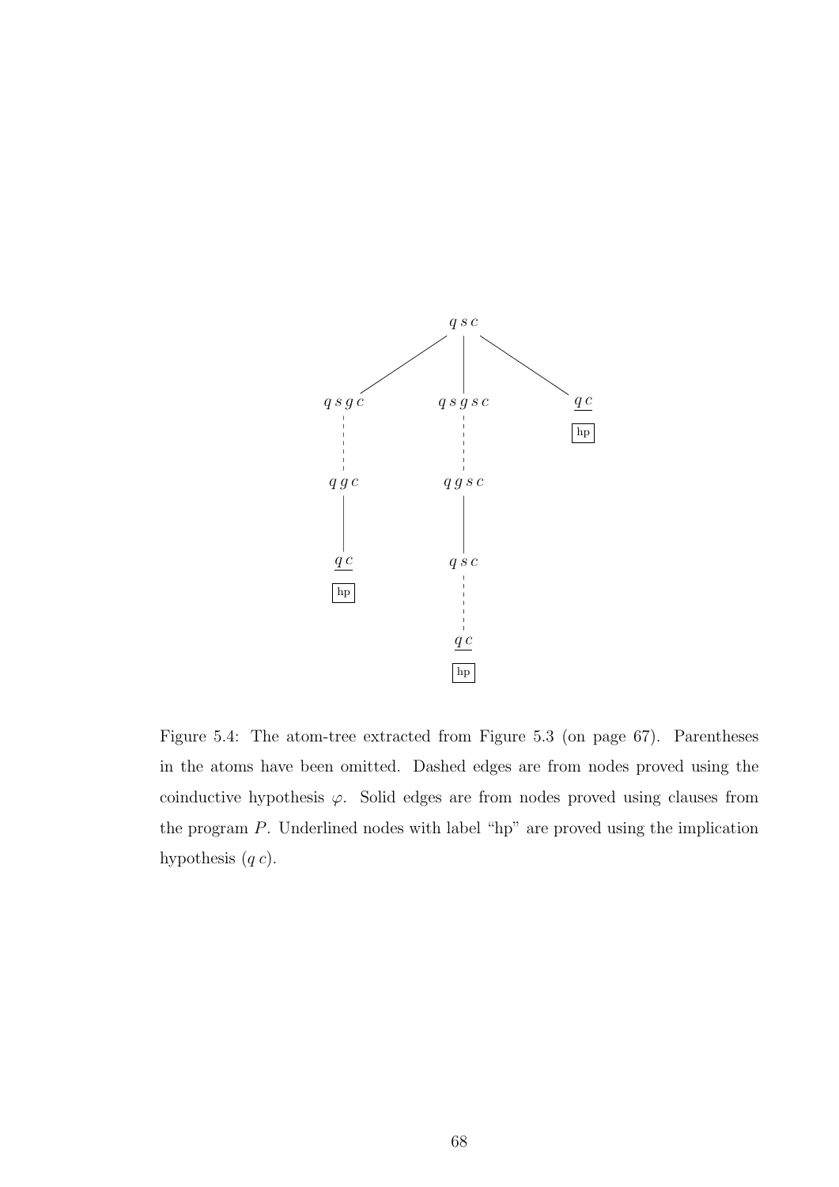Figure 5.4: The atom-tree extracted from Figure 5.3 (on page 67). Parentheses in the atoms have been omitted. Dashed edges are from nodes proved using the coinductive hypothesis $\varphi$. Solid edges are from nodes proved using clauses from the program $P$. Underlined nodes with label "hp" are proved using the implication hypothesis $(q\ c)$.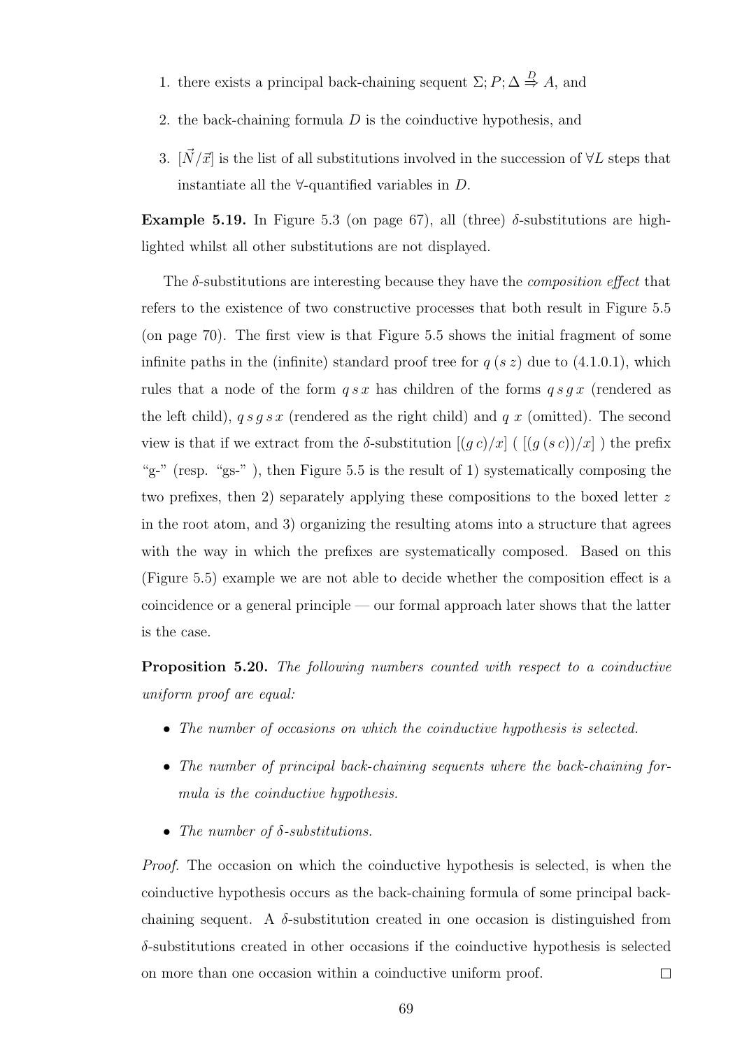1. there exists a principal back-chaining sequent $\Sigma; P; \Delta \overset{D}{\Rightarrow} A$, and
2. the back-chaining formula $D$ is the coinductive hypothesis, and
3. $[\vec{N}/\vec{x}]$ is the list of all substitutions involved in the succession of $\forall L$ steps that instantiate all the $\forall$-quantified variables in $D$.

**Example 5.19.** In Figure 5.3 (on page 67), all (three) $\delta$-substitutions are highlighted whilst all other substitutions are not displayed.

The $\delta$-substitutions are interesting because they have the *composition effect* that refers to the existence of two constructive processes that both result in Figure 5.5 (on page 70). The first view is that Figure 5.5 shows the initial fragment of some infinite paths in the (infinite) standard proof tree for $q\,(s\,z)$ due to (4.1.0.1), which rules that a node of the form $q\,s\,x$ has children of the forms $q\,s\,g\,x$ (rendered as the left child), $q\,s\,g\,s\,x$ (rendered as the right child) and $q\;x$ (omitted). The second view is that if we extract from the $\delta$-substitution $[(g\,c)/x]$ ( $[(g\,(s\,c))/x]$ ) the prefix "g-" (resp. "gs-" ), then Figure 5.5 is the result of 1) systematically composing the two prefixes, then 2) separately applying these compositions to the boxed letter $z$ in the root atom, and 3) organizing the resulting atoms into a structure that agrees with the way in which the prefixes are systematically composed. Based on this (Figure 5.5) example we are not able to decide whether the composition effect is a coincidence or a general principle — our formal approach later shows that the latter is the case.

**Proposition 5.20.** *The following numbers counted with respect to a coinductive uniform proof are equal:*

- *The number of occasions on which the coinductive hypothesis is selected.*
- *The number of principal back-chaining sequents where the back-chaining formula is the coinductive hypothesis.*
- *The number of $\delta$-substitutions.*

*Proof.* The occasion on which the coinductive hypothesis is selected, is when the coinductive hypothesis occurs as the back-chaining formula of some principal back-chaining sequent. A $\delta$-substitution created in one occasion is distinguished from $\delta$-substitutions created in other occasions if the coinductive hypothesis is selected on more than one occasion within a coinductive uniform proof. □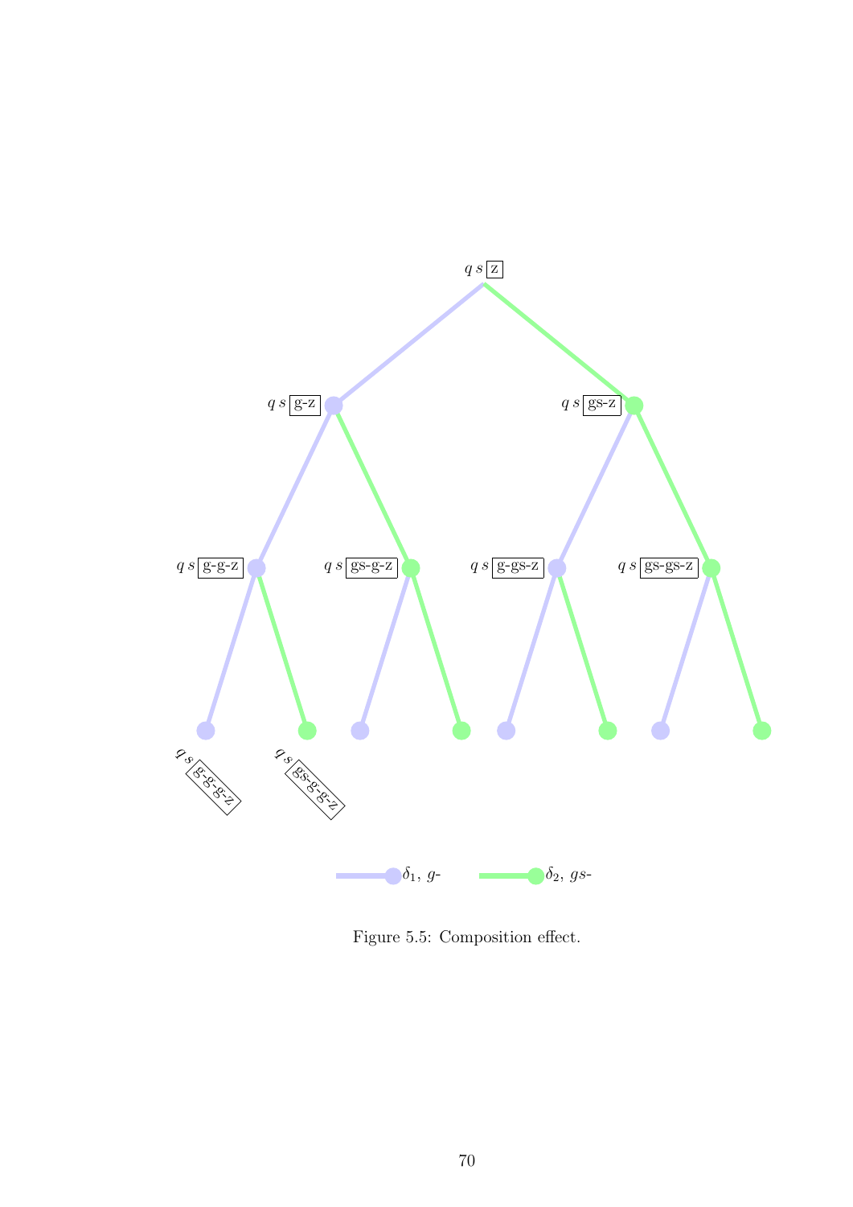$q\,s$ z

$q\,s$ g-z

$q\,s$ gs-z

$q\,s$ g-g-z

$q\,s$ gs-g-z

$q\,s$ g-gs-z

$q\,s$ gs-gs-z

$q\,s$ g-g-g-z

$q\,s$ gs-g-g-z

$\delta_1$, $g$-

$\delta_2$, $gs$-

Figure 5.5: Composition effect.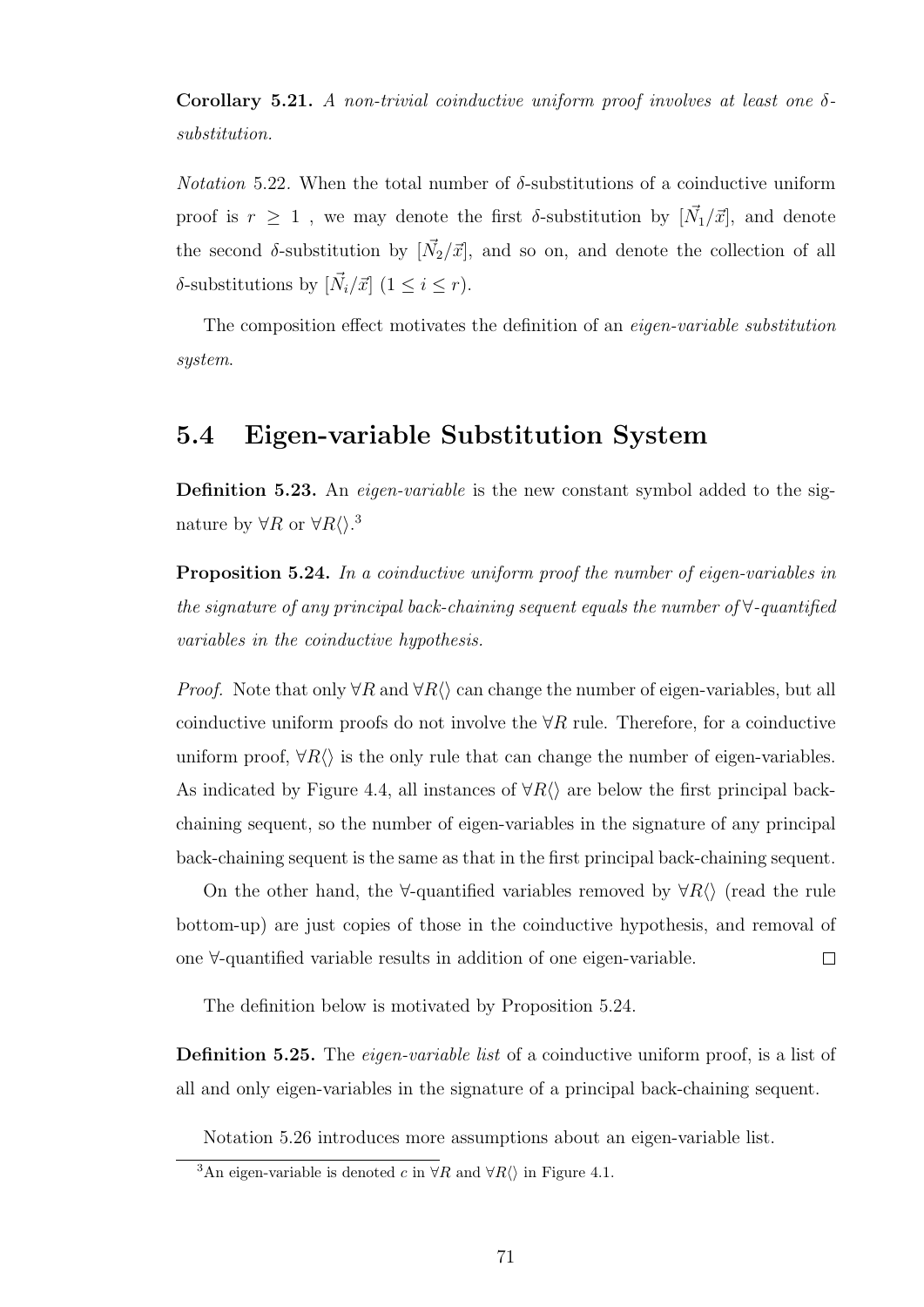**Corollary 5.21.** *A non-trivial coinductive uniform proof involves at least one $\delta$-substitution.*

*Notation* 5.22. When the total number of $\delta$-substitutions of a coinductive uniform proof is $r \geq 1$ , we may denote the first $\delta$-substitution by $[\vec{N_1}/\vec{x}]$, and denote the second $\delta$-substitution by $[\vec{N_2}/\vec{x}]$, and so on, and denote the collection of all $\delta$-substitutions by $[\vec{N_i}/\vec{x}]$ $(1 \leq i \leq r)$.

The composition effect motivates the definition of an *eigen-variable substitution system*.

## 5.4 Eigen-variable Substitution System

**Definition 5.23.** An *eigen-variable* is the new constant symbol added to the signature by $\forall R$ or $\forall R\langle\rangle$.[3]

**Proposition 5.24.** *In a coinductive uniform proof the number of eigen-variables in the signature of any principal back-chaining sequent equals the number of $\forall$-quantified variables in the coinductive hypothesis.*

*Proof.* Note that only $\forall R$ and $\forall R\langle\rangle$ can change the number of eigen-variables, but all coinductive uniform proofs do not involve the $\forall R$ rule. Therefore, for a coinductive uniform proof, $\forall R\langle\rangle$ is the only rule that can change the number of eigen-variables. As indicated by Figure 4.4, all instances of $\forall R\langle\rangle$ are below the first principal back-chaining sequent, so the number of eigen-variables in the signature of any principal back-chaining sequent is the same as that in the first principal back-chaining sequent.

On the other hand, the $\forall$-quantified variables removed by $\forall R\langle\rangle$ (read the rule bottom-up) are just copies of those in the coinductive hypothesis, and removal of one $\forall$-quantified variable results in addition of one eigen-variable. $\square$

The definition below is motivated by Proposition 5.24.

**Definition 5.25.** The *eigen-variable list* of a coinductive uniform proof, is a list of all and only eigen-variables in the signature of a principal back-chaining sequent.

Notation 5.26 introduces more assumptions about an eigen-variable list.

[3] An eigen-variable is denoted $c$ in $\forall R$ and $\forall R\langle\rangle$ in Figure 4.1.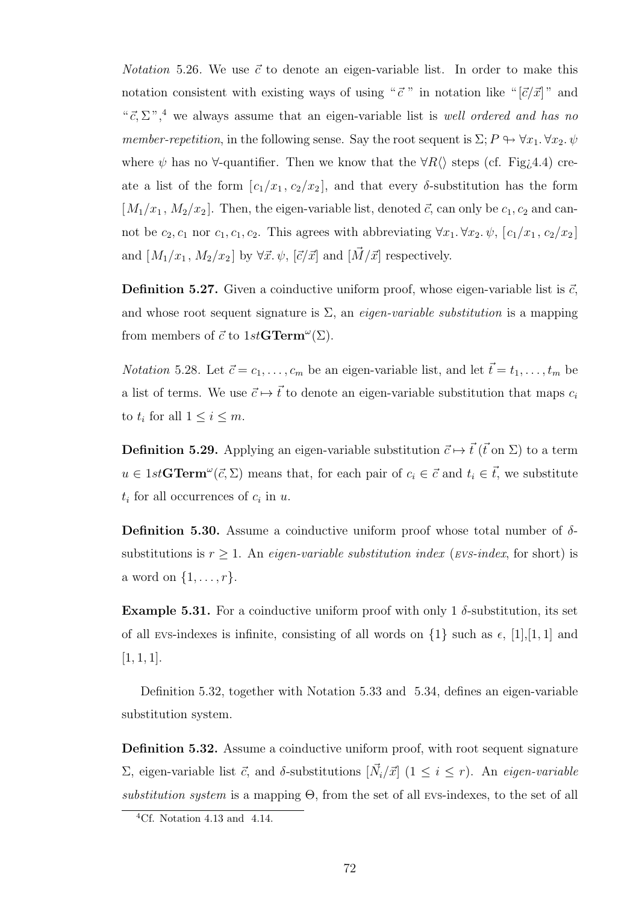*Notation* 5.26. We use $\vec{c}$ to denote an eigen-variable list. In order to make this notation consistent with existing ways of using "$\vec{c}$" in notation like "$[\vec{c}/\vec{x}]$" and "$\vec{c}, \Sigma$",[4] we always assume that an eigen-variable list is *well ordered and has no member-repetition*, in the following sense. Say the root sequent is $\Sigma; P \looparrowright \forall x_1. \forall x_2. \psi$ where $\psi$ has no $\forall$-quantifier. Then we know that the $\forall R\langle\rangle$ steps (cf. Fig¿4.4) create a list of the form $[c_1/x_1, c_2/x_2]$, and that every $\delta$-substitution has the form $[M_1/x_1, M_2/x_2]$. Then, the eigen-variable list, denoted $\vec{c}$, can only be $c_1, c_2$ and cannot be $c_2, c_1$ nor $c_1, c_1, c_2$. This agrees with abbreviating $\forall x_1. \forall x_2. \psi$, $[c_1/x_1, c_2/x_2]$ and $[M_1/x_1, M_2/x_2]$ by $\forall \vec{x}. \psi$, $[\vec{c}/\vec{x}]$ and $[\vec{M}/\vec{x}]$ respectively.

**Definition 5.27.** Given a coinductive uniform proof, whose eigen-variable list is $\vec{c}$, and whose root sequent signature is $\Sigma$, an *eigen-variable substitution* is a mapping from members of $\vec{c}$ to $1st\mathbf{GTerm}^{\omega}(\Sigma)$.

*Notation* 5.28. Let $\vec{c} = c_1, \ldots, c_m$ be an eigen-variable list, and let $\vec{t} = t_1, \ldots, t_m$ be a list of terms. We use $\vec{c} \mapsto \vec{t}$ to denote an eigen-variable substitution that maps $c_i$ to $t_i$ for all $1 \leq i \leq m$.

**Definition 5.29.** Applying an eigen-variable substitution $\vec{c} \mapsto \vec{t}$ ($\vec{t}$ on $\Sigma$) to a term $u \in 1st\mathbf{GTerm}^{\omega}(\vec{c}, \Sigma)$ means that, for each pair of $c_i \in \vec{c}$ and $t_i \in \vec{t}$, we substitute $t_i$ for all occurrences of $c_i$ in $u$.

**Definition 5.30.** Assume a coinductive uniform proof whose total number of $\delta$-substitutions is $r \geq 1$. An *eigen-variable substitution index* (*EVS-index*, for short) is a word on $\{1, \ldots, r\}$.

**Example 5.31.** For a coinductive uniform proof with only 1 $\delta$-substitution, its set of all EVS-indexes is infinite, consisting of all words on $\{1\}$ such as $\epsilon$, $[1]$, $[1, 1]$ and $[1, 1, 1]$.

Definition 5.32, together with Notation 5.33 and 5.34, defines an eigen-variable substitution system.

**Definition 5.32.** Assume a coinductive uniform proof, with root sequent signature $\Sigma$, eigen-variable list $\vec{c}$, and $\delta$-substitutions $[\vec{N_i}/\vec{x}]$ $(1 \leq i \leq r)$. An *eigen-variable substitution system* is a mapping $\Theta$, from the set of all EVS-indexes, to the set of all

[4] Cf. Notation 4.13 and 4.14.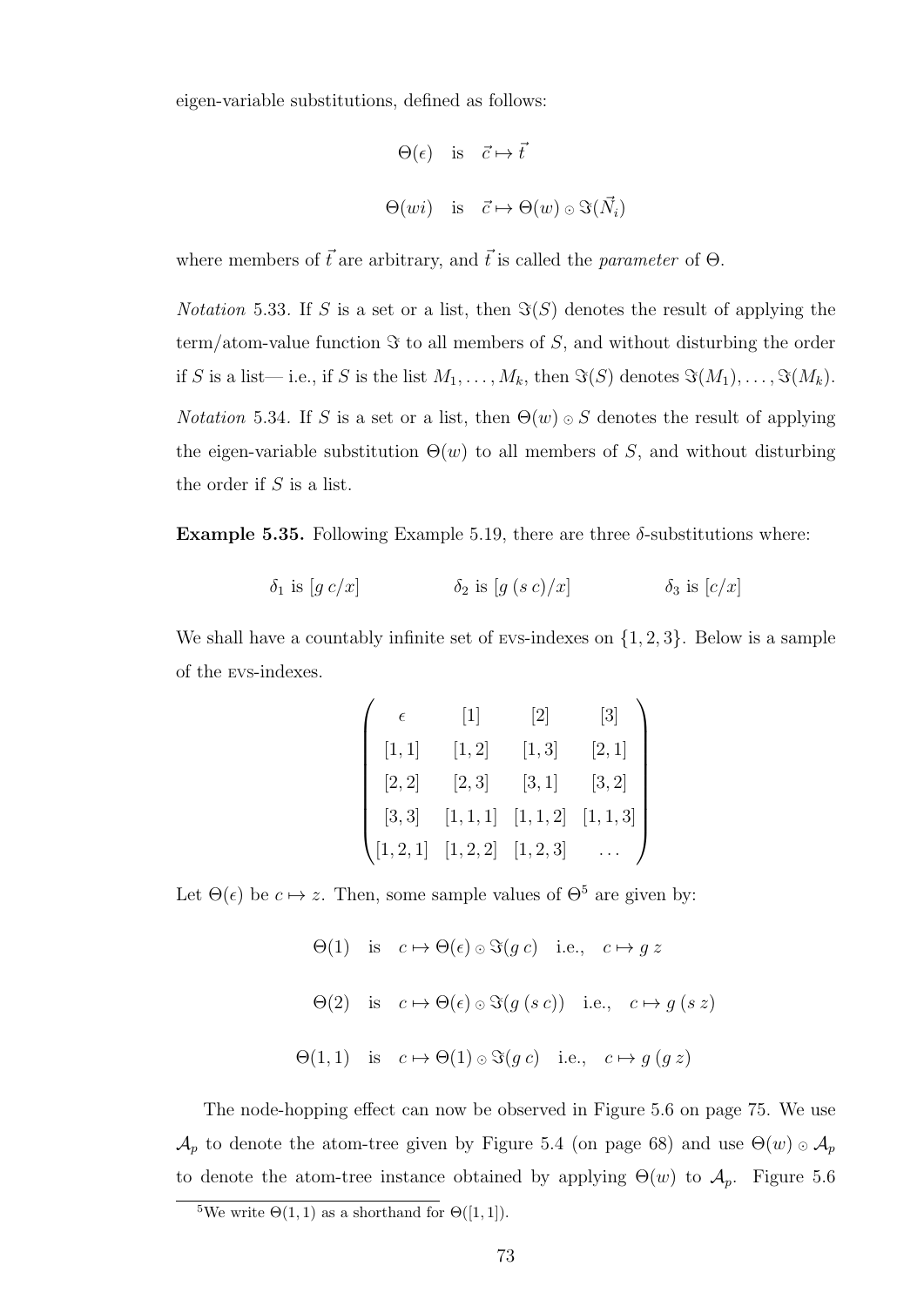eigen-variable substitutions, defined as follows:

$$\Theta(\epsilon) \quad \text{is} \quad \vec{c} \mapsto \vec{t}$$

$$\Theta(wi) \quad \text{is} \quad \vec{c} \mapsto \Theta(w) \odot \Im(\vec{N}_i)$$

where members of $\vec{t}$ are arbitrary, and $\vec{t}$ is called the *parameter* of $\Theta$.

*Notation* 5.33. If $S$ is a set or a list, then $\Im(S)$ denotes the result of applying the term/atom-value function $\Im$ to all members of $S$, and without disturbing the order if $S$ is a list— i.e., if $S$ is the list $M_1, \ldots, M_k$, then $\Im(S)$ denotes $\Im(M_1), \ldots, \Im(M_k)$.

*Notation* 5.34. If $S$ is a set or a list, then $\Theta(w) \odot S$ denotes the result of applying the eigen-variable substitution $\Theta(w)$ to all members of $S$, and without disturbing the order if $S$ is a list.

**Example 5.35.** Following Example 5.19, there are three $\delta$-substitutions where:

$$\delta_1 \text{ is } [g\ c/x] \qquad \delta_2 \text{ is } [g\ (s\ c)/x] \qquad \delta_3 \text{ is } [c/x]$$

We shall have a countably infinite set of EVS-indexes on $\{1, 2, 3\}$. Below is a sample of the EVS-indexes.

$$\begin{pmatrix} \epsilon & [1] & [2] & [3] \\ [1,1] & [1,2] & [1,3] & [2,1] \\ [2,2] & [2,3] & [3,1] & [3,2] \\ [3,3] & [1,1,1] & [1,1,2] & [1,1,3] \\ [1,2,1] & [1,2,2] & [1,2,3] & \ldots \end{pmatrix}$$

Let $\Theta(\epsilon)$ be $c \mapsto z$. Then, some sample values of $\Theta$[5] are given by:

$$\Theta(1) \quad \text{is} \quad c \mapsto \Theta(\epsilon) \odot \Im(g\ c) \quad \text{i.e.,} \quad c \mapsto g\ z$$

$$\Theta(2) \quad \text{is} \quad c \mapsto \Theta(\epsilon) \odot \Im(g\ (s\ c)) \quad \text{i.e.,} \quad c \mapsto g\ (s\ z)$$

$$\Theta(1,1) \quad \text{is} \quad c \mapsto \Theta(1) \odot \Im(g\ c) \quad \text{i.e.,} \quad c \mapsto g\ (g\ z)$$

The node-hopping effect can now be observed in Figure 5.6 on page 75. We use $\mathcal{A}_p$ to denote the atom-tree given by Figure 5.4 (on page 68) and use $\Theta(w) \odot \mathcal{A}_p$ to denote the atom-tree instance obtained by applying $\Theta(w)$ to $\mathcal{A}_p$. Figure 5.6

[5] We write $\Theta(1,1)$ as a shorthand for $\Theta([1,1])$.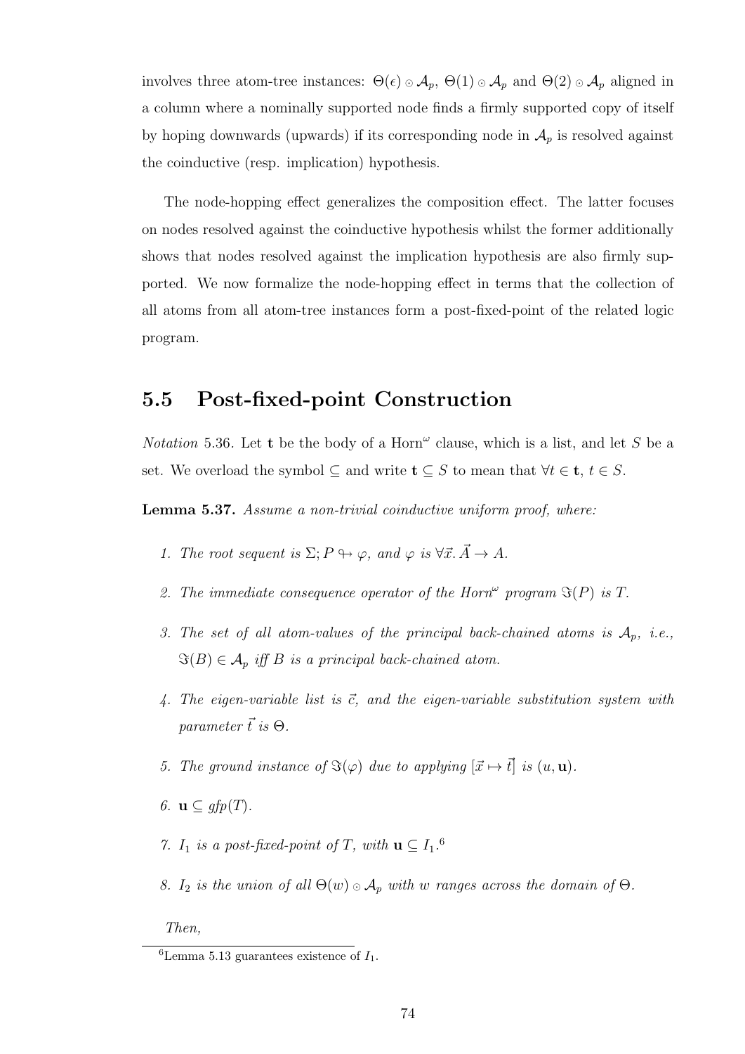involves three atom-tree instances: $\Theta(\epsilon) \odot \mathcal{A}_p$, $\Theta(1) \odot \mathcal{A}_p$ and $\Theta(2) \odot \mathcal{A}_p$ aligned in a column where a nominally supported node finds a firmly supported copy of itself by hoping downwards (upwards) if its corresponding node in $\mathcal{A}_p$ is resolved against the coinductive (resp. implication) hypothesis.

The node-hopping effect generalizes the composition effect. The latter focuses on nodes resolved against the coinductive hypothesis whilst the former additionally shows that nodes resolved against the implication hypothesis are also firmly supported. We now formalize the node-hopping effect in terms that the collection of all atoms from all atom-tree instances form a post-fixed-point of the related logic program.

## 5.5 Post-fixed-point Construction

*Notation* 5.36. Let $\mathbf{t}$ be the body of a Horn$^\omega$ clause, which is a list, and let $S$ be a set. We overload the symbol $\subseteq$ and write $\mathbf{t} \subseteq S$ to mean that $\forall t \in \mathbf{t}$, $t \in S$.

**Lemma 5.37.** *Assume a non-trivial coinductive uniform proof, where:*

1. *The root sequent is* $\Sigma; P \looparrowright \varphi$, *and* $\varphi$ *is* $\forall \vec{x}.\, \vec{A} \to A$.
2. *The immediate consequence operator of the Horn*$^\omega$ *program* $\Im(P)$ *is* $T$.
3. *The set of all atom-values of the principal back-chained atoms is* $\mathcal{A}_p$, *i.e.,* $\Im(B) \in \mathcal{A}_p$ *iff* $B$ *is a principal back-chained atom.*
4. *The eigen-variable list is* $\vec{c}$, *and the eigen-variable substitution system with parameter* $\vec{t}$ *is* $\Theta$.
5. *The ground instance of* $\Im(\varphi)$ *due to applying* $[\vec{x} \mapsto \vec{t}]$ *is* $(u, \mathbf{u})$.
6. $\mathbf{u} \subseteq gfp(T)$.
7. $I_1$ *is a post-fixed-point of* $T$, *with* $\mathbf{u} \subseteq I_1$.[6]
8. $I_2$ *is the union of all* $\Theta(w) \odot \mathcal{A}_p$ *with* $w$ *ranges across the domain of* $\Theta$.

*Then,*

[6] Lemma 5.13 guarantees existence of $I_1$.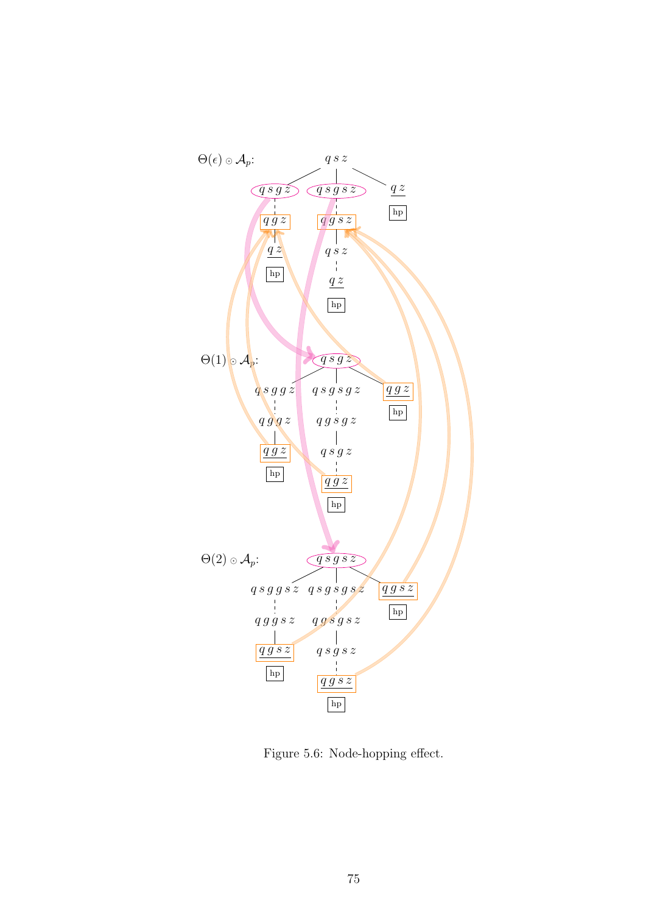$\Theta(\epsilon) \odot \mathcal{A}_p$:

$q\,s\,z$

$q\,s\,g\,z$ — $q\,s\,g\,s\,z$ — $q\,z$

$q\,g\,z$ — $q\,g\,s\,z$ — hp

$q\,z$ — $q\,s\,z$

hp — $q\,z$

hp

$\Theta(1) \odot \mathcal{A}_p$:

$q\,s\,g\,z$

$q\,s\,g\,g\,z$ — $q\,s\,g\,s\,g\,z$ — $q\,g\,z$

$q\,g\,g\,z$ — $q\,g\,s\,g\,z$ — hp

$q\,g\,z$ — $q\,s\,g\,z$

hp — $q\,g\,z$

hp

$\Theta(2) \odot \mathcal{A}_p$:

$q\,s\,g\,s\,z$

$q\,s\,g\,g\,s\,z$ — $q\,s\,g\,s\,g\,s\,z$ — $q\,g\,s\,z$

$q\,g\,g\,s\,z$ — $q\,g\,s\,g\,s\,z$ — hp

$q\,g\,s\,z$ — $q\,s\,g\,s\,z$

hp — $q\,g\,s\,z$

hp

Figure 5.6: Node-hopping effect.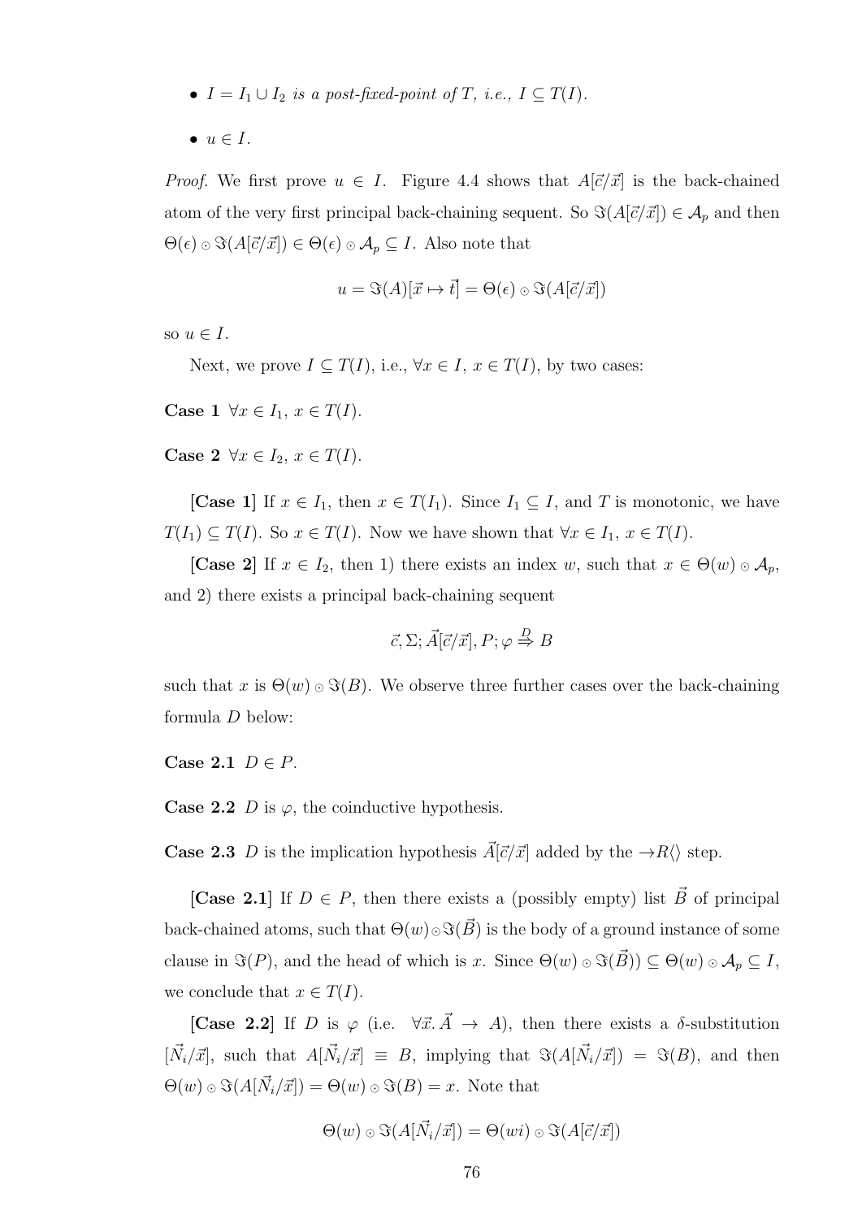- $I = I_1 \cup I_2$ *is a post-fixed-point of* $T$*, i.e.,* $I \subseteq T(I)$*.*
- $u \in I$*.*

*Proof.* We first prove $u \in I$. Figure 4.4 shows that $A[\vec{c}/\vec{x}]$ is the back-chained atom of the very first principal back-chaining sequent. So $\Im(A[\vec{c}/\vec{x}]) \in \mathcal{A}_p$ and then $\Theta(\epsilon) \odot \Im(A[\vec{c}/\vec{x}]) \in \Theta(\epsilon) \odot \mathcal{A}_p \subseteq I$. Also note that

$$u = \Im(A)[\vec{x} \mapsto \vec{t}] = \Theta(\epsilon) \odot \Im(A[\vec{c}/\vec{x}])$$

so $u \in I$.

Next, we prove $I \subseteq T(I)$, i.e., $\forall x \in I$, $x \in T(I)$, by two cases:

**Case 1** $\forall x \in I_1$, $x \in T(I)$.

**Case 2** $\forall x \in I_2$, $x \in T(I)$.

**[Case 1]** If $x \in I_1$, then $x \in T(I_1)$. Since $I_1 \subseteq I$, and $T$ is monotonic, we have $T(I_1) \subseteq T(I)$. So $x \in T(I)$. Now we have shown that $\forall x \in I_1$, $x \in T(I)$.

**[Case 2]** If $x \in I_2$, then 1) there exists an index $w$, such that $x \in \Theta(w) \odot \mathcal{A}_p$, and 2) there exists a principal back-chaining sequent

$$\vec{c}, \Sigma; \vec{A}[\vec{c}/\vec{x}], P; \varphi \overset{D}{\Rightarrow} B$$

such that $x$ is $\Theta(w) \odot \Im(B)$. We observe three further cases over the back-chaining formula $D$ below:

**Case 2.1** $D \in P$.

**Case 2.2** $D$ is $\varphi$, the coinductive hypothesis.

**Case 2.3** $D$ is the implication hypothesis $\vec{A}[\vec{c}/\vec{x}]$ added by the $\rightarrow R\langle\rangle$ step.

**[Case 2.1]** If $D \in P$, then there exists a (possibly empty) list $\vec{B}$ of principal back-chained atoms, such that $\Theta(w) \odot \Im(\vec{B})$ is the body of a ground instance of some clause in $\Im(P)$, and the head of which is $x$. Since $\Theta(w) \odot \Im(\vec{B})) \subseteq \Theta(w) \odot \mathcal{A}_p \subseteq I$, we conclude that $x \in T(I)$.

**[Case 2.2]** If $D$ is $\varphi$ (i.e. $\forall \vec{x}. \vec{A} \rightarrow A$), then there exists a $\delta$-substitution $[\vec{N_i}/\vec{x}]$, such that $A[\vec{N_i}/\vec{x}] \equiv B$, implying that $\Im(A[\vec{N_i}/\vec{x}]) = \Im(B)$, and then $\Theta(w) \odot \Im(A[\vec{N_i}/\vec{x}]) = \Theta(w) \odot \Im(B) = x$. Note that

$$\Theta(w) \odot \Im(A[\vec{N_i}/\vec{x}]) = \Theta(wi) \odot \Im(A[\vec{c}/\vec{x}])$$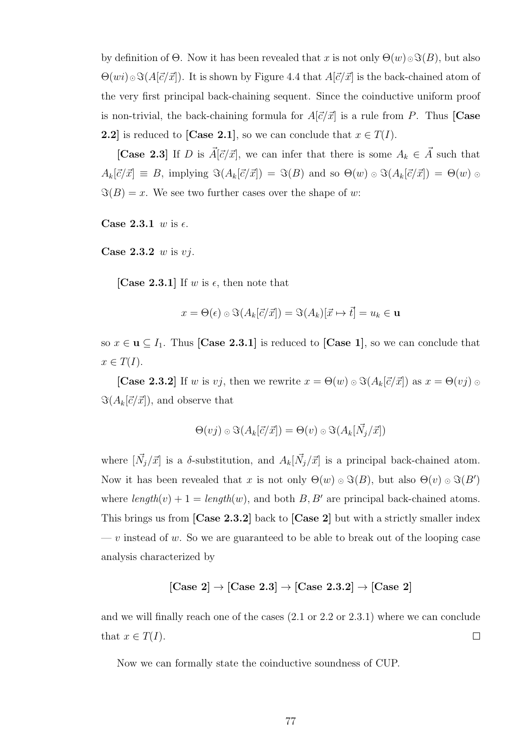by definition of $\Theta$. Now it has been revealed that $x$ is not only $\Theta(w) \odot \Im(B)$, but also $\Theta(wi) \odot \Im(A[\vec{c}/\vec{x}])$. It is shown by Figure 4.4 that $A[\vec{c}/\vec{x}]$ is the back-chained atom of the very first principal back-chaining sequent. Since the coinductive uniform proof is non-trivial, the back-chaining formula for $A[\vec{c}/\vec{x}]$ is a rule from $P$. Thus **[Case 2.2]** is reduced to **[Case 2.1]**, so we can conclude that $x \in T(I)$.

**[Case 2.3]** If $D$ is $\vec{A}[\vec{c}/\vec{x}]$, we can infer that there is some $A_k \in \vec{A}$ such that $A_k[\vec{c}/\vec{x}] \equiv B$, implying $\Im(A_k[\vec{c}/\vec{x}]) = \Im(B)$ and so $\Theta(w) \odot \Im(A_k[\vec{c}/\vec{x}]) = \Theta(w) \odot \Im(B) = x$. We see two further cases over the shape of $w$:

**Case 2.3.1** $w$ is $\epsilon$.

**Case 2.3.2** $w$ is $vj$.

**[Case 2.3.1]** If $w$ is $\epsilon$, then note that

$$x = \Theta(\epsilon) \odot \Im(A_k[\vec{c}/\vec{x}]) = \Im(A_k)[\vec{x} \mapsto \vec{t}] = u_k \in \mathbf{u}$$

so $x \in \mathbf{u} \subseteq I_1$. Thus **[Case 2.3.1]** is reduced to **[Case 1]**, so we can conclude that $x \in T(I)$.

**[Case 2.3.2]** If $w$ is $vj$, then we rewrite $x = \Theta(w) \odot \Im(A_k[\vec{c}/\vec{x}])$ as $x = \Theta(vj) \odot \Im(A_k[\vec{c}/\vec{x}])$, and observe that

$$\Theta(vj) \odot \Im(A_k[\vec{c}/\vec{x}]) = \Theta(v) \odot \Im(A_k[\vec{N_j}/\vec{x}])$$

where $[\vec{N_j}/\vec{x}]$ is a $\delta$-substitution, and $A_k[\vec{N_j}/\vec{x}]$ is a principal back-chained atom. Now it has been revealed that $x$ is not only $\Theta(w) \odot \Im(B)$, but also $\Theta(v) \odot \Im(B')$ where $\mathit{length}(v) + 1 = \mathit{length}(w)$, and both $B, B'$ are principal back-chained atoms. This brings us from **[Case 2.3.2]** back to **[Case 2]** but with a strictly smaller index — $v$ instead of $w$. So we are guaranteed to be able to break out of the looping case analysis characterized by

$$\textbf{[Case 2]} \to \textbf{[Case 2.3]} \to \textbf{[Case 2.3.2]} \to \textbf{[Case 2]}$$

and we will finally reach one of the cases (2.1 or 2.2 or 2.3.1) where we can conclude that $x \in T(I)$. $\square$

Now we can formally state the coinductive soundness of CUP.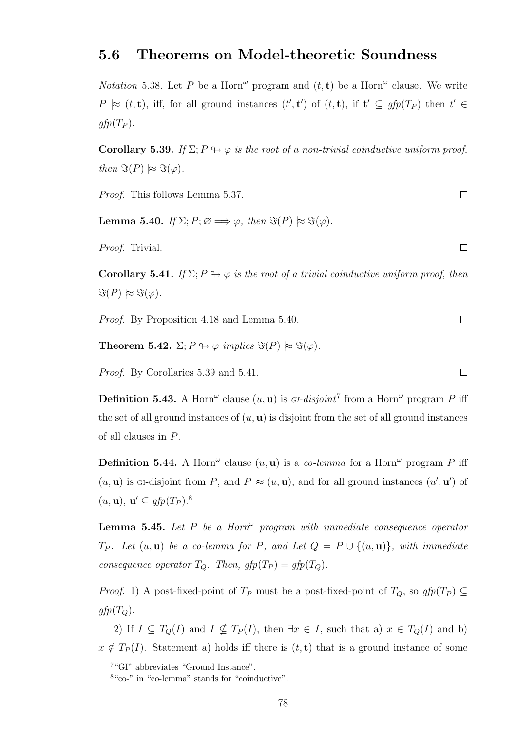## 5.6 Theorems on Model-theoretic Soundness

*Notation* 5.38. Let $P$ be a Horn$^\omega$ program and $(t, \mathbf{t})$ be a Horn$^\omega$ clause. We write $P \approx (t, \mathbf{t})$, iff, for all ground instances $(t', \mathbf{t}')$ of $(t, \mathbf{t})$, if $\mathbf{t}' \subseteq gfp(T_P)$ then $t' \in gfp(T_P)$.

**Corollary 5.39.** *If $\Sigma; P \looparrowright \varphi$ is the root of a non-trivial coinductive uniform proof, then $\Im(P) \approx \Im(\varphi)$.*

*Proof.* This follows Lemma 5.37. □

**Lemma 5.40.** *If $\Sigma; P; \varnothing \Longrightarrow \varphi$, then $\Im(P) \approx \Im(\varphi)$.*

*Proof.* Trivial. □

**Corollary 5.41.** *If $\Sigma; P \looparrowright \varphi$ is the root of a trivial coinductive uniform proof, then $\Im(P) \approx \Im(\varphi)$.*

*Proof.* By Proposition 4.18 and Lemma 5.40. □

**Theorem 5.42.** *$\Sigma; P \looparrowright \varphi$ implies $\Im(P) \approx \Im(\varphi)$.*

*Proof.* By Corollaries 5.39 and 5.41. □

**Definition 5.43.** A Horn$^\omega$ clause $(u, \mathbf{u})$ is *GI-disjoint*[7] from a Horn$^\omega$ program $P$ iff the set of all ground instances of $(u, \mathbf{u})$ is disjoint from the set of all ground instances of all clauses in $P$.

**Definition 5.44.** A Horn$^\omega$ clause $(u, \mathbf{u})$ is a *co-lemma* for a Horn$^\omega$ program $P$ iff $(u, \mathbf{u})$ is GI-disjoint from $P$, and $P \approx (u, \mathbf{u})$, and for all ground instances $(u', \mathbf{u}')$ of $(u, \mathbf{u})$, $\mathbf{u}' \subseteq gfp(T_P)$.[8]

**Lemma 5.45.** *Let $P$ be a Horn$^\omega$ program with immediate consequence operator $T_P$. Let $(u, \mathbf{u})$ be a co-lemma for $P$, and Let $Q = P \cup \{(u, \mathbf{u})\}$, with immediate consequence operator $T_Q$. Then, $gfp(T_P) = gfp(T_Q)$.*

*Proof.* 1) A post-fixed-point of $T_P$ must be a post-fixed-point of $T_Q$, so $gfp(T_P) \subseteq gfp(T_Q)$.

2) If $I \subseteq T_Q(I)$ and $I \nsubseteq T_P(I)$, then $\exists x \in I$, such that a) $x \in T_Q(I)$ and b) $x \notin T_P(I)$. Statement a) holds iff there is $(t, \mathbf{t})$ that is a ground instance of some

[7] "GI" abbreviates "Ground Instance".

[8] "co-" in "co-lemma" stands for "coinductive".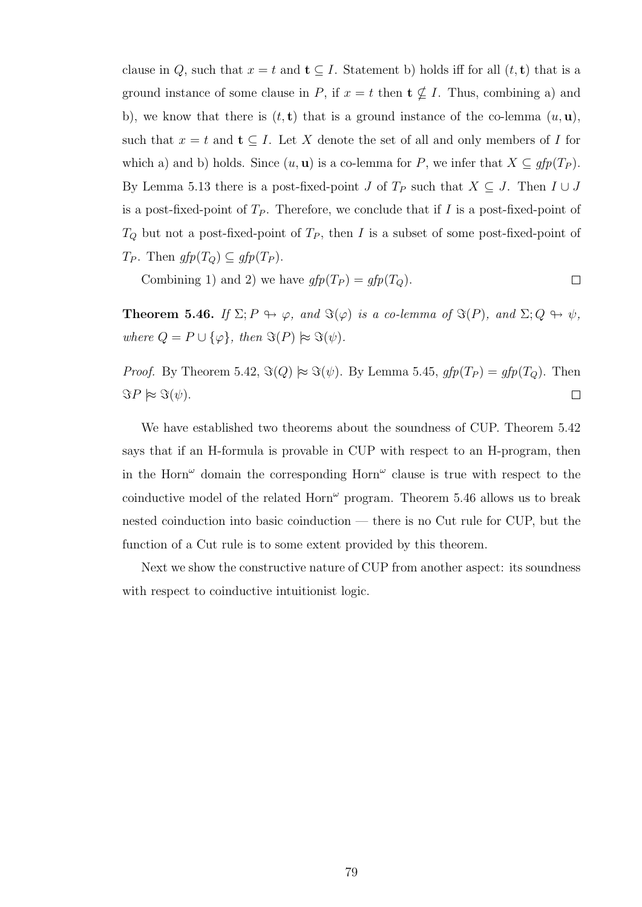clause in $Q$, such that $x = t$ and $\mathbf{t} \subseteq I$. Statement b) holds iff for all $(t, \mathbf{t})$ that is a ground instance of some clause in $P$, if $x = t$ then $\mathbf{t} \nsubseteq I$. Thus, combining a) and b), we know that there is $(t, \mathbf{t})$ that is a ground instance of the co-lemma $(u, \mathbf{u})$, such that $x = t$ and $\mathbf{t} \subseteq I$. Let $X$ denote the set of all and only members of $I$ for which a) and b) holds. Since $(u, \mathbf{u})$ is a co-lemma for $P$, we infer that $X \subseteq \mathit{gfp}(T_P)$. By Lemma 5.13 there is a post-fixed-point $J$ of $T_P$ such that $X \subseteq J$. Then $I \cup J$ is a post-fixed-point of $T_P$. Therefore, we conclude that if $I$ is a post-fixed-point of $T_Q$ but not a post-fixed-point of $T_P$, then $I$ is a subset of some post-fixed-point of $T_P$. Then $\mathit{gfp}(T_Q) \subseteq \mathit{gfp}(T_P)$.

Combining 1) and 2) we have $\mathit{gfp}(T_P) = \mathit{gfp}(T_Q)$. ◻

**Theorem 5.46.** *If $\Sigma; P \looparrowright \varphi$, and $\Im(\varphi)$ is a co-lemma of $\Im(P)$, and $\Sigma; Q \looparrowright \psi$, where $Q = P \cup \{\varphi\}$, then $\Im(P) \approx\!\!\!\!\models \Im(\psi)$.*

*Proof.* By Theorem 5.42, $\Im(Q) \approx\!\!\!\!\models \Im(\psi)$. By Lemma 5.45, $\mathit{gfp}(T_P) = \mathit{gfp}(T_Q)$. Then $\Im P \approx\!\!\!\!\models \Im(\psi)$. ◻

We have established two theorems about the soundness of CUP. Theorem 5.42 says that if an H-formula is provable in CUP with respect to an H-program, then in the Horn$^\omega$ domain the corresponding Horn$^\omega$ clause is true with respect to the coinductive model of the related Horn$^\omega$ program. Theorem 5.46 allows us to break nested coinduction into basic coinduction — there is no Cut rule for CUP, but the function of a Cut rule is to some extent provided by this theorem.

Next we show the constructive nature of CUP from another aspect: its soundness with respect to coinductive intuitionist logic.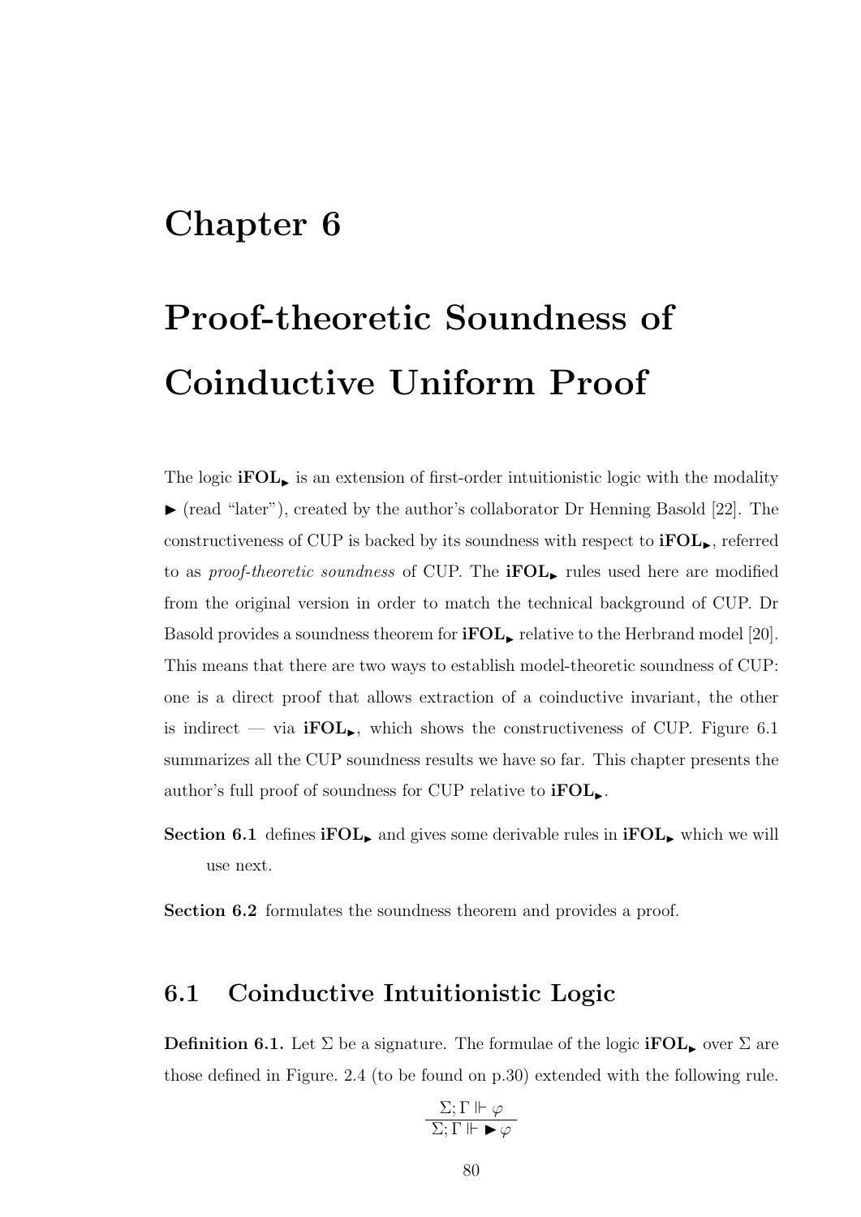# Chapter 6

# Proof-theoretic Soundness of Coinductive Uniform Proof

The logic $\mathbf{iFOL}_{\blacktriangleright}$ is an extension of first-order intuitionistic logic with the modality $\blacktriangleright$ (read "later"), created by the author's collaborator Dr Henning Basold [22]. The constructiveness of CUP is backed by its soundness with respect to $\mathbf{iFOL}_{\blacktriangleright}$, referred to as *proof-theoretic soundness* of CUP. The $\mathbf{iFOL}_{\blacktriangleright}$ rules used here are modified from the original version in order to match the technical background of CUP. Dr Basold provides a soundness theorem for $\mathbf{iFOL}_{\blacktriangleright}$ relative to the Herbrand model [20]. This means that there are two ways to establish model-theoretic soundness of CUP: one is a direct proof that allows extraction of a coinductive invariant, the other is indirect — via $\mathbf{iFOL}_{\blacktriangleright}$, which shows the constructiveness of CUP. Figure 6.1 summarizes all the CUP soundness results we have so far. This chapter presents the author's full proof of soundness for CUP relative to $\mathbf{iFOL}_{\blacktriangleright}$.

**Section 6.1** defines $\mathbf{iFOL}_{\blacktriangleright}$ and gives some derivable rules in $\mathbf{iFOL}_{\blacktriangleright}$ which we will use next.

**Section 6.2** formulates the soundness theorem and provides a proof.

## 6.1 Coinductive Intuitionistic Logic

**Definition 6.1.** Let $\Sigma$ be a signature. The formulae of the logic $\mathbf{iFOL}_{\blacktriangleright}$ over $\Sigma$ are those defined in Figure. 2.4 (to be found on p.30) extended with the following rule.

$$\frac{\Sigma; \Gamma \Vdash \varphi}{\Sigma; \Gamma \Vdash \blacktriangleright \varphi}$$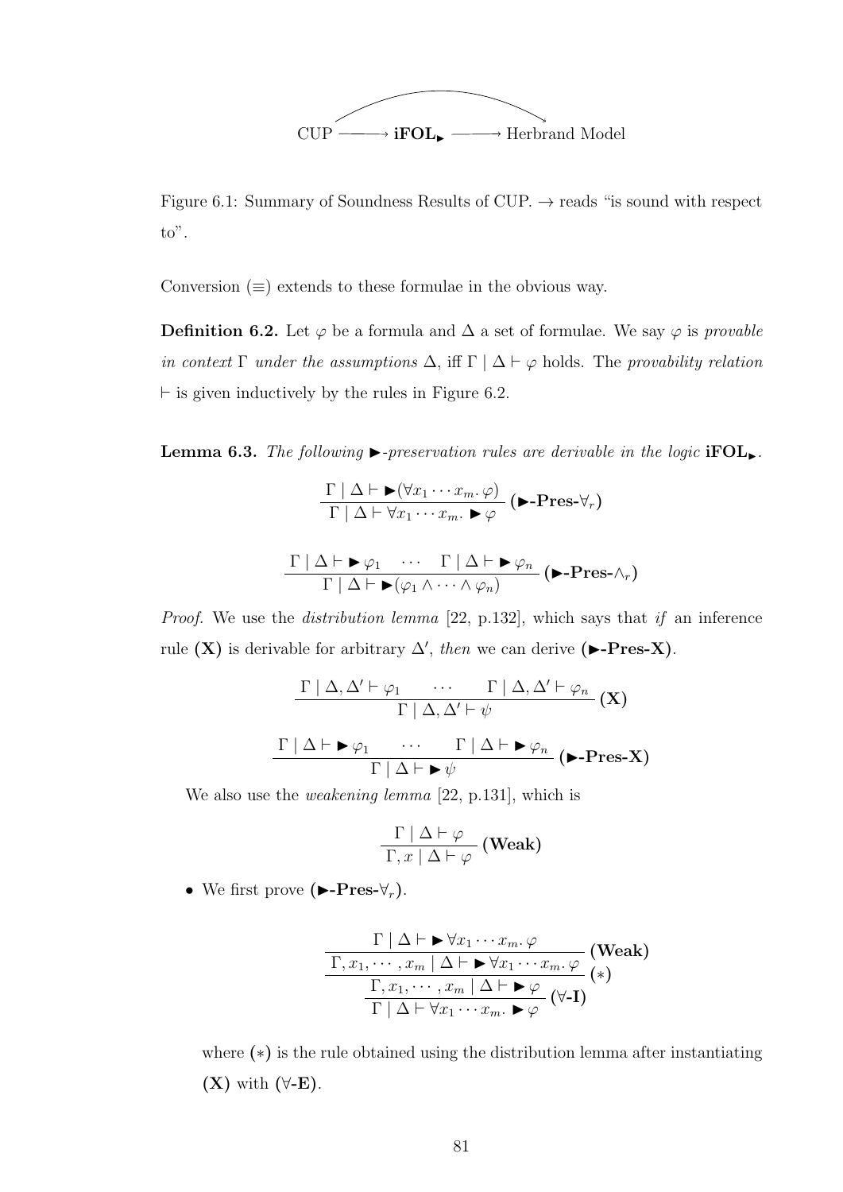$$\text{CUP} \longrightarrow \mathbf{iFOL}_{\blacktriangleright} \longrightarrow \text{Herbrand Model}$$

Figure 6.1: Summary of Soundness Results of CUP. $\rightarrow$ reads "is sound with respect to".

Conversion ($\equiv$) extends to these formulae in the obvious way.

**Definition 6.2.** Let $\varphi$ be a formula and $\Delta$ a set of formulae. We say $\varphi$ is *provable in context* $\Gamma$ *under the assumptions* $\Delta$, iff $\Gamma \mid \Delta \vdash \varphi$ holds. The *provability relation* $\vdash$ is given inductively by the rules in Figure 6.2.

**Lemma 6.3.** *The following* $\blacktriangleright$*-preservation rules are derivable in the logic* $\mathbf{iFOL}_{\blacktriangleright}$*.*

$$\frac{\Gamma \mid \Delta \vdash \blacktriangleright(\forall x_1 \cdots x_m.\, \varphi)}{\Gamma \mid \Delta \vdash \forall x_1 \cdots x_m.\, \blacktriangleright \varphi}\ (\blacktriangleright\textbf{-Pres-}\forall_r)$$

$$\frac{\Gamma \mid \Delta \vdash \blacktriangleright \varphi_1 \quad \cdots \quad \Gamma \mid \Delta \vdash \blacktriangleright \varphi_n}{\Gamma \mid \Delta \vdash \blacktriangleright(\varphi_1 \wedge \cdots \wedge \varphi_n)}\ (\blacktriangleright\textbf{-Pres-}\wedge_r)$$

*Proof.* We use the *distribution lemma* [22, p.132], which says that *if* an inference rule **(X)** is derivable for arbitrary $\Delta'$, *then* we can derive **($\blacktriangleright$-Pres-X)**.

$$\frac{\Gamma \mid \Delta, \Delta' \vdash \varphi_1 \qquad \cdots \qquad \Gamma \mid \Delta, \Delta' \vdash \varphi_n}{\Gamma \mid \Delta, \Delta' \vdash \psi}\ \textbf{(X)}$$

$$\frac{\Gamma \mid \Delta \vdash \blacktriangleright \varphi_1 \qquad \cdots \qquad \Gamma \mid \Delta \vdash \blacktriangleright \varphi_n}{\Gamma \mid \Delta \vdash \blacktriangleright \psi}\ (\blacktriangleright\textbf{-Pres-X})$$

We also use the *weakening lemma* [22, p.131], which is

$$\frac{\Gamma \mid \Delta \vdash \varphi}{\Gamma, x \mid \Delta \vdash \varphi}\ \textbf{(Weak)}$$

- We first prove **($\blacktriangleright$-Pres-$\forall_r$)**.

$$\cfrac{\cfrac{\cfrac{\Gamma \mid \Delta \vdash \blacktriangleright \forall x_1 \cdots x_m.\, \varphi}{\Gamma, x_1, \cdots, x_m \mid \Delta \vdash \blacktriangleright \forall x_1 \cdots x_m.\, \varphi}\ \textbf{(Weak)}}{\Gamma, x_1, \cdots, x_m \mid \Delta \vdash \blacktriangleright \varphi}\ (*)}{\Gamma \mid \Delta \vdash \forall x_1 \cdots x_m.\, \blacktriangleright \varphi}\ (\forall\textbf{-I})$$

  where $(*)$ is the rule obtained using the distribution lemma after instantiating **(X)** with **($\forall$-E)**.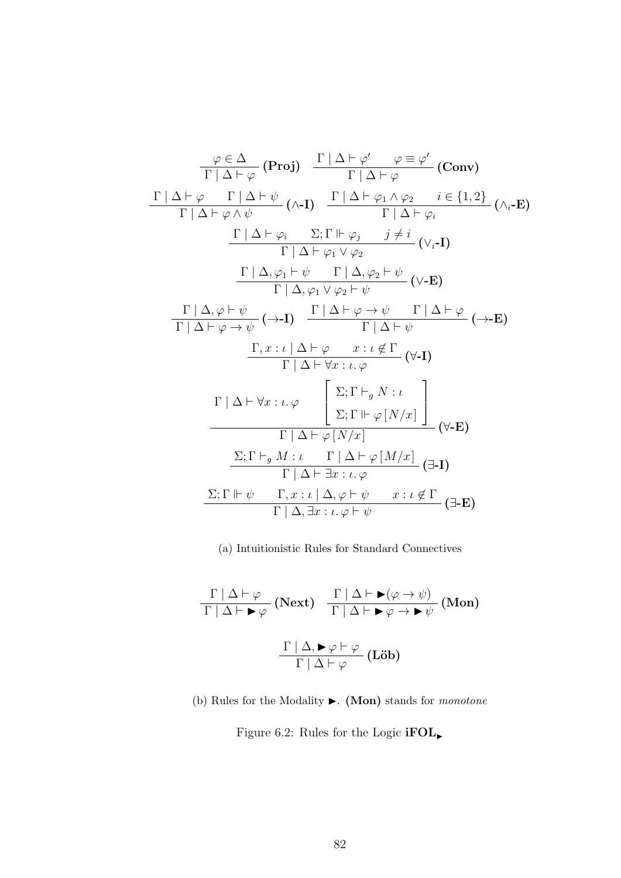$$\frac{\varphi \in \Delta}{\Gamma \mid \Delta \vdash \varphi}\ \textbf{(Proj)} \qquad \frac{\Gamma \mid \Delta \vdash \varphi' \qquad \varphi \equiv \varphi'}{\Gamma \mid \Delta \vdash \varphi}\ \textbf{(Conv)}$$

$$\frac{\Gamma \mid \Delta \vdash \varphi \qquad \Gamma \mid \Delta \vdash \psi}{\Gamma \mid \Delta \vdash \varphi \wedge \psi}\ \textbf{(}\wedge\textbf{-I)} \qquad \frac{\Gamma \mid \Delta \vdash \varphi_1 \wedge \varphi_2 \qquad i \in \{1,2\}}{\Gamma \mid \Delta \vdash \varphi_i}\ \textbf{(}\wedge_i\textbf{-E)}$$

$$\frac{\Gamma \mid \Delta \vdash \varphi_i \qquad \Sigma; \Gamma \Vdash \varphi_j \qquad j \neq i}{\Gamma \mid \Delta \vdash \varphi_1 \vee \varphi_2}\ \textbf{(}\vee_i\textbf{-I)}$$

$$\frac{\Gamma \mid \Delta, \varphi_1 \vdash \psi \qquad \Gamma \mid \Delta, \varphi_2 \vdash \psi}{\Gamma \mid \Delta, \varphi_1 \vee \varphi_2 \vdash \psi}\ \textbf{(}\vee\textbf{-E)}$$

$$\frac{\Gamma \mid \Delta, \varphi \vdash \psi}{\Gamma \mid \Delta \vdash \varphi \to \psi}\ \textbf{(}\to\textbf{-I)} \qquad \frac{\Gamma \mid \Delta \vdash \varphi \to \psi \qquad \Gamma \mid \Delta \vdash \varphi}{\Gamma \mid \Delta \vdash \psi}\ \textbf{(}\to\textbf{-E)}$$

$$\frac{\Gamma, x : \iota \mid \Delta \vdash \varphi \qquad x : \iota \notin \Gamma}{\Gamma \mid \Delta \vdash \forall x : \iota.\, \varphi}\ \textbf{(}\forall\textbf{-I)}$$

$$\frac{\Gamma \mid \Delta \vdash \forall x : \iota.\, \varphi \qquad \left[\begin{array}{l} \Sigma; \Gamma \vdash_g N : \iota \\ \Sigma; \Gamma \Vdash \varphi[N/x] \end{array}\right]}{\Gamma \mid \Delta \vdash \varphi[N/x]}\ \textbf{(}\forall\textbf{-E)}$$

$$\frac{\Sigma; \Gamma \vdash_g M : \iota \qquad \Gamma \mid \Delta \vdash \varphi[M/x]}{\Gamma \mid \Delta \vdash \exists x : \iota.\, \varphi}\ \textbf{(}\exists\textbf{-I)}$$

$$\frac{\Sigma; \Gamma \Vdash \psi \qquad \Gamma, x : \iota \mid \Delta, \varphi \vdash \psi \qquad x : \iota \notin \Gamma}{\Gamma \mid \Delta, \exists x : \iota.\, \varphi \vdash \psi}\ \textbf{(}\exists\textbf{-E)}$$

(a) Intuitionistic Rules for Standard Connectives

$$\frac{\Gamma \mid \Delta \vdash \varphi}{\Gamma \mid \Delta \vdash \blacktriangleright \varphi}\ \textbf{(Next)} \qquad \frac{\Gamma \mid \Delta \vdash \blacktriangleright(\varphi \to \psi)}{\Gamma \mid \Delta \vdash \blacktriangleright \varphi \to \blacktriangleright \psi}\ \textbf{(Mon)}$$

$$\frac{\Gamma \mid \Delta, \blacktriangleright \varphi \vdash \varphi}{\Gamma \mid \Delta \vdash \varphi}\ \textbf{(Löb)}$$

(b) Rules for the Modality $\blacktriangleright$. **(Mon)** stands for *monotone*

Figure 6.2: Rules for the Logic $\mathbf{iFOL}_{\blacktriangleright}$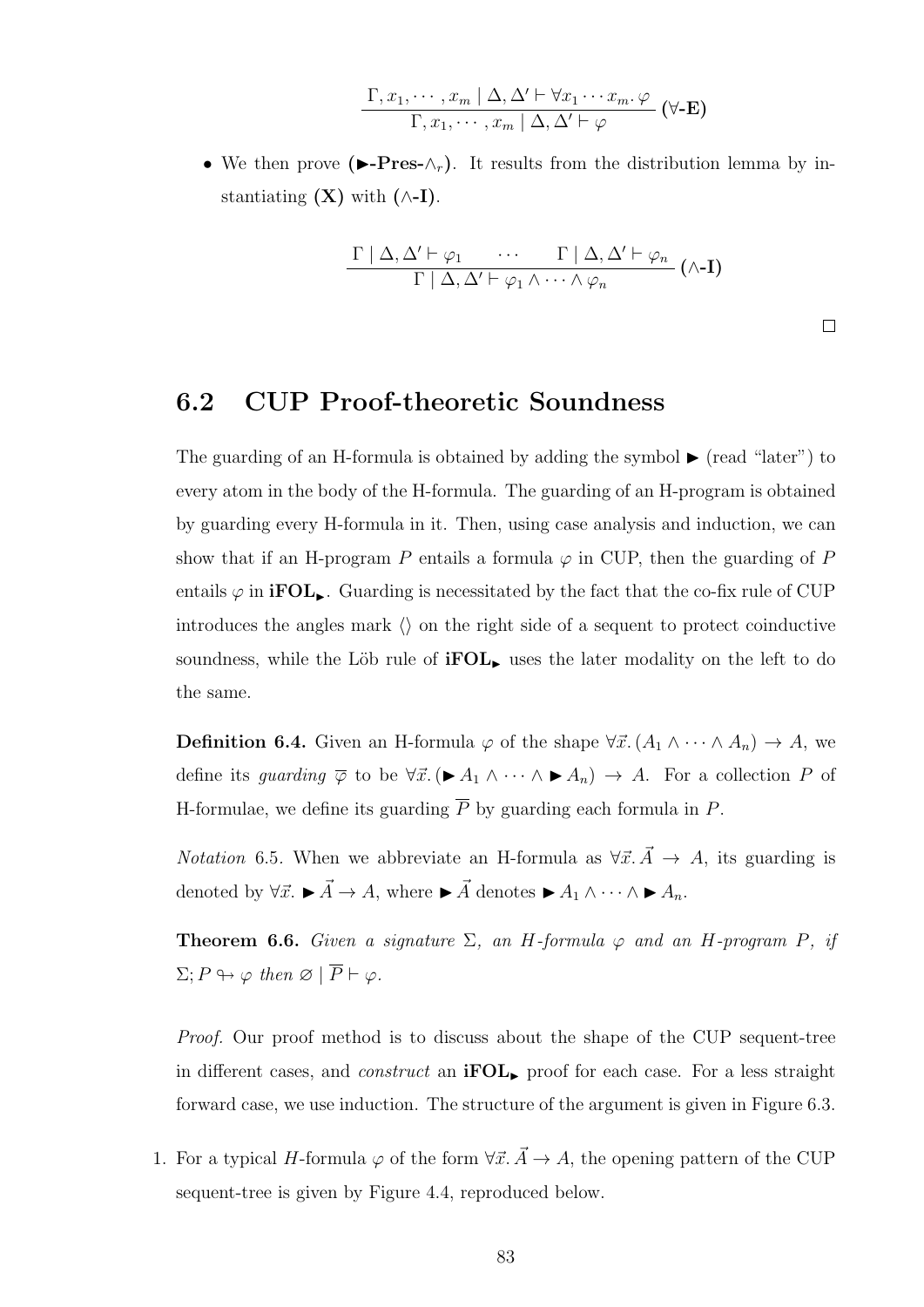$$\frac{\Gamma, x_1, \cdots, x_m \mid \Delta, \Delta' \vdash \forall x_1 \cdots x_m.\, \varphi}{\Gamma, x_1, \cdots, x_m \mid \Delta, \Delta' \vdash \varphi} \,\textbf{(}\forall\textbf{-E)}$$

- We then prove **($\blacktriangleright$-Pres-$\wedge_r$)**. It results from the distribution lemma by instantiating **(X)** with **($\wedge$-I)**.

$$\frac{\Gamma \mid \Delta, \Delta' \vdash \varphi_1 \qquad \cdots \qquad \Gamma \mid \Delta, \Delta' \vdash \varphi_n}{\Gamma \mid \Delta, \Delta' \vdash \varphi_1 \wedge \cdots \wedge \varphi_n} \,\textbf{(}\wedge\textbf{-I)}$$

□

## 6.2 CUP Proof-theoretic Soundness

The guarding of an H-formula is obtained by adding the symbol $\blacktriangleright$ (read "later") to every atom in the body of the H-formula. The guarding of an H-program is obtained by guarding every H-formula in it. Then, using case analysis and induction, we can show that if an H-program $P$ entails a formula $\varphi$ in CUP, then the guarding of $P$ entails $\varphi$ in $\textbf{iFOL}_\blacktriangleright$. Guarding is necessitated by the fact that the co-fix rule of CUP introduces the angles mark $\langle\rangle$ on the right side of a sequent to protect coinductive soundness, while the Löb rule of $\textbf{iFOL}_\blacktriangleright$ uses the later modality on the left to do the same.

**Definition 6.4.** Given an H-formula $\varphi$ of the shape $\forall \vec{x}.\, (A_1 \wedge \cdots \wedge A_n) \to A$, we define its *guarding* $\overline{\varphi}$ to be $\forall \vec{x}.\, (\blacktriangleright A_1 \wedge \cdots \wedge \blacktriangleright A_n) \to A$. For a collection $P$ of H-formulae, we define its guarding $\overline{P}$ by guarding each formula in $P$.

*Notation* 6.5. When we abbreviate an H-formula as $\forall \vec{x}.\, \vec{A} \to A$, its guarding is denoted by $\forall \vec{x}.\, \blacktriangleright \vec{A} \to A$, where $\blacktriangleright \vec{A}$ denotes $\blacktriangleright A_1 \wedge \cdots \wedge \blacktriangleright A_n$.

**Theorem 6.6.** *Given a signature $\Sigma$, an H-formula $\varphi$ and an H-program $P$, if $\Sigma; P \looparrowright \varphi$ then $\varnothing \mid \overline{P} \vdash \varphi$.*

*Proof.* Our proof method is to discuss about the shape of the CUP sequent-tree in different cases, and *construct* an $\textbf{iFOL}_\blacktriangleright$ proof for each case. For a less straight forward case, we use induction. The structure of the argument is given in Figure 6.3.

1. For a typical $H$-formula $\varphi$ of the form $\forall \vec{x}.\, \vec{A} \to A$, the opening pattern of the CUP sequent-tree is given by Figure 4.4, reproduced below.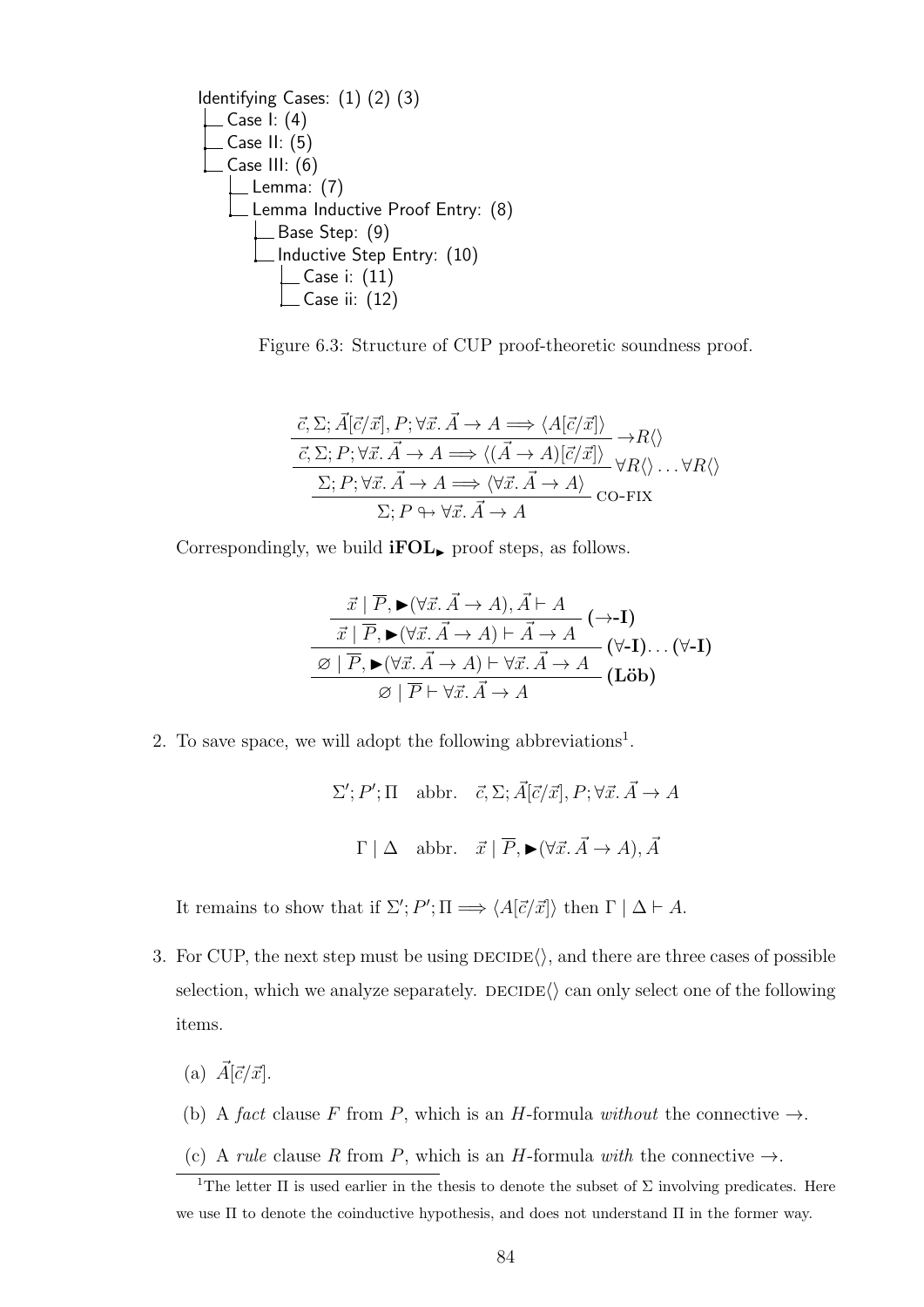Identifying Cases: (1) (2) (3)
- Case I: (4)
- Case II: (5)
- Case III: (6)
  - Lemma: (7)
  - Lemma Inductive Proof Entry: (8)
    - Base Step: (9)
    - Inductive Step Entry: (10)
      - Case i: (11)
      - Case ii: (12)

Figure 6.3: Structure of CUP proof-theoretic soundness proof.

$$\dfrac{\dfrac{\dfrac{\vec{c}, \Sigma; \vec{A}[\vec{c}/\vec{x}], P; \forall \vec{x}.\, \vec{A} \to A \Longrightarrow \langle A[\vec{c}/\vec{x}] \rangle}{\vec{c}, \Sigma; P; \forall \vec{x}.\, \vec{A} \to A \Longrightarrow \langle (\vec{A} \to A)[\vec{c}/\vec{x}] \rangle} \to\! R\langle\rangle}{\Sigma; P; \forall \vec{x}.\, \vec{A} \to A \Longrightarrow \langle \forall \vec{x}.\, \vec{A} \to A \rangle} \forall R\langle\rangle \ldots \forall R\langle\rangle}{\Sigma; P \looparrowright \forall \vec{x}.\, \vec{A} \to A} \text{CO-FIX}$$

Correspondingly, we build $\mathbf{iFOL}_{\blacktriangleright}$ proof steps, as follows.

$$\dfrac{\dfrac{\dfrac{\vec{x} \mid \overline{P}, \blacktriangleright(\forall \vec{x}.\, \vec{A} \to A), \vec{A} \vdash A}{\vec{x} \mid \overline{P}, \blacktriangleright(\forall \vec{x}.\, \vec{A} \to A) \vdash \vec{A} \to A} (\to\text{-}\mathbf{I})}{\varnothing \mid \overline{P}, \blacktriangleright(\forall \vec{x}.\, \vec{A} \to A) \vdash \forall \vec{x}.\, \vec{A} \to A} (\forall\text{-}\mathbf{I})\ldots(\forall\text{-}\mathbf{I})}{\varnothing \mid \overline{P} \vdash \forall \vec{x}.\, \vec{A} \to A} (\mathbf{L\ddot{o}b})$$

2. To save space, we will adopt the following abbreviations[1].

$$\Sigma'; P'; \Pi \quad \text{abbr.} \quad \vec{c}, \Sigma; \vec{A}[\vec{c}/\vec{x}], P; \forall \vec{x}.\, \vec{A} \to A$$

$$\Gamma \mid \Delta \quad \text{abbr.} \quad \vec{x} \mid \overline{P}, \blacktriangleright(\forall \vec{x}.\, \vec{A} \to A), \vec{A}$$

It remains to show that if $\Sigma'; P'; \Pi \Longrightarrow \langle A[\vec{c}/\vec{x}] \rangle$ then $\Gamma \mid \Delta \vdash A$.

3. For CUP, the next step must be using DECIDE$\langle\rangle$, and there are three cases of possible selection, which we analyze separately. DECIDE$\langle\rangle$ can only select one of the following items.

   (a) $\vec{A}[\vec{c}/\vec{x}]$.

   (b) A *fact* clause $F$ from $P$, which is an $H$-formula *without* the connective $\to$.

   (c) A *rule* clause $R$ from $P$, which is an $H$-formula *with* the connective $\to$.

[1] The letter $\Pi$ is used earlier in the thesis to denote the subset of $\Sigma$ involving predicates. Here we use $\Pi$ to denote the coinductive hypothesis, and does not understand $\Pi$ in the former way.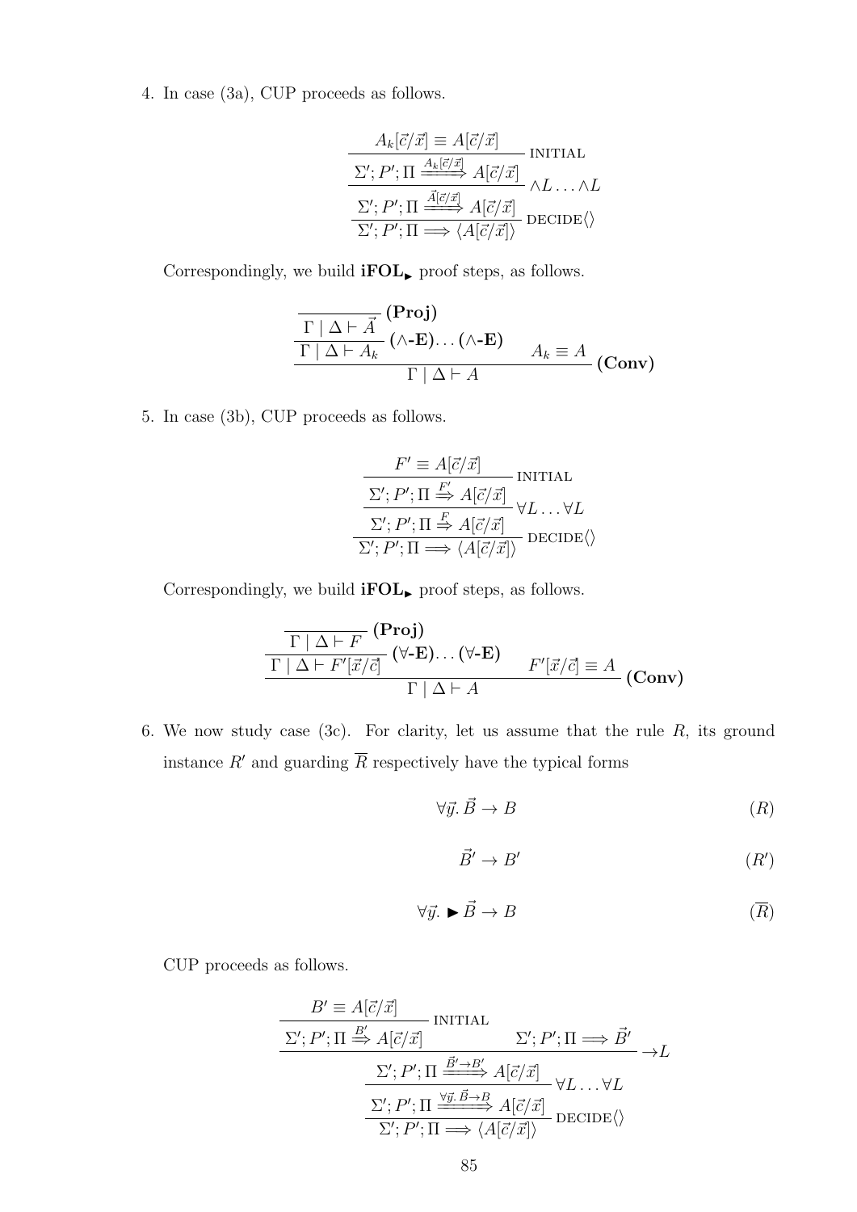4. In case (3a), CUP proceeds as follows.

$$\cfrac{\cfrac{\cfrac{A_k[\vec{c}/\vec{x}] \equiv A[\vec{c}/\vec{x}]}{\Sigma'; P'; \Pi \xrightarrow{A_k[\vec{c}/\vec{x}]} A[\vec{c}/\vec{x}]}\ \textsc{initial}}{\Sigma'; P'; \Pi \xrightarrow{\vec{A}[\vec{c}/\vec{x}]} A[\vec{c}/\vec{x}]}\ \wedge L \ldots \wedge L}{\Sigma'; P'; \Pi \Longrightarrow \langle A[\vec{c}/\vec{x}] \rangle}\ \textsc{decide}\langle\rangle$$

Correspondingly, we build $\mathbf{iFOL_{\blacktriangleright}}$ proof steps, as follows.

$$\cfrac{\cfrac{\cfrac{}{\Gamma \mid \Delta \vdash \vec{A}}\ \textbf{(Proj)}}{\Gamma \mid \Delta \vdash A_k}\ (\wedge\textbf{-E})\ldots(\wedge\textbf{-E}) \qquad A_k \equiv A}{\Gamma \mid \Delta \vdash A}\ \textbf{(Conv)}$$

5. In case (3b), CUP proceeds as follows.

$$\cfrac{\cfrac{\cfrac{F' \equiv A[\vec{c}/\vec{x}]}{\Sigma'; P'; \Pi \xrightarrow{F'} A[\vec{c}/\vec{x}]}\ \textsc{initial}}{\Sigma'; P'; \Pi \xrightarrow{F} A[\vec{c}/\vec{x}]}\ \forall L \ldots \forall L}{\Sigma'; P'; \Pi \Longrightarrow \langle A[\vec{c}/\vec{x}] \rangle}\ \textsc{decide}\langle\rangle$$

Correspondingly, we build $\mathbf{iFOL_{\blacktriangleright}}$ proof steps, as follows.

$$\cfrac{\cfrac{\cfrac{}{\Gamma \mid \Delta \vdash F}\ \textbf{(Proj)}}{\Gamma \mid \Delta \vdash F'[\vec{x}/\vec{c}]}\ (\forall\textbf{-E})\ldots(\forall\textbf{-E}) \qquad F'[\vec{x}/\vec{c}] \equiv A}{\Gamma \mid \Delta \vdash A}\ \textbf{(Conv)}$$

6. We now study case (3c). For clarity, let us assume that the rule $R$, its ground instance $R'$ and guarding $\overline{R}$ respectively have the typical forms

$$\forall \vec{y}.\, \vec{B} \to B \tag{$R$}$$

$$\vec{B}' \to B' \tag{$R'$}$$

$$\forall \vec{y}.\, \blacktriangleright \vec{B} \to B \tag{$\overline{R}$}$$

CUP proceeds as follows.

$$\cfrac{\cfrac{\cfrac{\cfrac{B' \equiv A[\vec{c}/\vec{x}]}{\Sigma'; P'; \Pi \xrightarrow{B'} A[\vec{c}/\vec{x}]}\ \textsc{initial} \qquad \Sigma'; P'; \Pi \Longrightarrow \vec{B}'}{\Sigma'; P'; \Pi \xrightarrow{\vec{B}' \to B'} A[\vec{c}/\vec{x}]}\ \to L}{\Sigma'; P'; \Pi \xrightarrow{\forall \vec{y}.\, \vec{B} \to B} A[\vec{c}/\vec{x}]}\ \forall L \ldots \forall L}{\Sigma'; P'; \Pi \Longrightarrow \langle A[\vec{c}/\vec{x}] \rangle}\ \textsc{decide}\langle\rangle$$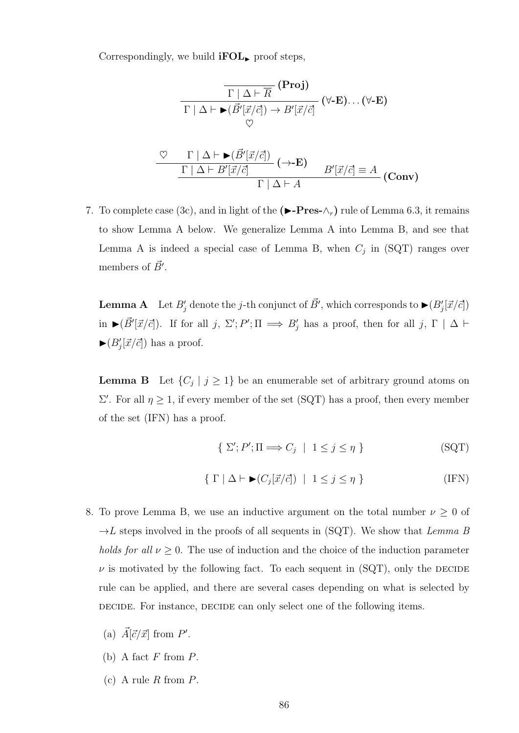Correspondingly, we build **iFOL$_\blacktriangleright$** proof steps,

$$
\dfrac{\dfrac{}{\Gamma \mid \Delta \vdash \overline{R}}\ \textbf{(Proj)}}{\Gamma \mid \Delta \vdash \blacktriangleright(\vec{B}'[\vec{x}/\vec{c}]) \to B'[\vec{x}/\vec{c}]}\ \textbf{(}\forall\textbf{-E)} \ldots \textbf{(}\forall\textbf{-E)}
$$
$$
\heartsuit
$$

$$
\dfrac{\dfrac{\heartsuit \qquad \Gamma \mid \Delta \vdash \blacktriangleright(\vec{B}'[\vec{x}/\vec{c}])}{\Gamma \mid \Delta \vdash B'[\vec{x}/\vec{c}]}\ \textbf{(}\to\textbf{-E)} \qquad B'[\vec{x}/\vec{c}] \equiv A}{\Gamma \mid \Delta \vdash A}\ \textbf{(Conv)}
$$

7. To complete case (3c), and in light of the **($\blacktriangleright$-Pres-$\wedge_r$)** rule of Lemma 6.3, it remains to show Lemma A below. We generalize Lemma A into Lemma B, and see that Lemma A is indeed a special case of Lemma B, when $C_j$ in (SQT) ranges over members of $\vec{B}'$.

   **Lemma A** Let $B'_j$ denote the $j$-th conjunct of $\vec{B}'$, which corresponds to $\blacktriangleright(B'_j[\vec{x}/\vec{c}])$ in $\blacktriangleright(\vec{B}'[\vec{x}/\vec{c}])$. If for all $j$, $\Sigma'; P'; \Pi \Longrightarrow B'_j$ has a proof, then for all $j$, $\Gamma \mid \Delta \vdash \blacktriangleright(B'_j[\vec{x}/\vec{c}])$ has a proof.

   **Lemma B** Let $\{C_j \mid j \geq 1\}$ be an enumerable set of arbitrary ground atoms on $\Sigma'$. For all $\eta \geq 1$, if every member of the set (SQT) has a proof, then every member of the set (IFN) has a proof.

$$
\{\ \Sigma'; P'; \Pi \Longrightarrow C_j \ \mid\ 1 \leq j \leq \eta\ \} \qquad \text{(SQT)}
$$

$$
\{\ \Gamma \mid \Delta \vdash \blacktriangleright(C_j[\vec{x}/\vec{c}]) \ \mid\ 1 \leq j \leq \eta\ \} \qquad \text{(IFN)}
$$

8. To prove Lemma B, we use an inductive argument on the total number $\nu \geq 0$ of $\to L$ steps involved in the proofs of all sequents in (SQT). We show that *Lemma B holds for all* $\nu \geq 0$. The use of induction and the choice of the induction parameter $\nu$ is motivated by the following fact. To each sequent in (SQT), only the DECIDE rule can be applied, and there are several cases depending on what is selected by DECIDE. For instance, DECIDE can only select one of the following items.

   (a) $\vec{A}[\vec{c}/\vec{x}]$ from $P'$.

   (b) A fact $F$ from $P$.

   (c) A rule $R$ from $P$.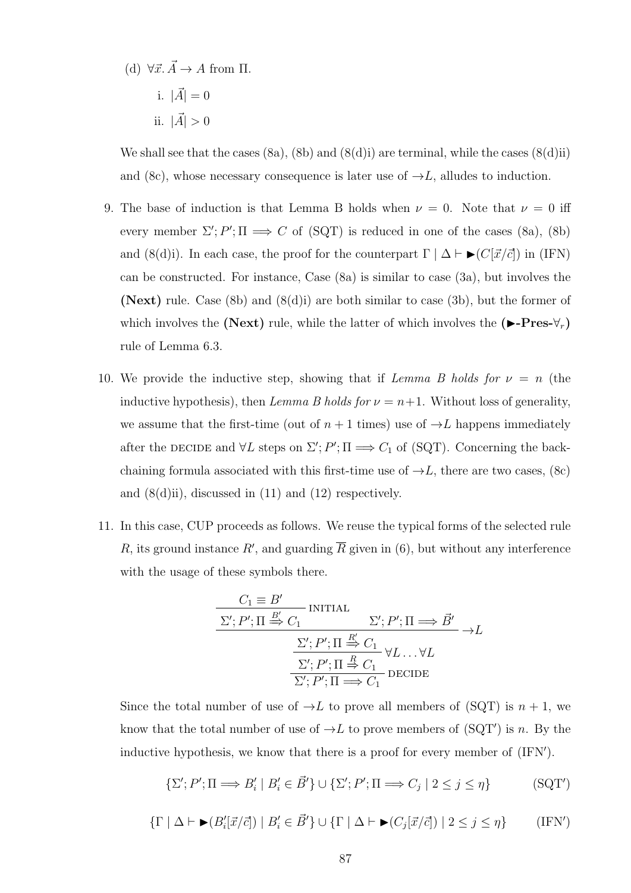(d) $\forall \vec{x}. \vec{A} \to A$ from $\Pi$.

i. $|\vec{A}| = 0$

ii. $|\vec{A}| > 0$

We shall see that the cases (8a), (8b) and (8(d)i) are terminal, while the cases (8(d)ii) and (8c), whose necessary consequence is later use of $\to L$, alludes to induction.

9. The base of induction is that Lemma B holds when $\nu = 0$. Note that $\nu = 0$ iff every member $\Sigma'; P'; \Pi \Longrightarrow C$ of (SQT) is reduced in one of the cases (8a), (8b) and (8(d)i). In each case, the proof for the counterpart $\Gamma \mid \Delta \vdash \blacktriangleright(C[\vec{x}/\vec{c}])$ in (IFN) can be constructed. For instance, Case (8a) is similar to case (3a), but involves the **(Next)** rule. Case (8b) and (8(d)i) are both similar to case (3b), but the former of which involves the **(Next)** rule, while the latter of which involves the **($\blacktriangleright$-Pres-$\forall_r$)** rule of Lemma 6.3.

10. We provide the inductive step, showing that if *Lemma B holds for* $\nu = n$ (the inductive hypothesis), then *Lemma B holds for* $\nu = n+1$. Without loss of generality, we assume that the first-time (out of $n+1$ times) use of $\to L$ happens immediately after the DECIDE and $\forall L$ steps on $\Sigma'; P'; \Pi \Longrightarrow C_1$ of (SQT). Concerning the back-chaining formula associated with this first-time use of $\to L$, there are two cases, (8c) and (8(d)ii), discussed in (11) and (12) respectively.

11. In this case, CUP proceeds as follows. We reuse the typical forms of the selected rule $R$, its ground instance $R'$, and guarding $\overline{R}$ given in (6), but without any interference with the usage of these symbols there.

$$\dfrac{\dfrac{\dfrac{\dfrac{C_1 \equiv B'}{\Sigma'; P'; \Pi \overset{B'}{\Longrightarrow} C_1}\,\text{INITIAL} \qquad \Sigma'; P'; \Pi \Longrightarrow \vec{B'}}{\Sigma'; P'; \Pi \overset{R'}{\Longrightarrow} C_1}\,\to L}{\Sigma'; P'; \Pi \overset{R}{\Longrightarrow} C_1}\,\forall L \ldots \forall L}{\Sigma'; P'; \Pi \Longrightarrow C_1}\,\text{DECIDE}$$

Since the total number of use of $\to L$ to prove all members of (SQT) is $n+1$, we know that the total number of use of $\to L$ to prove members of (SQT$'$) is $n$. By the inductive hypothesis, we know that there is a proof for every member of (IFN$'$).

$$\{\Sigma'; P'; \Pi \Longrightarrow B'_i \mid B'_i \in \vec{B'}\} \cup \{\Sigma'; P'; \Pi \Longrightarrow C_j \mid 2 \leq j \leq \eta\} \qquad \text{(SQT}'\text{)}$$

$$\{\Gamma \mid \Delta \vdash \blacktriangleright(B'_i[\vec{x}/\vec{c}]) \mid B'_i \in \vec{B'}\} \cup \{\Gamma \mid \Delta \vdash \blacktriangleright(C_j[\vec{x}/\vec{c}]) \mid 2 \leq j \leq \eta\} \qquad \text{(IFN}'\text{)}$$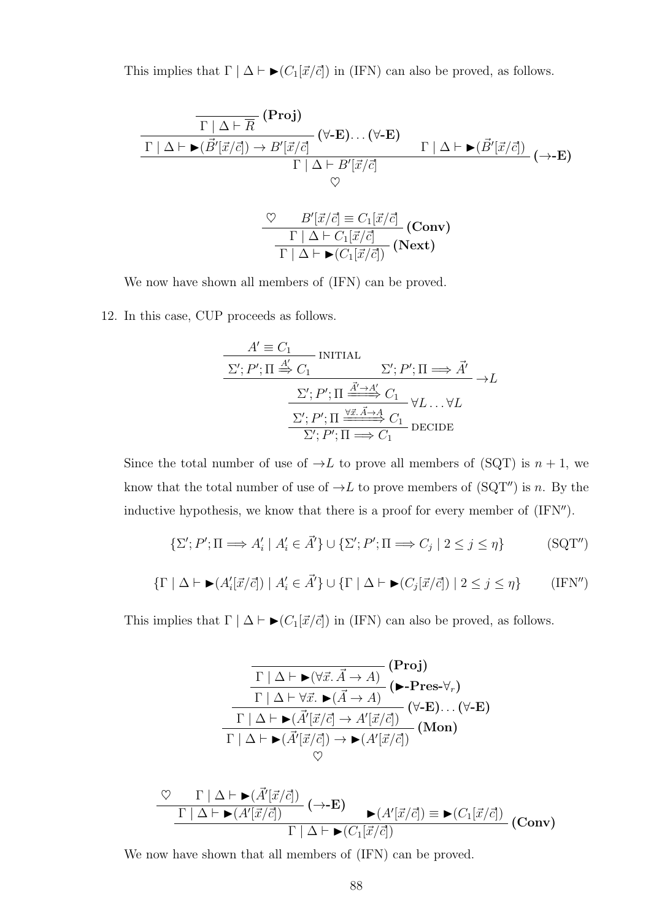This implies that $\Gamma \mid \Delta \vdash \blacktriangleright(C_1[\vec{x}/\vec{c}])$ in (IFN) can also be proved, as follows.

$$
\dfrac{\dfrac{\dfrac{}{\Gamma \mid \Delta \vdash \overline{R}}\,\textbf{(Proj)}}{\Gamma \mid \Delta \vdash \blacktriangleright(\vec{B'}[\vec{x}/\vec{c}]) \to B'[\vec{x}/\vec{c}]}\,(\forall\textbf{-E})\ldots(\forall\textbf{-E}) \qquad \Gamma \mid \Delta \vdash \blacktriangleright(\vec{B'}[\vec{x}/\vec{c}])}{\Gamma \mid \Delta \vdash B'[\vec{x}/\vec{c}]}\,(\to\textbf{-E})
$$
$$\heartsuit$$

$$
\dfrac{\dfrac{\heartsuit \qquad B'[\vec{x}/\vec{c}] \equiv C_1[\vec{x}/\vec{c}]}{\Gamma \mid \Delta \vdash C_1[\vec{x}/\vec{c}]}\,\textbf{(Conv)}}{\Gamma \mid \Delta \vdash \blacktriangleright(C_1[\vec{x}/\vec{c}])}\,\textbf{(Next)}
$$

We now have shown all members of (IFN) can be proved.

12. In this case, CUP proceeds as follows.

$$
\dfrac{\dfrac{\dfrac{\dfrac{A' \equiv C_1}{\Sigma'; P'; \Pi \overset{A'}{\Longrightarrow} C_1}\,\text{INITIAL} \qquad \Sigma'; P'; \Pi \Longrightarrow \vec{A'}}{\Sigma'; P'; \Pi \overset{\vec{A'} \to A'}{\Longrightarrow} C_1}\,\to L}{\Sigma'; P'; \Pi \overset{\forall \vec{x}.\, \vec{A} \to A}{\Longrightarrow} C_1}\,\forall L \ldots \forall L}{\Sigma'; P'; \Pi \Longrightarrow C_1}\,\text{DECIDE}
$$

Since the total number of use of $\to L$ to prove all members of (SQT) is $n+1$, we know that the total number of use of $\to L$ to prove members of (SQT$''$) is $n$. By the inductive hypothesis, we know that there is a proof for every member of (IFN$''$).

$$
\{\Sigma'; P'; \Pi \Longrightarrow A'_i \mid A'_i \in \vec{A'}\} \cup \{\Sigma'; P'; \Pi \Longrightarrow C_j \mid 2 \leq j \leq \eta\} \qquad \text{(SQT}''\text{)}
$$

$$
\{\Gamma \mid \Delta \vdash \blacktriangleright(A'_i[\vec{x}/\vec{c}]) \mid A'_i \in \vec{A'}\} \cup \{\Gamma \mid \Delta \vdash \blacktriangleright(C_j[\vec{x}/\vec{c}]) \mid 2 \leq j \leq \eta\} \qquad \text{(IFN}''\text{)}
$$

This implies that $\Gamma \mid \Delta \vdash \blacktriangleright(C_1[\vec{x}/\vec{c}])$ in (IFN) can also be proved, as follows.

$$
\dfrac{\dfrac{\dfrac{\dfrac{}{\Gamma \mid \Delta \vdash \blacktriangleright(\forall \vec{x}.\, \vec{A} \to A)}\,\textbf{(Proj)}}{\Gamma \mid \Delta \vdash \forall \vec{x}.\, \blacktriangleright(\vec{A} \to A)}\,(\blacktriangleright\textbf{-Pres-}\forall_r)}{\Gamma \mid \Delta \vdash \blacktriangleright(\vec{A'}[\vec{x}/\vec{c}] \to A'[\vec{x}/\vec{c}])}\,(\forall\textbf{-E})\ldots(\forall\textbf{-E})}{\Gamma \mid \Delta \vdash \blacktriangleright(\vec{A'}[\vec{x}/\vec{c}]) \to \blacktriangleright(A'[\vec{x}/\vec{c}])}\,\textbf{(Mon)}
$$
$$\heartsuit$$

$$
\dfrac{\dfrac{\heartsuit \qquad \Gamma \mid \Delta \vdash \blacktriangleright(\vec{A'}[\vec{x}/\vec{c}])}{\Gamma \mid \Delta \vdash \blacktriangleright(A'[\vec{x}/\vec{c}])}\,(\to\textbf{-E}) \qquad \blacktriangleright(A'[\vec{x}/\vec{c}]) \equiv \blacktriangleright(C_1[\vec{x}/\vec{c}])}{\Gamma \mid \Delta \vdash \blacktriangleright(C_1[\vec{x}/\vec{c}])}\,\textbf{(Conv)}
$$

We now have shown that all members of (IFN) can be proved.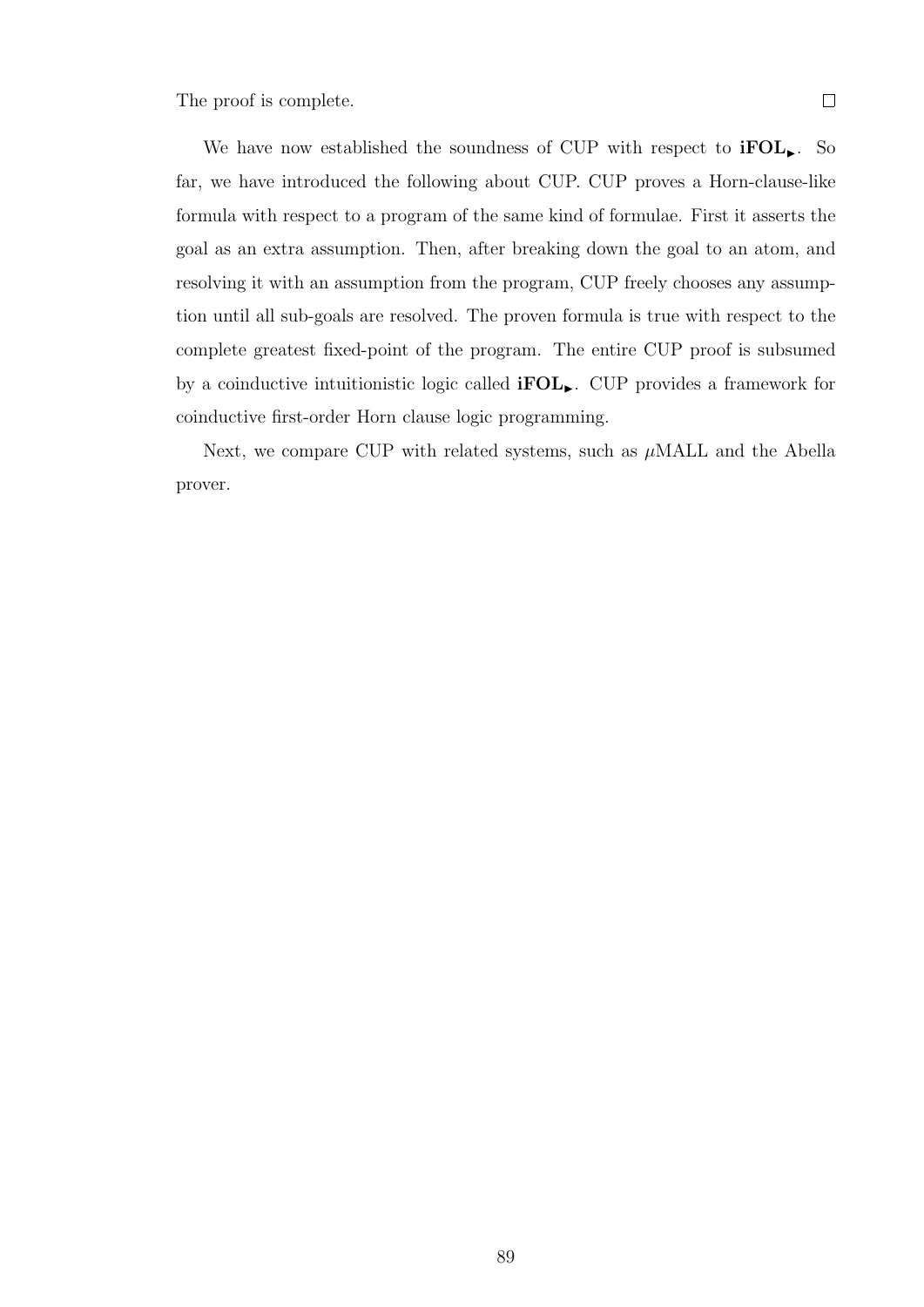The proof is complete. $\square$

We have now established the soundness of CUP with respect to $\mathbf{iFOL}_{\blacktriangleright}$. So far, we have introduced the following about CUP. CUP proves a Horn-clause-like formula with respect to a program of the same kind of formulae. First it asserts the goal as an extra assumption. Then, after breaking down the goal to an atom, and resolving it with an assumption from the program, CUP freely chooses any assumption until all sub-goals are resolved. The proven formula is true with respect to the complete greatest fixed-point of the program. The entire CUP proof is subsumed by a coinductive intuitionistic logic called $\mathbf{iFOL}_{\blacktriangleright}$. CUP provides a framework for coinductive first-order Horn clause logic programming.

Next, we compare CUP with related systems, such as $\mu$MALL and the Abella prover.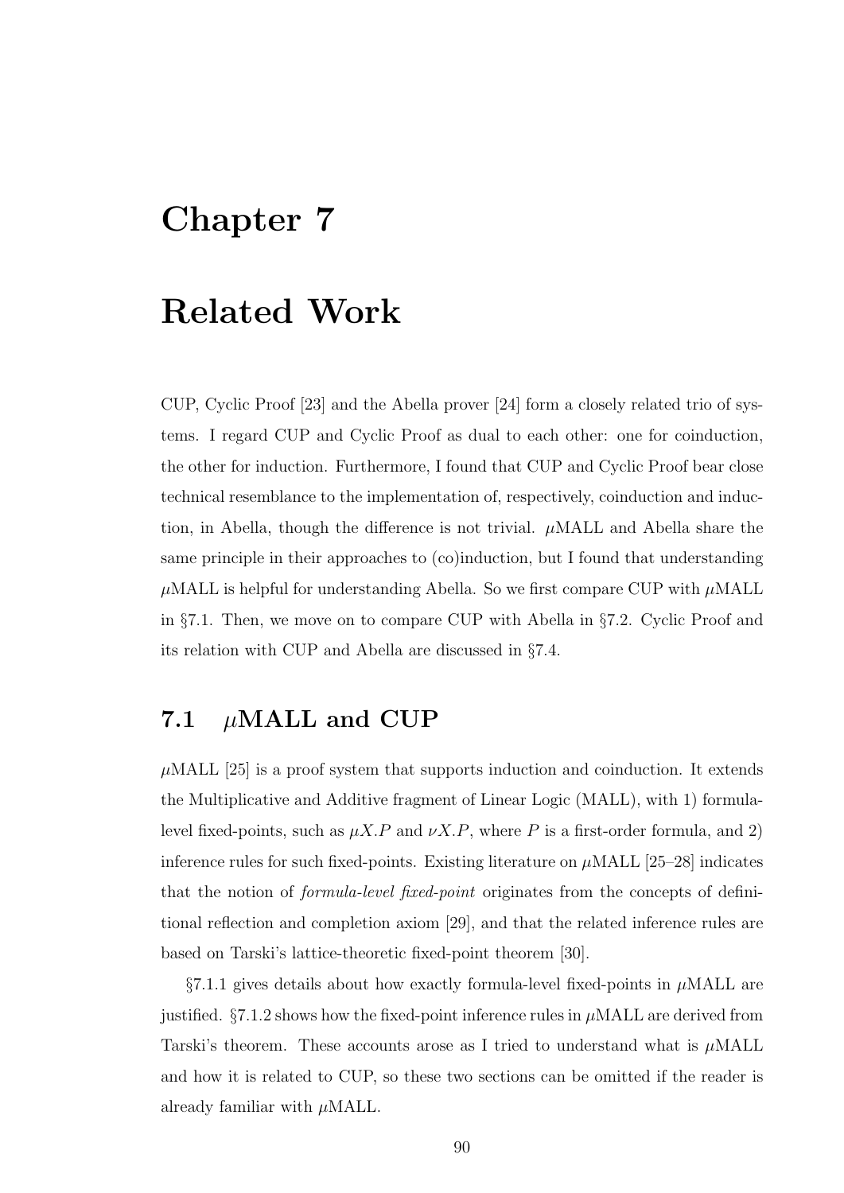# Chapter 7

# Related Work

CUP, Cyclic Proof [23] and the Abella prover [24] form a closely related trio of systems. I regard CUP and Cyclic Proof as dual to each other: one for coinduction, the other for induction. Furthermore, I found that CUP and Cyclic Proof bear close technical resemblance to the implementation of, respectively, coinduction and induction, in Abella, though the difference is not trivial. $\mu$MALL and Abella share the same principle in their approaches to (co)induction, but I found that understanding $\mu$MALL is helpful for understanding Abella. So we first compare CUP with $\mu$MALL in §7.1. Then, we move on to compare CUP with Abella in §7.2. Cyclic Proof and its relation with CUP and Abella are discussed in §7.4.

## 7.1 $\mu$MALL and CUP

$\mu$MALL [25] is a proof system that supports induction and coinduction. It extends the Multiplicative and Additive fragment of Linear Logic (MALL), with 1) formula-level fixed-points, such as $\mu X.P$ and $\nu X.P$, where $P$ is a first-order formula, and 2) inference rules for such fixed-points. Existing literature on $\mu$MALL [25–28] indicates that the notion of *formula-level fixed-point* originates from the concepts of definitional reflection and completion axiom [29], and that the related inference rules are based on Tarski's lattice-theoretic fixed-point theorem [30].

§7.1.1 gives details about how exactly formula-level fixed-points in $\mu$MALL are justified. §7.1.2 shows how the fixed-point inference rules in $\mu$MALL are derived from Tarski's theorem. These accounts arose as I tried to understand what is $\mu$MALL and how it is related to CUP, so these two sections can be omitted if the reader is already familiar with $\mu$MALL.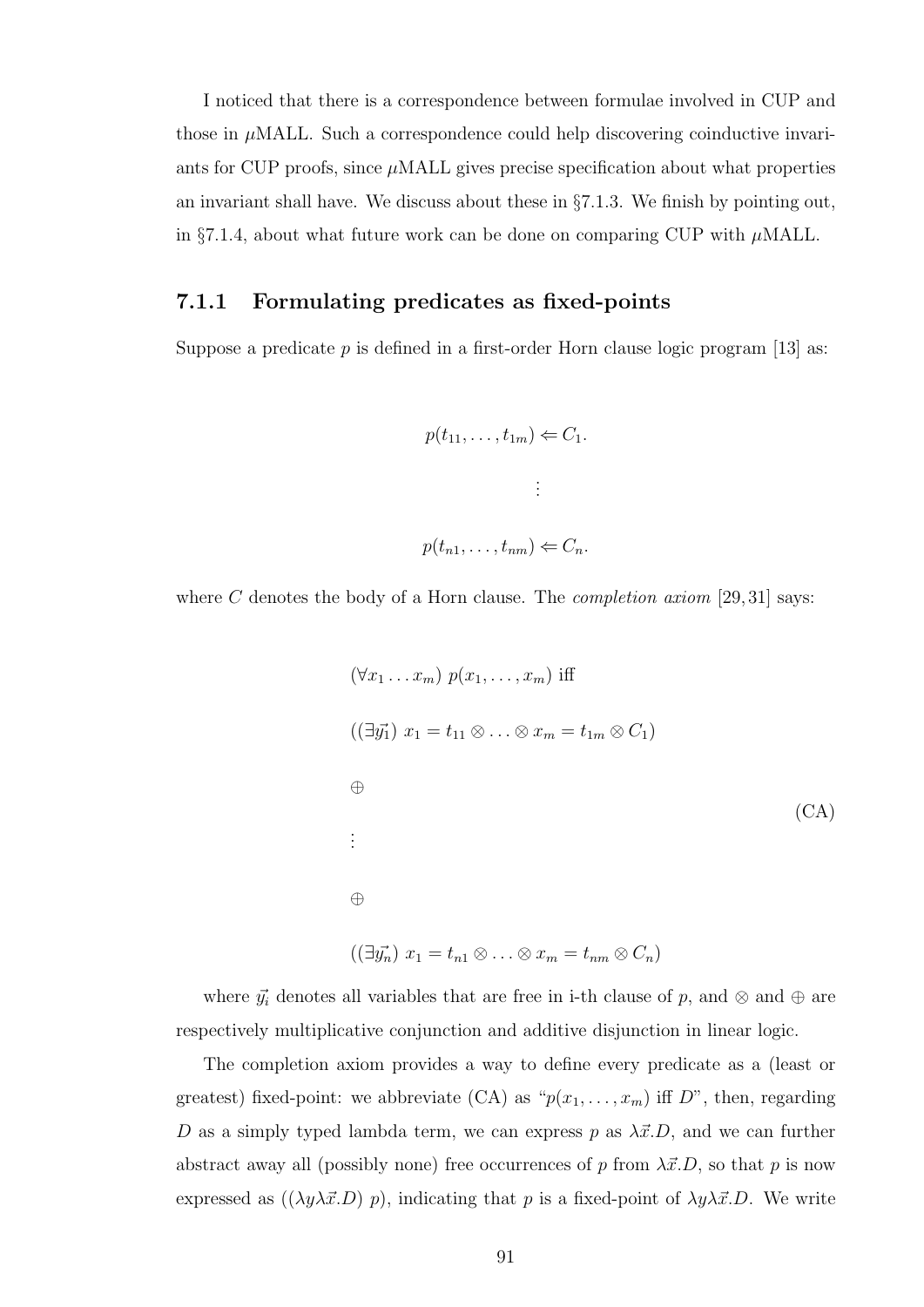I noticed that there is a correspondence between formulae involved in CUP and those in $\mu$MALL. Such a correspondence could help discovering coinductive invariants for CUP proofs, since $\mu$MALL gives precise specification about what properties an invariant shall have. We discuss about these in §7.1.3. We finish by pointing out, in §7.1.4, about what future work can be done on comparing CUP with $\mu$MALL.

### 7.1.1 Formulating predicates as fixed-points

Suppose a predicate $p$ is defined in a first-order Horn clause logic program [13] as:

$$
\begin{gathered}
p(t_{11}, \ldots, t_{1m}) \Leftarrow C_1. \\
\vdots \\
p(t_{n1}, \ldots, t_{nm}) \Leftarrow C_n.
\end{gathered}
$$

where $C$ denotes the body of a Horn clause. The *completion axiom* [29, 31] says:

$$
\begin{aligned}
&(\forall x_1 \ldots x_m)\ p(x_1, \ldots, x_m) \text{ iff} \\
&((\exists \vec{y_1})\ x_1 = t_{11} \otimes \ldots \otimes x_m = t_{1m} \otimes C_1) \\
&\oplus \\
&\vdots \\
&\oplus \\
&((\exists \vec{y_n})\ x_1 = t_{n1} \otimes \ldots \otimes x_m = t_{nm} \otimes C_n)
\end{aligned} \tag{CA}
$$

where $\vec{y_i}$ denotes all variables that are free in i-th clause of $p$, and $\otimes$ and $\oplus$ are respectively multiplicative conjunction and additive disjunction in linear logic.

The completion axiom provides a way to define every predicate as a (least or greatest) fixed-point: we abbreviate (CA) as "$p(x_1, \ldots, x_m)$ iff $D$", then, regarding $D$ as a simply typed lambda term, we can express $p$ as $\lambda \vec{x}.D$, and we can further abstract away all (possibly none) free occurrences of $p$ from $\lambda \vec{x}.D$, so that $p$ is now expressed as $((\lambda y \lambda \vec{x}.D)\ p)$, indicating that $p$ is a fixed-point of $\lambda y \lambda \vec{x}.D$. We write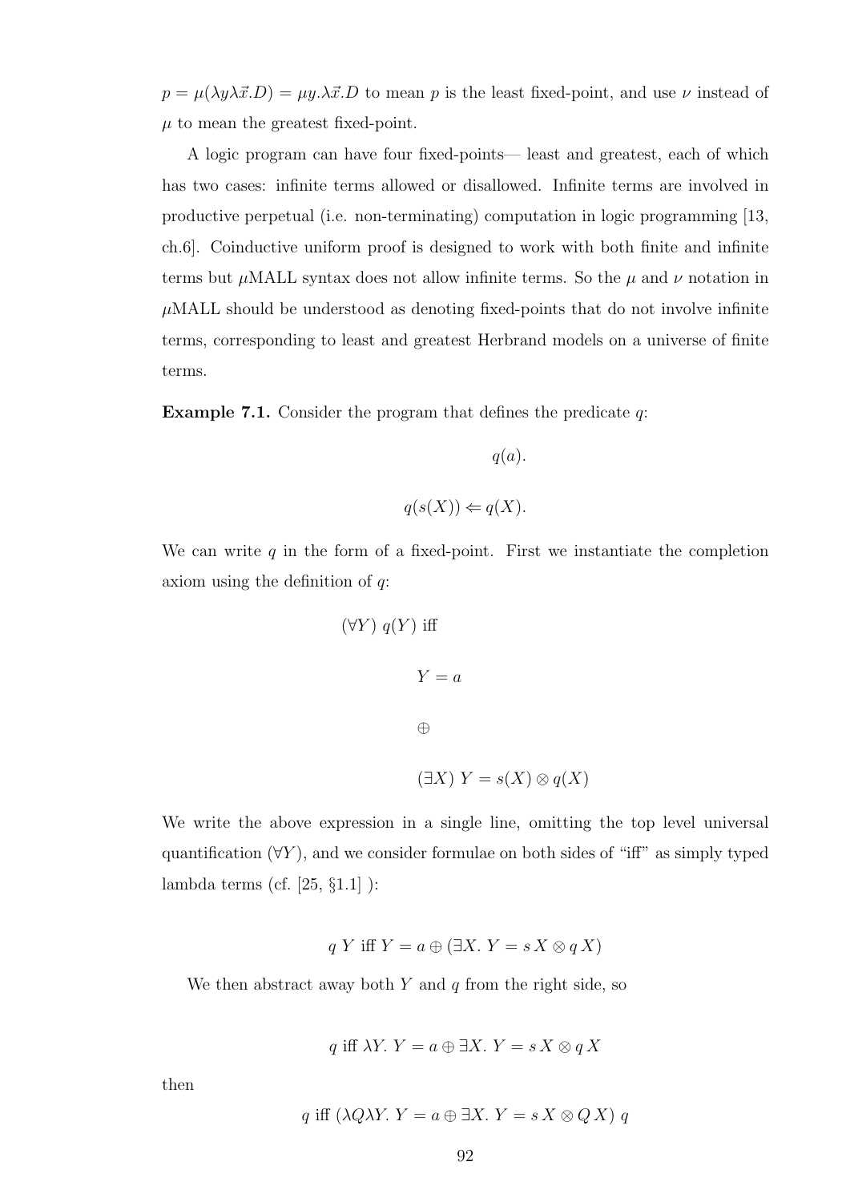$p = \mu(\lambda y \lambda \vec{x}.D) = \mu y.\lambda \vec{x}.D$ to mean $p$ is the least fixed-point, and use $\nu$ instead of $\mu$ to mean the greatest fixed-point.

A logic program can have four fixed-points— least and greatest, each of which has two cases: infinite terms allowed or disallowed. Infinite terms are involved in productive perpetual (i.e. non-terminating) computation in logic programming [13, ch.6]. Coinductive uniform proof is designed to work with both finite and infinite terms but $\mu$MALL syntax does not allow infinite terms. So the $\mu$ and $\nu$ notation in $\mu$MALL should be understood as denoting fixed-points that do not involve infinite terms, corresponding to least and greatest Herbrand models on a universe of finite terms.

**Example 7.1.** Consider the program that defines the predicate $q$:

$$q(a).$$

$$q(s(X)) \Leftarrow q(X).$$

We can write $q$ in the form of a fixed-point. First we instantiate the completion axiom using the definition of $q$:

$$(\forall Y)\ q(Y) \text{ iff}$$

$$Y = a$$

$$\oplus$$

$$(\exists X)\ Y = s(X) \otimes q(X)$$

We write the above expression in a single line, omitting the top level universal quantification $(\forall Y)$, and we consider formulae on both sides of "iff" as simply typed lambda terms (cf. [25, §1.1] ):

$$q\ Y \text{ iff } Y = a \oplus (\exists X.\ Y = s\,X \otimes q\,X)$$

We then abstract away both $Y$ and $q$ from the right side, so

$$q \text{ iff } \lambda Y.\ Y = a \oplus \exists X.\ Y = s\,X \otimes q\,X$$

then

$$q \text{ iff } (\lambda Q \lambda Y.\ Y = a \oplus \exists X.\ Y = s\,X \otimes Q\,X)\ q$$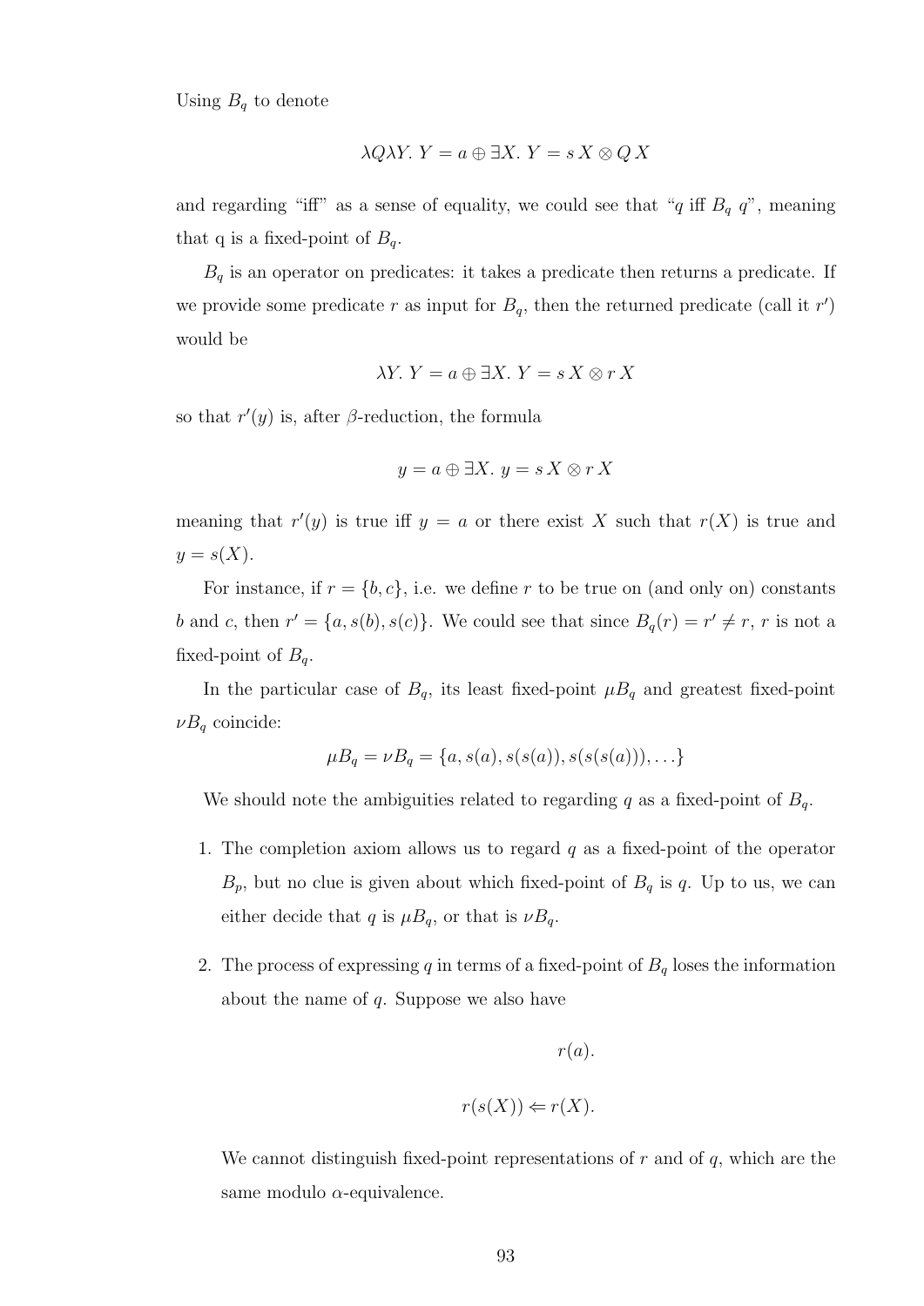Using $B_q$ to denote

$$\lambda Q \lambda Y.\ Y = a \oplus \exists X.\ Y = s\,X \otimes Q\,X$$

and regarding "iff" as a sense of equality, we could see that "$q$ iff $B_q\ q$", meaning that q is a fixed-point of $B_q$.

$B_q$ is an operator on predicates: it takes a predicate then returns a predicate. If we provide some predicate $r$ as input for $B_q$, then the returned predicate (call it $r'$) would be

$$\lambda Y.\ Y = a \oplus \exists X.\ Y = s\,X \otimes r\,X$$

so that $r'(y)$ is, after $\beta$-reduction, the formula

$$y = a \oplus \exists X.\ y = s\,X \otimes r\,X$$

meaning that $r'(y)$ is true iff $y = a$ or there exist $X$ such that $r(X)$ is true and $y = s(X)$.

For instance, if $r = \{b, c\}$, i.e. we define $r$ to be true on (and only on) constants $b$ and $c$, then $r' = \{a, s(b), s(c)\}$. We could see that since $B_q(r) = r' \neq r$, $r$ is not a fixed-point of $B_q$.

In the particular case of $B_q$, its least fixed-point $\mu B_q$ and greatest fixed-point $\nu B_q$ coincide:

$$\mu B_q = \nu B_q = \{a, s(a), s(s(a)), s(s(s(a))), \ldots\}$$

We should note the ambiguities related to regarding $q$ as a fixed-point of $B_q$.

1. The completion axiom allows us to regard $q$ as a fixed-point of the operator $B_p$, but no clue is given about which fixed-point of $B_q$ is $q$. Up to us, we can either decide that $q$ is $\mu B_q$, or that is $\nu B_q$.

2. The process of expressing $q$ in terms of a fixed-point of $B_q$ loses the information about the name of $q$. Suppose we also have

   $$r(a).$$

   $$r(s(X)) \Leftarrow r(X).$$

   We cannot distinguish fixed-point representations of $r$ and of $q$, which are the same modulo $\alpha$-equivalence.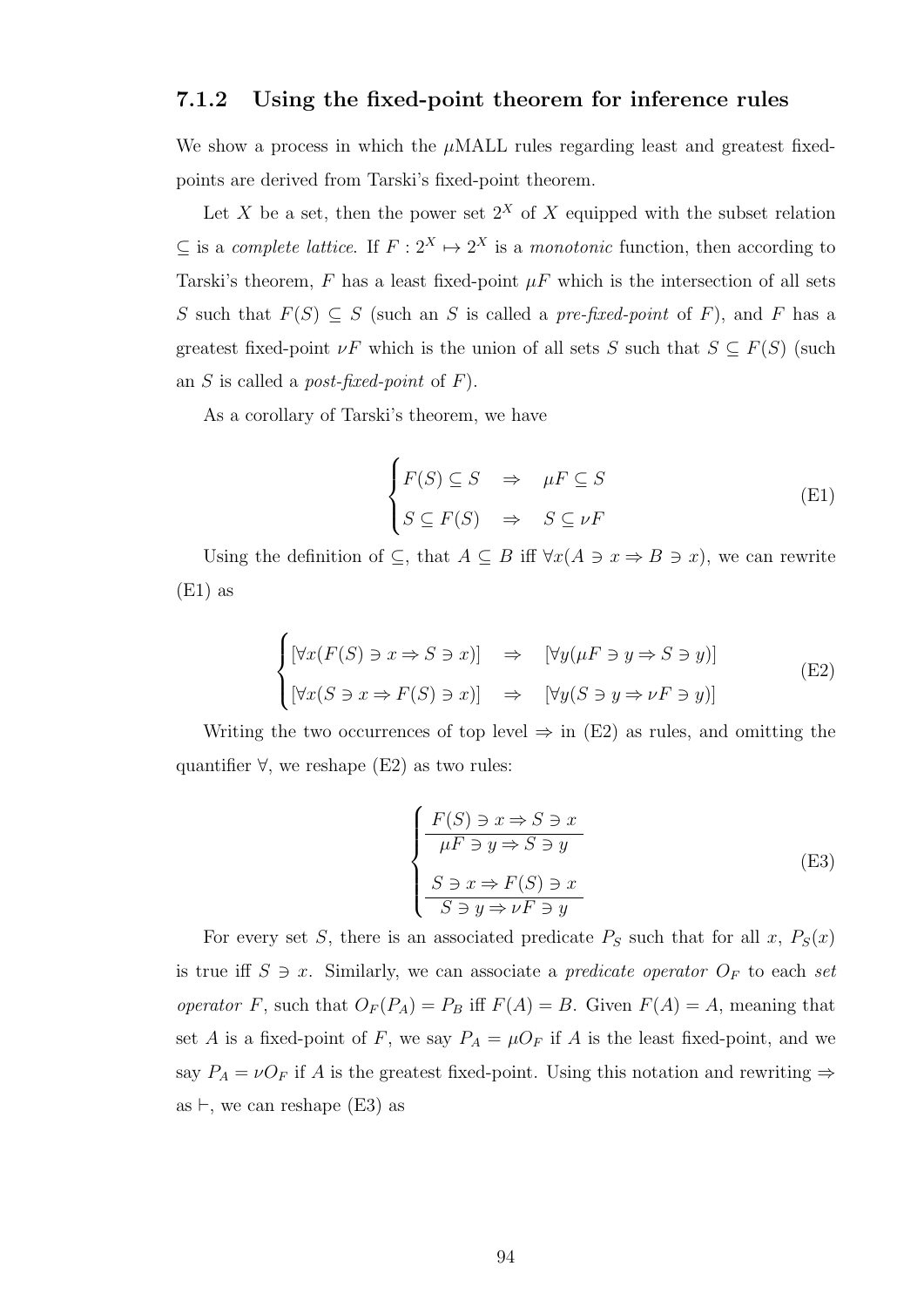### 7.1.2 Using the fixed-point theorem for inference rules

We show a process in which the $\mu$MALL rules regarding least and greatest fixed-points are derived from Tarski's fixed-point theorem.

Let $X$ be a set, then the power set $2^X$ of $X$ equipped with the subset relation $\subseteq$ is a *complete lattice*. If $F : 2^X \mapsto 2^X$ is a *monotonic* function, then according to Tarski's theorem, $F$ has a least fixed-point $\mu F$ which is the intersection of all sets $S$ such that $F(S) \subseteq S$ (such an $S$ is called a *pre-fixed-point* of $F$), and $F$ has a greatest fixed-point $\nu F$ which is the union of all sets $S$ such that $S \subseteq F(S)$ (such an $S$ is called a *post-fixed-point* of $F$).

As a corollary of Tarski's theorem, we have

$$\begin{cases} F(S) \subseteq S \quad \Rightarrow \quad \mu F \subseteq S \\ S \subseteq F(S) \quad \Rightarrow \quad S \subseteq \nu F \end{cases} \tag{E1}$$

Using the definition of $\subseteq$, that $A \subseteq B$ iff $\forall x(A \ni x \Rightarrow B \ni x)$, we can rewrite (E1) as

$$\begin{cases} [\forall x(F(S) \ni x \Rightarrow S \ni x)] \quad \Rightarrow \quad [\forall y(\mu F \ni y \Rightarrow S \ni y)] \\ [\forall x(S \ni x \Rightarrow F(S) \ni x)] \quad \Rightarrow \quad [\forall y(S \ni y \Rightarrow \nu F \ni y)] \end{cases} \tag{E2}$$

Writing the two occurrences of top level $\Rightarrow$ in (E2) as rules, and omitting the quantifier $\forall$, we reshape (E2) as two rules:

$$\begin{cases} \dfrac{F(S) \ni x \Rightarrow S \ni x}{\mu F \ni y \Rightarrow S \ni y} \\[2ex] \dfrac{S \ni x \Rightarrow F(S) \ni x}{S \ni y \Rightarrow \nu F \ni y} \end{cases} \tag{E3}$$

For every set $S$, there is an associated predicate $P_S$ such that for all $x$, $P_S(x)$ is true iff $S \ni x$. Similarly, we can associate a *predicate operator* $O_F$ to each *set operator* $F$, such that $O_F(P_A) = P_B$ iff $F(A) = B$. Given $F(A) = A$, meaning that set $A$ is a fixed-point of $F$, we say $P_A = \mu O_F$ if $A$ is the least fixed-point, and we say $P_A = \nu O_F$ if $A$ is the greatest fixed-point. Using this notation and rewriting $\Rightarrow$ as $\vdash$, we can reshape (E3) as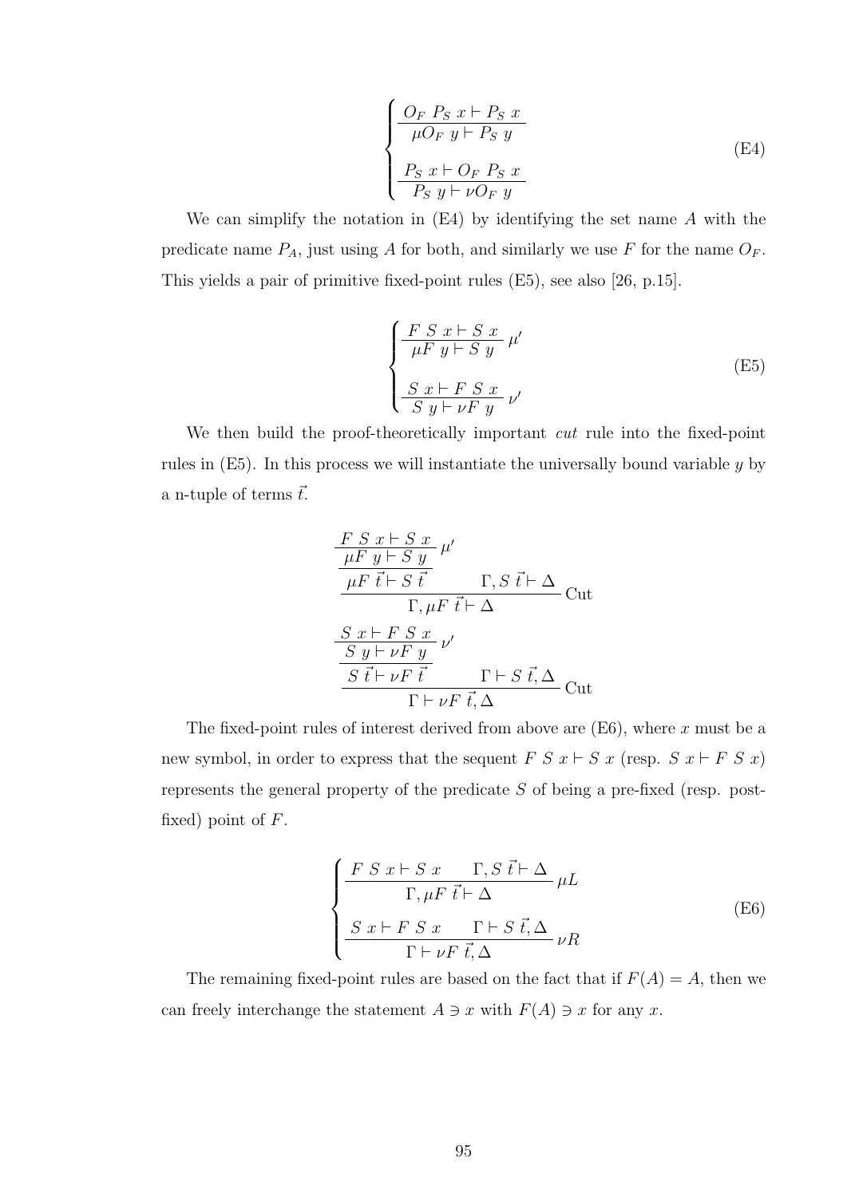$$\begin{cases} \dfrac{O_F \; P_S \; x \vdash P_S \; x}{\mu O_F \; y \vdash P_S \; y} \\ \\ \dfrac{P_S \; x \vdash O_F \; P_S \; x}{P_S \; y \vdash \nu O_F \; y} \end{cases} \tag{E4}$$

We can simplify the notation in (E4) by identifying the set name $A$ with the predicate name $P_A$, just using $A$ for both, and similarly we use $F$ for the name $O_F$. This yields a pair of primitive fixed-point rules (E5), see also [26, p.15].

$$\begin{cases} \dfrac{F \; S \; x \vdash S \; x}{\mu F \; y \vdash S \; y} \; \mu' \\ \\ \dfrac{S \; x \vdash F \; S \; x}{S \; y \vdash \nu F \; y} \; \nu' \end{cases} \tag{E5}$$

We then build the proof-theoretically important *cut* rule into the fixed-point rules in (E5). In this process we will instantiate the universally bound variable $y$ by a n-tuple of terms $\vec{t}$.

$$\dfrac{\dfrac{\dfrac{F \; S \; x \vdash S \; x}{\mu F \; y \vdash S \; y} \; \mu'}{\mu F \; \vec{t} \vdash S \; \vec{t}} \qquad \Gamma, S \; \vec{t} \vdash \Delta}{\Gamma, \mu F \; \vec{t} \vdash \Delta} \; \text{Cut}$$

$$\dfrac{\dfrac{\dfrac{S \; x \vdash F \; S \; x}{S \; y \vdash \nu F \; y} \; \nu'}{S \; \vec{t} \vdash \nu F \; \vec{t}} \qquad \Gamma \vdash S \; \vec{t}, \Delta}{\Gamma \vdash \nu F \; \vec{t}, \Delta} \; \text{Cut}$$

The fixed-point rules of interest derived from above are (E6), where $x$ must be a new symbol, in order to express that the sequent $F \; S \; x \vdash S \; x$ (resp. $S \; x \vdash F \; S \; x$) represents the general property of the predicate $S$ of being a pre-fixed (resp. post-fixed) point of $F$.

$$\begin{cases} \dfrac{F \; S \; x \vdash S \; x \qquad \Gamma, S \; \vec{t} \vdash \Delta}{\Gamma, \mu F \; \vec{t} \vdash \Delta} \; \mu L \\ \\ \dfrac{S \; x \vdash F \; S \; x \qquad \Gamma \vdash S \; \vec{t}, \Delta}{\Gamma \vdash \nu F \; \vec{t}, \Delta} \; \nu R \end{cases} \tag{E6}$$

The remaining fixed-point rules are based on the fact that if $F(A) = A$, then we can freely interchange the statement $A \ni x$ with $F(A) \ni x$ for any $x$.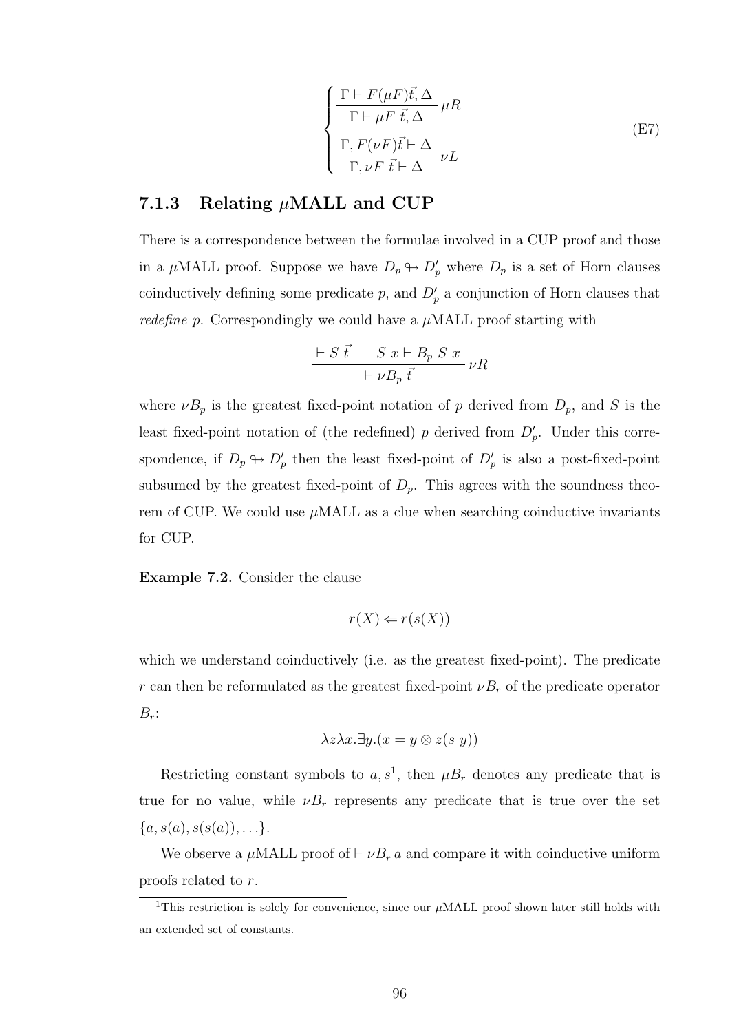$$\begin{cases} \dfrac{\Gamma \vdash F(\mu F)\vec{t}, \Delta}{\Gamma \vdash \mu F\ \vec{t}, \Delta}\ \mu R \\[2ex] \dfrac{\Gamma, F(\nu F)\vec{t} \vdash \Delta}{\Gamma, \nu F\ \vec{t} \vdash \Delta}\ \nu L \end{cases} \tag{E7}$$

### 7.1.3 Relating $\mu$MALL and CUP

There is a correspondence between the formulae involved in a CUP proof and those in a $\mu$MALL proof. Suppose we have $D_p \looparrowright D'_p$ where $D_p$ is a set of Horn clauses coinductively defining some predicate $p$, and $D'_p$ a conjunction of Horn clauses that *redefine* $p$. Correspondingly we could have a $\mu$MALL proof starting with

$$\frac{\vdash S\ \vec{t} \qquad S\ x \vdash B_p\ S\ x}{\vdash \nu B_p\ \vec{t}}\ \nu R$$

where $\nu B_p$ is the greatest fixed-point notation of $p$ derived from $D_p$, and $S$ is the least fixed-point notation of (the redefined) $p$ derived from $D'_p$. Under this correspondence, if $D_p \looparrowright D'_p$ then the least fixed-point of $D'_p$ is also a post-fixed-point subsumed by the greatest fixed-point of $D_p$. This agrees with the soundness theorem of CUP. We could use $\mu$MALL as a clue when searching coinductive invariants for CUP.

**Example 7.2.** Consider the clause

$$r(X) \Leftarrow r(s(X))$$

which we understand coinductively (i.e. as the greatest fixed-point). The predicate $r$ can then be reformulated as the greatest fixed-point $\nu B_r$ of the predicate operator $B_r$:

$$\lambda z \lambda x. \exists y. (x = y \otimes z(s\ y))$$

Restricting constant symbols to $a, s$[1], then $\mu B_r$ denotes any predicate that is true for no value, while $\nu B_r$ represents any predicate that is true over the set $\{a, s(a), s(s(a)), \ldots\}$.

We observe a $\mu$MALL proof of $\vdash \nu B_r\, a$ and compare it with coinductive uniform proofs related to $r$.

[1]This restriction is solely for convenience, since our $\mu$MALL proof shown later still holds with an extended set of constants.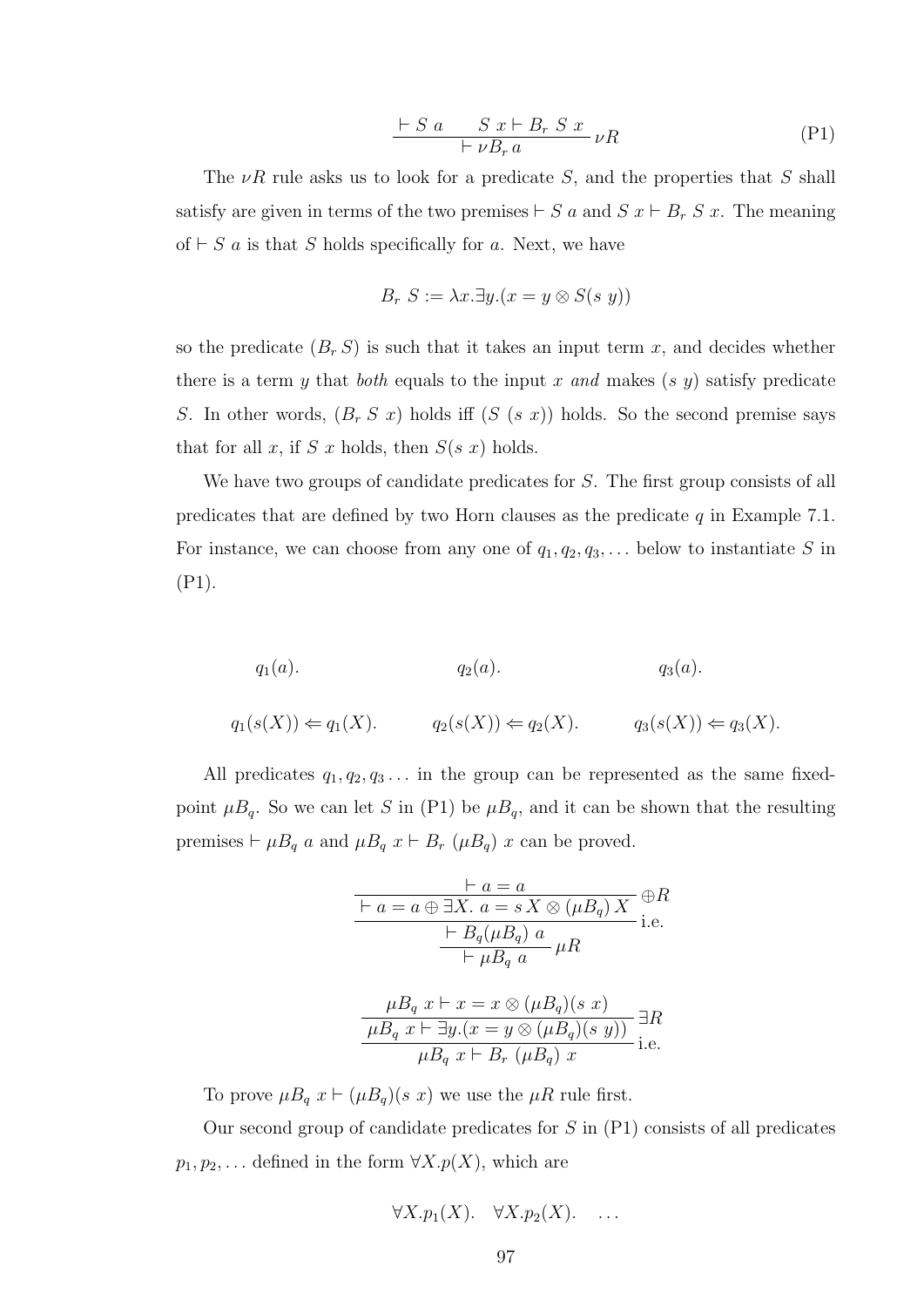$$\frac{\vdash S\ a \qquad S\ x \vdash B_r\ S\ x}{\vdash \nu B_r\, a}\ \nu R \tag{P1}$$

The $\nu R$ rule asks us to look for a predicate $S$, and the properties that $S$ shall satisfy are given in terms of the two premises $\vdash S\ a$ and $S\ x \vdash B_r\ S\ x$. The meaning of $\vdash S\ a$ is that $S$ holds specifically for $a$. Next, we have

$$B_r\ S := \lambda x.\exists y.(x = y \otimes S(s\ y))$$

so the predicate $(B_r\, S)$ is such that it takes an input term $x$, and decides whether there is a term $y$ that *both* equals to the input $x$ *and* makes $(s\ y)$ satisfy predicate $S$. In other words, $(B_r\ S\ x)$ holds iff $(S\ (s\ x))$ holds. So the second premise says that for all $x$, if $S\ x$ holds, then $S(s\ x)$ holds.

We have two groups of candidate predicates for $S$. The first group consists of all predicates that are defined by two Horn clauses as the predicate $q$ in Example 7.1. For instance, we can choose from any one of $q_1, q_2, q_3, \ldots$ below to instantiate $S$ in (P1).

$$q_1(a). \qquad\qquad q_2(a). \qquad\qquad q_3(a).$$

$$q_1(s(X)) \Leftarrow q_1(X). \qquad q_2(s(X)) \Leftarrow q_2(X). \qquad q_3(s(X)) \Leftarrow q_3(X).$$

All predicates $q_1, q_2, q_3 \ldots$ in the group can be represented as the same fixed-point $\mu B_q$. So we can let $S$ in (P1) be $\mu B_q$, and it can be shown that the resulting premises $\vdash \mu B_q\ a$ and $\mu B_q\ x \vdash B_r\ (\mu B_q)\ x$ can be proved.

$$\cfrac{\cfrac{\cfrac{\vdash a = a}{\vdash a = a \oplus \exists X.\ a = s\, X \otimes (\mu B_q)\, X}\ \oplus R}{\vdash B_q(\mu B_q)\ a}\ \text{i.e.}}{\vdash \mu B_q\ a}\ \mu R$$

$$\cfrac{\cfrac{\mu B_q\ x \vdash x = x \otimes (\mu B_q)(s\ x)}{\mu B_q\ x \vdash \exists y.(x = y \otimes (\mu B_q)(s\ y))}\ \exists R}{\mu B_q\ x \vdash B_r\ (\mu B_q)\ x}\ \text{i.e.}$$

To prove $\mu B_q\ x \vdash (\mu B_q)(s\ x)$ we use the $\mu R$ rule first.

Our second group of candidate predicates for $S$ in (P1) consists of all predicates $p_1, p_2, \ldots$ defined in the form $\forall X.p(X)$, which are

$$\forall X.p_1(X). \quad \forall X.p_2(X). \quad \ldots$$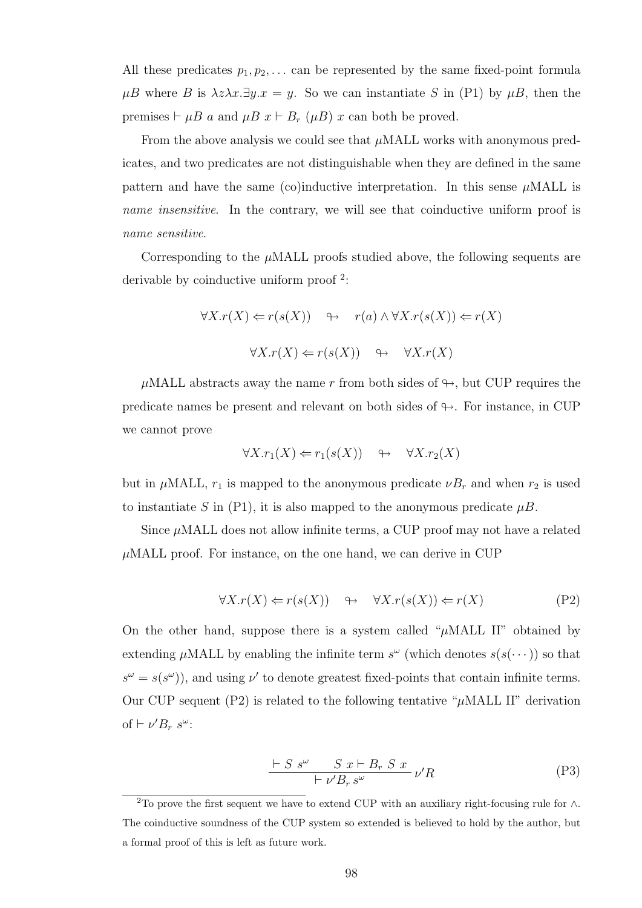All these predicates $p_1, p_2, \ldots$ can be represented by the same fixed-point formula $\mu B$ where $B$ is $\lambda z \lambda x. \exists y. x = y$. So we can instantiate $S$ in (P1) by $\mu B$, then the premises $\vdash \mu B\ a$ and $\mu B\ x \vdash B_r\ (\mu B)\ x$ can both be proved.

From the above analysis we could see that $\mu$MALL works with anonymous predicates, and two predicates are not distinguishable when they are defined in the same pattern and have the same (co)inductive interpretation. In this sense $\mu$MALL is *name insensitive*. In the contrary, we will see that coinductive uniform proof is *name sensitive*.

Corresponding to the $\mu$MALL proofs studied above, the following sequents are derivable by coinductive uniform proof [2]:

$$\forall X. r(X) \Leftarrow r(s(X)) \quad \looparrowright \quad r(a) \land \forall X. r(s(X)) \Leftarrow r(X)$$

$$\forall X. r(X) \Leftarrow r(s(X)) \quad \looparrowright \quad \forall X. r(X)$$

$\mu$MALL abstracts away the name $r$ from both sides of $\looparrowright$, but CUP requires the predicate names be present and relevant on both sides of $\looparrowright$. For instance, in CUP we cannot prove

$$\forall X. r_1(X) \Leftarrow r_1(s(X)) \quad \looparrowright \quad \forall X. r_2(X)$$

but in $\mu$MALL, $r_1$ is mapped to the anonymous predicate $\nu B_r$ and when $r_2$ is used to instantiate $S$ in (P1), it is also mapped to the anonymous predicate $\mu B$.

Since $\mu$MALL does not allow infinite terms, a CUP proof may not have a related $\mu$MALL proof. For instance, on the one hand, we can derive in CUP

$$\forall X. r(X) \Leftarrow r(s(X)) \quad \looparrowright \quad \forall X. r(s(X)) \Leftarrow r(X) \tag{P2}$$

On the other hand, suppose there is a system called "$\mu$MALL II" obtained by extending $\mu$MALL by enabling the infinite term $s^\omega$ (which denotes $s(s(\cdots))$ so that $s^\omega = s(s^\omega)$), and using $\nu'$ to denote greatest fixed-points that contain infinite terms. Our CUP sequent (P2) is related to the following tentative "$\mu$MALL II" derivation of $\vdash \nu' B_r\ s^\omega$:

$$\frac{\vdash S\ s^\omega \qquad S\ x \vdash B_r\ S\ x}{\vdash \nu' B_r\ s^\omega}\ \nu' R \tag{P3}$$

[2] To prove the first sequent we have to extend CUP with an auxiliary right-focusing rule for $\land$. The coinductive soundness of the CUP system so extended is believed to hold by the author, but a formal proof of this is left as future work.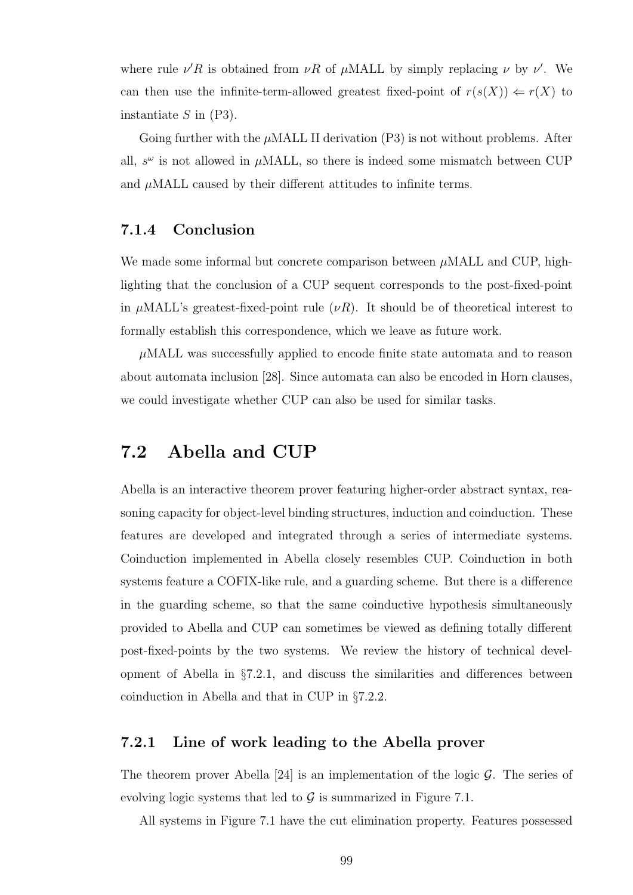where rule $\nu' R$ is obtained from $\nu R$ of $\mu$MALL by simply replacing $\nu$ by $\nu'$. We can then use the infinite-term-allowed greatest fixed-point of $r(s(X)) \Leftarrow r(X)$ to instantiate $S$ in (P3).

Going further with the $\mu$MALL II derivation (P3) is not without problems. After all, $s^\omega$ is not allowed in $\mu$MALL, so there is indeed some mismatch between CUP and $\mu$MALL caused by their different attitudes to infinite terms.

### 7.1.4 Conclusion

We made some informal but concrete comparison between $\mu$MALL and CUP, highlighting that the conclusion of a CUP sequent corresponds to the post-fixed-point in $\mu$MALL's greatest-fixed-point rule ($\nu R$). It should be of theoretical interest to formally establish this correspondence, which we leave as future work.

$\mu$MALL was successfully applied to encode finite state automata and to reason about automata inclusion [28]. Since automata can also be encoded in Horn clauses, we could investigate whether CUP can also be used for similar tasks.

## 7.2 Abella and CUP

Abella is an interactive theorem prover featuring higher-order abstract syntax, reasoning capacity for object-level binding structures, induction and coinduction. These features are developed and integrated through a series of intermediate systems. Coinduction implemented in Abella closely resembles CUP. Coinduction in both systems feature a COFIX-like rule, and a guarding scheme. But there is a difference in the guarding scheme, so that the same coinductive hypothesis simultaneously provided to Abella and CUP can sometimes be viewed as defining totally different post-fixed-points by the two systems. We review the history of technical development of Abella in §7.2.1, and discuss the similarities and differences between coinduction in Abella and that in CUP in §7.2.2.

### 7.2.1 Line of work leading to the Abella prover

The theorem prover Abella [24] is an implementation of the logic $\mathcal{G}$. The series of evolving logic systems that led to $\mathcal{G}$ is summarized in Figure 7.1.

All systems in Figure 7.1 have the cut elimination property. Features possessed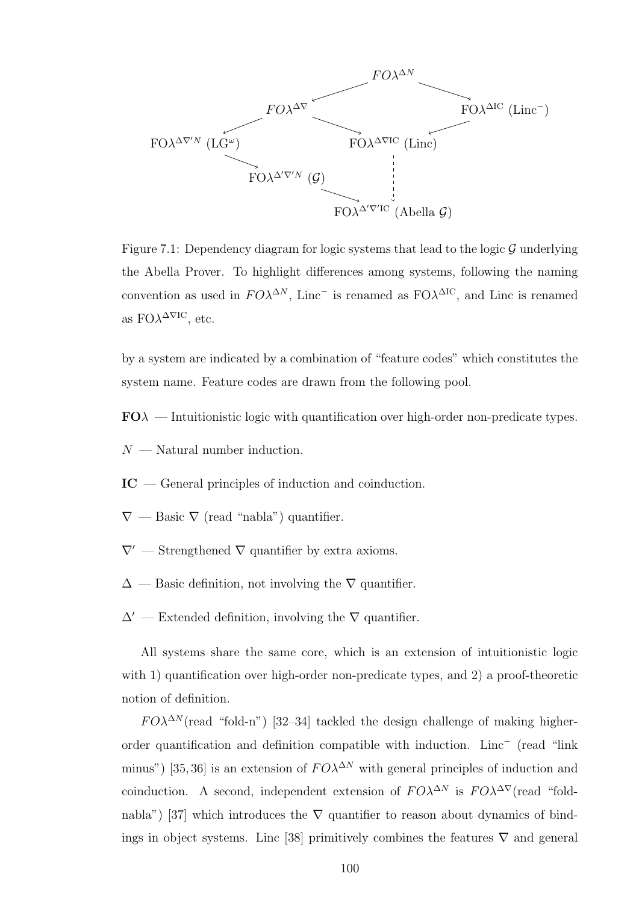$FO\lambda^{\Delta N}$

$FO\lambda^{\Delta\nabla}$ FO$\lambda^{\Delta\text{IC}}$ (Linc$^{-}$)

FO$\lambda^{\Delta\nabla' N}$ (LG$^{\omega}$) FO$\lambda^{\Delta\nabla\text{IC}}$ (Linc)

FO$\lambda^{\Delta'\nabla' N}$ ($\mathcal{G}$)

FO$\lambda^{\Delta'\nabla'\text{IC}}$ (Abella $\mathcal{G}$)

Figure 7.1: Dependency diagram for logic systems that lead to the logic $\mathcal{G}$ underlying the Abella Prover. To highlight differences among systems, following the naming convention as used in $FO\lambda^{\Delta N}$, Linc$^{-}$ is renamed as FO$\lambda^{\Delta\text{IC}}$, and Linc is renamed as FO$\lambda^{\Delta\nabla\text{IC}}$, etc.

by a system are indicated by a combination of "feature codes" which constitutes the system name. Feature codes are drawn from the following pool.

**FO$\lambda$** — Intuitionistic logic with quantification over high-order non-predicate types.

$N$ — Natural number induction.

**IC** — General principles of induction and coinduction.

$\nabla$ — Basic $\nabla$ (read "nabla") quantifier.

$\nabla'$ — Strengthened $\nabla$ quantifier by extra axioms.

$\Delta$ — Basic definition, not involving the $\nabla$ quantifier.

$\Delta'$ — Extended definition, involving the $\nabla$ quantifier.

All systems share the same core, which is an extension of intuitionistic logic with 1) quantification over high-order non-predicate types, and 2) a proof-theoretic notion of definition.

$FO\lambda^{\Delta N}$(read "fold-n") [32–34] tackled the design challenge of making higher-order quantification and definition compatible with induction. Linc$^{-}$ (read "link minus") [35, 36] is an extension of $FO\lambda^{\Delta N}$ with general principles of induction and coinduction. A second, independent extension of $FO\lambda^{\Delta N}$ is $FO\lambda^{\Delta\nabla}$(read "fold-nabla") [37] which introduces the $\nabla$ quantifier to reason about dynamics of bindings in object systems. Linc [38] primitively combines the features $\nabla$ and general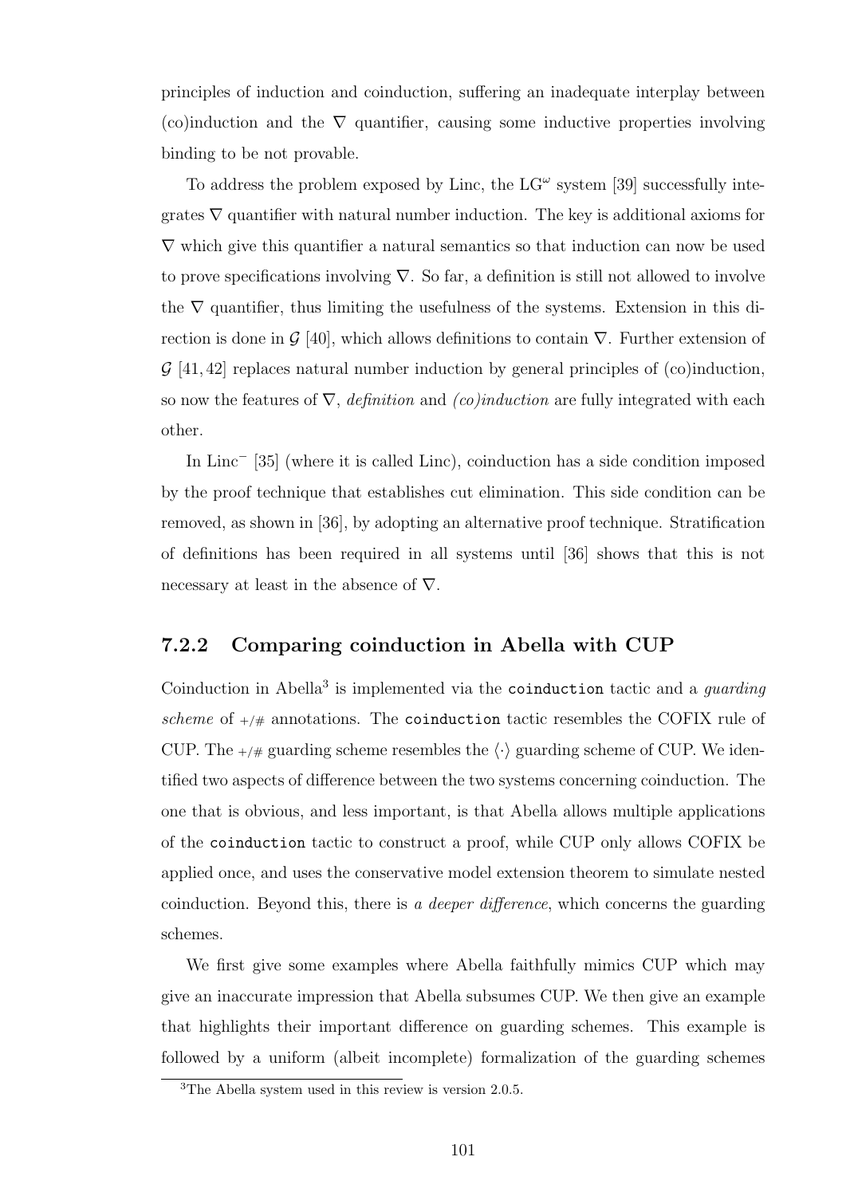principles of induction and coinduction, suffering an inadequate interplay between (co)induction and the $\nabla$ quantifier, causing some inductive properties involving binding to be not provable.

To address the problem exposed by Linc, the $\mathrm{LG}^{\omega}$ system [39] successfully integrates $\nabla$ quantifier with natural number induction. The key is additional axioms for $\nabla$ which give this quantifier a natural semantics so that induction can now be used to prove specifications involving $\nabla$. So far, a definition is still not allowed to involve the $\nabla$ quantifier, thus limiting the usefulness of the systems. Extension in this direction is done in $\mathcal{G}$ [40], which allows definitions to contain $\nabla$. Further extension of $\mathcal{G}$ [41, 42] replaces natural number induction by general principles of (co)induction, so now the features of $\nabla$, *definition* and *(co)induction* are fully integrated with each other.

In $\mathrm{Linc}^{-}$ [35] (where it is called Linc), coinduction has a side condition imposed by the proof technique that establishes cut elimination. This side condition can be removed, as shown in [36], by adopting an alternative proof technique. Stratification of definitions has been required in all systems until [36] shows that this is not necessary at least in the absence of $\nabla$.

### 7.2.2 Comparing coinduction in Abella with CUP

Coinduction in Abella[3] is implemented via the `coinduction` tactic and a *guarding scheme* of $_{+/\#}$ annotations. The `coinduction` tactic resembles the COFIX rule of CUP. The $_{+/\#}$ guarding scheme resembles the $\langle\cdot\rangle$ guarding scheme of CUP. We identified two aspects of difference between the two systems concerning coinduction. The one that is obvious, and less important, is that Abella allows multiple applications of the `coinduction` tactic to construct a proof, while CUP only allows COFIX be applied once, and uses the conservative model extension theorem to simulate nested coinduction. Beyond this, there is *a deeper difference*, which concerns the guarding schemes.

We first give some examples where Abella faithfully mimics CUP which may give an inaccurate impression that Abella subsumes CUP. We then give an example that highlights their important difference on guarding schemes. This example is followed by a uniform (albeit incomplete) formalization of the guarding schemes

[3]The Abella system used in this review is version 2.0.5.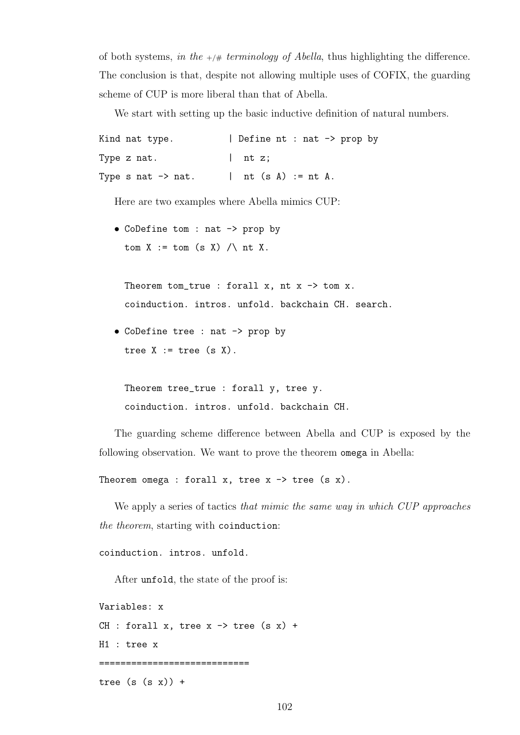of both systems, *in the +/# terminology of Abella*, thus highlighting the difference. The conclusion is that, despite not allowing multiple uses of COFIX, the guarding scheme of CUP is more liberal than that of Abella.

We start with setting up the basic inductive definition of natural numbers.

```
Kind nat type.          | Define nt : nat -> prop by
Type z nat.             |  nt z;
Type s nat -> nat.      |  nt (s A) := nt A.
```

Here are two examples where Abella mimics CUP:

- ```
  CoDefine tom : nat -> prop by
  tom X := tom (s X) /\ nt X.

  Theorem tom_true : forall x, nt x -> tom x.
  coinduction. intros. unfold. backchain CH. search.
  ```

- ```
  CoDefine tree : nat -> prop by
  tree X := tree (s X).

  Theorem tree_true : forall y, tree y.
  coinduction. intros. unfold. backchain CH.
  ```

The guarding scheme difference between Abella and CUP is exposed by the following observation. We want to prove the theorem `omega` in Abella:

```
Theorem omega : forall x, tree x -> tree (s x).
```

We apply a series of tactics *that mimic the same way in which CUP approaches the theorem*, starting with `coinduction`:

```
coinduction. intros. unfold.
```

After `unfold`, the state of the proof is:

```
Variables: x
CH : forall x, tree x -> tree (s x) +
H1 : tree x
============================
tree (s (s x)) +
```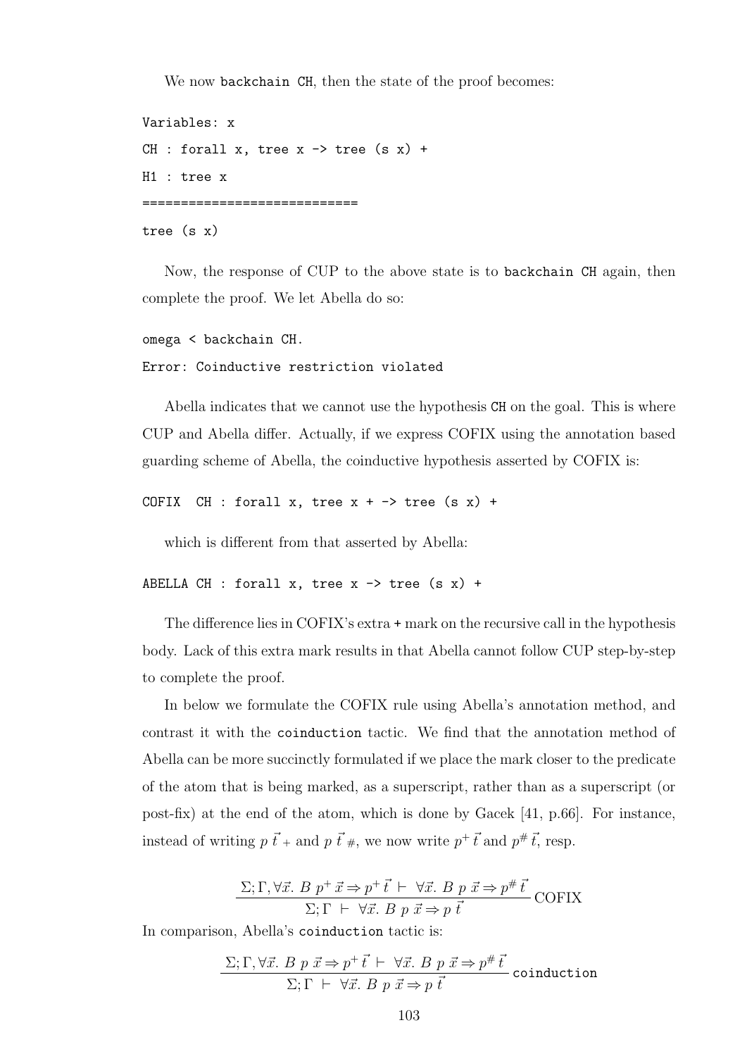We now `backchain CH`, then the state of the proof becomes:

```
Variables: x
CH : forall x, tree x -> tree (s x) +
H1 : tree x
============================
tree (s x)
```

Now, the response of CUP to the above state is to `backchain CH` again, then complete the proof. We let Abella do so:

```
omega < backchain CH.
Error: Coinductive restriction violated
```

Abella indicates that we cannot use the hypothesis `CH` on the goal. This is where CUP and Abella differ. Actually, if we express COFIX using the annotation based guarding scheme of Abella, the coinductive hypothesis asserted by COFIX is:

```
COFIX  CH : forall x, tree x + -> tree (s x) +
```

which is different from that asserted by Abella:

```
ABELLA CH : forall x, tree x -> tree (s x) +
```

The difference lies in COFIX's extra `+` mark on the recursive call in the hypothesis body. Lack of this extra mark results in that Abella cannot follow CUP step-by-step to complete the proof.

In below we formulate the COFIX rule using Abella's annotation method, and contrast it with the `coinduction` tactic. We find that the annotation method of Abella can be more succinctly formulated if we place the mark closer to the predicate of the atom that is being marked, as a superscript, rather than as a superscript (or post-fix) at the end of the atom, which is done by Gacek [41, p.66]. For instance, instead of writing $p\ \vec{t}_+$ and $p\ \vec{t}_\#$, we now write $p^+\ \vec{t}$ and $p^\#\ \vec{t}$, resp.

$$\frac{\Sigma; \Gamma, \forall \vec{x}.\ B\ p^+\ \vec{x} \Rightarrow p^+\ \vec{t}\ \vdash\ \forall \vec{x}.\ B\ p\ \vec{x} \Rightarrow p^\#\ \vec{t}}{\Sigma; \Gamma\ \vdash\ \forall \vec{x}.\ B\ p\ \vec{x} \Rightarrow p\ \vec{t}}\ \text{COFIX}$$

In comparison, Abella's `coinduction` tactic is:

$$\frac{\Sigma; \Gamma, \forall \vec{x}.\ B\ p\ \vec{x} \Rightarrow p^+\ \vec{t}\ \vdash\ \forall \vec{x}.\ B\ p\ \vec{x} \Rightarrow p^\#\ \vec{t}}{\Sigma; \Gamma\ \vdash\ \forall \vec{x}.\ B\ p\ \vec{x} \Rightarrow p\ \vec{t}}\ \texttt{coinduction}$$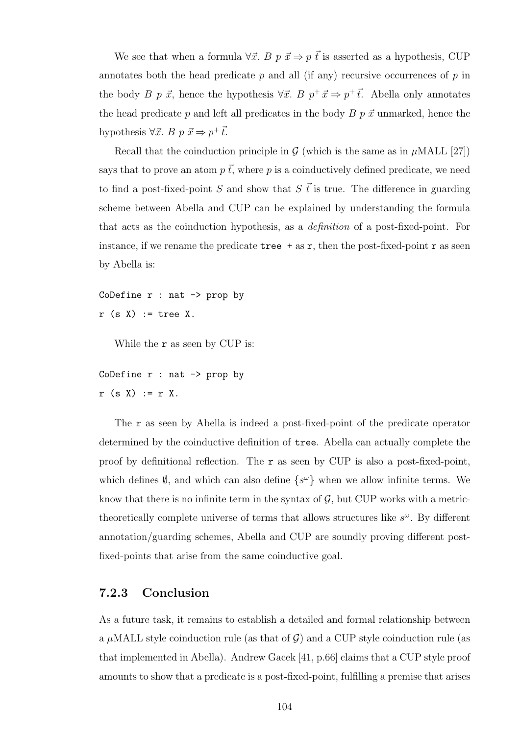We see that when a formula $\forall \vec{x}.\ B\ p\ \vec{x} \Rightarrow p\ \vec{t}$ is asserted as a hypothesis, CUP annotates both the head predicate $p$ and all (if any) recursive occurrences of $p$ in the body $B\ p\ \vec{x}$, hence the hypothesis $\forall \vec{x}.\ B\ p^{+}\ \vec{x} \Rightarrow p^{+}\ \vec{t}$. Abella only annotates the head predicate $p$ and left all predicates in the body $B\ p\ \vec{x}$ unmarked, hence the hypothesis $\forall \vec{x}.\ B\ p\ \vec{x} \Rightarrow p^{+}\ \vec{t}$.

Recall that the coinduction principle in $\mathcal{G}$ (which is the same as in $\mu$MALL [27]) says that to prove an atom $p\ \vec{t}$, where $p$ is a coinductively defined predicate, we need to find a post-fixed-point $S$ and show that $S\ \vec{t}$ is true. The difference in guarding scheme between Abella and CUP can be explained by understanding the formula that acts as the coinduction hypothesis, as a *definition* of a post-fixed-point. For instance, if we rename the predicate `tree +` as `r`, then the post-fixed-point `r` as seen by Abella is:

```
CoDefine r : nat -> prop by
r (s X) := tree X.
```

While the `r` as seen by CUP is:

```
CoDefine r : nat -> prop by
r (s X) := r X.
```

The `r` as seen by Abella is indeed a post-fixed-point of the predicate operator determined by the coinductive definition of `tree`. Abella can actually complete the proof by definitional reflection. The `r` as seen by CUP is also a post-fixed-point, which defines $\emptyset$, and which can also define $\{s^{\omega}\}$ when we allow infinite terms. We know that there is no infinite term in the syntax of $\mathcal{G}$, but CUP works with a metric-theoretically complete universe of terms that allows structures like $s^{\omega}$. By different annotation/guarding schemes, Abella and CUP are soundly proving different post-fixed-points that arise from the same coinductive goal.

### 7.2.3 Conclusion

As a future task, it remains to establish a detailed and formal relationship between a $\mu$MALL style coinduction rule (as that of $\mathcal{G}$) and a CUP style coinduction rule (as that implemented in Abella). Andrew Gacek [41, p.66] claims that a CUP style proof amounts to show that a predicate is a post-fixed-point, fulfilling a premise that arises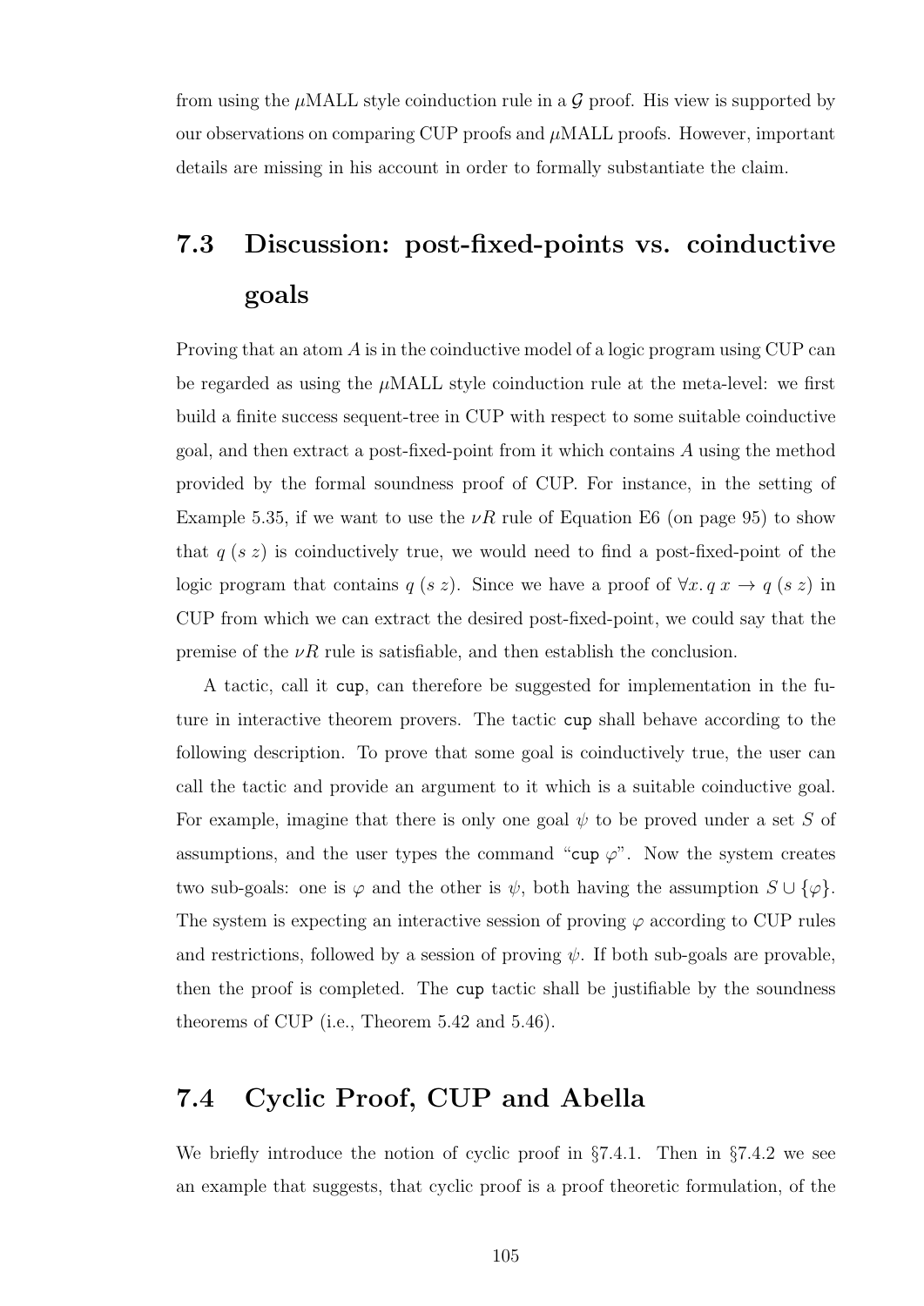from using the $\mu$MALL style coinduction rule in a $\mathcal{G}$ proof. His view is supported by our observations on comparing CUP proofs and $\mu$MALL proofs. However, important details are missing in his account in order to formally substantiate the claim.

## 7.3 Discussion: post-fixed-points vs. coinductive goals

Proving that an atom $A$ is in the coinductive model of a logic program using CUP can be regarded as using the $\mu$MALL style coinduction rule at the meta-level: we first build a finite success sequent-tree in CUP with respect to some suitable coinductive goal, and then extract a post-fixed-point from it which contains $A$ using the method provided by the formal soundness proof of CUP. For instance, in the setting of Example 5.35, if we want to use the $\nu R$ rule of Equation E6 (on page 95) to show that $q\ (s\ z)$ is coinductively true, we would need to find a post-fixed-point of the logic program that contains $q\ (s\ z)$. Since we have a proof of $\forall x.\, q\ x \rightarrow q\ (s\ z)$ in CUP from which we can extract the desired post-fixed-point, we could say that the premise of the $\nu R$ rule is satisfiable, and then establish the conclusion.

A tactic, call it `cup`, can therefore be suggested for implementation in the future in interactive theorem provers. The tactic `cup` shall behave according to the following description. To prove that some goal is coinductively true, the user can call the tactic and provide an argument to it which is a suitable coinductive goal. For example, imagine that there is only one goal $\psi$ to be proved under a set $S$ of assumptions, and the user types the command "`cup` $\varphi$". Now the system creates two sub-goals: one is $\varphi$ and the other is $\psi$, both having the assumption $S \cup \{\varphi\}$. The system is expecting an interactive session of proving $\varphi$ according to CUP rules and restrictions, followed by a session of proving $\psi$. If both sub-goals are provable, then the proof is completed. The `cup` tactic shall be justifiable by the soundness theorems of CUP (i.e., Theorem 5.42 and 5.46).

## 7.4 Cyclic Proof, CUP and Abella

We briefly introduce the notion of cyclic proof in §7.4.1. Then in §7.4.2 we see an example that suggests, that cyclic proof is a proof theoretic formulation, of the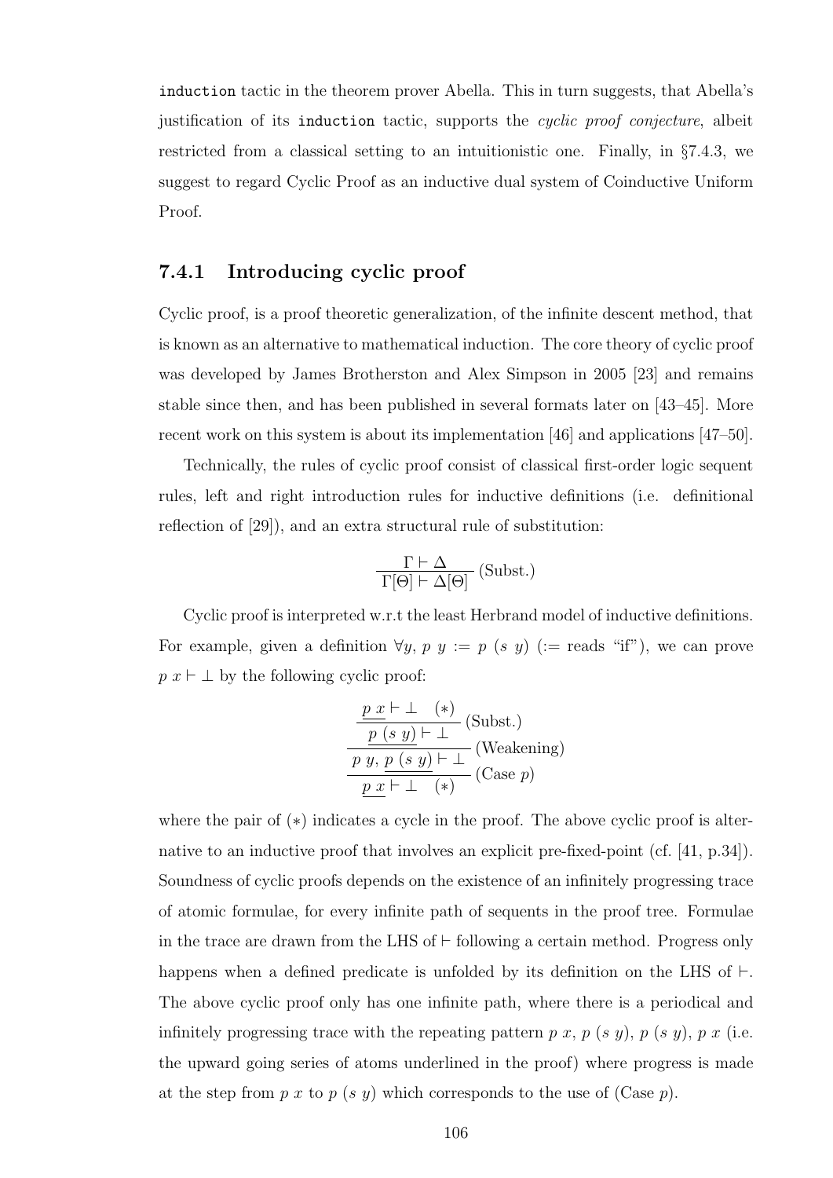`induction` tactic in the theorem prover Abella. This in turn suggests, that Abella's justification of its `induction` tactic, supports the *cyclic proof conjecture*, albeit restricted from a classical setting to an intuitionistic one. Finally, in §7.4.3, we suggest to regard Cyclic Proof as an inductive dual system of Coinductive Uniform Proof.

### 7.4.1 Introducing cyclic proof

Cyclic proof, is a proof theoretic generalization, of the infinite descent method, that is known as an alternative to mathematical induction. The core theory of cyclic proof was developed by James Brotherston and Alex Simpson in 2005 [23] and remains stable since then, and has been published in several formats later on [43–45]. More recent work on this system is about its implementation [46] and applications [47–50].

Technically, the rules of cyclic proof consist of classical first-order logic sequent rules, left and right introduction rules for inductive definitions (i.e. definitional reflection of [29]), and an extra structural rule of substitution:

$$\frac{\Gamma \vdash \Delta}{\Gamma[\Theta] \vdash \Delta[\Theta]} \text{ (Subst.)}$$

Cyclic proof is interpreted w.r.t the least Herbrand model of inductive definitions. For example, given a definition $\forall y,\, p\ y := p\ (s\ y)$ ($:=$ reads "if"), we can prove $p\ x \vdash \bot$ by the following cyclic proof:

$$\cfrac{\cfrac{\cfrac{\underline{p\ x} \vdash \bot \quad (*)}{\underline{p\ (s\ y)} \vdash \bot} \text{ (Subst.)}}{p\ y,\, \underline{p\ (s\ y)} \vdash \bot} \text{ (Weakening)}}{\underline{p\ x} \vdash \bot \quad (*)} \text{ (Case } p\text{)}$$

where the pair of $(*)$ indicates a cycle in the proof. The above cyclic proof is alternative to an inductive proof that involves an explicit pre-fixed-point (cf. [41, p.34]). Soundness of cyclic proofs depends on the existence of an infinitely progressing trace of atomic formulae, for every infinite path of sequents in the proof tree. Formulae in the trace are drawn from the LHS of $\vdash$ following a certain method. Progress only happens when a defined predicate is unfolded by its definition on the LHS of $\vdash$. The above cyclic proof only has one infinite path, where there is a periodical and infinitely progressing trace with the repeating pattern $p\ x$, $p\ (s\ y)$, $p\ (s\ y)$, $p\ x$ (i.e. the upward going series of atoms underlined in the proof) where progress is made at the step from $p\ x$ to $p\ (s\ y)$ which corresponds to the use of (Case $p$).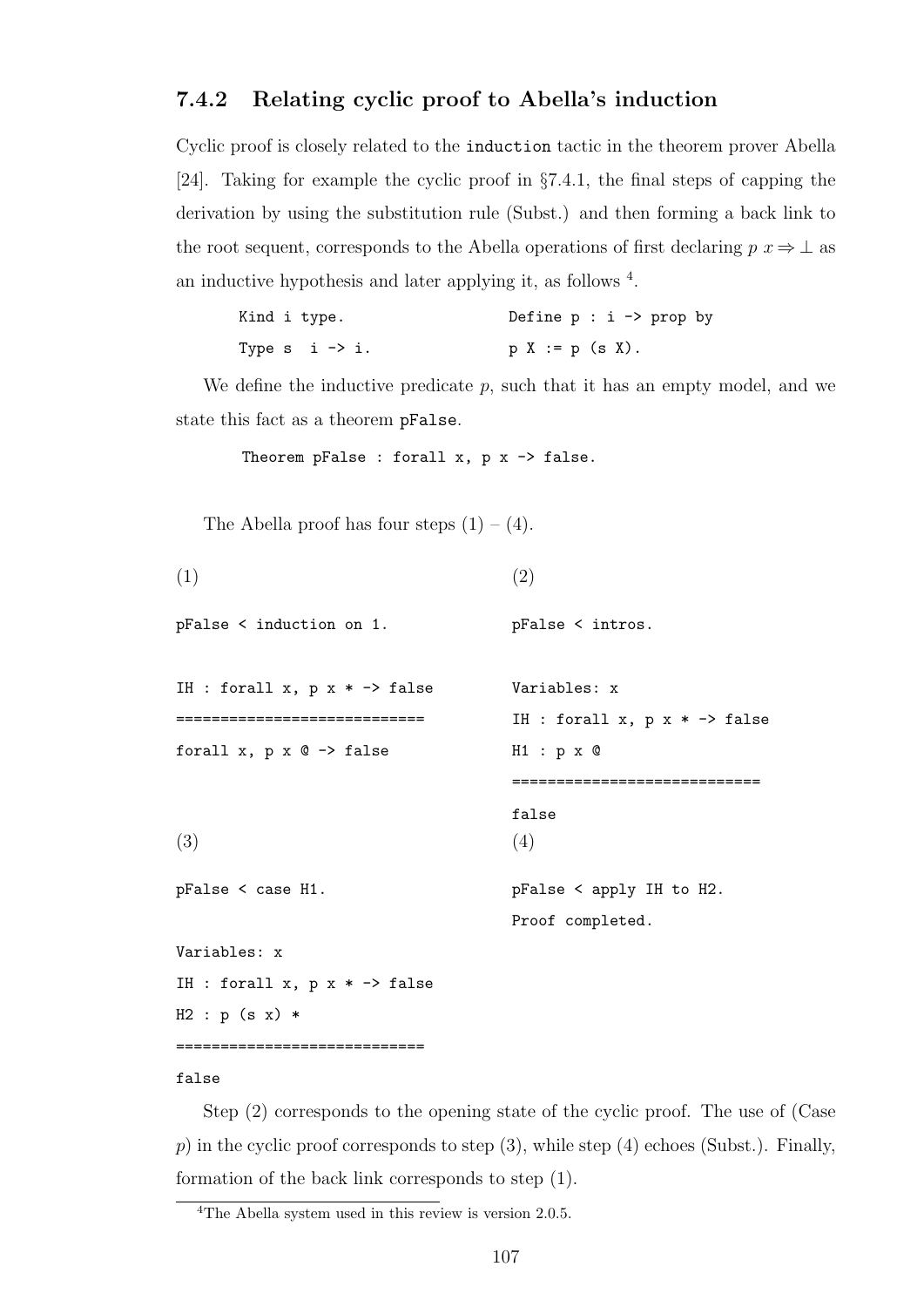### 7.4.2 Relating cyclic proof to Abella's induction

Cyclic proof is closely related to the `induction` tactic in the theorem prover Abella [24]. Taking for example the cyclic proof in §7.4.1, the final steps of capping the derivation by using the substitution rule (Subst.) and then forming a back link to the root sequent, corresponds to the Abella operations of first declaring $p\ x \Rightarrow \bot$ as an inductive hypothesis and later applying it, as follows [4].

```
Kind i type.
Type s  i -> i.
```

```
Define p : i -> prop by
p X := p (s X).
```

We define the inductive predicate $p$, such that it has an empty model, and we state this fact as a theorem `pFalse`.

```
Theorem pFalse : forall x, p x -> false.
```

The Abella proof has four steps (1) – (4).

(1)

```
pFalse < induction on 1.

IH : forall x, p x * -> false
============================
forall x, p x @ -> false
```

(2)

```
pFalse < intros.

Variables: x
IH : forall x, p x * -> false
H1 : p x @
============================
false
```

(3)

```
pFalse < case H1.

Variables: x
IH : forall x, p x * -> false
H2 : p (s x) *
============================
false
```

(4)

```
pFalse < apply IH to H2.
Proof completed.
```

Step (2) corresponds to the opening state of the cyclic proof. The use of (Case $p$) in the cyclic proof corresponds to step (3), while step (4) echoes (Subst.). Finally, formation of the back link corresponds to step (1).

[4] The Abella system used in this review is version 2.0.5.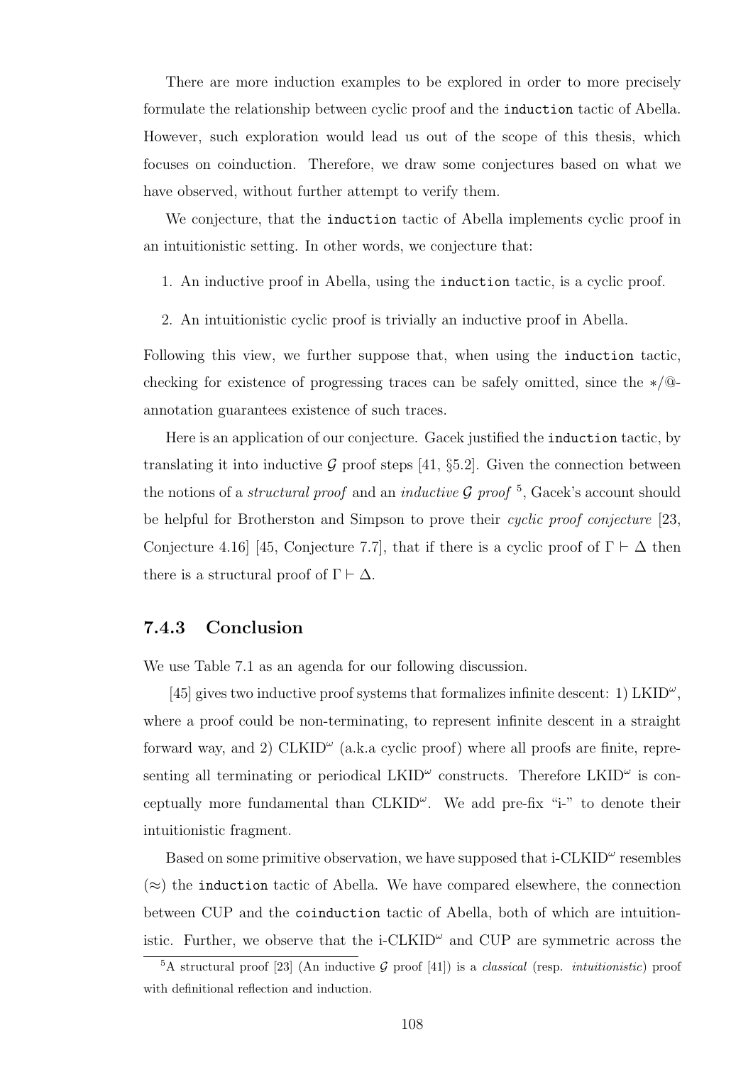There are more induction examples to be explored in order to more precisely formulate the relationship between cyclic proof and the `induction` tactic of Abella. However, such exploration would lead us out of the scope of this thesis, which focuses on coinduction. Therefore, we draw some conjectures based on what we have observed, without further attempt to verify them.

We conjecture, that the `induction` tactic of Abella implements cyclic proof in an intuitionistic setting. In other words, we conjecture that:

1. An inductive proof in Abella, using the `induction` tactic, is a cyclic proof.
2. An intuitionistic cyclic proof is trivially an inductive proof in Abella.

Following this view, we further suppose that, when using the `induction` tactic, checking for existence of progressing traces can be safely omitted, since the $*$/@-annotation guarantees existence of such traces.

Here is an application of our conjecture. Gacek justified the `induction` tactic, by translating it into inductive $\mathcal{G}$ proof steps [41, §5.2]. Given the connection between the notions of a *structural proof* and an *inductive $\mathcal{G}$ proof* [5], Gacek's account should be helpful for Brotherston and Simpson to prove their *cyclic proof conjecture* [23, Conjecture 4.16] [45, Conjecture 7.7], that if there is a cyclic proof of $\Gamma \vdash \Delta$ then there is a structural proof of $\Gamma \vdash \Delta$.

### 7.4.3 Conclusion

We use Table 7.1 as an agenda for our following discussion.

[45] gives two inductive proof systems that formalizes infinite descent: 1) LKID$^{\omega}$, where a proof could be non-terminating, to represent infinite descent in a straight forward way, and 2) CLKID$^{\omega}$ (a.k.a cyclic proof) where all proofs are finite, representing all terminating or periodical LKID$^{\omega}$ constructs. Therefore LKID$^{\omega}$ is conceptually more fundamental than CLKID$^{\omega}$. We add pre-fix "i-" to denote their intuitionistic fragment.

Based on some primitive observation, we have supposed that i-CLKID$^{\omega}$ resembles ($\approx$) the `induction` tactic of Abella. We have compared elsewhere, the connection between CUP and the `coinduction` tactic of Abella, both of which are intuitionistic. Further, we observe that the i-CLKID$^{\omega}$ and CUP are symmetric across the

[5] A structural proof [23] (An inductive $\mathcal{G}$ proof [41]) is a *classical* (resp. *intuitionistic*) proof with definitional reflection and induction.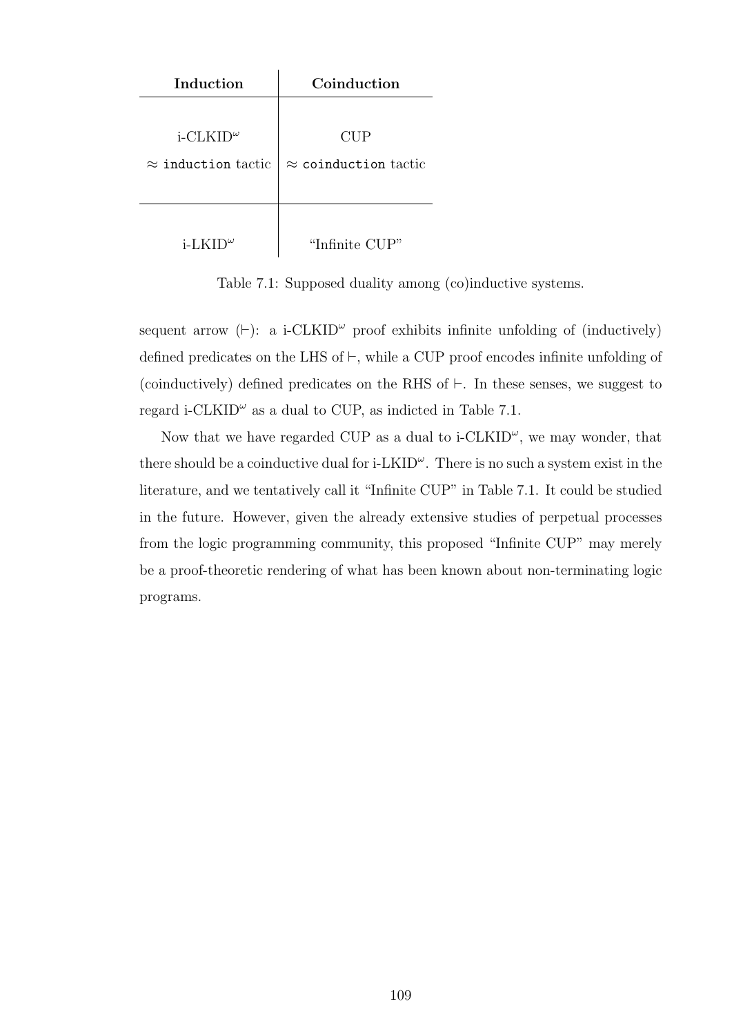| **Induction** | **Coinduction** |
|---|---|
| i-CLKID$^\omega$ $\approx$ `induction` tactic | CUP $\approx$ `coinduction` tactic |
| i-LKID$^\omega$ | “Infinite CUP” |

Table 7.1: Supposed duality among (co)inductive systems.

sequent arrow ($\vdash$): a i-CLKID$^\omega$ proof exhibits infinite unfolding of (inductively) defined predicates on the LHS of $\vdash$, while a CUP proof encodes infinite unfolding of (coinductively) defined predicates on the RHS of $\vdash$. In these senses, we suggest to regard i-CLKID$^\omega$ as a dual to CUP, as indicted in Table 7.1.

Now that we have regarded CUP as a dual to i-CLKID$^\omega$, we may wonder, that there should be a coinductive dual for i-LKID$^\omega$. There is no such a system exist in the literature, and we tentatively call it “Infinite CUP” in Table 7.1. It could be studied in the future. However, given the already extensive studies of perpetual processes from the logic programming community, this proposed “Infinite CUP” may merely be a proof-theoretic rendering of what has been known about non-terminating logic programs.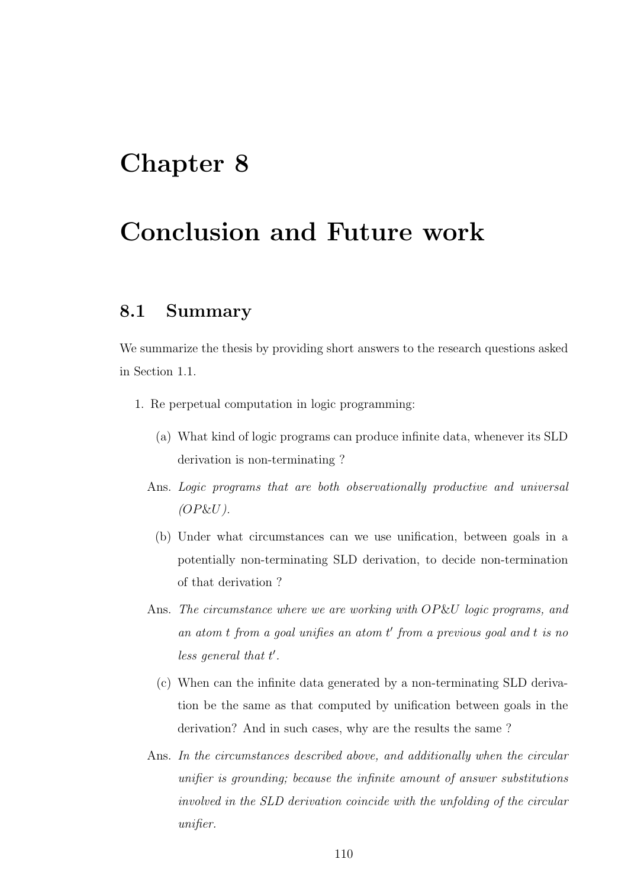# Chapter 8

# Conclusion and Future work

## 8.1 Summary

We summarize the thesis by providing short answers to the research questions asked in Section 1.1.

1. Re perpetual computation in logic programming:

   (a) What kind of logic programs can produce infinite data, whenever its SLD derivation is non-terminating ?

   Ans. *Logic programs that are both observationally productive and universal (OP&U).*

   (b) Under what circumstances can we use unification, between goals in a potentially non-terminating SLD derivation, to decide non-termination of that derivation ?

   Ans. *The circumstance where we are working with OP&U logic programs, and an atom $t$ from a goal unifies an atom $t'$ from a previous goal and $t$ is no less general that $t'$.*

   (c) When can the infinite data generated by a non-terminating SLD derivation be the same as that computed by unification between goals in the derivation? And in such cases, why are the results the same ?

   Ans. *In the circumstances described above, and additionally when the circular unifier is grounding; because the infinite amount of answer substitutions involved in the SLD derivation coincide with the unfolding of the circular unifier.*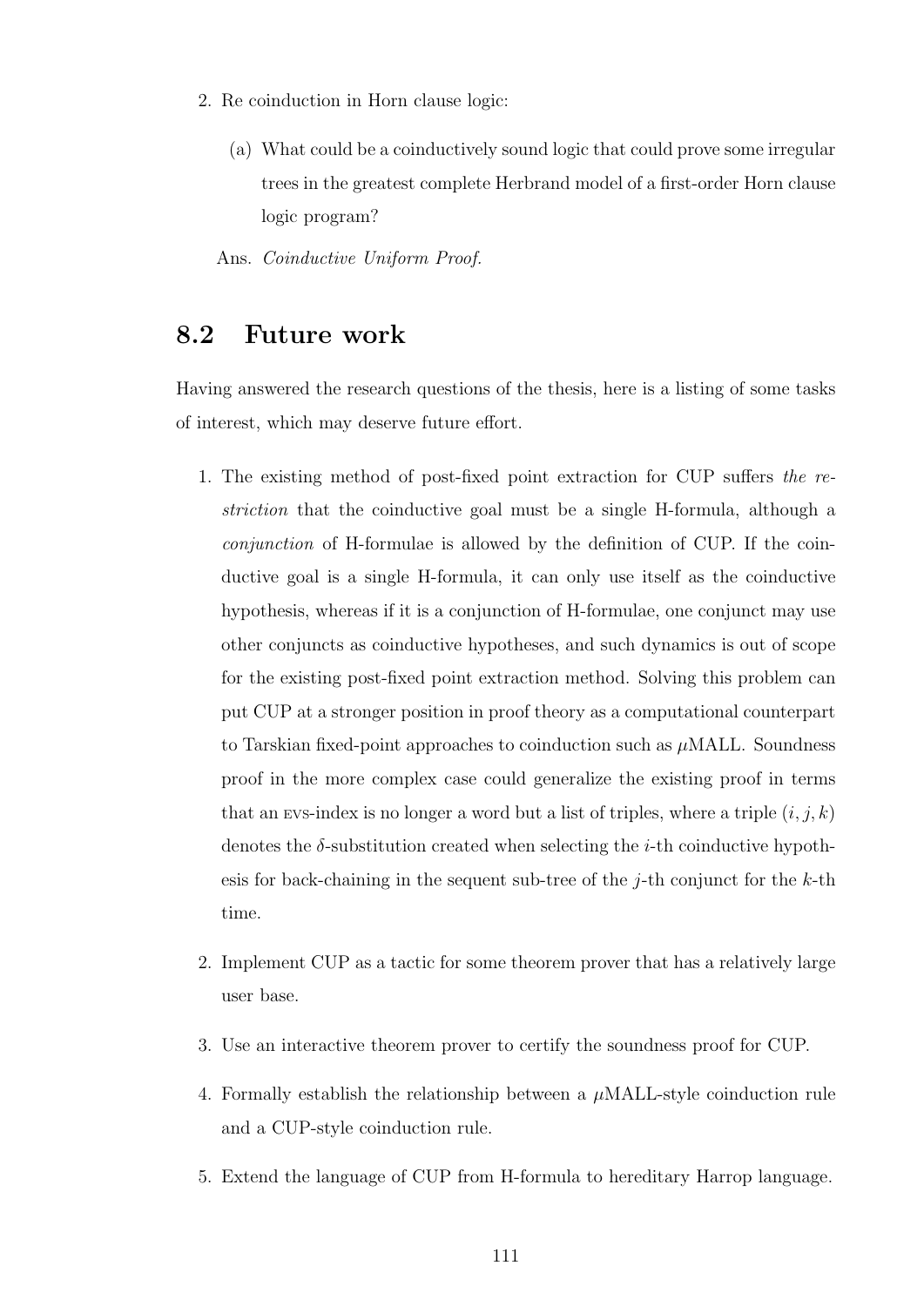2. Re coinduction in Horn clause logic:

   (a) What could be a coinductively sound logic that could prove some irregular trees in the greatest complete Herbrand model of a first-order Horn clause logic program?

   Ans. *Coinductive Uniform Proof.*

## 8.2 Future work

Having answered the research questions of the thesis, here is a listing of some tasks of interest, which may deserve future effort.

1. The existing method of post-fixed point extraction for CUP suffers *the restriction* that the coinductive goal must be a single H-formula, although a *conjunction* of H-formulae is allowed by the definition of CUP. If the coinductive goal is a single H-formula, it can only use itself as the coinductive hypothesis, whereas if it is a conjunction of H-formulae, one conjunct may use other conjuncts as coinductive hypotheses, and such dynamics is out of scope for the existing post-fixed point extraction method. Solving this problem can put CUP at a stronger position in proof theory as a computational counterpart to Tarskian fixed-point approaches to coinduction such as $\mu$MALL. Soundness proof in the more complex case could generalize the existing proof in terms that an EVS-index is no longer a word but a list of triples, where a triple $(i, j, k)$ denotes the $\delta$-substitution created when selecting the $i$-th coinductive hypothesis for back-chaining in the sequent sub-tree of the $j$-th conjunct for the $k$-th time.

2. Implement CUP as a tactic for some theorem prover that has a relatively large user base.

3. Use an interactive theorem prover to certify the soundness proof for CUP.

4. Formally establish the relationship between a $\mu$MALL-style coinduction rule and a CUP-style coinduction rule.

5. Extend the language of CUP from H-formula to hereditary Harrop language.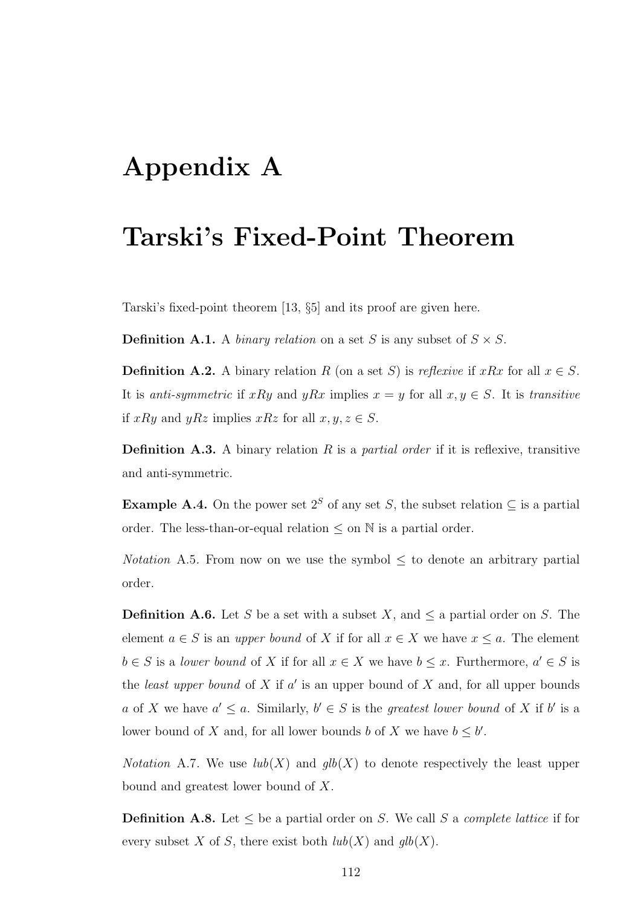# Appendix A

# Tarski's Fixed-Point Theorem

Tarski's fixed-point theorem [13, §5] and its proof are given here.

**Definition A.1.** A *binary relation* on a set $S$ is any subset of $S \times S$.

**Definition A.2.** A binary relation $R$ (on a set $S$) is *reflexive* if $xRx$ for all $x \in S$. It is *anti-symmetric* if $xRy$ and $yRx$ implies $x = y$ for all $x, y \in S$. It is *transitive* if $xRy$ and $yRz$ implies $xRz$ for all $x, y, z \in S$.

**Definition A.3.** A binary relation $R$ is a *partial order* if it is reflexive, transitive and anti-symmetric.

**Example A.4.** On the power set $2^S$ of any set $S$, the subset relation $\subseteq$ is a partial order. The less-than-or-equal relation $\leq$ on $\mathbb{N}$ is a partial order.

*Notation* A.5. From now on we use the symbol $\leq$ to denote an arbitrary partial order.

**Definition A.6.** Let $S$ be a set with a subset $X$, and $\leq$ a partial order on $S$. The element $a \in S$ is an *upper bound* of $X$ if for all $x \in X$ we have $x \leq a$. The element $b \in S$ is a *lower bound* of $X$ if for all $x \in X$ we have $b \leq x$. Furthermore, $a' \in S$ is the *least upper bound* of $X$ if $a'$ is an upper bound of $X$ and, for all upper bounds $a$ of $X$ we have $a' \leq a$. Similarly, $b' \in S$ is the *greatest lower bound* of $X$ if $b'$ is a lower bound of $X$ and, for all lower bounds $b$ of $X$ we have $b \leq b'$.

*Notation* A.7. We use $lub(X)$ and $glb(X)$ to denote respectively the least upper bound and greatest lower bound of $X$.

**Definition A.8.** Let $\leq$ be a partial order on $S$. We call $S$ a *complete lattice* if for every subset $X$ of $S$, there exist both $lub(X)$ and $glb(X)$.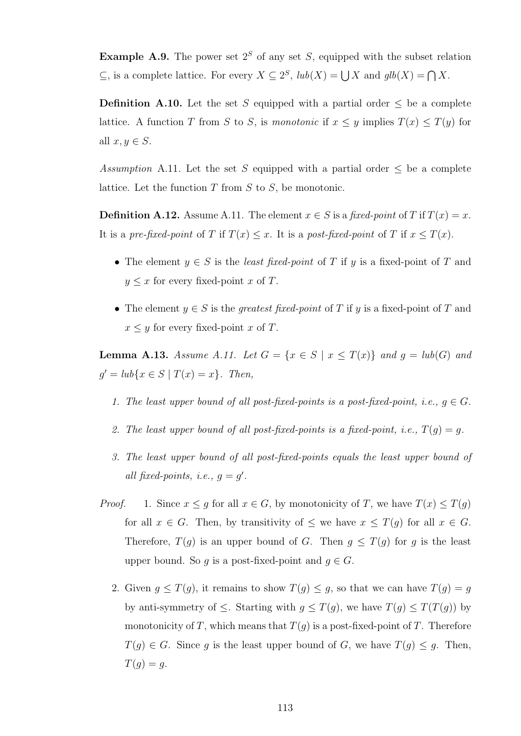**Example A.9.** The power set $2^S$ of any set $S$, equipped with the subset relation $\subseteq$, is a complete lattice. For every $X \subseteq 2^S$, $lub(X) = \bigcup X$ and $glb(X) = \bigcap X$.

**Definition A.10.** Let the set $S$ equipped with a partial order $\leq$ be a complete lattice. A function $T$ from $S$ to $S$, is *monotonic* if $x \leq y$ implies $T(x) \leq T(y)$ for all $x, y \in S$.

*Assumption* A.11. Let the set $S$ equipped with a partial order $\leq$ be a complete lattice. Let the function $T$ from $S$ to $S$, be monotonic.

**Definition A.12.** Assume A.11. The element $x \in S$ is a *fixed-point* of $T$ if $T(x) = x$. It is a *pre-fixed-point* of $T$ if $T(x) \leq x$. It is a *post-fixed-point* of $T$ if $x \leq T(x)$.

- The element $y \in S$ is the *least fixed-point* of $T$ if $y$ is a fixed-point of $T$ and $y \leq x$ for every fixed-point $x$ of $T$.
- The element $y \in S$ is the *greatest fixed-point* of $T$ if $y$ is a fixed-point of $T$ and $x \leq y$ for every fixed-point $x$ of $T$.

**Lemma A.13.** *Assume A.11. Let $G = \{x \in S \mid x \leq T(x)\}$ and $g = lub(G)$ and $g' = lub\{x \in S \mid T(x) = x\}$. Then,*

1. *The least upper bound of all post-fixed-points is a post-fixed-point, i.e., $g \in G$.*
2. *The least upper bound of all post-fixed-points is a fixed-point, i.e., $T(g) = g$.*
3. *The least upper bound of all post-fixed-points equals the least upper bound of all fixed-points, i.e., $g = g'$.*

*Proof.*

1. Since $x \leq g$ for all $x \in G$, by monotonicity of $T$, we have $T(x) \leq T(g)$ for all $x \in G$. Then, by transitivity of $\leq$ we have $x \leq T(g)$ for all $x \in G$. Therefore, $T(g)$ is an upper bound of $G$. Then $g \leq T(g)$ for $g$ is the least upper bound. So $g$ is a post-fixed-point and $g \in G$.
2. Given $g \leq T(g)$, it remains to show $T(g) \leq g$, so that we can have $T(g) = g$ by anti-symmetry of $\leq$. Starting with $g \leq T(g)$, we have $T(g) \leq T(T(g))$ by monotonicity of $T$, which means that $T(g)$ is a post-fixed-point of $T$. Therefore $T(g) \in G$. Since $g$ is the least upper bound of $G$, we have $T(g) \leq g$. Then, $T(g) = g$.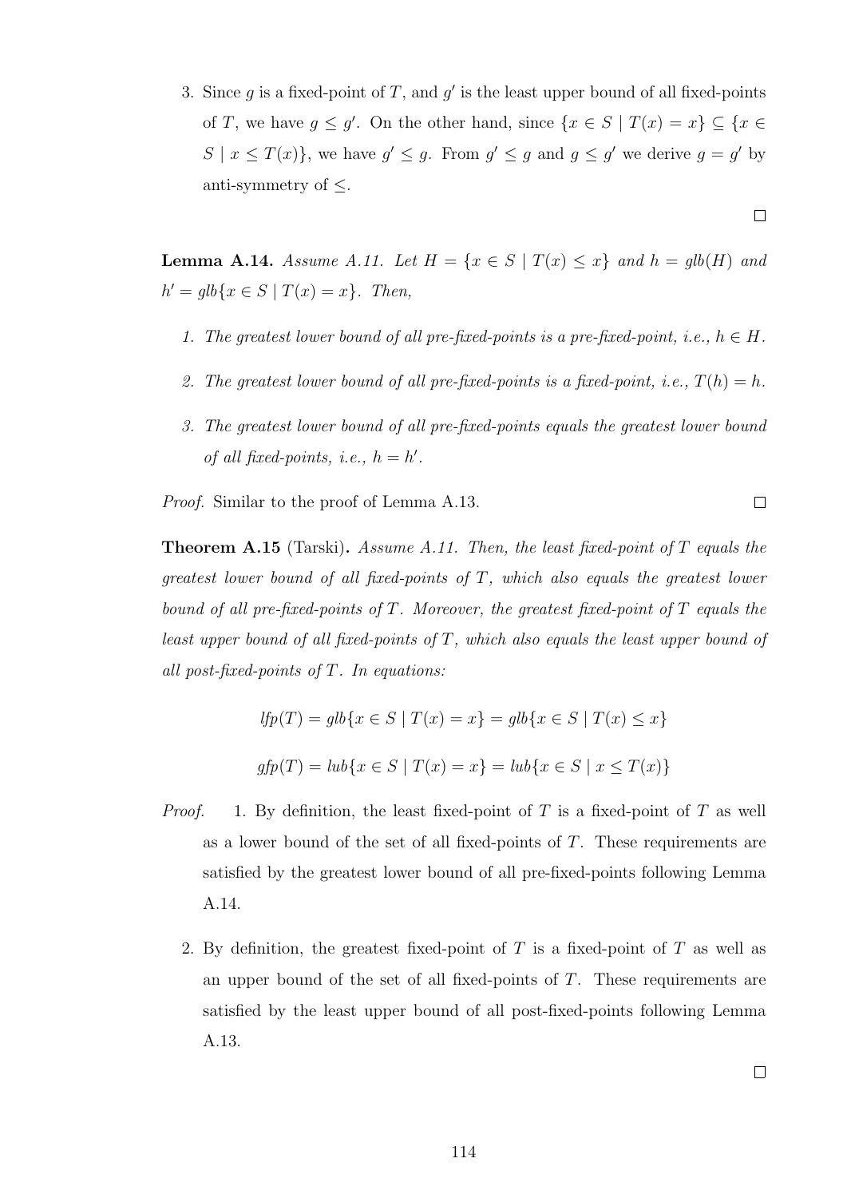3. Since $g$ is a fixed-point of $T$, and $g'$ is the least upper bound of all fixed-points of $T$, we have $g \leq g'$. On the other hand, since $\{x \in S \mid T(x) = x\} \subseteq \{x \in S \mid x \leq T(x)\}$, we have $g' \leq g$. From $g' \leq g$ and $g \leq g'$ we derive $g = g'$ by anti-symmetry of $\leq$.

□

**Lemma A.14.** *Assume A.11. Let $H = \{x \in S \mid T(x) \leq x\}$ and $h = glb(H)$ and $h' = glb\{x \in S \mid T(x) = x\}$. Then,*

1. *The greatest lower bound of all pre-fixed-points is a pre-fixed-point, i.e., $h \in H$.*
2. *The greatest lower bound of all pre-fixed-points is a fixed-point, i.e., $T(h) = h$.*
3. *The greatest lower bound of all pre-fixed-points equals the greatest lower bound of all fixed-points, i.e., $h = h'$.*

*Proof.* Similar to the proof of Lemma A.13. □

**Theorem A.15** (Tarski)**.** *Assume A.11. Then, the least fixed-point of $T$ equals the greatest lower bound of all fixed-points of $T$, which also equals the greatest lower bound of all pre-fixed-points of $T$. Moreover, the greatest fixed-point of $T$ equals the least upper bound of all fixed-points of $T$, which also equals the least upper bound of all post-fixed-points of $T$. In equations:*

$$lfp(T) = glb\{x \in S \mid T(x) = x\} = glb\{x \in S \mid T(x) \leq x\}$$

$$gfp(T) = lub\{x \in S \mid T(x) = x\} = lub\{x \in S \mid x \leq T(x)\}$$

*Proof.*

1. By definition, the least fixed-point of $T$ is a fixed-point of $T$ as well as a lower bound of the set of all fixed-points of $T$. These requirements are satisfied by the greatest lower bound of all pre-fixed-points following Lemma A.14.

2. By definition, the greatest fixed-point of $T$ is a fixed-point of $T$ as well as an upper bound of the set of all fixed-points of $T$. These requirements are satisfied by the least upper bound of all post-fixed-points following Lemma A.13.

□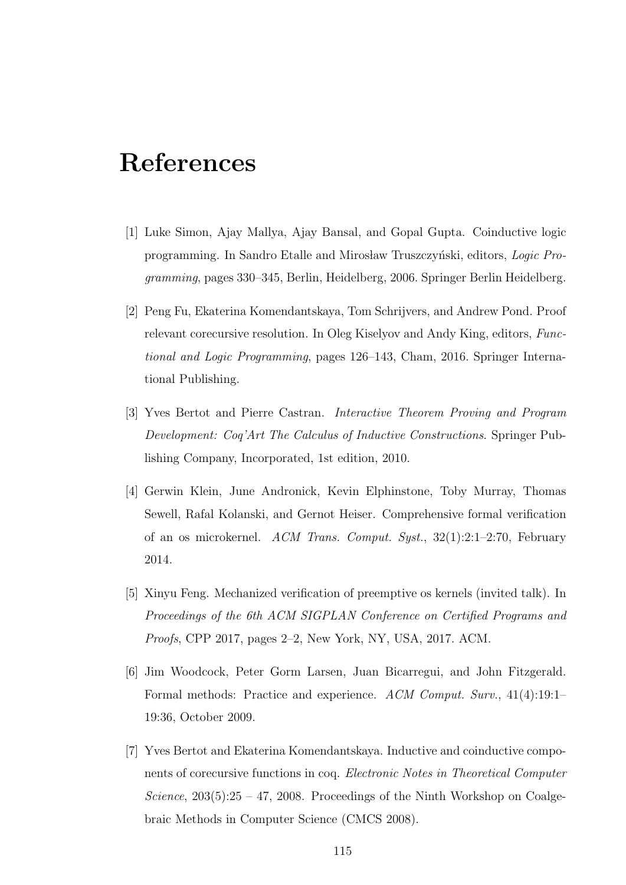# References

[1] Luke Simon, Ajay Mallya, Ajay Bansal, and Gopal Gupta. Coinductive logic programming. In Sandro Etalle and Mirosław Truszczyński, editors, *Logic Programming*, pages 330–345, Berlin, Heidelberg, 2006. Springer Berlin Heidelberg.

[2] Peng Fu, Ekaterina Komendantskaya, Tom Schrijvers, and Andrew Pond. Proof relevant corecursive resolution. In Oleg Kiselyov and Andy King, editors, *Functional and Logic Programming*, pages 126–143, Cham, 2016. Springer International Publishing.

[3] Yves Bertot and Pierre Castran. *Interactive Theorem Proving and Program Development: Coq'Art The Calculus of Inductive Constructions*. Springer Publishing Company, Incorporated, 1st edition, 2010.

[4] Gerwin Klein, June Andronick, Kevin Elphinstone, Toby Murray, Thomas Sewell, Rafal Kolanski, and Gernot Heiser. Comprehensive formal verification of an os microkernel. *ACM Trans. Comput. Syst.*, 32(1):2:1–2:70, February 2014.

[5] Xinyu Feng. Mechanized verification of preemptive os kernels (invited talk). In *Proceedings of the 6th ACM SIGPLAN Conference on Certified Programs and Proofs*, CPP 2017, pages 2–2, New York, NY, USA, 2017. ACM.

[6] Jim Woodcock, Peter Gorm Larsen, Juan Bicarregui, and John Fitzgerald. Formal methods: Practice and experience. *ACM Comput. Surv.*, 41(4):19:1–19:36, October 2009.

[7] Yves Bertot and Ekaterina Komendantskaya. Inductive and coinductive components of corecursive functions in coq. *Electronic Notes in Theoretical Computer Science*, 203(5):25 – 47, 2008. Proceedings of the Ninth Workshop on Coalgebraic Methods in Computer Science (CMCS 2008).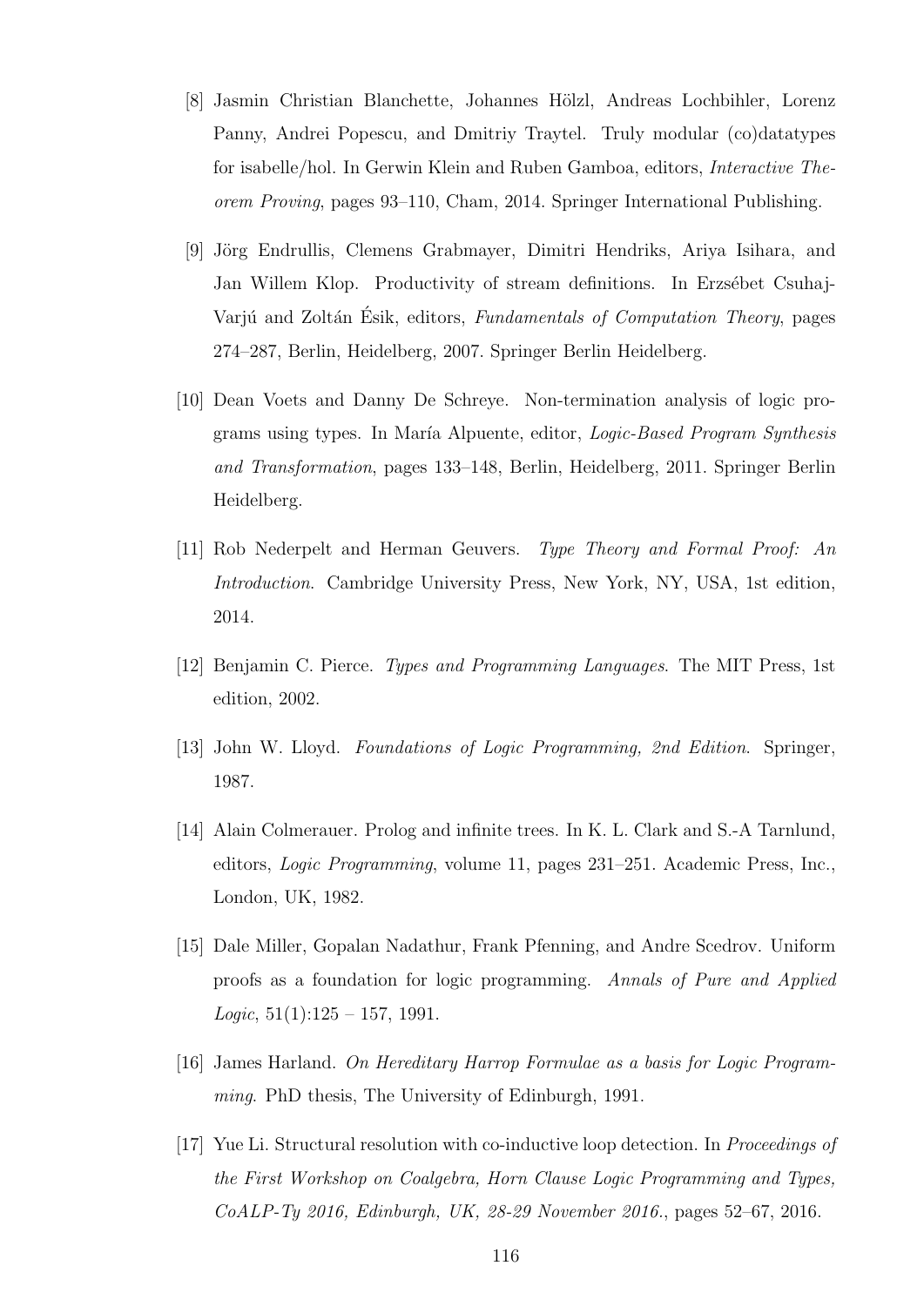[8] Jasmin Christian Blanchette, Johannes Hölzl, Andreas Lochbihler, Lorenz Panny, Andrei Popescu, and Dmitriy Traytel. Truly modular (co)datatypes for isabelle/hol. In Gerwin Klein and Ruben Gamboa, editors, *Interactive Theorem Proving*, pages 93–110, Cham, 2014. Springer International Publishing.

[9] Jörg Endrullis, Clemens Grabmayer, Dimitri Hendriks, Ariya Isihara, and Jan Willem Klop. Productivity of stream definitions. In Erzsébet Csuhaj-Varjú and Zoltán Ésik, editors, *Fundamentals of Computation Theory*, pages 274–287, Berlin, Heidelberg, 2007. Springer Berlin Heidelberg.

[10] Dean Voets and Danny De Schreye. Non-termination analysis of logic programs using types. In María Alpuente, editor, *Logic-Based Program Synthesis and Transformation*, pages 133–148, Berlin, Heidelberg, 2011. Springer Berlin Heidelberg.

[11] Rob Nederpelt and Herman Geuvers. *Type Theory and Formal Proof: An Introduction*. Cambridge University Press, New York, NY, USA, 1st edition, 2014.

[12] Benjamin C. Pierce. *Types and Programming Languages*. The MIT Press, 1st edition, 2002.

[13] John W. Lloyd. *Foundations of Logic Programming, 2nd Edition*. Springer, 1987.

[14] Alain Colmerauer. Prolog and infinite trees. In K. L. Clark and S.-A Tarnlund, editors, *Logic Programming*, volume 11, pages 231–251. Academic Press, Inc., London, UK, 1982.

[15] Dale Miller, Gopalan Nadathur, Frank Pfenning, and Andre Scedrov. Uniform proofs as a foundation for logic programming. *Annals of Pure and Applied Logic*, 51(1):125 – 157, 1991.

[16] James Harland. *On Hereditary Harrop Formulae as a basis for Logic Programming*. PhD thesis, The University of Edinburgh, 1991.

[17] Yue Li. Structural resolution with co-inductive loop detection. In *Proceedings of the First Workshop on Coalgebra, Horn Clause Logic Programming and Types, CoALP-Ty 2016, Edinburgh, UK, 28-29 November 2016.*, pages 52–67, 2016.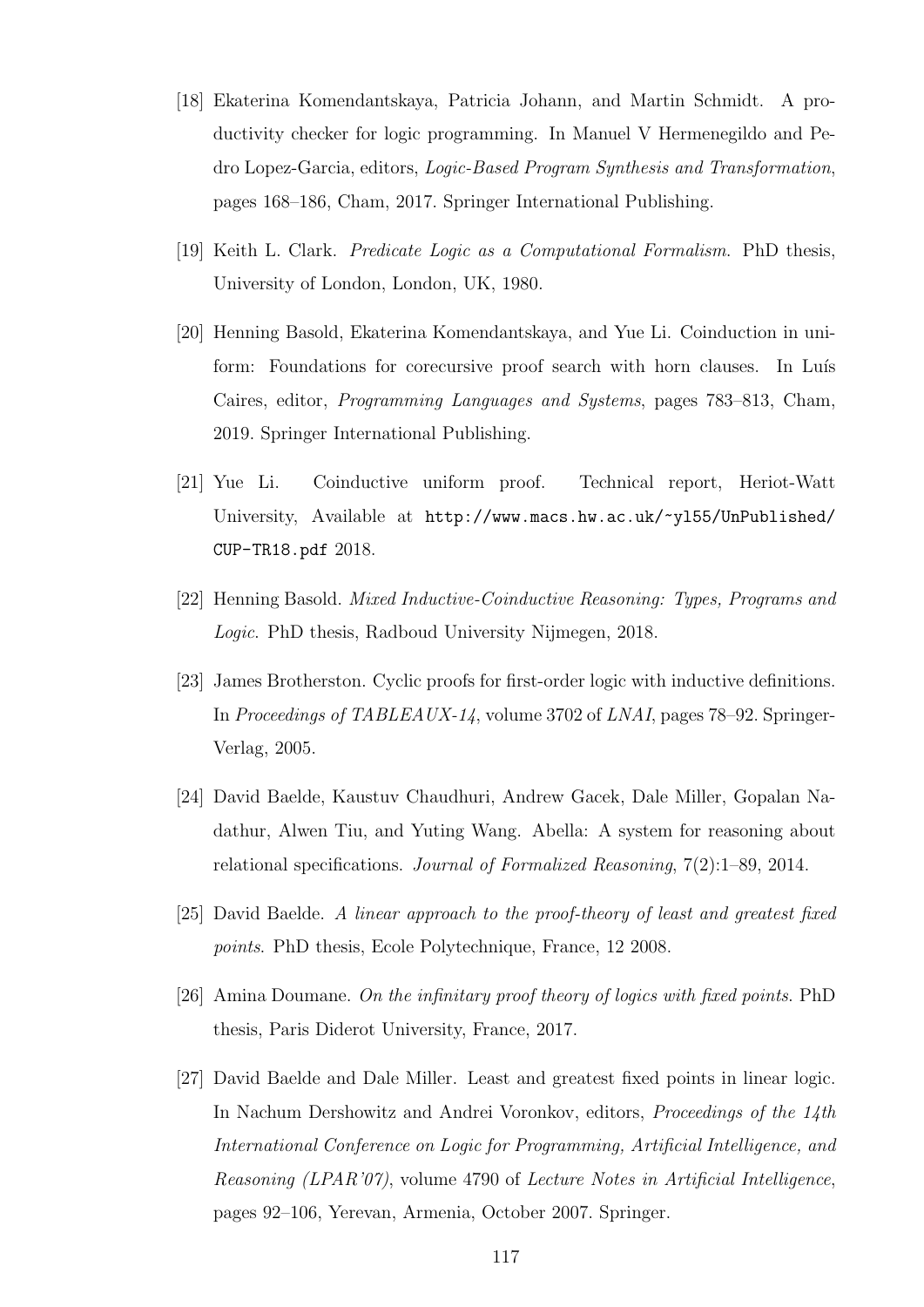[18] Ekaterina Komendantskaya, Patricia Johann, and Martin Schmidt. A productivity checker for logic programming. In Manuel V Hermenegildo and Pedro Lopez-Garcia, editors, *Logic-Based Program Synthesis and Transformation*, pages 168–186, Cham, 2017. Springer International Publishing.

[19] Keith L. Clark. *Predicate Logic as a Computational Formalism.* PhD thesis, University of London, London, UK, 1980.

[20] Henning Basold, Ekaterina Komendantskaya, and Yue Li. Coinduction in uniform: Foundations for corecursive proof search with horn clauses. In Luís Caires, editor, *Programming Languages and Systems*, pages 783–813, Cham, 2019. Springer International Publishing.

[21] Yue Li. Coinductive uniform proof. Technical report, Heriot-Watt University, Available at `http://www.macs.hw.ac.uk/~yl55/UnPublished/CUP-TR18.pdf` 2018.

[22] Henning Basold. *Mixed Inductive-Coinductive Reasoning: Types, Programs and Logic*. PhD thesis, Radboud University Nijmegen, 2018.

[23] James Brotherston. Cyclic proofs for first-order logic with inductive definitions. In *Proceedings of TABLEAUX-14*, volume 3702 of *LNAI*, pages 78–92. Springer-Verlag, 2005.

[24] David Baelde, Kaustuv Chaudhuri, Andrew Gacek, Dale Miller, Gopalan Nadathur, Alwen Tiu, and Yuting Wang. Abella: A system for reasoning about relational specifications. *Journal of Formalized Reasoning*, 7(2):1–89, 2014.

[25] David Baelde. *A linear approach to the proof-theory of least and greatest fixed points*. PhD thesis, Ecole Polytechnique, France, 12 2008.

[26] Amina Doumane. *On the infinitary proof theory of logics with fixed points.* PhD thesis, Paris Diderot University, France, 2017.

[27] David Baelde and Dale Miller. Least and greatest fixed points in linear logic. In Nachum Dershowitz and Andrei Voronkov, editors, *Proceedings of the 14th International Conference on Logic for Programming, Artificial Intelligence, and Reasoning (LPAR'07)*, volume 4790 of *Lecture Notes in Artificial Intelligence*, pages 92–106, Yerevan, Armenia, October 2007. Springer.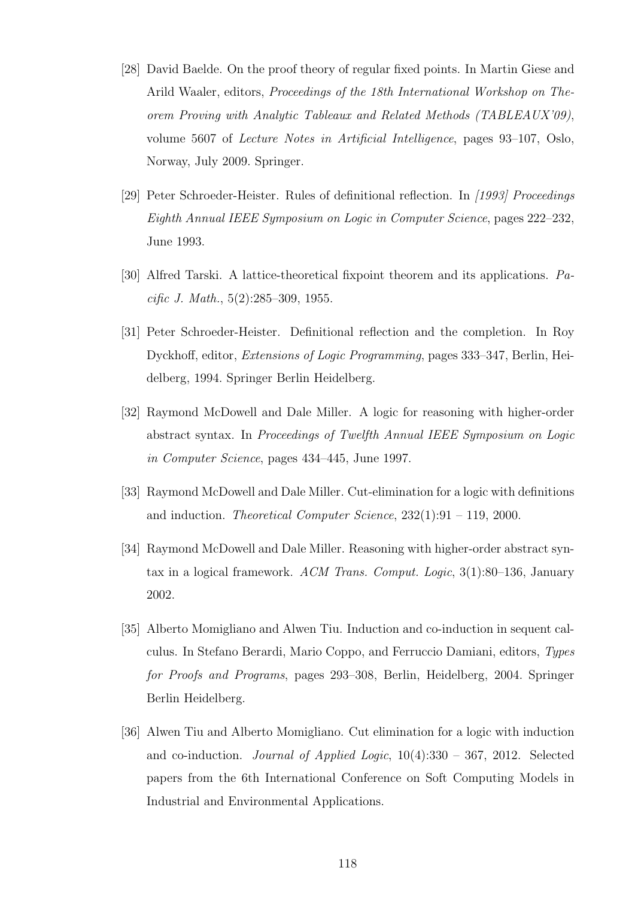[28] David Baelde. On the proof theory of regular fixed points. In Martin Giese and Arild Waaler, editors, *Proceedings of the 18th International Workshop on Theorem Proving with Analytic Tableaux and Related Methods (TABLEAUX'09)*, volume 5607 of *Lecture Notes in Artificial Intelligence*, pages 93–107, Oslo, Norway, July 2009. Springer.

[29] Peter Schroeder-Heister. Rules of definitional reflection. In *[1993] Proceedings Eighth Annual IEEE Symposium on Logic in Computer Science*, pages 222–232, June 1993.

[30] Alfred Tarski. A lattice-theoretical fixpoint theorem and its applications. *Pacific J. Math.*, 5(2):285–309, 1955.

[31] Peter Schroeder-Heister. Definitional reflection and the completion. In Roy Dyckhoff, editor, *Extensions of Logic Programming*, pages 333–347, Berlin, Heidelberg, 1994. Springer Berlin Heidelberg.

[32] Raymond McDowell and Dale Miller. A logic for reasoning with higher-order abstract syntax. In *Proceedings of Twelfth Annual IEEE Symposium on Logic in Computer Science*, pages 434–445, June 1997.

[33] Raymond McDowell and Dale Miller. Cut-elimination for a logic with definitions and induction. *Theoretical Computer Science*, 232(1):91 – 119, 2000.

[34] Raymond McDowell and Dale Miller. Reasoning with higher-order abstract syntax in a logical framework. *ACM Trans. Comput. Logic*, 3(1):80–136, January 2002.

[35] Alberto Momigliano and Alwen Tiu. Induction and co-induction in sequent calculus. In Stefano Berardi, Mario Coppo, and Ferruccio Damiani, editors, *Types for Proofs and Programs*, pages 293–308, Berlin, Heidelberg, 2004. Springer Berlin Heidelberg.

[36] Alwen Tiu and Alberto Momigliano. Cut elimination for a logic with induction and co-induction. *Journal of Applied Logic*, 10(4):330 – 367, 2012. Selected papers from the 6th International Conference on Soft Computing Models in Industrial and Environmental Applications.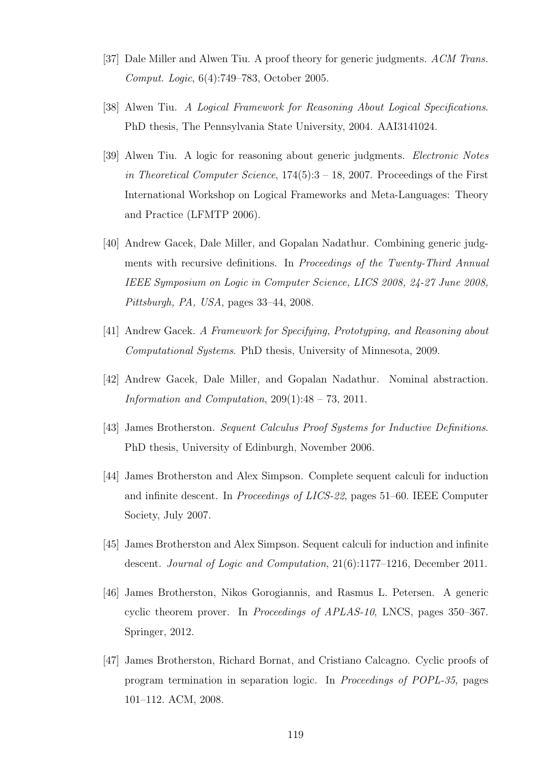[37] Dale Miller and Alwen Tiu. A proof theory for generic judgments. *ACM Trans. Comput. Logic*, 6(4):749–783, October 2005.

[38] Alwen Tiu. *A Logical Framework for Reasoning About Logical Specifications*. PhD thesis, The Pennsylvania State University, 2004. AAI3141024.

[39] Alwen Tiu. A logic for reasoning about generic judgments. *Electronic Notes in Theoretical Computer Science*, 174(5):3 – 18, 2007. Proceedings of the First International Workshop on Logical Frameworks and Meta-Languages: Theory and Practice (LFMTP 2006).

[40] Andrew Gacek, Dale Miller, and Gopalan Nadathur. Combining generic judgments with recursive definitions. In *Proceedings of the Twenty-Third Annual IEEE Symposium on Logic in Computer Science, LICS 2008, 24-27 June 2008, Pittsburgh, PA, USA*, pages 33–44, 2008.

[41] Andrew Gacek. *A Framework for Specifying, Prototyping, and Reasoning about Computational Systems*. PhD thesis, University of Minnesota, 2009.

[42] Andrew Gacek, Dale Miller, and Gopalan Nadathur. Nominal abstraction. *Information and Computation*, 209(1):48 – 73, 2011.

[43] James Brotherston. *Sequent Calculus Proof Systems for Inductive Definitions*. PhD thesis, University of Edinburgh, November 2006.

[44] James Brotherston and Alex Simpson. Complete sequent calculi for induction and infinite descent. In *Proceedings of LICS-22*, pages 51–60. IEEE Computer Society, July 2007.

[45] James Brotherston and Alex Simpson. Sequent calculi for induction and infinite descent. *Journal of Logic and Computation*, 21(6):1177–1216, December 2011.

[46] James Brotherston, Nikos Gorogiannis, and Rasmus L. Petersen. A generic cyclic theorem prover. In *Proceedings of APLAS-10*, LNCS, pages 350–367. Springer, 2012.

[47] James Brotherston, Richard Bornat, and Cristiano Calcagno. Cyclic proofs of program termination in separation logic. In *Proceedings of POPL-35*, pages 101–112. ACM, 2008.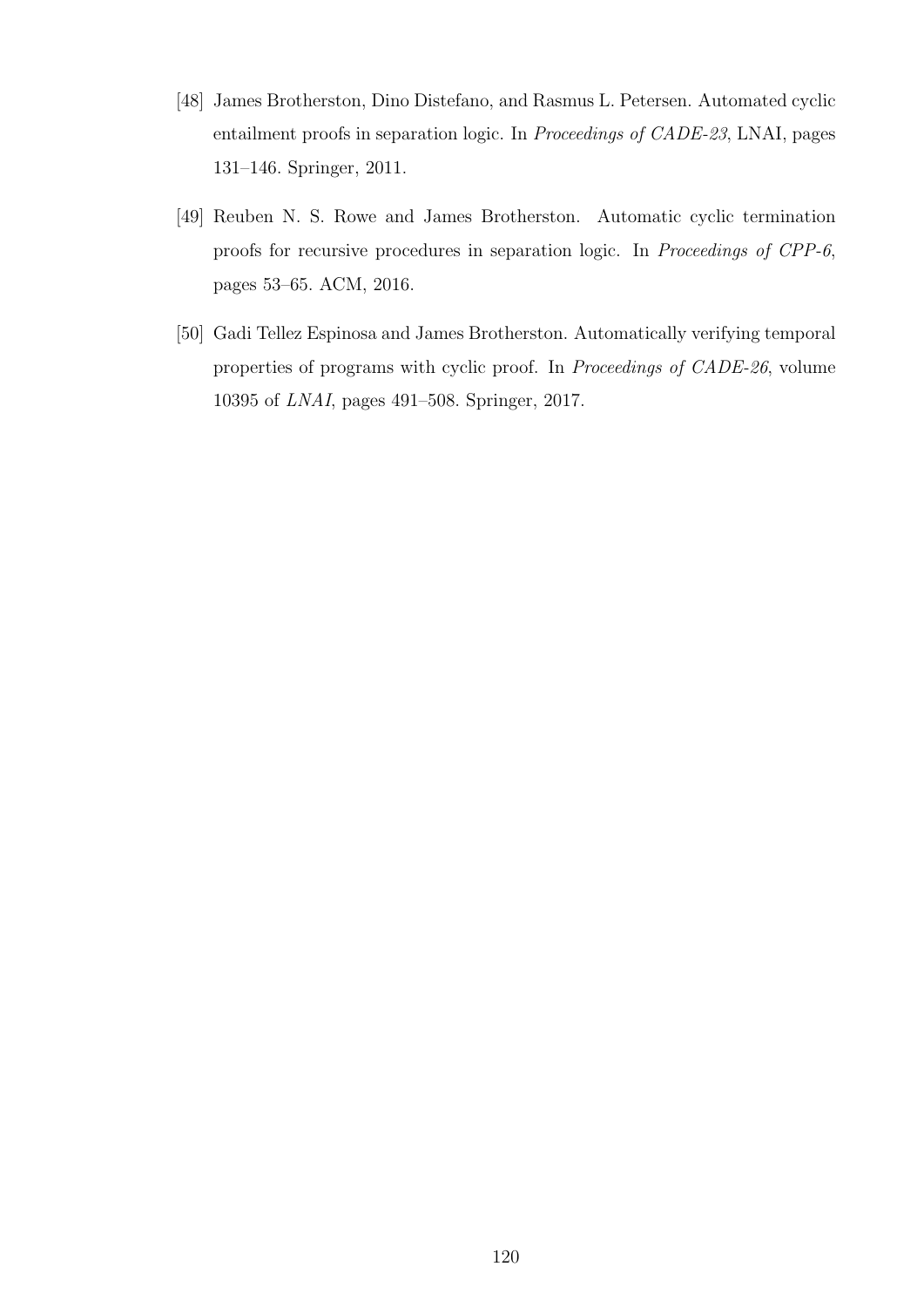[48] James Brotherston, Dino Distefano, and Rasmus L. Petersen. Automated cyclic entailment proofs in separation logic. In *Proceedings of CADE-23*, LNAI, pages 131–146. Springer, 2011.

[49] Reuben N. S. Rowe and James Brotherston. Automatic cyclic termination proofs for recursive procedures in separation logic. In *Proceedings of CPP-6*, pages 53–65. ACM, 2016.

[50] Gadi Tellez Espinosa and James Brotherston. Automatically verifying temporal properties of programs with cyclic proof. In *Proceedings of CADE-26*, volume 10395 of *LNAI*, pages 491–508. Springer, 2017.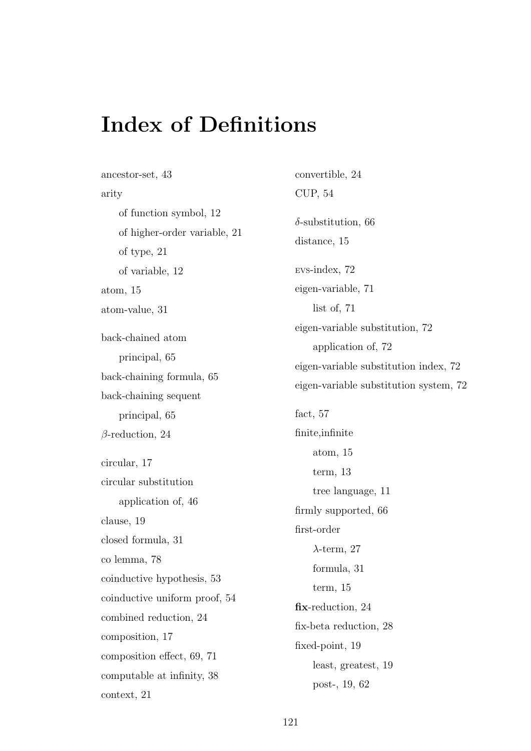# Index of Definitions

ancestor-set, 43

arity

  of function symbol, 12

  of higher-order variable, 21

  of type, 21

  of variable, 12

atom, 15

atom-value, 31

back-chained atom

  principal, 65

back-chaining formula, 65

back-chaining sequent

  principal, 65

$\beta$-reduction, 24

circular, 17

circular substitution

  application of, 46

clause, 19

closed formula, 31

co lemma, 78

coinductive hypothesis, 53

coinductive uniform proof, 54

combined reduction, 24

composition, 17

composition effect, 69, 71

computable at infinity, 38

context, 21

convertible, 24

CUP, 54

$\delta$-substitution, 66

distance, 15

EVS-index, 72

eigen-variable, 71

  list of, 71

eigen-variable substitution, 72

  application of, 72

eigen-variable substitution index, 72

eigen-variable substitution system, 72

fact, 57

finite,infinite

  atom, 15

  term, 13

  tree language, 11

firmly supported, 66

first-order

  $\lambda$-term, 27

  formula, 31

  term, 15

**fix**-reduction, 24

fix-beta reduction, 28

fixed-point, 19

  least, greatest, 19

  post-, 19, 62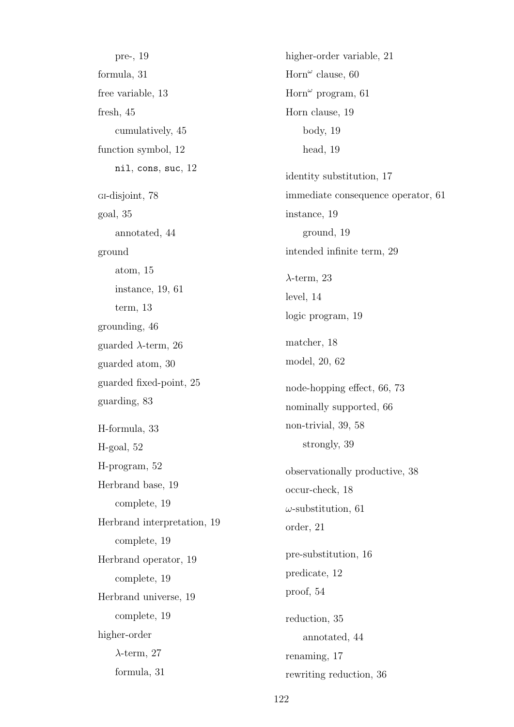pre-, 19
formula, 31
free variable, 13
fresh, 45
  cumulatively, 45
function symbol, 12
  nil, cons, suc, 12

GI-disjoint, 78
goal, 35
  annotated, 44
ground
  atom, 15
  instance, 19, 61
  term, 13
grounding, 46
guarded $\lambda$-term, 26
guarded atom, 30
guarded fixed-point, 25
guarding, 83

H-formula, 33
H-goal, 52
H-program, 52
Herbrand base, 19
  complete, 19
Herbrand interpretation, 19
  complete, 19
Herbrand operator, 19
  complete, 19
Herbrand universe, 19
  complete, 19
higher-order
  $\lambda$-term, 27
  formula, 31
higher-order variable, 21
$\text{Horn}^\omega$ clause, 60
$\text{Horn}^\omega$ program, 61
Horn clause, 19
  body, 19
  head, 19

identity substitution, 17
immediate consequence operator, 61
instance, 19
  ground, 19
intended infinite term, 29

$\lambda$-term, 23
level, 14
logic program, 19

matcher, 18
model, 20, 62

node-hopping effect, 66, 73
nominally supported, 66
non-trivial, 39, 58
  strongly, 39

observationally productive, 38
occur-check, 18
$\omega$-substitution, 61
order, 21

pre-substitution, 16
predicate, 12
proof, 54

reduction, 35
  annotated, 44
renaming, 17
rewriting reduction, 36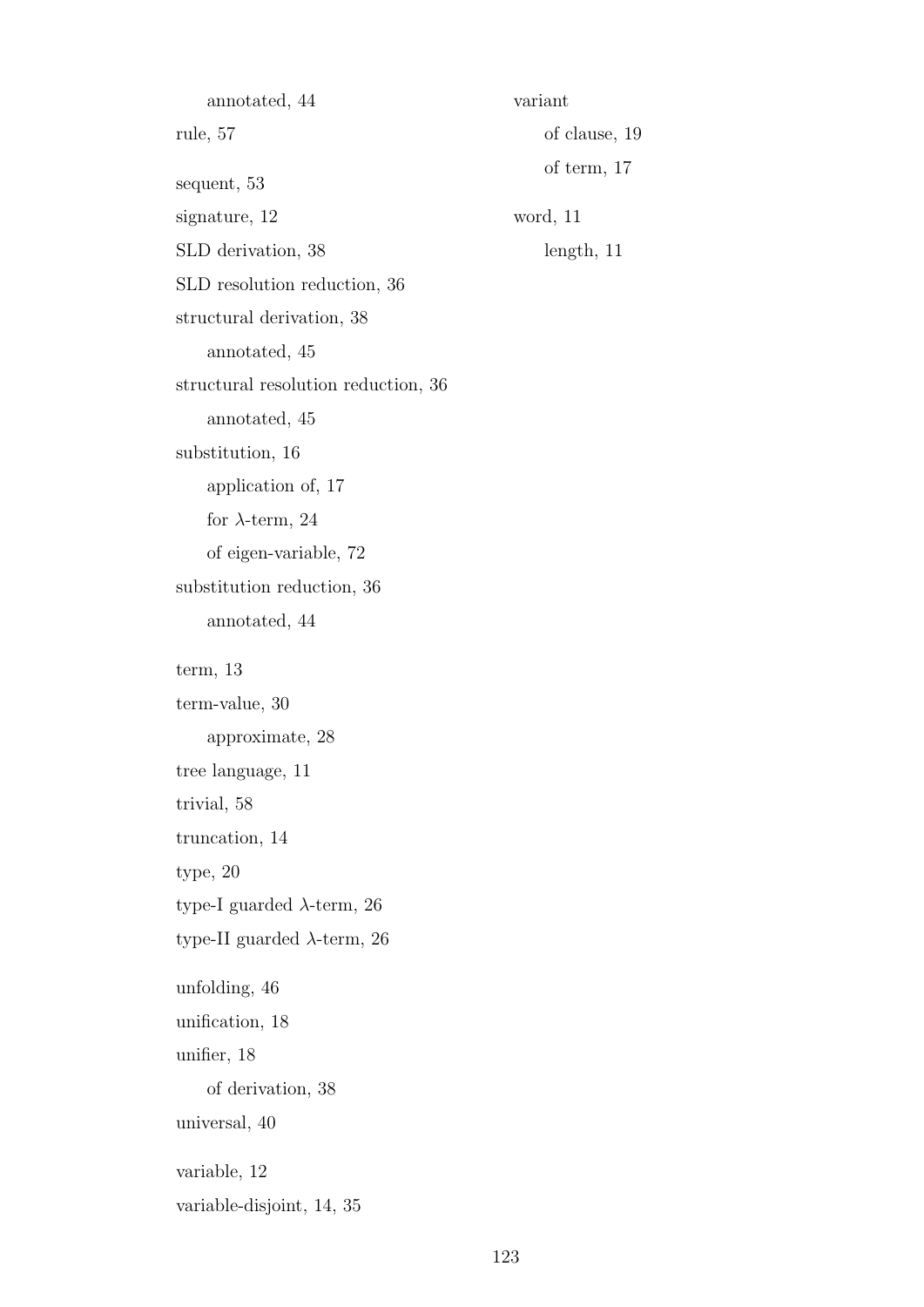annotated, 44

rule, 57

sequent, 53

signature, 12

SLD derivation, 38

SLD resolution reduction, 36

structural derivation, 38

    annotated, 45

structural resolution reduction, 36

    annotated, 45

substitution, 16

    application of, 17

    for $\lambda$-term, 24

    of eigen-variable, 72

substitution reduction, 36

    annotated, 44

term, 13

term-value, 30

    approximate, 28

tree language, 11

trivial, 58

truncation, 14

type, 20

type-I guarded $\lambda$-term, 26

type-II guarded $\lambda$-term, 26

unfolding, 46

unification, 18

unifier, 18

    of derivation, 38

universal, 40

variable, 12

variable-disjoint, 14, 35

variant

    of clause, 19

    of term, 17

word, 11

    length, 11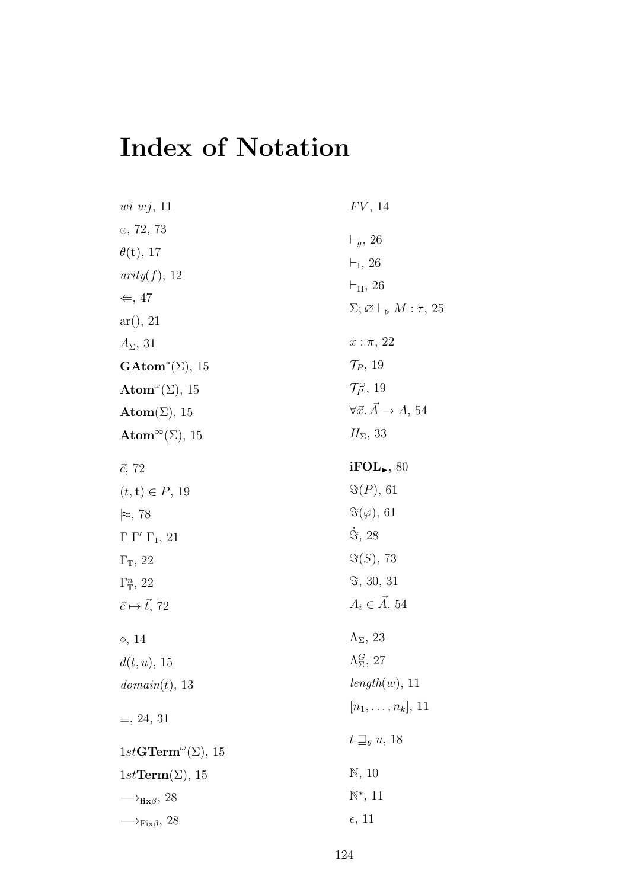# Index of Notation

$wi\ wj$, 11

$\odot$, 72, 73

$\theta(\mathbf{t})$, 17

$arity(f)$, 12

$\Leftarrow$, 47

ar(), 21

$A_\Sigma$, 31

$\mathbf{GAtom}^*(\Sigma)$, 15

$\mathbf{Atom}^\omega(\Sigma)$, 15

$\mathbf{Atom}(\Sigma)$, 15

$\mathbf{Atom}^\infty(\Sigma)$, 15

$\vec{c}$, 72

$(t, \mathbf{t}) \in P$, 19

$\models\!\!\approx$, 78

$\Gamma\ \Gamma'\ \Gamma_1$, 21

$\Gamma_{\mathbb{T}}$, 22

$\Gamma^n_{\mathbb{T}}$, 22

$\vec{c} \mapsto \vec{t}$, 72

$\diamond$, 14

$d(t, u)$, 15

$domain(t)$, 13

$\equiv$, 24, 31

$1st\mathbf{GTerm}^\omega(\Sigma)$, 15

$1st\mathbf{Term}(\Sigma)$, 15

$\longrightarrow_{\mathbf{fix}\beta}$, 28

$\longrightarrow_{\mathrm{Fix}\beta}$, 28

$FV$, 14

$\vdash_g$, 26

$\vdash_{\mathrm{I}}$, 26

$\vdash_{\mathrm{II}}$, 26

$\Sigma; \varnothing \vdash_{\triangleright} M : \tau$, 25

$x : \pi$, 22

$\mathcal{T}_P$, 19

$\mathcal{T}^\omega_P$, 19

$\forall \vec{x}. \vec{A} \to A$, 54

$H_\Sigma$, 33

$\mathbf{iFOL}_{\blacktriangleright}$, 80

$\Im(P)$, 61

$\Im(\varphi)$, 61

$\dot{\Im}$, 28

$\Im(S)$, 73

$\Im$, 30, 31

$A_i \in \vec{A}$, 54

$\Lambda_\Sigma$, 23

$\Lambda^G_\Sigma$, 27

$length(w)$, 11

$[n_1, \ldots, n_k]$, 11

$t \sqsupseteq_\theta u$, 18

$\mathbb{N}$, 10

$\mathbb{N}^*$, 11

$\epsilon$, 11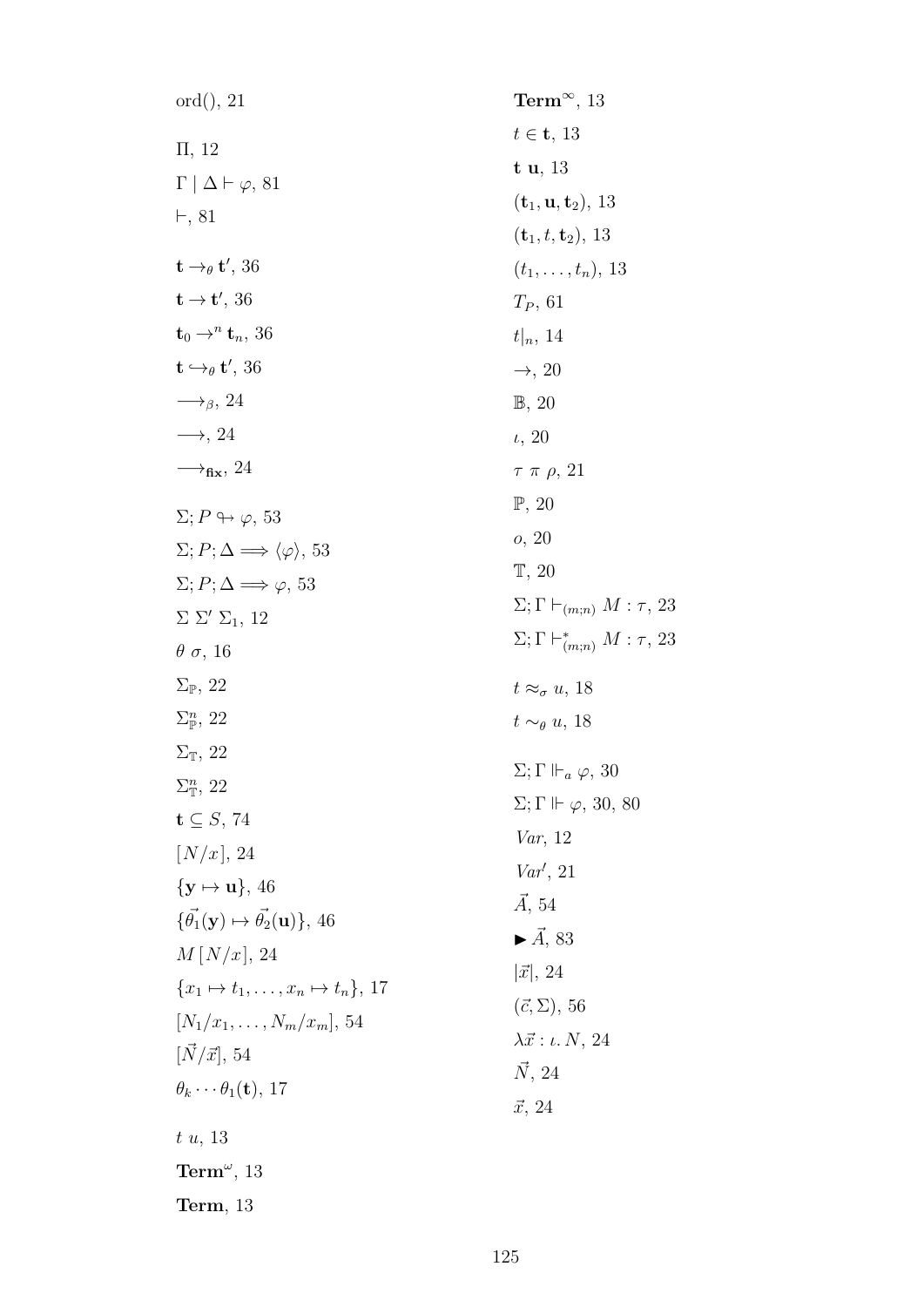ord(), 21

$\Pi$, 12

$\Gamma \mid \Delta \vdash \varphi$, 81

$\vdash$, 81

$\mathbf{t} \to_\theta \mathbf{t}'$, 36

$\mathbf{t} \to \mathbf{t}'$, 36

$\mathbf{t}_0 \to^n \mathbf{t}_n$, 36

$\mathbf{t} \hookrightarrow_\theta \mathbf{t}'$, 36

$\longrightarrow_\beta$, 24

$\longrightarrow$, 24

$\longrightarrow_{\mathbf{fix}}$, 24

$\Sigma; P \looparrowright \varphi$, 53

$\Sigma; P; \Delta \Longrightarrow \langle\varphi\rangle$, 53

$\Sigma; P; \Delta \Longrightarrow \varphi$, 53

$\Sigma\ \Sigma'\ \Sigma_1$, 12

$\theta\ \sigma$, 16

$\Sigma_{\mathbb{P}}$, 22

$\Sigma_{\mathbb{P}}^n$, 22

$\Sigma_{\mathbb{T}}$, 22

$\Sigma_{\mathbb{T}}^n$, 22

$\mathbf{t} \subseteq S$, 74

$[N/x]$, 24

$\{\mathbf{y} \mapsto \mathbf{u}\}$, 46

$\{\vec{\theta_1}(\mathbf{y}) \mapsto \vec{\theta_2}(\mathbf{u})\}$, 46

$M\,[N/x]$, 24

$\{x_1 \mapsto t_1, \ldots, x_n \mapsto t_n\}$, 17

$[N_1/x_1, \ldots, N_m/x_m]$, 54

$[\vec{N}/\vec{x}]$, 54

$\theta_k \cdots \theta_1(\mathbf{t})$, 17

$t\ u$, 13

$\mathbf{Term}^\omega$, 13

$\mathbf{Term}$, 13

$\mathbf{Term}^\infty$, 13

$t \in \mathbf{t}$, 13

$\mathbf{t}\ \mathbf{u}$, 13

$(\mathbf{t}_1, \mathbf{u}, \mathbf{t}_2)$, 13

$(\mathbf{t}_1, t, \mathbf{t}_2)$, 13

$(t_1, \ldots, t_n)$, 13

$T_P$, 61

$t|_n$, 14

$\to$, 20

$\mathbb{B}$, 20

$\iota$, 20

$\tau\ \pi\ \rho$, 21

$\mathbb{P}$, 20

$o$, 20

$\mathbb{T}$, 20

$\Sigma; \Gamma \vdash_{(m;n)} M : \tau$, 23

$\Sigma; \Gamma \vdash^*_{(m;n)} M : \tau$, 23

$t \approx_\sigma u$, 18

$t \sim_\theta u$, 18

$\Sigma; \Gamma \Vdash_a \varphi$, 30

$\Sigma; \Gamma \Vdash \varphi$, 30, 80

$Var$, 12

$Var'$, 21

$\vec{A}$, 54

$\blacktriangleright \vec{A}$, 83

$|\vec{x}|$, 24

$(\vec{c}, \Sigma)$, 56

$\lambda\vec{x} : \iota.\, N$, 24

$\vec{N}$, 24

$\vec{x}$, 24